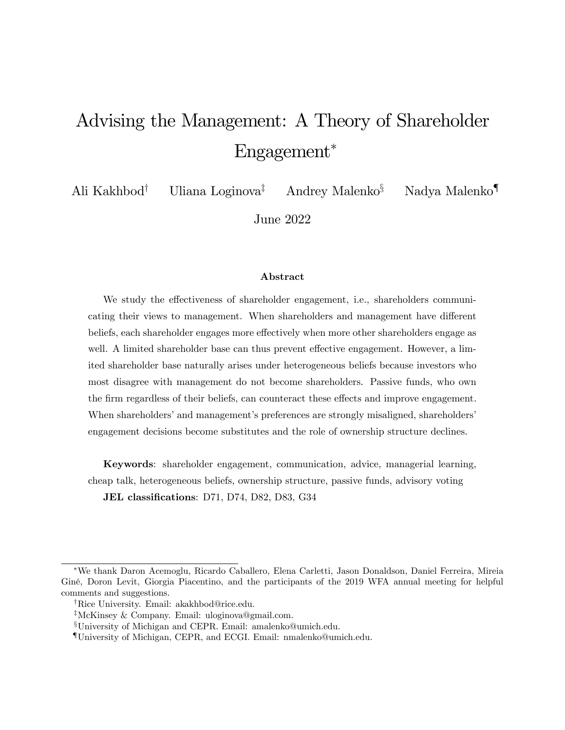# Advising the Management: A Theory of Shareholder Engagement[*]

Ali Kakhbod[†] Uliana Loginova[‡] Andrey Malenko[§] Nadya Malenko[¶]

June 2022

### Abstract

We study the effectiveness of shareholder engagement, i.e., shareholders communicating their views to management. When shareholders and management have different beliefs, each shareholder engages more effectively when more other shareholders engage as well. A limited shareholder base can thus prevent effective engagement. However, a limited shareholder base naturally arises under heterogeneous beliefs because investors who most disagree with management do not become shareholders. Passive funds, who own the firm regardless of their beliefs, can counteract these effects and improve engagement. When shareholders' and management's preferences are strongly misaligned, shareholders' engagement decisions become substitutes and the role of ownership structure declines.

**Keywords**: shareholder engagement, communication, advice, managerial learning, cheap talk, heterogeneous beliefs, ownership structure, passive funds, advisory voting

**JEL classifications**: D71, D74, D82, D83, G34

---

[*] We thank Daron Acemoglu, Ricardo Caballero, Elena Carletti, Jason Donaldson, Daniel Ferreira, Mireia Giné, Doron Levit, Giorgia Piacentino, and the participants of the 2019 WFA annual meeting for helpful comments and suggestions.

[†] Rice University. Email: akakhbod@rice.edu.

[‡] McKinsey & Company. Email: uloginova@gmail.com.

[§] University of Michigan and CEPR. Email: amalenko@umich.edu.

[¶] University of Michigan, CEPR, and ECGI. Email: nmalenko@umich.edu.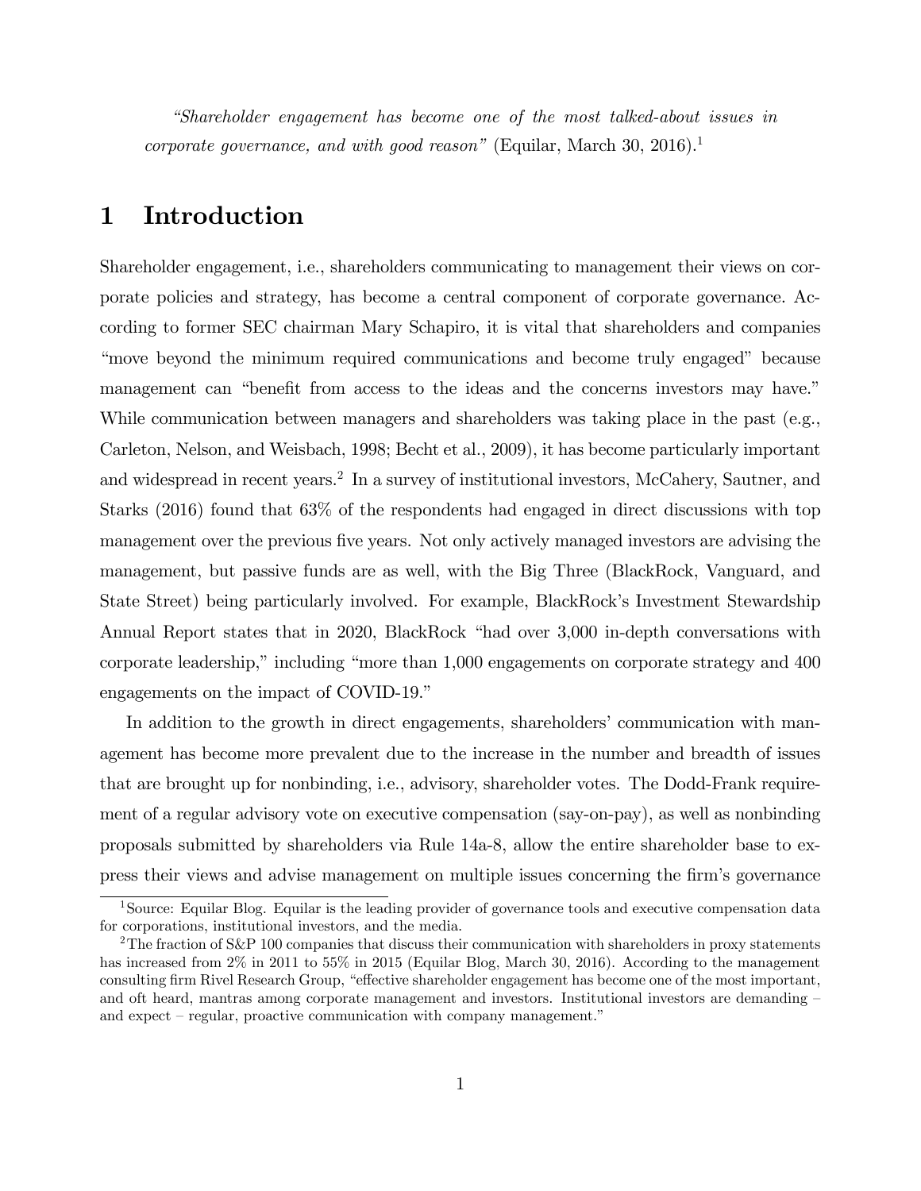*"Shareholder engagement has become one of the most talked-about issues in corporate governance, and with good reason"* (Equilar, March 30, 2016).[1]

# 1 Introduction

Shareholder engagement, i.e., shareholders communicating to management their views on corporate policies and strategy, has become a central component of corporate governance. According to former SEC chairman Mary Schapiro, it is vital that shareholders and companies "move beyond the minimum required communications and become truly engaged" because management can "benefit from access to the ideas and the concerns investors may have." While communication between managers and shareholders was taking place in the past (e.g., Carleton, Nelson, and Weisbach, 1998; Becht et al., 2009), it has become particularly important and widespread in recent years.[2] In a survey of institutional investors, McCahery, Sautner, and Starks (2016) found that 63% of the respondents had engaged in direct discussions with top management over the previous five years. Not only actively managed investors are advising the management, but passive funds are as well, with the Big Three (BlackRock, Vanguard, and State Street) being particularly involved. For example, BlackRock's Investment Stewardship Annual Report states that in 2020, BlackRock "had over 3,000 in-depth conversations with corporate leadership," including "more than 1,000 engagements on corporate strategy and 400 engagements on the impact of COVID-19."

In addition to the growth in direct engagements, shareholders' communication with management has become more prevalent due to the increase in the number and breadth of issues that are brought up for nonbinding, i.e., advisory, shareholder votes. The Dodd-Frank requirement of a regular advisory vote on executive compensation (say-on-pay), as well as nonbinding proposals submitted by shareholders via Rule 14a-8, allow the entire shareholder base to express their views and advise management on multiple issues concerning the firm's governance

[1] Source: Equilar Blog. Equilar is the leading provider of governance tools and executive compensation data for corporations, institutional investors, and the media.

[2] The fraction of S&P 100 companies that discuss their communication with shareholders in proxy statements has increased from 2% in 2011 to 55% in 2015 (Equilar Blog, March 30, 2016). According to the management consulting firm Rivel Research Group, "effective shareholder engagement has become one of the most important, and oft heard, mantras among corporate management and investors. Institutional investors are demanding – and expect – regular, proactive communication with company management."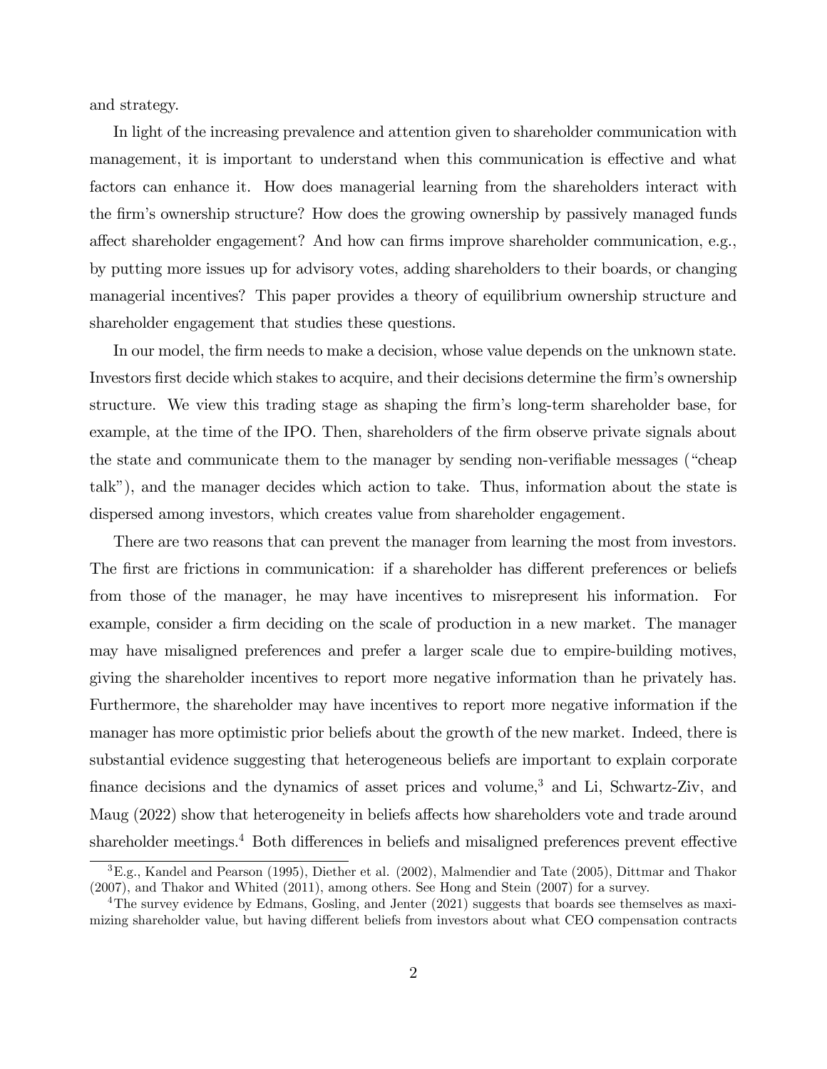and strategy.

In light of the increasing prevalence and attention given to shareholder communication with management, it is important to understand when this communication is effective and what factors can enhance it. How does managerial learning from the shareholders interact with the firm's ownership structure? How does the growing ownership by passively managed funds affect shareholder engagement? And how can firms improve shareholder communication, e.g., by putting more issues up for advisory votes, adding shareholders to their boards, or changing managerial incentives? This paper provides a theory of equilibrium ownership structure and shareholder engagement that studies these questions.

In our model, the firm needs to make a decision, whose value depends on the unknown state. Investors first decide which stakes to acquire, and their decisions determine the firm's ownership structure. We view this trading stage as shaping the firm's long-term shareholder base, for example, at the time of the IPO. Then, shareholders of the firm observe private signals about the state and communicate them to the manager by sending non-verifiable messages ("cheap talk"), and the manager decides which action to take. Thus, information about the state is dispersed among investors, which creates value from shareholder engagement.

There are two reasons that can prevent the manager from learning the most from investors. The first are frictions in communication: if a shareholder has different preferences or beliefs from those of the manager, he may have incentives to misrepresent his information. For example, consider a firm deciding on the scale of production in a new market. The manager may have misaligned preferences and prefer a larger scale due to empire-building motives, giving the shareholder incentives to report more negative information than he privately has. Furthermore, the shareholder may have incentives to report more negative information if the manager has more optimistic prior beliefs about the growth of the new market. Indeed, there is substantial evidence suggesting that heterogeneous beliefs are important to explain corporate finance decisions and the dynamics of asset prices and volume,[3] and Li, Schwartz-Ziv, and Maug (2022) show that heterogeneity in beliefs affects how shareholders vote and trade around shareholder meetings.[4] Both differences in beliefs and misaligned preferences prevent effective

[3]E.g., Kandel and Pearson (1995), Diether et al. (2002), Malmendier and Tate (2005), Dittmar and Thakor (2007), and Thakor and Whited (2011), among others. See Hong and Stein (2007) for a survey.

[4]The survey evidence by Edmans, Gosling, and Jenter (2021) suggests that boards see themselves as maximizing shareholder value, but having different beliefs from investors about what CEO compensation contracts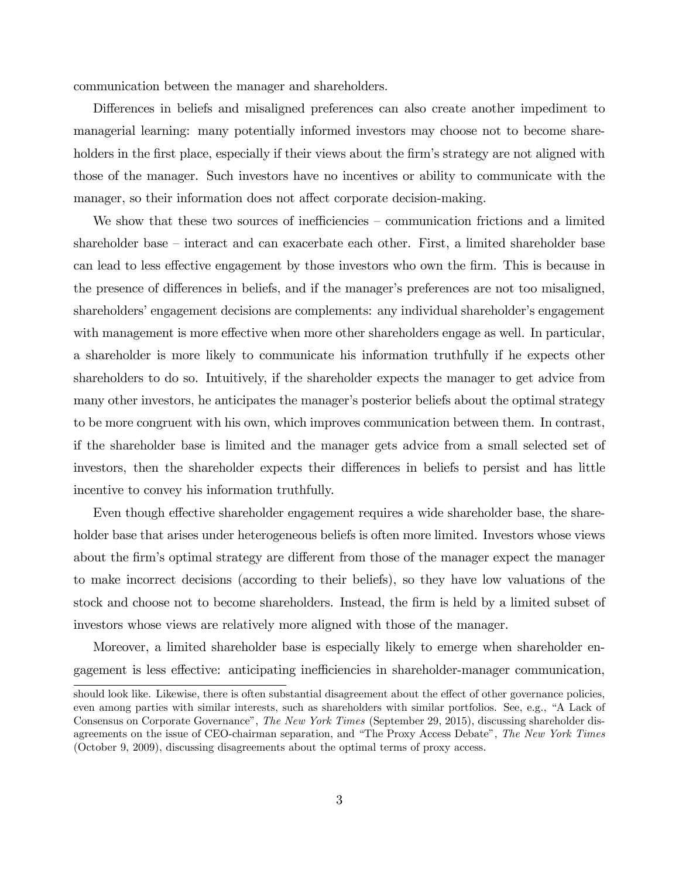communication between the manager and shareholders.

Differences in beliefs and misaligned preferences can also create another impediment to managerial learning: many potentially informed investors may choose not to become shareholders in the first place, especially if their views about the firm's strategy are not aligned with those of the manager. Such investors have no incentives or ability to communicate with the manager, so their information does not affect corporate decision-making.

We show that these two sources of inefficiencies – communication frictions and a limited shareholder base – interact and can exacerbate each other. First, a limited shareholder base can lead to less effective engagement by those investors who own the firm. This is because in the presence of differences in beliefs, and if the manager's preferences are not too misaligned, shareholders' engagement decisions are complements: any individual shareholder's engagement with management is more effective when more other shareholders engage as well. In particular, a shareholder is more likely to communicate his information truthfully if he expects other shareholders to do so. Intuitively, if the shareholder expects the manager to get advice from many other investors, he anticipates the manager's posterior beliefs about the optimal strategy to be more congruent with his own, which improves communication between them. In contrast, if the shareholder base is limited and the manager gets advice from a small selected set of investors, then the shareholder expects their differences in beliefs to persist and has little incentive to convey his information truthfully.

Even though effective shareholder engagement requires a wide shareholder base, the shareholder base that arises under heterogeneous beliefs is often more limited. Investors whose views about the firm's optimal strategy are different from those of the manager expect the manager to make incorrect decisions (according to their beliefs), so they have low valuations of the stock and choose not to become shareholders. Instead, the firm is held by a limited subset of investors whose views are relatively more aligned with those of the manager.

Moreover, a limited shareholder base is especially likely to emerge when shareholder engagement is less effective: anticipating inefficiencies in shareholder-manager communication,

should look like. Likewise, there is often substantial disagreement about the effect of other governance policies, even among parties with similar interests, such as shareholders with similar portfolios. See, e.g., "A Lack of Consensus on Corporate Governance", *The New York Times* (September 29, 2015), discussing shareholder disagreements on the issue of CEO-chairman separation, and "The Proxy Access Debate", *The New York Times* (October 9, 2009), discussing disagreements about the optimal terms of proxy access.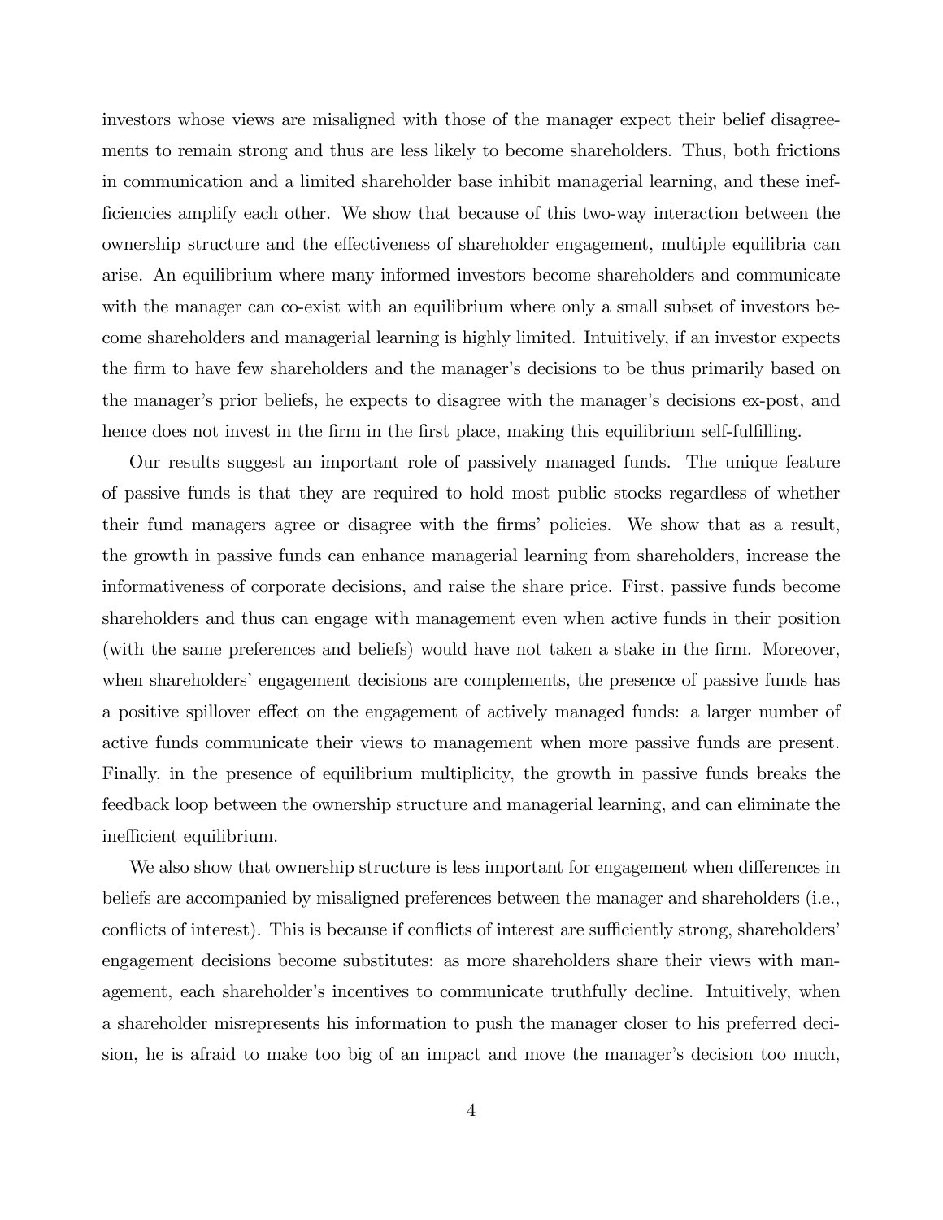investors whose views are misaligned with those of the manager expect their belief disagreements to remain strong and thus are less likely to become shareholders. Thus, both frictions in communication and a limited shareholder base inhibit managerial learning, and these inefficiencies amplify each other. We show that because of this two-way interaction between the ownership structure and the effectiveness of shareholder engagement, multiple equilibria can arise. An equilibrium where many informed investors become shareholders and communicate with the manager can co-exist with an equilibrium where only a small subset of investors become shareholders and managerial learning is highly limited. Intuitively, if an investor expects the firm to have few shareholders and the manager's decisions to be thus primarily based on the manager's prior beliefs, he expects to disagree with the manager's decisions ex-post, and hence does not invest in the firm in the first place, making this equilibrium self-fulfilling.

Our results suggest an important role of passively managed funds. The unique feature of passive funds is that they are required to hold most public stocks regardless of whether their fund managers agree or disagree with the firms' policies. We show that as a result, the growth in passive funds can enhance managerial learning from shareholders, increase the informativeness of corporate decisions, and raise the share price. First, passive funds become shareholders and thus can engage with management even when active funds in their position (with the same preferences and beliefs) would have not taken a stake in the firm. Moreover, when shareholders' engagement decisions are complements, the presence of passive funds has a positive spillover effect on the engagement of actively managed funds: a larger number of active funds communicate their views to management when more passive funds are present. Finally, in the presence of equilibrium multiplicity, the growth in passive funds breaks the feedback loop between the ownership structure and managerial learning, and can eliminate the inefficient equilibrium.

We also show that ownership structure is less important for engagement when differences in beliefs are accompanied by misaligned preferences between the manager and shareholders (i.e., conflicts of interest). This is because if conflicts of interest are sufficiently strong, shareholders' engagement decisions become substitutes: as more shareholders share their views with management, each shareholder's incentives to communicate truthfully decline. Intuitively, when a shareholder misrepresents his information to push the manager closer to his preferred decision, he is afraid to make too big of an impact and move the manager's decision too much,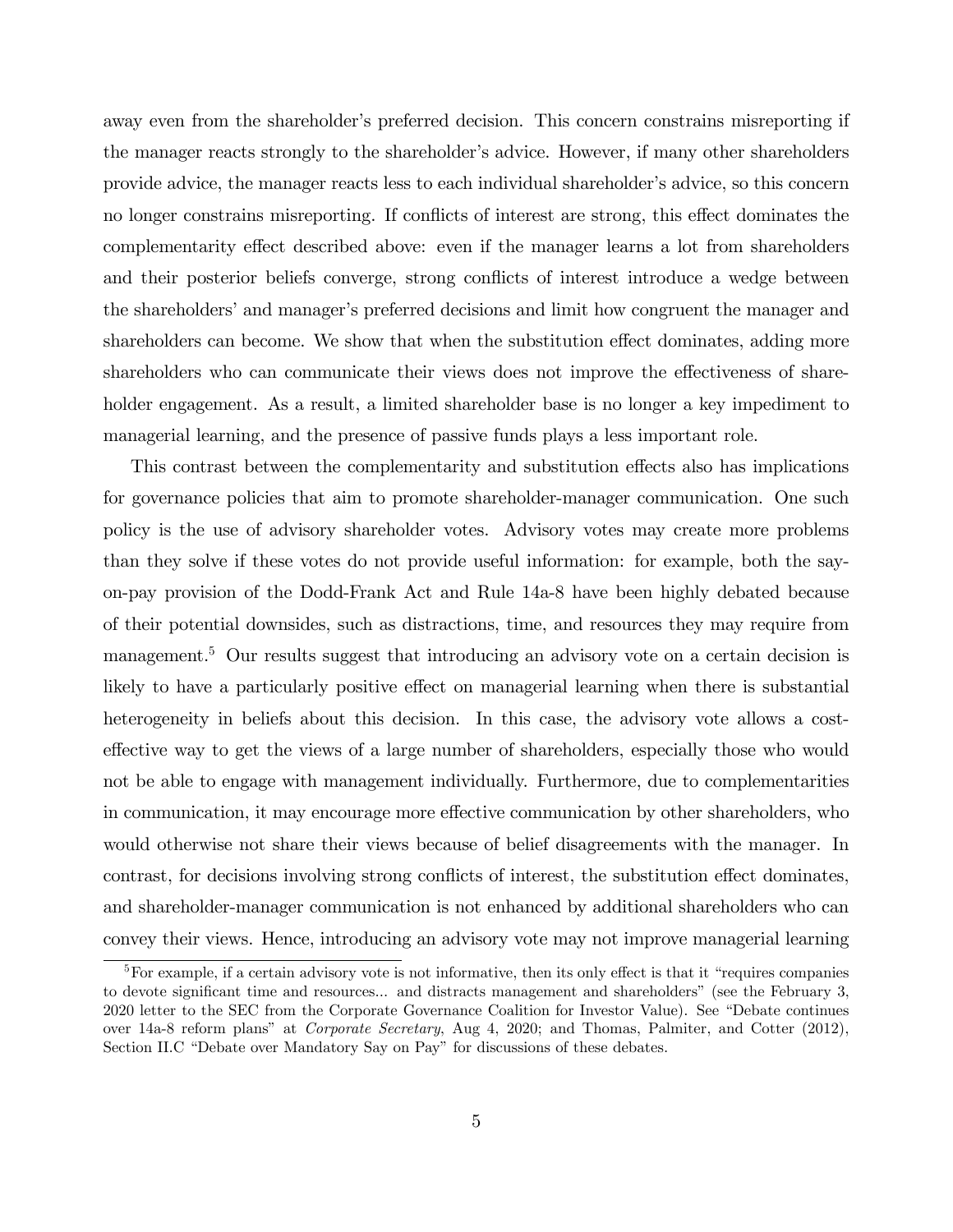away even from the shareholder's preferred decision. This concern constrains misreporting if the manager reacts strongly to the shareholder's advice. However, if many other shareholders provide advice, the manager reacts less to each individual shareholder's advice, so this concern no longer constrains misreporting. If conflicts of interest are strong, this effect dominates the complementarity effect described above: even if the manager learns a lot from shareholders and their posterior beliefs converge, strong conflicts of interest introduce a wedge between the shareholders' and manager's preferred decisions and limit how congruent the manager and shareholders can become. We show that when the substitution effect dominates, adding more shareholders who can communicate their views does not improve the effectiveness of shareholder engagement. As a result, a limited shareholder base is no longer a key impediment to managerial learning, and the presence of passive funds plays a less important role.

This contrast between the complementarity and substitution effects also has implications for governance policies that aim to promote shareholder-manager communication. One such policy is the use of advisory shareholder votes. Advisory votes may create more problems than they solve if these votes do not provide useful information: for example, both the say-on-pay provision of the Dodd-Frank Act and Rule 14a-8 have been highly debated because of their potential downsides, such as distractions, time, and resources they may require from management.[5] Our results suggest that introducing an advisory vote on a certain decision is likely to have a particularly positive effect on managerial learning when there is substantial heterogeneity in beliefs about this decision. In this case, the advisory vote allows a cost-effective way to get the views of a large number of shareholders, especially those who would not be able to engage with management individually. Furthermore, due to complementarities in communication, it may encourage more effective communication by other shareholders, who would otherwise not share their views because of belief disagreements with the manager. In contrast, for decisions involving strong conflicts of interest, the substitution effect dominates, and shareholder-manager communication is not enhanced by additional shareholders who can convey their views. Hence, introducing an advisory vote may not improve managerial learning

[5] For example, if a certain advisory vote is not informative, then its only effect is that it "requires companies to devote significant time and resources... and distracts management and shareholders" (see the February 3, 2020 letter to the SEC from the Corporate Governance Coalition for Investor Value). See "Debate continues over 14a-8 reform plans" at *Corporate Secretary*, Aug 4, 2020; and Thomas, Palmiter, and Cotter (2012), Section II.C "Debate over Mandatory Say on Pay" for discussions of these debates.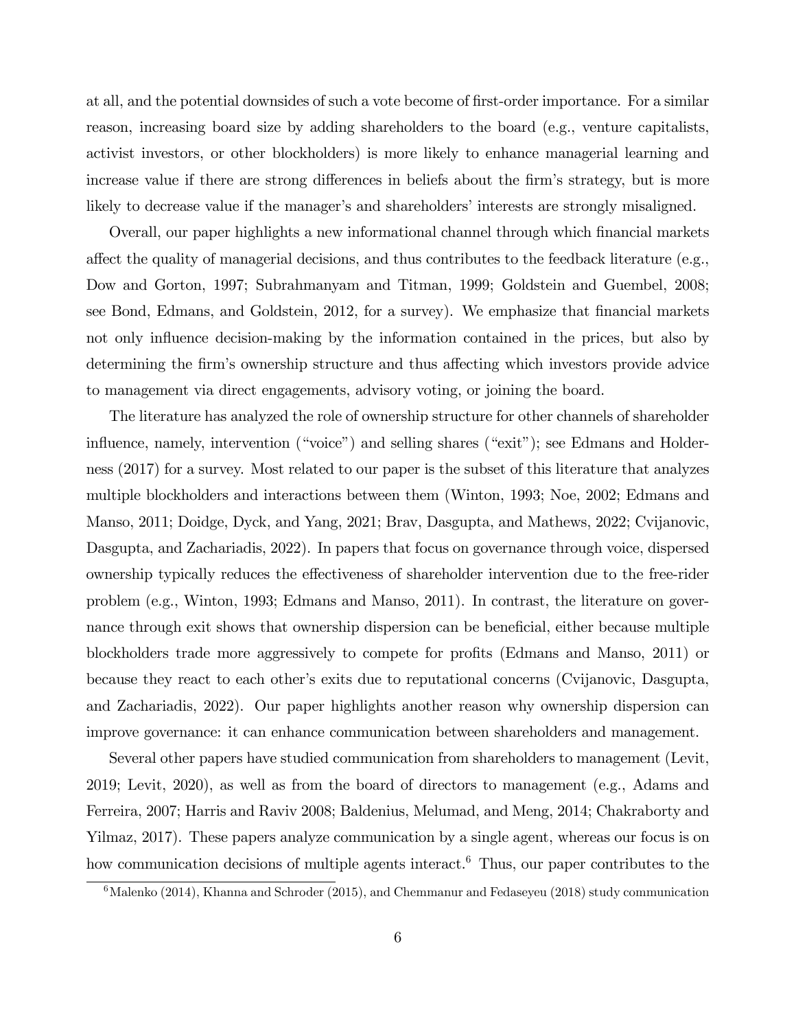at all, and the potential downsides of such a vote become of first-order importance. For a similar reason, increasing board size by adding shareholders to the board (e.g., venture capitalists, activist investors, or other blockholders) is more likely to enhance managerial learning and increase value if there are strong differences in beliefs about the firm's strategy, but is more likely to decrease value if the manager's and shareholders' interests are strongly misaligned.

Overall, our paper highlights a new informational channel through which financial markets affect the quality of managerial decisions, and thus contributes to the feedback literature (e.g., Dow and Gorton, 1997; Subrahmanyam and Titman, 1999; Goldstein and Guembel, 2008; see Bond, Edmans, and Goldstein, 2012, for a survey). We emphasize that financial markets not only influence decision-making by the information contained in the prices, but also by determining the firm's ownership structure and thus affecting which investors provide advice to management via direct engagements, advisory voting, or joining the board.

The literature has analyzed the role of ownership structure for other channels of shareholder influence, namely, intervention ("voice") and selling shares ("exit"); see Edmans and Holderness (2017) for a survey. Most related to our paper is the subset of this literature that analyzes multiple blockholders and interactions between them (Winton, 1993; Noe, 2002; Edmans and Manso, 2011; Doidge, Dyck, and Yang, 2021; Brav, Dasgupta, and Mathews, 2022; Cvijanovic, Dasgupta, and Zachariadis, 2022). In papers that focus on governance through voice, dispersed ownership typically reduces the effectiveness of shareholder intervention due to the free-rider problem (e.g., Winton, 1993; Edmans and Manso, 2011). In contrast, the literature on governance through exit shows that ownership dispersion can be beneficial, either because multiple blockholders trade more aggressively to compete for profits (Edmans and Manso, 2011) or because they react to each other's exits due to reputational concerns (Cvijanovic, Dasgupta, and Zachariadis, 2022). Our paper highlights another reason why ownership dispersion can improve governance: it can enhance communication between shareholders and management.

Several other papers have studied communication from shareholders to management (Levit, 2019; Levit, 2020), as well as from the board of directors to management (e.g., Adams and Ferreira, 2007; Harris and Raviv 2008; Baldenius, Melumad, and Meng, 2014; Chakraborty and Yilmaz, 2017). These papers analyze communication by a single agent, whereas our focus is on how communication decisions of multiple agents interact.[6] Thus, our paper contributes to the

[6] Malenko (2014), Khanna and Schroder (2015), and Chemmanur and Fedaseyeu (2018) study communication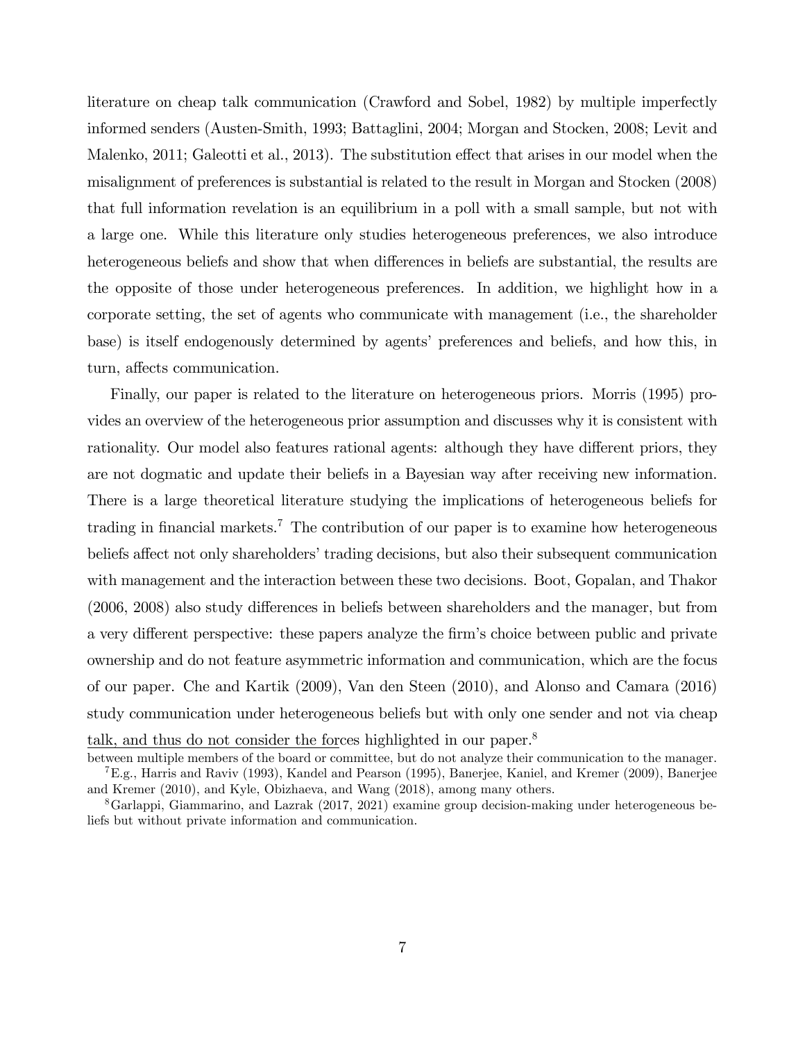literature on cheap talk communication (Crawford and Sobel, 1982) by multiple imperfectly informed senders (Austen-Smith, 1993; Battaglini, 2004; Morgan and Stocken, 2008; Levit and Malenko, 2011; Galeotti et al., 2013). The substitution effect that arises in our model when the misalignment of preferences is substantial is related to the result in Morgan and Stocken (2008) that full information revelation is an equilibrium in a poll with a small sample, but not with a large one. While this literature only studies heterogeneous preferences, we also introduce heterogeneous beliefs and show that when differences in beliefs are substantial, the results are the opposite of those under heterogeneous preferences. In addition, we highlight how in a corporate setting, the set of agents who communicate with management (i.e., the shareholder base) is itself endogenously determined by agents' preferences and beliefs, and how this, in turn, affects communication.

Finally, our paper is related to the literature on heterogeneous priors. Morris (1995) provides an overview of the heterogeneous prior assumption and discusses why it is consistent with rationality. Our model also features rational agents: although they have different priors, they are not dogmatic and update their beliefs in a Bayesian way after receiving new information. There is a large theoretical literature studying the implications of heterogeneous beliefs for trading in financial markets.[7] The contribution of our paper is to examine how heterogeneous beliefs affect not only shareholders' trading decisions, but also their subsequent communication with management and the interaction between these two decisions. Boot, Gopalan, and Thakor (2006, 2008) also study differences in beliefs between shareholders and the manager, but from a very different perspective: these papers analyze the firm's choice between public and private ownership and do not feature asymmetric information and communication, which are the focus of our paper. Che and Kartik (2009), Van den Steen (2010), and Alonso and Camara (2016) study communication under heterogeneous beliefs but with only one sender and not via cheap talk, and thus do not consider the forces highlighted in our paper.[8]

between multiple members of the board or committee, but do not analyze their communication to the manager.

[7] E.g., Harris and Raviv (1993), Kandel and Pearson (1995), Banerjee, Kaniel, and Kremer (2009), Banerjee and Kremer (2010), and Kyle, Obizhaeva, and Wang (2018), among many others.

[8] Garlappi, Giammarino, and Lazrak (2017, 2021) examine group decision-making under heterogeneous beliefs but without private information and communication.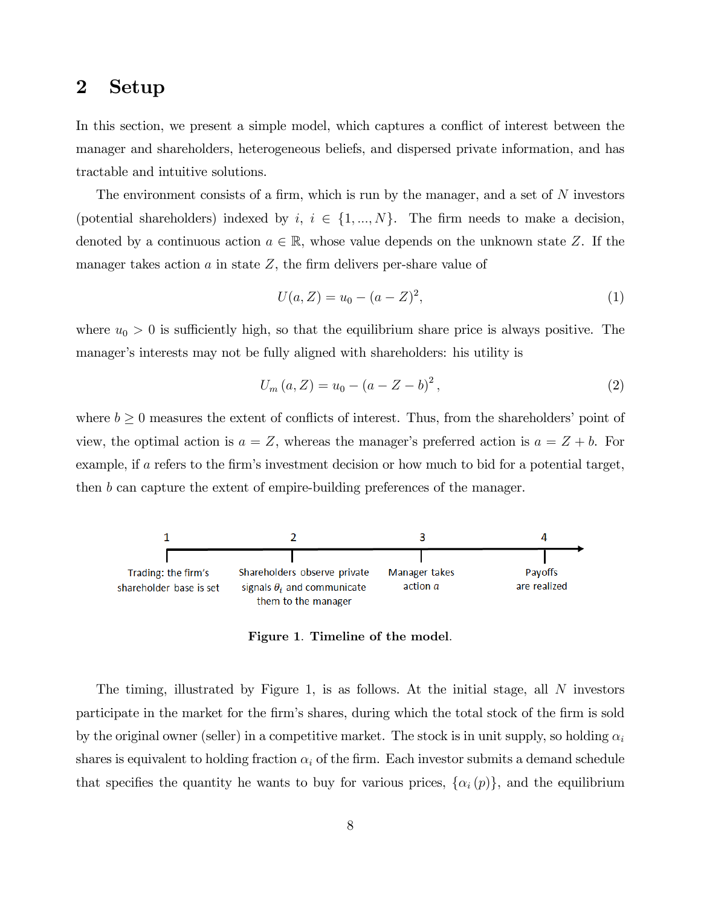## 2 Setup

In this section, we present a simple model, which captures a conflict of interest between the manager and shareholders, heterogeneous beliefs, and dispersed private information, and has tractable and intuitive solutions.

The environment consists of a firm, which is run by the manager, and a set of $N$ investors (potential shareholders) indexed by $i$, $i \in \{1, ..., N\}$. The firm needs to make a decision, denoted by a continuous action $a \in \mathbb{R}$, whose value depends on the unknown state $Z$. If the manager takes action $a$ in state $Z$, the firm delivers per-share value of

$$U(a, Z) = u_0 - (a - Z)^2, \tag{1}$$

where $u_0 > 0$ is sufficiently high, so that the equilibrium share price is always positive. The manager's interests may not be fully aligned with shareholders: his utility is

$$U_m(a, Z) = u_0 - (a - Z - b)^2, \tag{2}$$

where $b \geq 0$ measures the extent of conflicts of interest. Thus, from the shareholders' point of view, the optimal action is $a = Z$, whereas the manager's preferred action is $a = Z + b$. For example, if $a$ refers to the firm's investment decision or how much to bid for a potential target, then $b$ can capture the extent of empire-building preferences of the manager.

1: Trading: the firm's shareholder base is set

2: Shareholders observe private signals $\theta_i$ and communicate them to the manager

3: Manager takes action $a$

4: Payoffs are realized

**Figure 1. Timeline of the model.**

The timing, illustrated by Figure 1, is as follows. At the initial stage, all $N$ investors participate in the market for the firm's shares, during which the total stock of the firm is sold by the original owner (seller) in a competitive market. The stock is in unit supply, so holding $\alpha_i$ shares is equivalent to holding fraction $\alpha_i$ of the firm. Each investor submits a demand schedule that specifies the quantity he wants to buy for various prices, $\{\alpha_i(p)\}$, and the equilibrium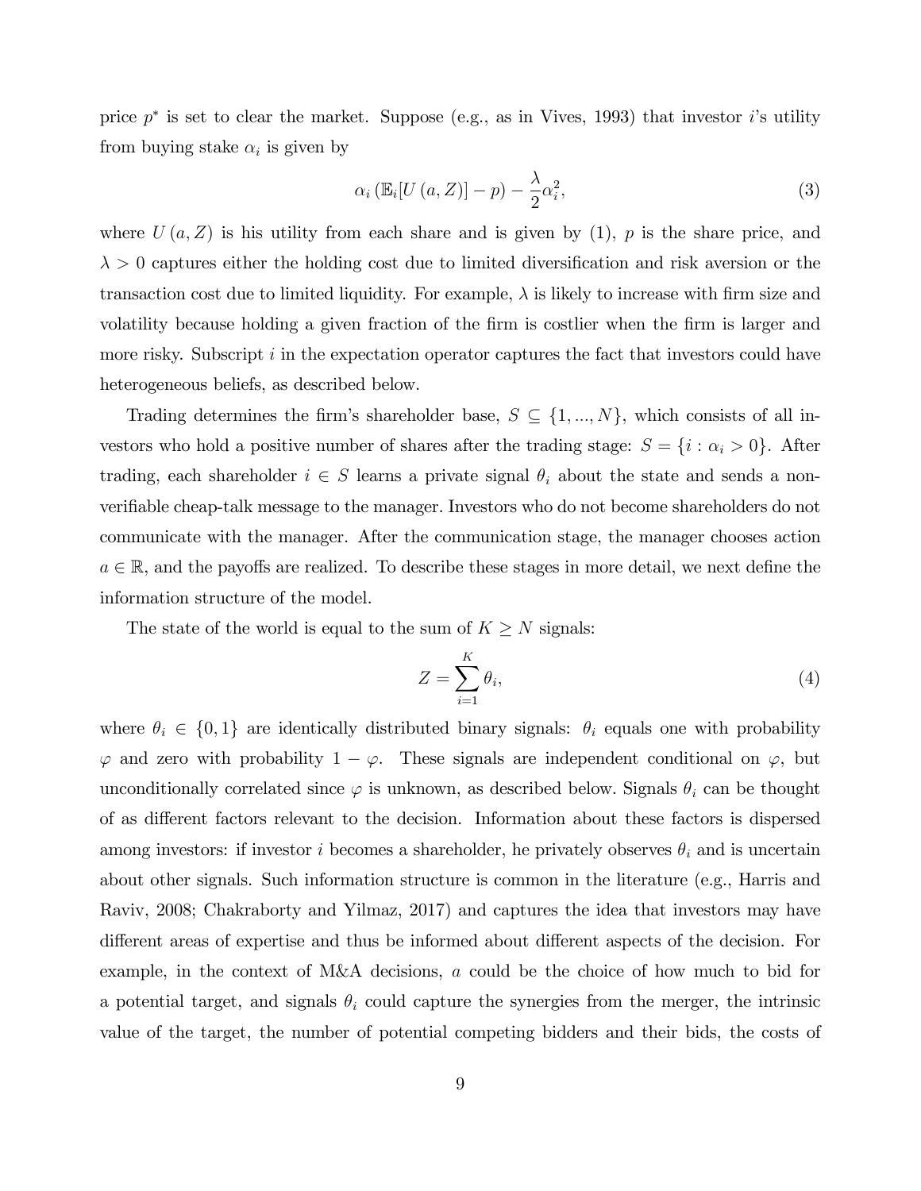price $p^*$ is set to clear the market. Suppose (e.g., as in Vives, 1993) that investor $i$'s utility from buying stake $\alpha_i$ is given by

$$\alpha_i \left( \mathbb{E}_i[U(a, Z)] - p \right) - \frac{\lambda}{2} \alpha_i^2, \tag{3}$$

where $U(a, Z)$ is his utility from each share and is given by (1), $p$ is the share price, and $\lambda > 0$ captures either the holding cost due to limited diversification and risk aversion or the transaction cost due to limited liquidity. For example, $\lambda$ is likely to increase with firm size and volatility because holding a given fraction of the firm is costlier when the firm is larger and more risky. Subscript $i$ in the expectation operator captures the fact that investors could have heterogeneous beliefs, as described below.

Trading determines the firm's shareholder base, $S \subseteq \{1, ..., N\}$, which consists of all investors who hold a positive number of shares after the trading stage: $S = \{i : \alpha_i > 0\}$. After trading, each shareholder $i \in S$ learns a private signal $\theta_i$ about the state and sends a non-verifiable cheap-talk message to the manager. Investors who do not become shareholders do not communicate with the manager. After the communication stage, the manager chooses action $a \in \mathbb{R}$, and the payoffs are realized. To describe these stages in more detail, we next define the information structure of the model.

The state of the world is equal to the sum of $K \geq N$ signals:

$$Z = \sum_{i=1}^{K} \theta_i, \tag{4}$$

where $\theta_i \in \{0, 1\}$ are identically distributed binary signals: $\theta_i$ equals one with probability $\varphi$ and zero with probability $1 - \varphi$. These signals are independent conditional on $\varphi$, but unconditionally correlated since $\varphi$ is unknown, as described below. Signals $\theta_i$ can be thought of as different factors relevant to the decision. Information about these factors is dispersed among investors: if investor $i$ becomes a shareholder, he privately observes $\theta_i$ and is uncertain about other signals. Such information structure is common in the literature (e.g., Harris and Raviv, 2008; Chakraborty and Yilmaz, 2017) and captures the idea that investors may have different areas of expertise and thus be informed about different aspects of the decision. For example, in the context of M&A decisions, $a$ could be the choice of how much to bid for a potential target, and signals $\theta_i$ could capture the synergies from the merger, the intrinsic value of the target, the number of potential competing bidders and their bids, the costs of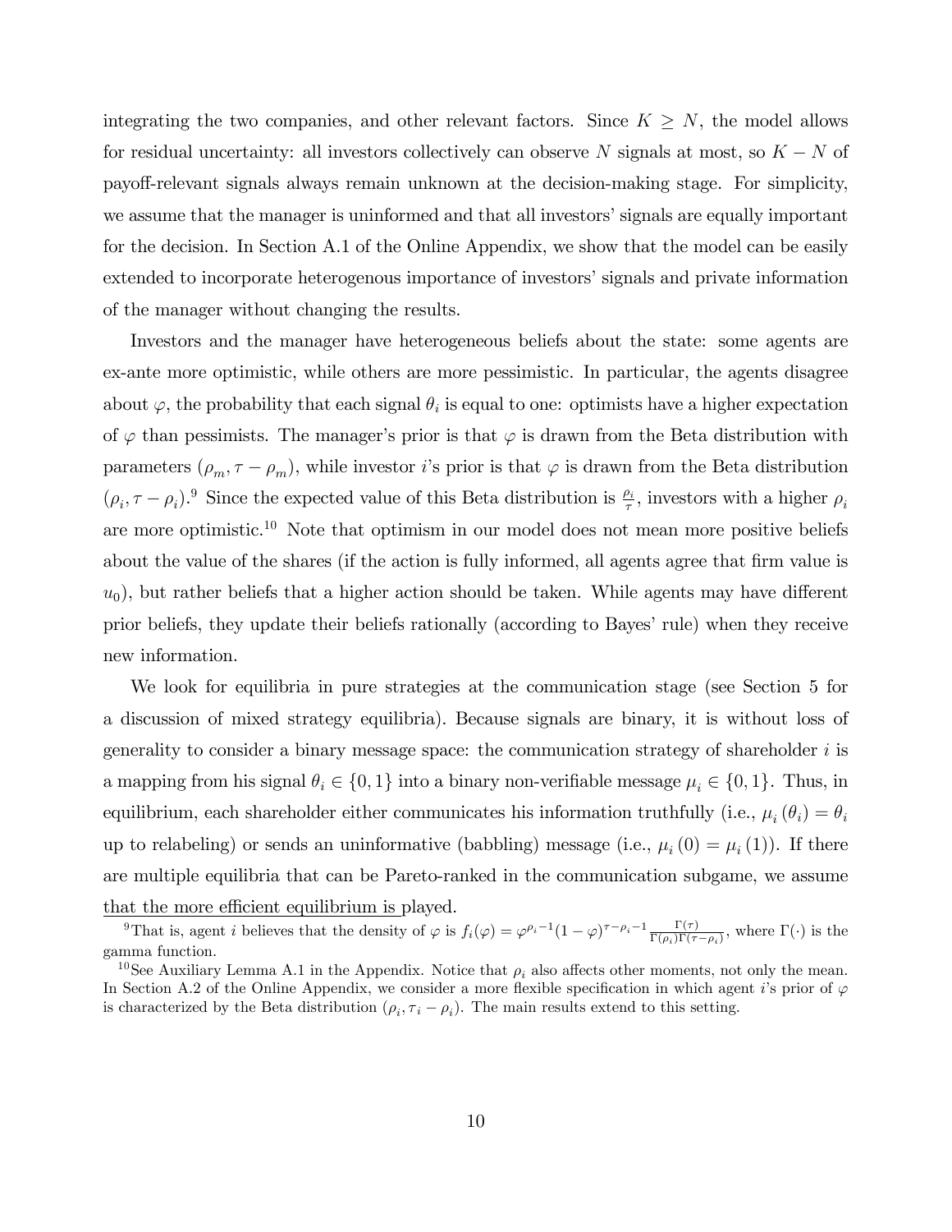integrating the two companies, and other relevant factors. Since $K \geq N$, the model allows for residual uncertainty: all investors collectively can observe $N$ signals at most, so $K - N$ of payoff-relevant signals always remain unknown at the decision-making stage. For simplicity, we assume that the manager is uninformed and that all investors' signals are equally important for the decision. In Section A.1 of the Online Appendix, we show that the model can be easily extended to incorporate heterogenous importance of investors' signals and private information of the manager without changing the results.

Investors and the manager have heterogeneous beliefs about the state: some agents are ex-ante more optimistic, while others are more pessimistic. In particular, the agents disagree about $\varphi$, the probability that each signal $\theta_i$ is equal to one: optimists have a higher expectation of $\varphi$ than pessimists. The manager's prior is that $\varphi$ is drawn from the Beta distribution with parameters $(\rho_m, \tau - \rho_m)$, while investor $i$'s prior is that $\varphi$ is drawn from the Beta distribution $(\rho_i, \tau - \rho_i)$.[9] Since the expected value of this Beta distribution is $\frac{\rho_i}{\tau}$, investors with a higher $\rho_i$ are more optimistic.[10] Note that optimism in our model does not mean more positive beliefs about the value of the shares (if the action is fully informed, all agents agree that firm value is $u_0$), but rather beliefs that a higher action should be taken. While agents may have different prior beliefs, they update their beliefs rationally (according to Bayes' rule) when they receive new information.

We look for equilibria in pure strategies at the communication stage (see Section 5 for a discussion of mixed strategy equilibria). Because signals are binary, it is without loss of generality to consider a binary message space: the communication strategy of shareholder $i$ is a mapping from his signal $\theta_i \in \{0, 1\}$ into a binary non-verifiable message $\mu_i \in \{0, 1\}$. Thus, in equilibrium, each shareholder either communicates his information truthfully (i.e., $\mu_i(\theta_i) = \theta_i$ up to relabeling) or sends an uninformative (babbling) message (i.e., $\mu_i(0) = \mu_i(1)$). If there are multiple equilibria that can be Pareto-ranked in the communication subgame, we assume that the more efficient equilibrium is played.

[9] That is, agent $i$ believes that the density of $\varphi$ is $f_i(\varphi) = \varphi^{\rho_i - 1}(1-\varphi)^{\tau - \rho_i - 1}\frac{\Gamma(\tau)}{\Gamma(\rho_i)\Gamma(\tau - \rho_i)}$, where $\Gamma(\cdot)$ is the gamma function.

[10] See Auxiliary Lemma A.1 in the Appendix. Notice that $\rho_i$ also affects other moments, not only the mean. In Section A.2 of the Online Appendix, we consider a more flexible specification in which agent $i$'s prior of $\varphi$ is characterized by the Beta distribution $(\rho_i, \tau_i - \rho_i)$. The main results extend to this setting.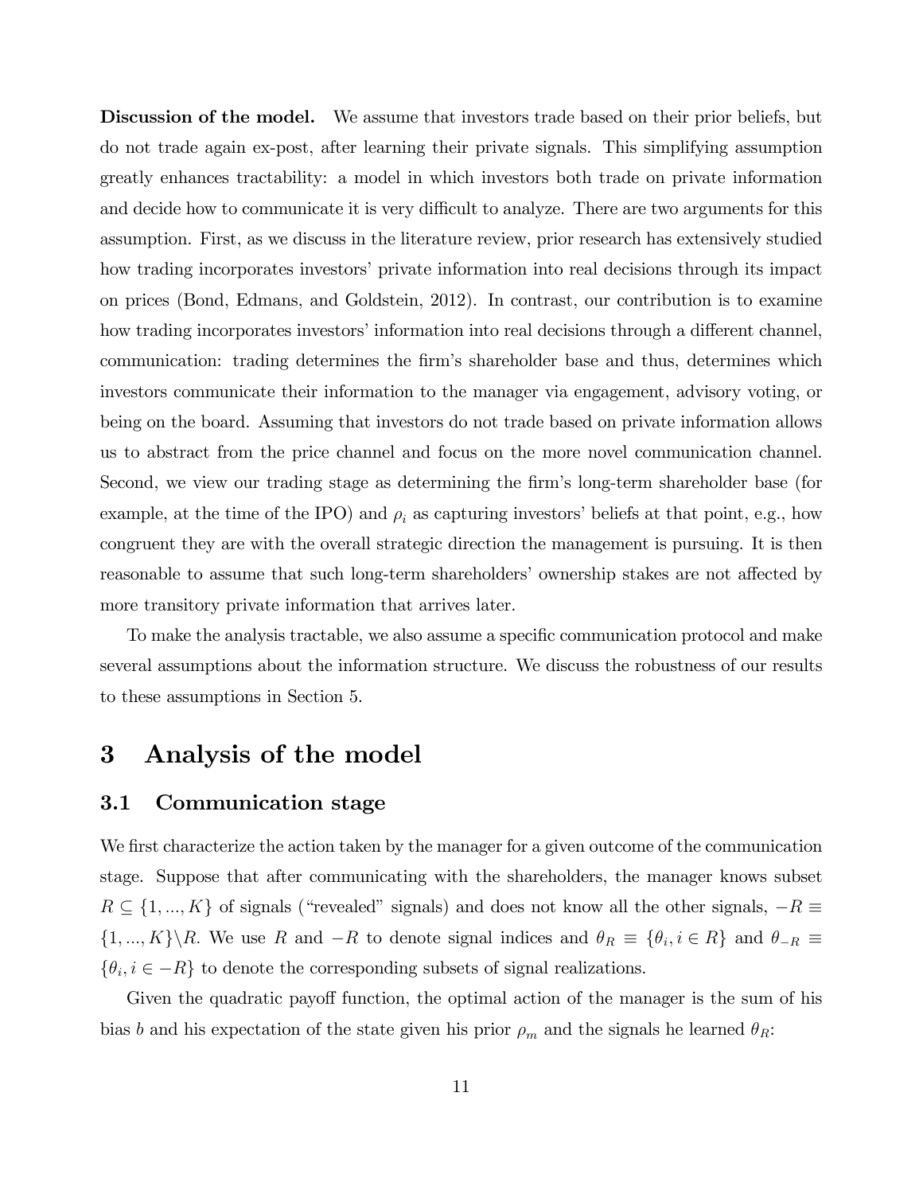**Discussion of the model.** We assume that investors trade based on their prior beliefs, but do not trade again ex-post, after learning their private signals. This simplifying assumption greatly enhances tractability: a model in which investors both trade on private information and decide how to communicate it is very difficult to analyze. There are two arguments for this assumption. First, as we discuss in the literature review, prior research has extensively studied how trading incorporates investors' private information into real decisions through its impact on prices (Bond, Edmans, and Goldstein, 2012). In contrast, our contribution is to examine how trading incorporates investors' information into real decisions through a different channel, communication: trading determines the firm's shareholder base and thus, determines which investors communicate their information to the manager via engagement, advisory voting, or being on the board. Assuming that investors do not trade based on private information allows us to abstract from the price channel and focus on the more novel communication channel. Second, we view our trading stage as determining the firm's long-term shareholder base (for example, at the time of the IPO) and $\rho_i$ as capturing investors' beliefs at that point, e.g., how congruent they are with the overall strategic direction the management is pursuing. It is then reasonable to assume that such long-term shareholders' ownership stakes are not affected by more transitory private information that arrives later.

To make the analysis tractable, we also assume a specific communication protocol and make several assumptions about the information structure. We discuss the robustness of our results to these assumptions in Section 5.

# 3 Analysis of the model

## 3.1 Communication stage

We first characterize the action taken by the manager for a given outcome of the communication stage. Suppose that after communicating with the shareholders, the manager knows subset $R \subseteq \{1, ..., K\}$ of signals ("revealed" signals) and does not know all the other signals, $-R \equiv \{1, ..., K\} \backslash R$. We use $R$ and $-R$ to denote signal indices and $\theta_R \equiv \{\theta_i, i \in R\}$ and $\theta_{-R} \equiv \{\theta_i, i \in -R\}$ to denote the corresponding subsets of signal realizations.

Given the quadratic payoff function, the optimal action of the manager is the sum of his bias $b$ and his expectation of the state given his prior $\rho_m$ and the signals he learned $\theta_R$: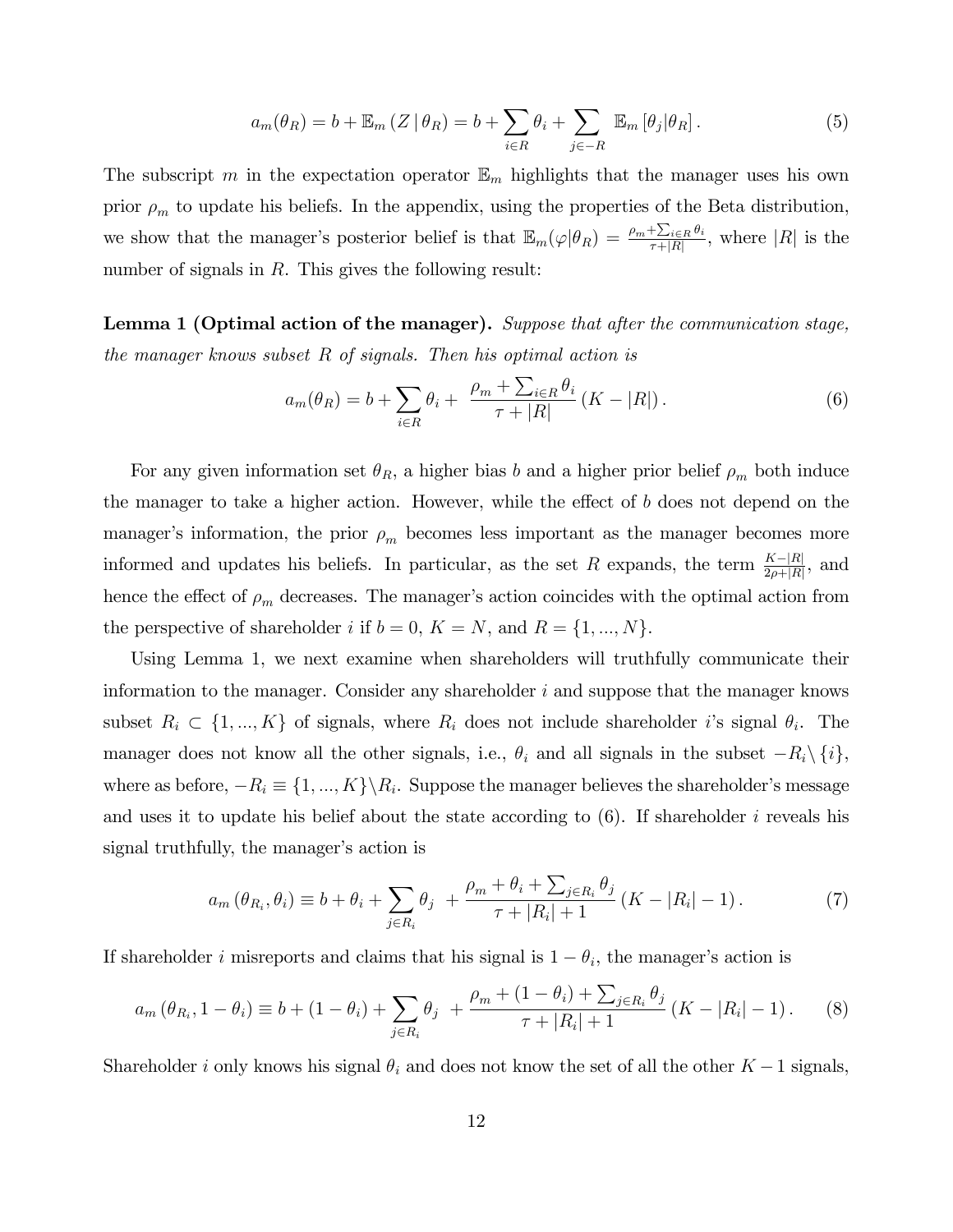$$a_m(\theta_R) = b + \mathbb{E}_m(Z \mid \theta_R) = b + \sum_{i \in R} \theta_i + \sum_{j \in -R} \mathbb{E}_m[\theta_j | \theta_R]. \tag{5}$$

The subscript $m$ in the expectation operator $\mathbb{E}_m$ highlights that the manager uses his own prior $\rho_m$ to update his beliefs. In the appendix, using the properties of the Beta distribution, we show that the manager's posterior belief is that $\mathbb{E}_m(\varphi|\theta_R) = \frac{\rho_m + \sum_{i \in R} \theta_i}{\tau + |R|}$, where $|R|$ is the number of signals in $R$. This gives the following result:

**Lemma 1 (Optimal action of the manager).** *Suppose that after the communication stage, the manager knows subset $R$ of signals. Then his optimal action is*

$$a_m(\theta_R) = b + \sum_{i \in R} \theta_i + \frac{\rho_m + \sum_{i \in R} \theta_i}{\tau + |R|} (K - |R|). \tag{6}$$

For any given information set $\theta_R$, a higher bias $b$ and a higher prior belief $\rho_m$ both induce the manager to take a higher action. However, while the effect of $b$ does not depend on the manager's information, the prior $\rho_m$ becomes less important as the manager becomes more informed and updates his beliefs. In particular, as the set $R$ expands, the term $\frac{K-|R|}{2\rho+|R|}$, and hence the effect of $\rho_m$ decreases. The manager's action coincides with the optimal action from the perspective of shareholder $i$ if $b = 0$, $K = N$, and $R = \{1, ..., N\}$.

Using Lemma 1, we next examine when shareholders will truthfully communicate their information to the manager. Consider any shareholder $i$ and suppose that the manager knows subset $R_i \subset \{1, ..., K\}$ of signals, where $R_i$ does not include shareholder $i$'s signal $\theta_i$. The manager does not know all the other signals, i.e., $\theta_i$ and all signals in the subset $-R_i \backslash \{i\}$, where as before, $-R_i \equiv \{1, ..., K\} \backslash R_i$. Suppose the manager believes the shareholder's message and uses it to update his belief about the state according to (6). If shareholder $i$ reveals his signal truthfully, the manager's action is

$$a_m(\theta_{R_i}, \theta_i) \equiv b + \theta_i + \sum_{j \in R_i} \theta_j + \frac{\rho_m + \theta_i + \sum_{j \in R_i} \theta_j}{\tau + |R_i| + 1} (K - |R_i| - 1). \tag{7}$$

If shareholder $i$ misreports and claims that his signal is $1 - \theta_i$, the manager's action is

$$a_m(\theta_{R_i}, 1 - \theta_i) \equiv b + (1 - \theta_i) + \sum_{j \in R_i} \theta_j + \frac{\rho_m + (1 - \theta_i) + \sum_{j \in R_i} \theta_j}{\tau + |R_i| + 1} (K - |R_i| - 1). \tag{8}$$

Shareholder $i$ only knows his signal $\theta_i$ and does not know the set of all the other $K - 1$ signals,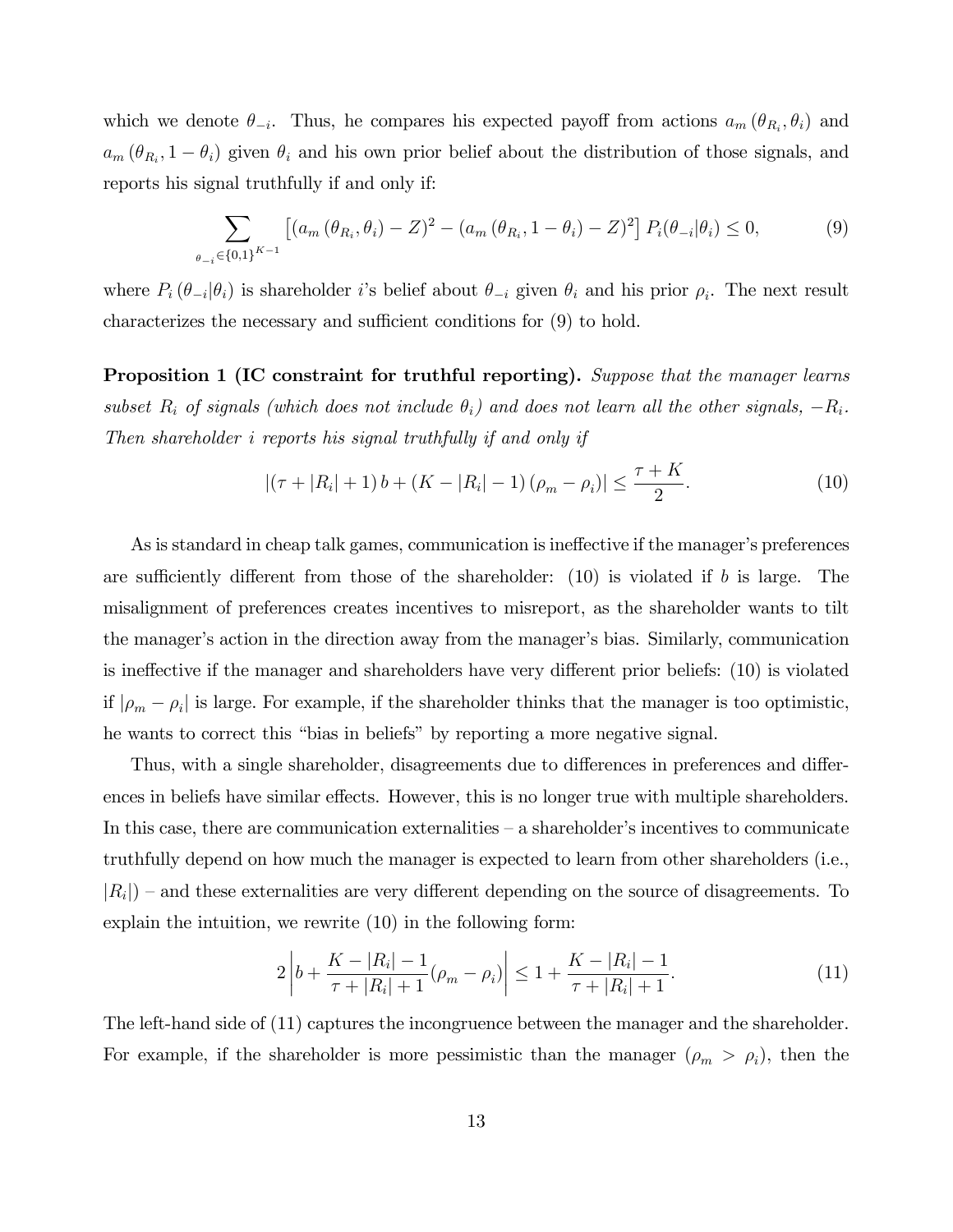which we denote $\theta_{-i}$. Thus, he compares his expected payoff from actions $a_m(\theta_{R_i}, \theta_i)$ and $a_m(\theta_{R_i}, 1-\theta_i)$ given $\theta_i$ and his own prior belief about the distribution of those signals, and reports his signal truthfully if and only if:

$$\sum_{\theta_{-i} \in \{0,1\}^{K-1}} \left[ \left(a_m(\theta_{R_i}, \theta_i) - Z\right)^2 - \left(a_m(\theta_{R_i}, 1-\theta_i) - Z\right)^2 \right] P_i(\theta_{-i}|\theta_i) \leq 0, \tag{9}$$

where $P_i(\theta_{-i}|\theta_i)$ is shareholder $i$'s belief about $\theta_{-i}$ given $\theta_i$ and his prior $\rho_i$. The next result characterizes the necessary and sufficient conditions for (9) to hold.

**Proposition 1 (IC constraint for truthful reporting).** *Suppose that the manager learns subset $R_i$ of signals (which does not include $\theta_i$) and does not learn all the other signals, $-R_i$. Then shareholder $i$ reports his signal truthfully if and only if*

$$\left|(\tau + |R_i| + 1)\, b + (K - |R_i| - 1)(\rho_m - \rho_i)\right| \leq \frac{\tau + K}{2}. \tag{10}$$

As is standard in cheap talk games, communication is ineffective if the manager's preferences are sufficiently different from those of the shareholder: (10) is violated if $b$ is large. The misalignment of preferences creates incentives to misreport, as the shareholder wants to tilt the manager's action in the direction away from the manager's bias. Similarly, communication is ineffective if the manager and shareholders have very different prior beliefs: (10) is violated if $|\rho_m - \rho_i|$ is large. For example, if the shareholder thinks that the manager is too optimistic, he wants to correct this "bias in beliefs" by reporting a more negative signal.

Thus, with a single shareholder, disagreements due to differences in preferences and differences in beliefs have similar effects. However, this is no longer true with multiple shareholders. In this case, there are communication externalities – a shareholder's incentives to communicate truthfully depend on how much the manager is expected to learn from other shareholders (i.e., $|R_i|$) – and these externalities are very different depending on the source of disagreements. To explain the intuition, we rewrite (10) in the following form:

$$2\left| b + \frac{K - |R_i| - 1}{\tau + |R_i| + 1}(\rho_m - \rho_i) \right| \leq 1 + \frac{K - |R_i| - 1}{\tau + |R_i| + 1}. \tag{11}$$

The left-hand side of (11) captures the incongruence between the manager and the shareholder. For example, if the shareholder is more pessimistic than the manager ($\rho_m > \rho_i$), then the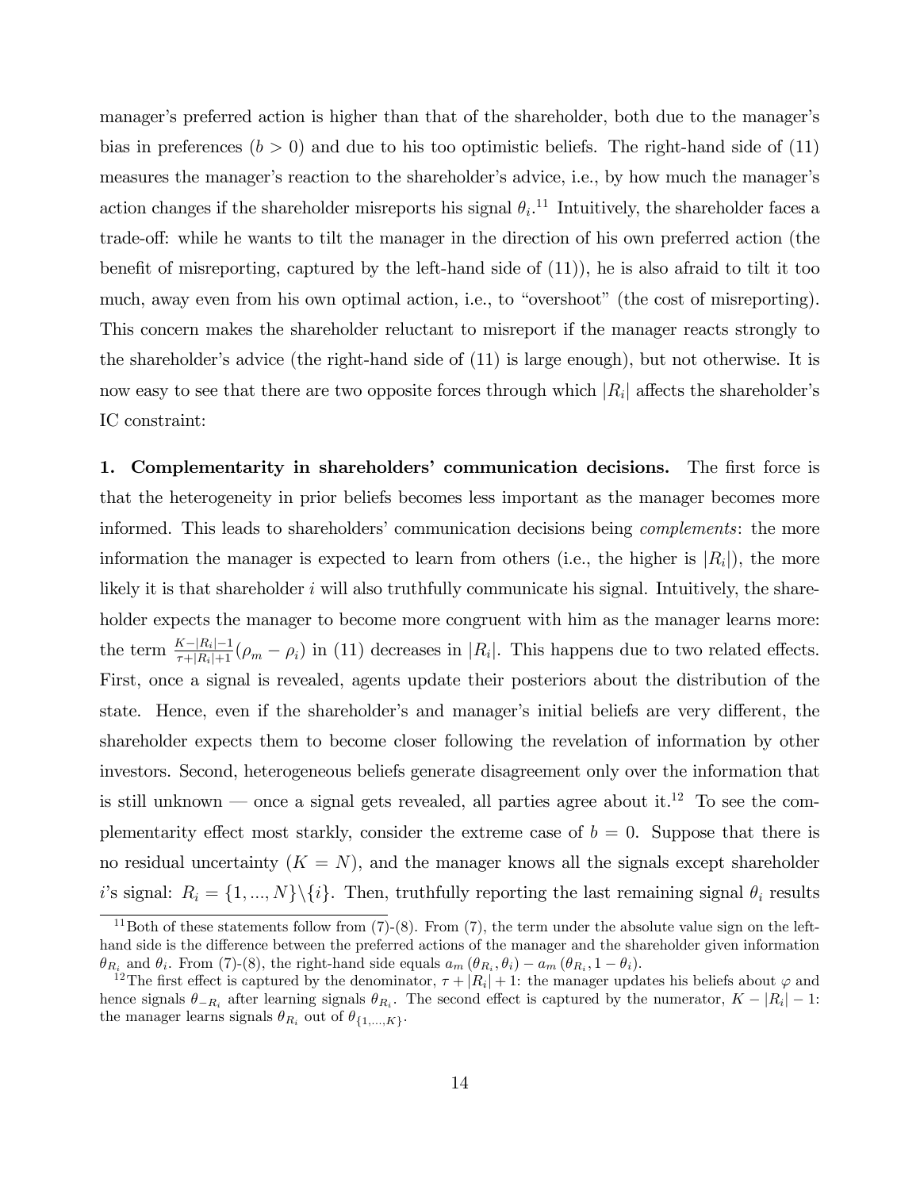manager's preferred action is higher than that of the shareholder, both due to the manager's bias in preferences ($b > 0$) and due to his too optimistic beliefs. The right-hand side of (11) measures the manager's reaction to the shareholder's advice, i.e., by how much the manager's action changes if the shareholder misreports his signal $\theta_i$.[11] Intuitively, the shareholder faces a trade-off: while he wants to tilt the manager in the direction of his own preferred action (the benefit of misreporting, captured by the left-hand side of (11)), he is also afraid to tilt it too much, away even from his own optimal action, i.e., to "overshoot" (the cost of misreporting). This concern makes the shareholder reluctant to misreport if the manager reacts strongly to the shareholder's advice (the right-hand side of (11) is large enough), but not otherwise. It is now easy to see that there are two opposite forces through which $|R_i|$ affects the shareholder's IC constraint:

**1. Complementarity in shareholders' communication decisions.** The first force is that the heterogeneity in prior beliefs becomes less important as the manager becomes more informed. This leads to shareholders' communication decisions being *complements*: the more information the manager is expected to learn from others (i.e., the higher is $|R_i|$), the more likely it is that shareholder $i$ will also truthfully communicate his signal. Intuitively, the shareholder expects the manager to become more congruent with him as the manager learns more: the term $\frac{K-|R_i|-1}{\tau+|R_i|+1}(\rho_m - \rho_i)$ in (11) decreases in $|R_i|$. This happens due to two related effects. First, once a signal is revealed, agents update their posteriors about the distribution of the state. Hence, even if the shareholder's and manager's initial beliefs are very different, the shareholder expects them to become closer following the revelation of information by other investors. Second, heterogeneous beliefs generate disagreement only over the information that is still unknown — once a signal gets revealed, all parties agree about it.[12] To see the complementarity effect most starkly, consider the extreme case of $b = 0$. Suppose that there is no residual uncertainty ($K = N$), and the manager knows all the signals except shareholder $i$'s signal: $R_i = \{1, ..., N\} \backslash \{i\}$. Then, truthfully reporting the last remaining signal $\theta_i$ results

[11] Both of these statements follow from (7)-(8). From (7), the term under the absolute value sign on the left-hand side is the difference between the preferred actions of the manager and the shareholder given information $\theta_{R_i}$ and $\theta_i$. From (7)-(8), the right-hand side equals $a_m(\theta_{R_i}, \theta_i) - a_m(\theta_{R_i}, 1 - \theta_i)$.

[12] The first effect is captured by the denominator, $\tau + |R_i| + 1$: the manager updates his beliefs about $\varphi$ and hence signals $\theta_{-R_i}$ after learning signals $\theta_{R_i}$. The second effect is captured by the numerator, $K - |R_i| - 1$: the manager learns signals $\theta_{R_i}$ out of $\theta_{\{1,...,K\}}$.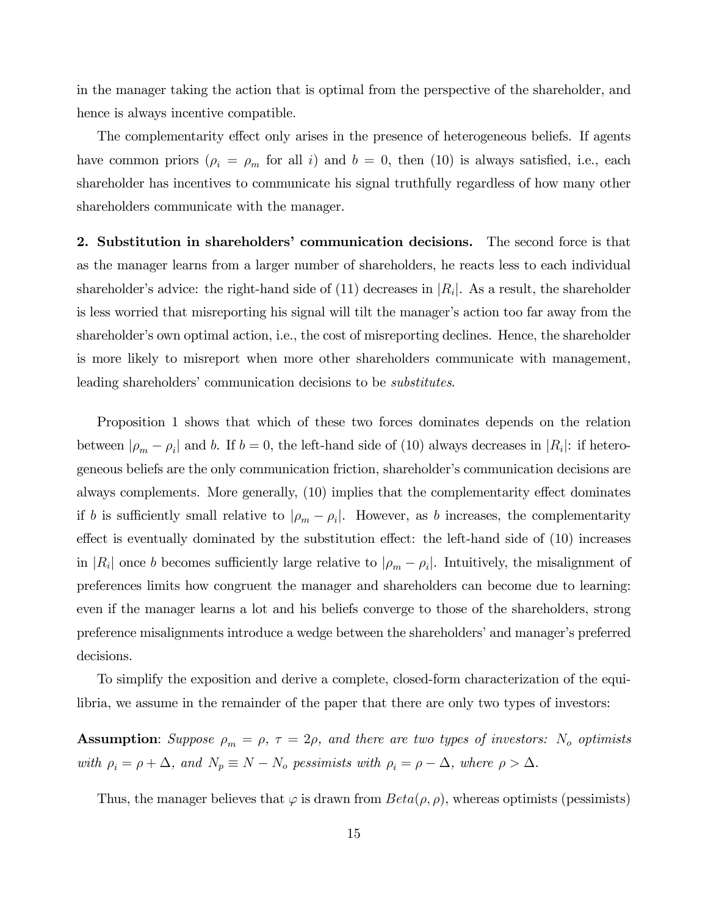in the manager taking the action that is optimal from the perspective of the shareholder, and hence is always incentive compatible.

The complementarity effect only arises in the presence of heterogeneous beliefs. If agents have common priors ($\rho_i = \rho_m$ for all $i$) and $b = 0$, then (10) is always satisfied, i.e., each shareholder has incentives to communicate his signal truthfully regardless of how many other shareholders communicate with the manager.

**2. Substitution in shareholders' communication decisions.** The second force is that as the manager learns from a larger number of shareholders, he reacts less to each individual shareholder's advice: the right-hand side of (11) decreases in $|R_i|$. As a result, the shareholder is less worried that misreporting his signal will tilt the manager's action too far away from the shareholder's own optimal action, i.e., the cost of misreporting declines. Hence, the shareholder is more likely to misreport when more other shareholders communicate with management, leading shareholders' communication decisions to be *substitutes*.

Proposition 1 shows that which of these two forces dominates depends on the relation between $|\rho_m - \rho_i|$ and $b$. If $b = 0$, the left-hand side of (10) always decreases in $|R_i|$: if heterogeneous beliefs are the only communication friction, shareholder's communication decisions are always complements. More generally, (10) implies that the complementarity effect dominates if $b$ is sufficiently small relative to $|\rho_m - \rho_i|$. However, as $b$ increases, the complementarity effect is eventually dominated by the substitution effect: the left-hand side of (10) increases in $|R_i|$ once $b$ becomes sufficiently large relative to $|\rho_m - \rho_i|$. Intuitively, the misalignment of preferences limits how congruent the manager and shareholders can become due to learning: even if the manager learns a lot and his beliefs converge to those of the shareholders, strong preference misalignments introduce a wedge between the shareholders' and manager's preferred decisions.

To simplify the exposition and derive a complete, closed-form characterization of the equilibria, we assume in the remainder of the paper that there are only two types of investors:

**Assumption**: *Suppose $\rho_m = \rho$, $\tau = 2\rho$, and there are two types of investors: $N_o$ optimists with $\rho_i = \rho + \Delta$, and $N_p \equiv N - N_o$ pessimists with $\rho_i = \rho - \Delta$, where $\rho > \Delta$.*

Thus, the manager believes that $\varphi$ is drawn from $Beta(\rho, \rho)$, whereas optimists (pessimists)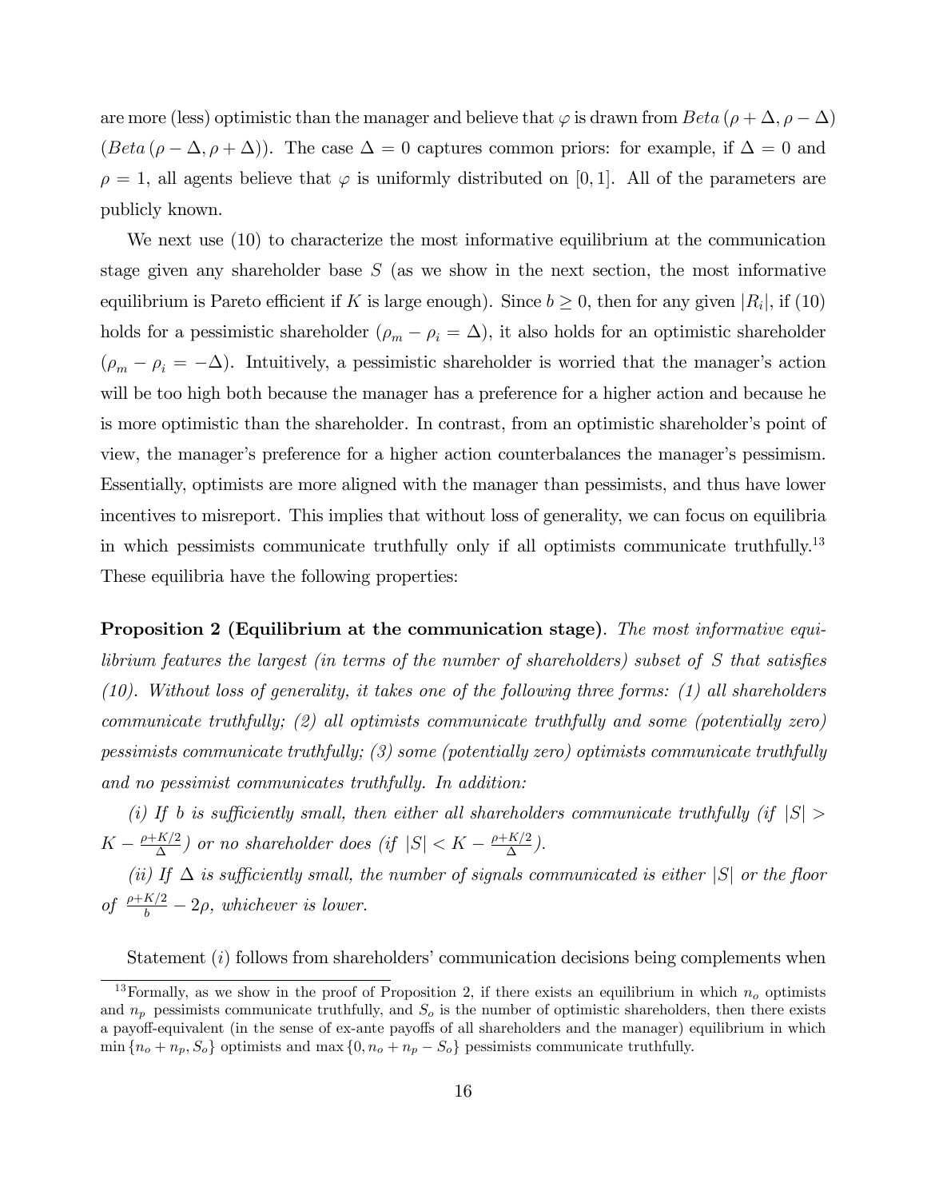are more (less) optimistic than the manager and believe that $\varphi$ is drawn from $Beta(\rho + \Delta, \rho - \Delta)$ ($Beta(\rho - \Delta, \rho + \Delta)$). The case $\Delta = 0$ captures common priors: for example, if $\Delta = 0$ and $\rho = 1$, all agents believe that $\varphi$ is uniformly distributed on $[0, 1]$. All of the parameters are publicly known.

We next use (10) to characterize the most informative equilibrium at the communication stage given any shareholder base $S$ (as we show in the next section, the most informative equilibrium is Pareto efficient if $K$ is large enough). Since $b \geq 0$, then for any given $|R_i|$, if (10) holds for a pessimistic shareholder ($\rho_m - \rho_i = \Delta$), it also holds for an optimistic shareholder ($\rho_m - \rho_i = -\Delta$). Intuitively, a pessimistic shareholder is worried that the manager's action will be too high both because the manager has a preference for a higher action and because he is more optimistic than the shareholder. In contrast, from an optimistic shareholder's point of view, the manager's preference for a higher action counterbalances the manager's pessimism. Essentially, optimists are more aligned with the manager than pessimists, and thus have lower incentives to misreport. This implies that without loss of generality, we can focus on equilibria in which pessimists communicate truthfully only if all optimists communicate truthfully.[13] These equilibria have the following properties:

**Proposition 2 (Equilibrium at the communication stage)**. *The most informative equilibrium features the largest (in terms of the number of shareholders) subset of $S$ that satisfies (10). Without loss of generality, it takes one of the following three forms: (1) all shareholders communicate truthfully; (2) all optimists communicate truthfully and some (potentially zero) pessimists communicate truthfully; (3) some (potentially zero) optimists communicate truthfully and no pessimist communicates truthfully. In addition:*

*(i) If $b$ is sufficiently small, then either all shareholders communicate truthfully (if $|S| > K - \frac{\rho + K/2}{\Delta}$) or no shareholder does (if $|S| < K - \frac{\rho + K/2}{\Delta}$).*

*(ii) If $\Delta$ is sufficiently small, the number of signals communicated is either $|S|$ or the floor of $\frac{\rho + K/2}{b} - 2\rho$, whichever is lower.*

Statement $(i)$ follows from shareholders' communication decisions being complements when

[13] Formally, as we show in the proof of Proposition 2, if there exists an equilibrium in which $n_o$ optimists and $n_p$ pessimists communicate truthfully, and $S_o$ is the number of optimistic shareholders, then there exists a payoff-equivalent (in the sense of ex-ante payoffs of all shareholders and the manager) equilibrium in which $\min\{n_o + n_p, S_o\}$ optimists and $\max\{0, n_o + n_p - S_o\}$ pessimists communicate truthfully.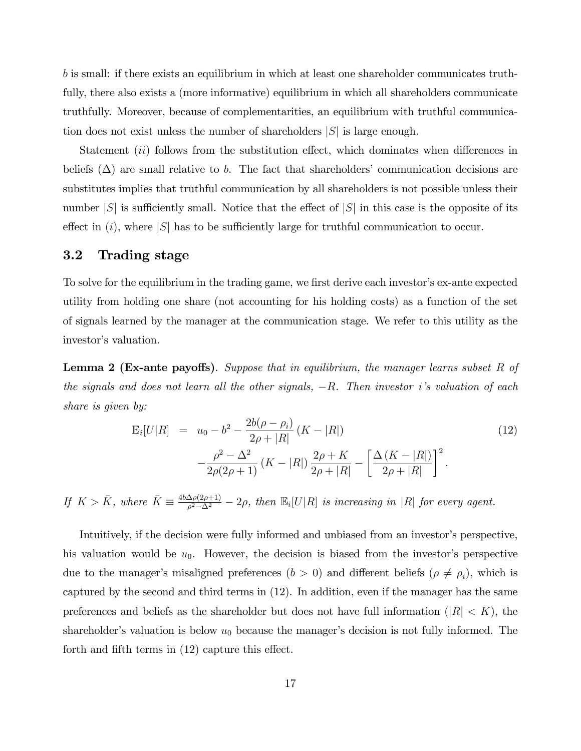$b$ is small: if there exists an equilibrium in which at least one shareholder communicates truthfully, there also exists a (more informative) equilibrium in which all shareholders communicate truthfully. Moreover, because of complementarities, an equilibrium with truthful communication does not exist unless the number of shareholders $|S|$ is large enough.

Statement $(ii)$ follows from the substitution effect, which dominates when differences in beliefs ($\Delta$) are small relative to $b$. The fact that shareholders' communication decisions are substitutes implies that truthful communication by all shareholders is not possible unless their number $|S|$ is sufficiently small. Notice that the effect of $|S|$ in this case is the opposite of its effect in $(i)$, where $|S|$ has to be sufficiently large for truthful communication to occur.

## 3.2 Trading stage

To solve for the equilibrium in the trading game, we first derive each investor's ex-ante expected utility from holding one share (not accounting for his holding costs) as a function of the set of signals learned by the manager at the communication stage. We refer to this utility as the investor's valuation.

**Lemma 2 (Ex-ante payoffs)**. *Suppose that in equilibrium, the manager learns subset $R$ of the signals and does not learn all the other signals, $-R$. Then investor $i$'s valuation of each share is given by:*

$$
\begin{aligned}
\mathbb{E}_i[U|R] &= u_0 - b^2 - \frac{2b(\rho-\rho_i)}{2\rho+|R|}(K-|R|) \\
&\quad -\frac{\rho^2-\Delta^2}{2\rho(2\rho+1)}(K-|R|)\frac{2\rho+K}{2\rho+|R|} - \left[\frac{\Delta(K-|R|)}{2\rho+|R|}\right]^2 .
\end{aligned}
\tag{12}
$$

*If $K > \bar{K}$, where $\bar{K} \equiv \frac{4b\Delta\rho(2\rho+1)}{\rho^2-\Delta^2} - 2\rho$, then $\mathbb{E}_i[U|R]$ is increasing in $|R|$ for every agent.*

Intuitively, if the decision were fully informed and unbiased from an investor's perspective, his valuation would be $u_0$. However, the decision is biased from the investor's perspective due to the manager's misaligned preferences ($b > 0$) and different beliefs ($\rho \neq \rho_i$), which is captured by the second and third terms in (12). In addition, even if the manager has the same preferences and beliefs as the shareholder but does not have full information ($|R| < K$), the shareholder's valuation is below $u_0$ because the manager's decision is not fully informed. The forth and fifth terms in (12) capture this effect.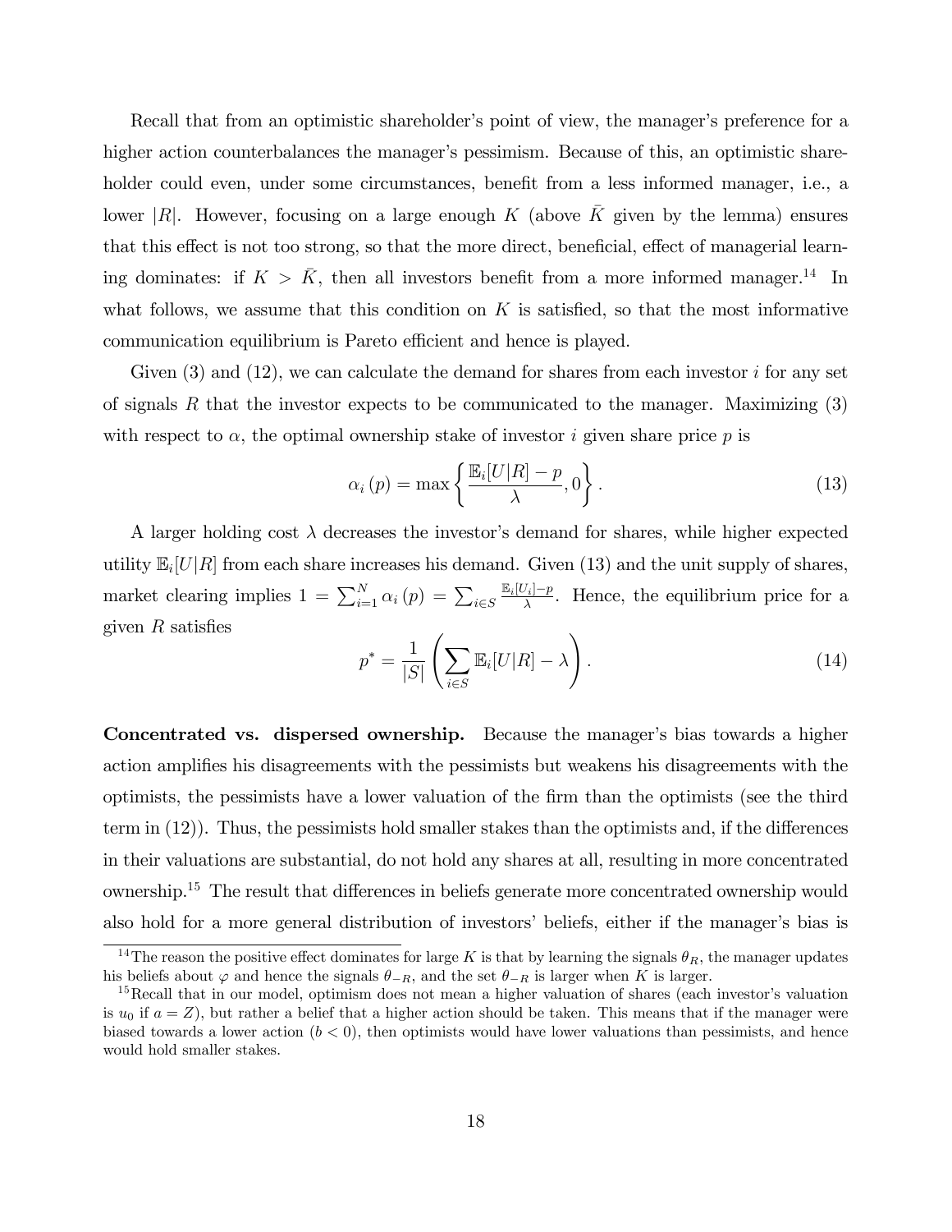Recall that from an optimistic shareholder's point of view, the manager's preference for a higher action counterbalances the manager's pessimism. Because of this, an optimistic shareholder could even, under some circumstances, benefit from a less informed manager, i.e., a lower $|R|$. However, focusing on a large enough $K$ (above $\bar{K}$ given by the lemma) ensures that this effect is not too strong, so that the more direct, beneficial, effect of managerial learning dominates: if $K > \bar{K}$, then all investors benefit from a more informed manager.[14] In what follows, we assume that this condition on $K$ is satisfied, so that the most informative communication equilibrium is Pareto efficient and hence is played.

Given (3) and (12), we can calculate the demand for shares from each investor $i$ for any set of signals $R$ that the investor expects to be communicated to the manager. Maximizing (3) with respect to $\alpha$, the optimal ownership stake of investor $i$ given share price $p$ is

$$\alpha_i(p) = \max\left\{\frac{\mathbb{E}_i[U|R] - p}{\lambda}, 0\right\}. \tag{13}$$

A larger holding cost $\lambda$ decreases the investor's demand for shares, while higher expected utility $\mathbb{E}_i[U|R]$ from each share increases his demand. Given (13) and the unit supply of shares, market clearing implies $1 = \sum_{i=1}^{N} \alpha_i(p) = \sum_{i \in S} \frac{\mathbb{E}_i[U_i] - p}{\lambda}$. Hence, the equilibrium price for a given $R$ satisfies

$$p^* = \frac{1}{|S|}\left(\sum_{i \in S} \mathbb{E}_i[U|R] - \lambda\right). \tag{14}$$

**Concentrated vs. dispersed ownership.** Because the manager's bias towards a higher action amplifies his disagreements with the pessimists but weakens his disagreements with the optimists, the pessimists have a lower valuation of the firm than the optimists (see the third term in (12)). Thus, the pessimists hold smaller stakes than the optimists and, if the differences in their valuations are substantial, do not hold any shares at all, resulting in more concentrated ownership.[15] The result that differences in beliefs generate more concentrated ownership would also hold for a more general distribution of investors' beliefs, either if the manager's bias is

[14] The reason the positive effect dominates for large $K$ is that by learning the signals $\theta_R$, the manager updates his beliefs about $\varphi$ and hence the signals $\theta_{-R}$, and the set $\theta_{-R}$ is larger when $K$ is larger.

[15] Recall that in our model, optimism does not mean a higher valuation of shares (each investor's valuation is $u_0$ if $a = Z$), but rather a belief that a higher action should be taken. This means that if the manager were biased towards a lower action ($b < 0$), then optimists would have lower valuations than pessimists, and hence would hold smaller stakes.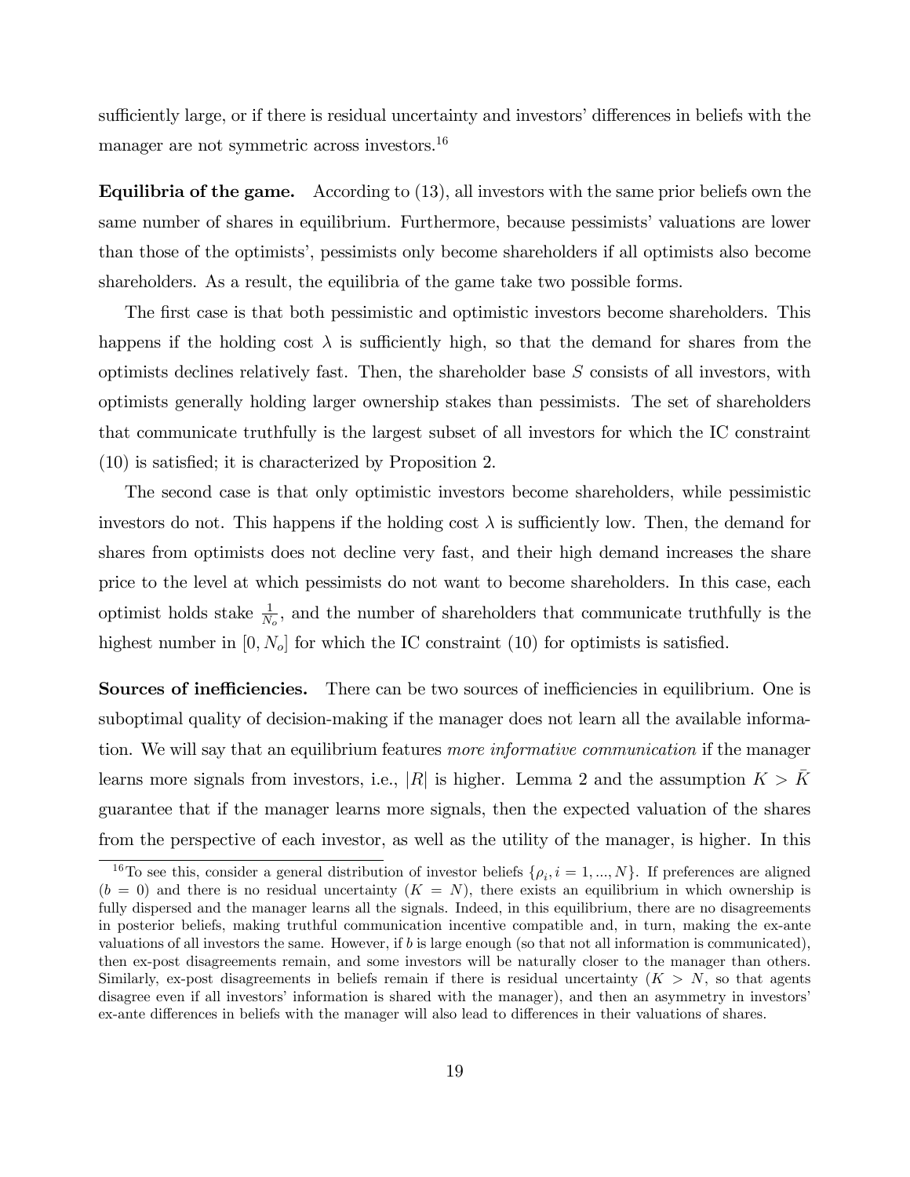sufficiently large, or if there is residual uncertainty and investors' differences in beliefs with the manager are not symmetric across investors.[16]

**Equilibria of the game.** According to (13), all investors with the same prior beliefs own the same number of shares in equilibrium. Furthermore, because pessimists' valuations are lower than those of the optimists', pessimists only become shareholders if all optimists also become shareholders. As a result, the equilibria of the game take two possible forms.

The first case is that both pessimistic and optimistic investors become shareholders. This happens if the holding cost $\lambda$ is sufficiently high, so that the demand for shares from the optimists declines relatively fast. Then, the shareholder base $S$ consists of all investors, with optimists generally holding larger ownership stakes than pessimists. The set of shareholders that communicate truthfully is the largest subset of all investors for which the IC constraint (10) is satisfied; it is characterized by Proposition 2.

The second case is that only optimistic investors become shareholders, while pessimistic investors do not. This happens if the holding cost $\lambda$ is sufficiently low. Then, the demand for shares from optimists does not decline very fast, and their high demand increases the share price to the level at which pessimists do not want to become shareholders. In this case, each optimist holds stake $\frac{1}{N_o}$, and the number of shareholders that communicate truthfully is the highest number in $[0, N_o]$ for which the IC constraint (10) for optimists is satisfied.

**Sources of inefficiencies.** There can be two sources of inefficiencies in equilibrium. One is suboptimal quality of decision-making if the manager does not learn all the available information. We will say that an equilibrium features *more informative communication* if the manager learns more signals from investors, i.e., $|R|$ is higher. Lemma 2 and the assumption $K > \bar{K}$ guarantee that if the manager learns more signals, then the expected valuation of the shares from the perspective of each investor, as well as the utility of the manager, is higher. In this

[16] To see this, consider a general distribution of investor beliefs $\{\rho_i, i = 1, ..., N\}$. If preferences are aligned ($b = 0$) and there is no residual uncertainty ($K = N$), there exists an equilibrium in which ownership is fully dispersed and the manager learns all the signals. Indeed, in this equilibrium, there are no disagreements in posterior beliefs, making truthful communication incentive compatible and, in turn, making the ex-ante valuations of all investors the same. However, if $b$ is large enough (so that not all information is communicated), then ex-post disagreements remain, and some investors will be naturally closer to the manager than others. Similarly, ex-post disagreements in beliefs remain if there is residual uncertainty ($K > N$, so that agents disagree even if all investors' information is shared with the manager), and then an asymmetry in investors' ex-ante differences in beliefs with the manager will also lead to differences in their valuations of shares.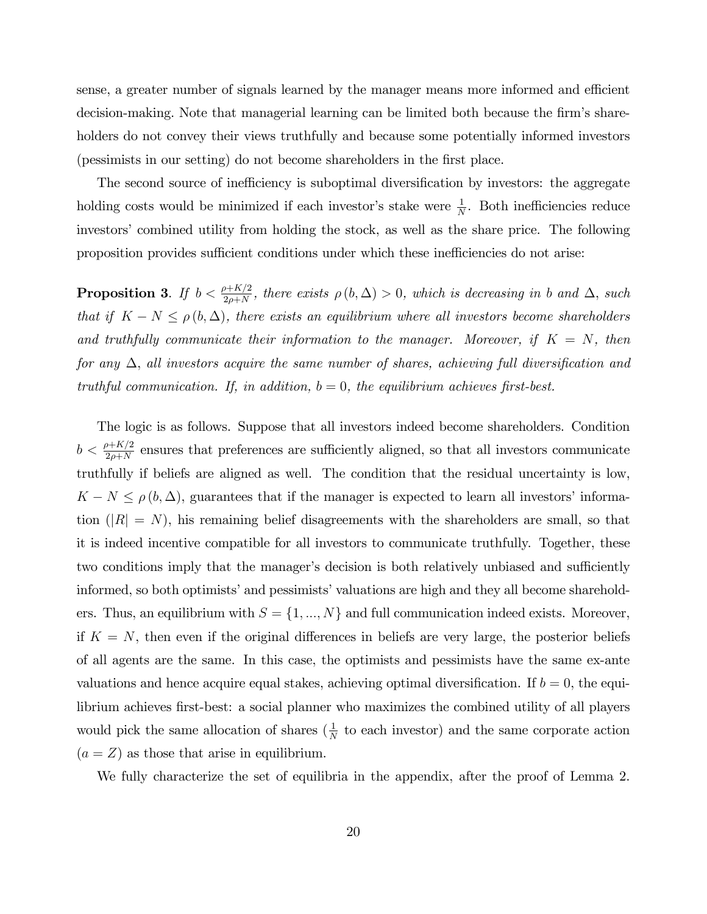sense, a greater number of signals learned by the manager means more informed and efficient decision-making. Note that managerial learning can be limited both because the firm's shareholders do not convey their views truthfully and because some potentially informed investors (pessimists in our setting) do not become shareholders in the first place.

The second source of inefficiency is suboptimal diversification by investors: the aggregate holding costs would be minimized if each investor's stake were $\frac{1}{N}$. Both inefficiencies reduce investors' combined utility from holding the stock, as well as the share price. The following proposition provides sufficient conditions under which these inefficiencies do not arise:

**Proposition 3**. *If $b < \frac{\rho + K/2}{2\rho + N}$, there exists $\rho(b, \Delta) > 0$, which is decreasing in $b$ and $\Delta$, such that if $K - N \leq \rho(b, \Delta)$, there exists an equilibrium where all investors become shareholders and truthfully communicate their information to the manager. Moreover, if $K = N$, then for any $\Delta$, all investors acquire the same number of shares, achieving full diversification and truthful communication. If, in addition, $b = 0$, the equilibrium achieves first-best.*

The logic is as follows. Suppose that all investors indeed become shareholders. Condition $b < \frac{\rho + K/2}{2\rho + N}$ ensures that preferences are sufficiently aligned, so that all investors communicate truthfully if beliefs are aligned as well. The condition that the residual uncertainty is low, $K - N \leq \rho(b, \Delta)$, guarantees that if the manager is expected to learn all investors' information ($|R| = N$), his remaining belief disagreements with the shareholders are small, so that it is indeed incentive compatible for all investors to communicate truthfully. Together, these two conditions imply that the manager's decision is both relatively unbiased and sufficiently informed, so both optimists' and pessimists' valuations are high and they all become shareholders. Thus, an equilibrium with $S = \{1, ..., N\}$ and full communication indeed exists. Moreover, if $K = N$, then even if the original differences in beliefs are very large, the posterior beliefs of all agents are the same. In this case, the optimists and pessimists have the same ex-ante valuations and hence acquire equal stakes, achieving optimal diversification. If $b = 0$, the equilibrium achieves first-best: a social planner who maximizes the combined utility of all players would pick the same allocation of shares ($\frac{1}{N}$ to each investor) and the same corporate action ($a = Z$) as those that arise in equilibrium.

We fully characterize the set of equilibria in the appendix, after the proof of Lemma 2.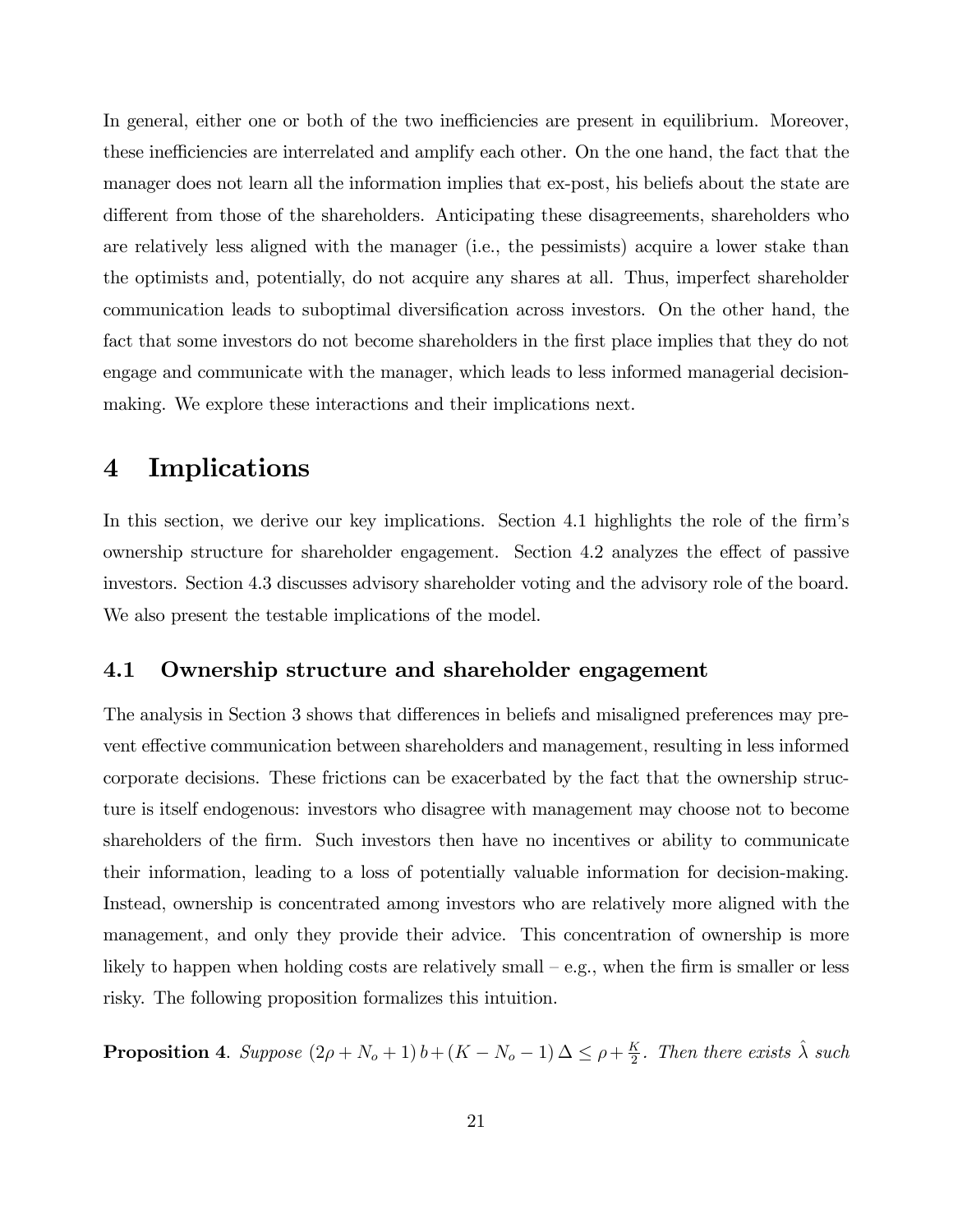In general, either one or both of the two inefficiencies are present in equilibrium. Moreover, these inefficiencies are interrelated and amplify each other. On the one hand, the fact that the manager does not learn all the information implies that ex-post, his beliefs about the state are different from those of the shareholders. Anticipating these disagreements, shareholders who are relatively less aligned with the manager (i.e., the pessimists) acquire a lower stake than the optimists and, potentially, do not acquire any shares at all. Thus, imperfect shareholder communication leads to suboptimal diversification across investors. On the other hand, the fact that some investors do not become shareholders in the first place implies that they do not engage and communicate with the manager, which leads to less informed managerial decision-making. We explore these interactions and their implications next.

# 4 Implications

In this section, we derive our key implications. Section 4.1 highlights the role of the firm's ownership structure for shareholder engagement. Section 4.2 analyzes the effect of passive investors. Section 4.3 discusses advisory shareholder voting and the advisory role of the board. We also present the testable implications of the model.

## 4.1 Ownership structure and shareholder engagement

The analysis in Section 3 shows that differences in beliefs and misaligned preferences may prevent effective communication between shareholders and management, resulting in less informed corporate decisions. These frictions can be exacerbated by the fact that the ownership structure is itself endogenous: investors who disagree with management may choose not to become shareholders of the firm. Such investors then have no incentives or ability to communicate their information, leading to a loss of potentially valuable information for decision-making. Instead, ownership is concentrated among investors who are relatively more aligned with the management, and only they provide their advice. This concentration of ownership is more likely to happen when holding costs are relatively small – e.g., when the firm is smaller or less risky. The following proposition formalizes this intuition.

**Proposition 4**. *Suppose* $(2\rho + N_o + 1)\, b + (K - N_o - 1)\, \Delta \leq \rho + \frac{K}{2}$. *Then there exists* $\hat{\lambda}$ *such*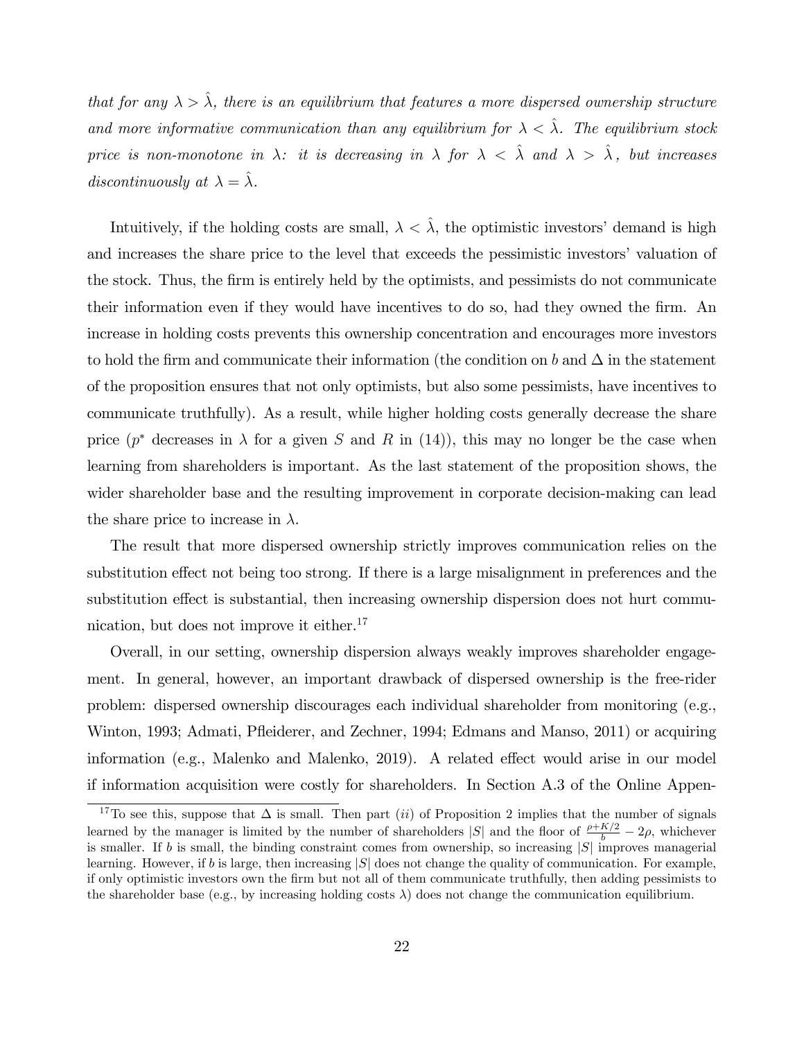*that for any $\lambda > \hat{\lambda}$, there is an equilibrium that features a more dispersed ownership structure and more informative communication than any equilibrium for $\lambda < \hat{\lambda}$. The equilibrium stock price is non-monotone in $\lambda$: it is decreasing in $\lambda$ for $\lambda < \hat{\lambda}$ and $\lambda > \hat{\lambda}$, but increases discontinuously at $\lambda = \hat{\lambda}$.*

Intuitively, if the holding costs are small, $\lambda < \hat{\lambda}$, the optimistic investors' demand is high and increases the share price to the level that exceeds the pessimistic investors' valuation of the stock. Thus, the firm is entirely held by the optimists, and pessimists do not communicate their information even if they would have incentives to do so, had they owned the firm. An increase in holding costs prevents this ownership concentration and encourages more investors to hold the firm and communicate their information (the condition on $b$ and $\Delta$ in the statement of the proposition ensures that not only optimists, but also some pessimists, have incentives to communicate truthfully). As a result, while higher holding costs generally decrease the share price ($p^*$ decreases in $\lambda$ for a given $S$ and $R$ in (14)), this may no longer be the case when learning from shareholders is important. As the last statement of the proposition shows, the wider shareholder base and the resulting improvement in corporate decision-making can lead the share price to increase in $\lambda$.

The result that more dispersed ownership strictly improves communication relies on the substitution effect not being too strong. If there is a large misalignment in preferences and the substitution effect is substantial, then increasing ownership dispersion does not hurt communication, but does not improve it either.[17]

Overall, in our setting, ownership dispersion always weakly improves shareholder engagement. In general, however, an important drawback of dispersed ownership is the free-rider problem: dispersed ownership discourages each individual shareholder from monitoring (e.g., Winton, 1993; Admati, Pfleiderer, and Zechner, 1994; Edmans and Manso, 2011) or acquiring information (e.g., Malenko and Malenko, 2019). A related effect would arise in our model if information acquisition were costly for shareholders. In Section A.3 of the Online Appen-

[17] To see this, suppose that $\Delta$ is small. Then part (*ii*) of Proposition 2 implies that the number of signals learned by the manager is limited by the number of shareholders $|S|$ and the floor of $\frac{\rho+K/2}{b} - 2\rho$, whichever is smaller. If $b$ is small, the binding constraint comes from ownership, so increasing $|S|$ improves managerial learning. However, if $b$ is large, then increasing $|S|$ does not change the quality of communication. For example, if only optimistic investors own the firm but not all of them communicate truthfully, then adding pessimists to the shareholder base (e.g., by increasing holding costs $\lambda$) does not change the communication equilibrium.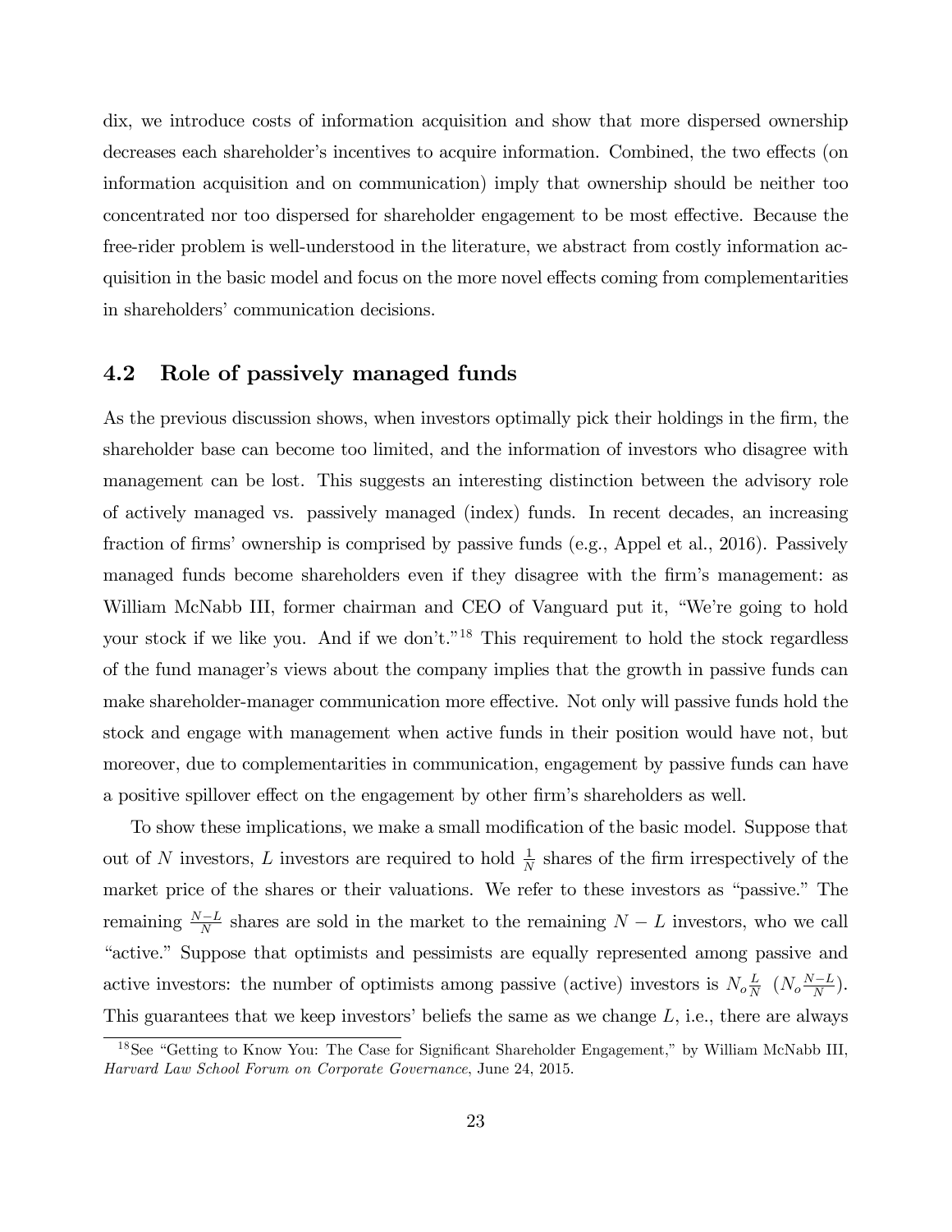dix, we introduce costs of information acquisition and show that more dispersed ownership decreases each shareholder's incentives to acquire information. Combined, the two effects (on information acquisition and on communication) imply that ownership should be neither too concentrated nor too dispersed for shareholder engagement to be most effective. Because the free-rider problem is well-understood in the literature, we abstract from costly information acquisition in the basic model and focus on the more novel effects coming from complementarities in shareholders' communication decisions.

## 4.2 Role of passively managed funds

As the previous discussion shows, when investors optimally pick their holdings in the firm, the shareholder base can become too limited, and the information of investors who disagree with management can be lost. This suggests an interesting distinction between the advisory role of actively managed vs. passively managed (index) funds. In recent decades, an increasing fraction of firms' ownership is comprised by passive funds (e.g., Appel et al., 2016). Passively managed funds become shareholders even if they disagree with the firm's management: as William McNabb III, former chairman and CEO of Vanguard put it, "We're going to hold your stock if we like you. And if we don't."[18] This requirement to hold the stock regardless of the fund manager's views about the company implies that the growth in passive funds can make shareholder-manager communication more effective. Not only will passive funds hold the stock and engage with management when active funds in their position would have not, but moreover, due to complementarities in communication, engagement by passive funds can have a positive spillover effect on the engagement by other firm's shareholders as well.

To show these implications, we make a small modification of the basic model. Suppose that out of $N$ investors, $L$ investors are required to hold $\frac{1}{N}$ shares of the firm irrespectively of the market price of the shares or their valuations. We refer to these investors as "passive." The remaining $\frac{N-L}{N}$ shares are sold in the market to the remaining $N-L$ investors, who we call "active." Suppose that optimists and pessimists are equally represented among passive and active investors: the number of optimists among passive (active) investors is $N_o \frac{L}{N}$ $\left(N_o \frac{N-L}{N}\right)$. This guarantees that we keep investors' beliefs the same as we change $L$, i.e., there are always

[18] See "Getting to Know You: The Case for Significant Shareholder Engagement," by William McNabb III, *Harvard Law School Forum on Corporate Governance*, June 24, 2015.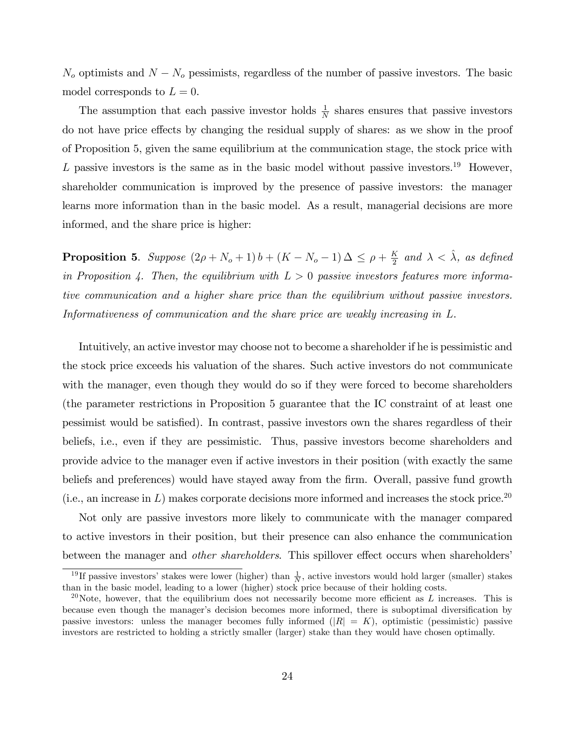$N_o$ optimists and $N - N_o$ pessimists, regardless of the number of passive investors. The basic model corresponds to $L = 0$.

The assumption that each passive investor holds $\frac{1}{N}$ shares ensures that passive investors do not have price effects by changing the residual supply of shares: as we show in the proof of Proposition 5, given the same equilibrium at the communication stage, the stock price with $L$ passive investors is the same as in the basic model without passive investors.[19] However, shareholder communication is improved by the presence of passive investors: the manager learns more information than in the basic model. As a result, managerial decisions are more informed, and the share price is higher:

**Proposition 5**. *Suppose* $(2\rho + N_o + 1)\, b + (K - N_o - 1)\, \Delta \leq \rho + \frac{K}{2}$ *and* $\lambda < \hat{\lambda}$*, as defined in Proposition 4. Then, the equilibrium with* $L > 0$ *passive investors features more informative communication and a higher share price than the equilibrium without passive investors. Informativeness of communication and the share price are weakly increasing in* $L$*.*

Intuitively, an active investor may choose not to become a shareholder if he is pessimistic and the stock price exceeds his valuation of the shares. Such active investors do not communicate with the manager, even though they would do so if they were forced to become shareholders (the parameter restrictions in Proposition 5 guarantee that the IC constraint of at least one pessimist would be satisfied). In contrast, passive investors own the shares regardless of their beliefs, i.e., even if they are pessimistic. Thus, passive investors become shareholders and provide advice to the manager even if active investors in their position (with exactly the same beliefs and preferences) would have stayed away from the firm. Overall, passive fund growth (i.e., an increase in $L$) makes corporate decisions more informed and increases the stock price.[20]

Not only are passive investors more likely to communicate with the manager compared to active investors in their position, but their presence can also enhance the communication between the manager and *other shareholders*. This spillover effect occurs when shareholders'

[19] If passive investors' stakes were lower (higher) than $\frac{1}{N}$, active investors would hold larger (smaller) stakes than in the basic model, leading to a lower (higher) stock price because of their holding costs.

[20] Note, however, that the equilibrium does not necessarily become more efficient as $L$ increases. This is because even though the manager's decision becomes more informed, there is suboptimal diversification by passive investors: unless the manager becomes fully informed ($|R| = K$), optimistic (pessimistic) passive investors are restricted to holding a strictly smaller (larger) stake than they would have chosen optimally.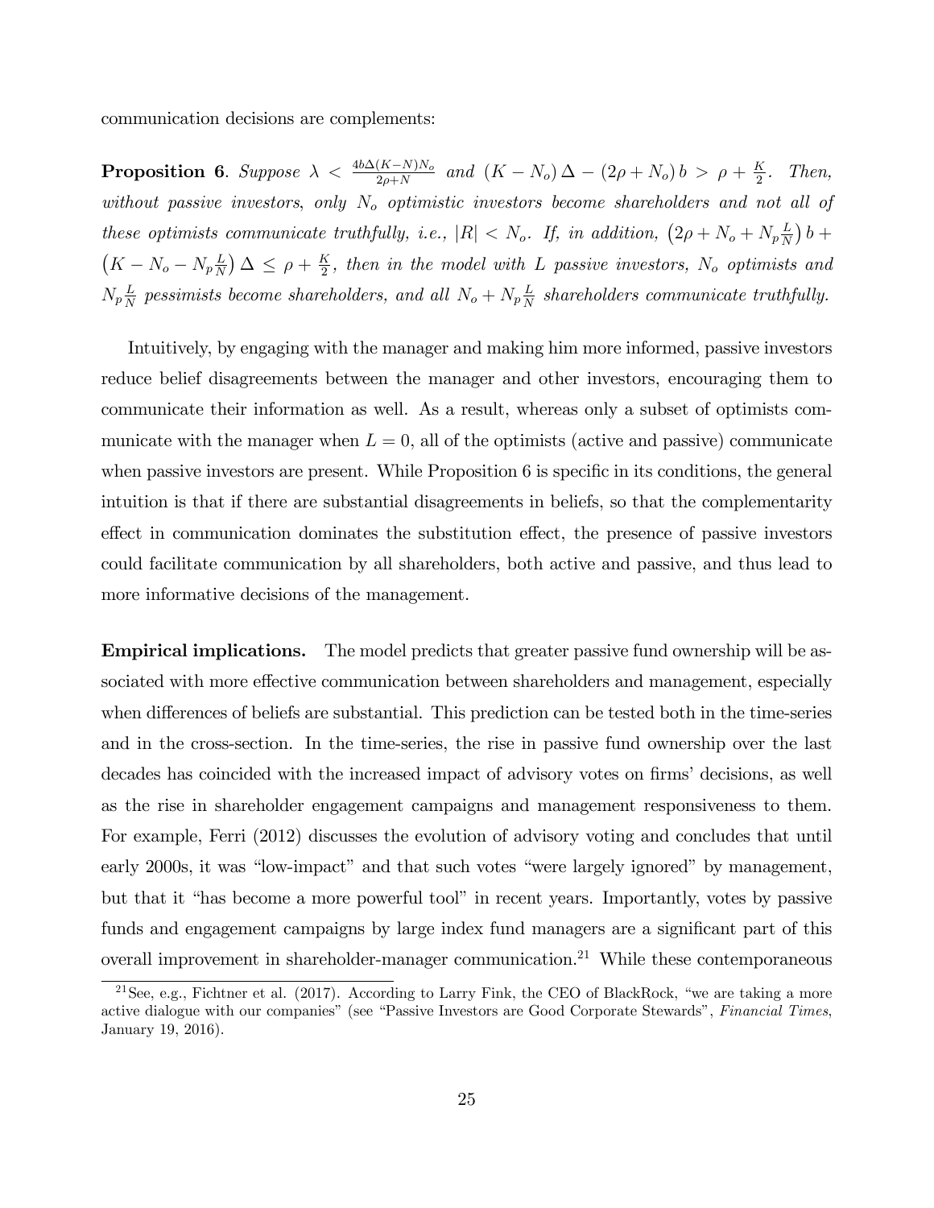communication decisions are complements:

**Proposition 6**. *Suppose $\lambda < \frac{4b\Delta(K-N)N_o}{2\rho+N}$ and $(K-N_o)\Delta - (2\rho+N_o)b > \rho + \frac{K}{2}$. Then, without passive investors, only $N_o$ optimistic investors become shareholders and not all of these optimists communicate truthfully, i.e., $|R| < N_o$. If, in addition, $\left(2\rho + N_o + N_p\frac{L}{N}\right)b + \left(K - N_o - N_p\frac{L}{N}\right)\Delta \leq \rho + \frac{K}{2}$, then in the model with $L$ passive investors, $N_o$ optimists and $N_p\frac{L}{N}$ pessimists become shareholders, and all $N_o + N_p\frac{L}{N}$ shareholders communicate truthfully.*

Intuitively, by engaging with the manager and making him more informed, passive investors reduce belief disagreements between the manager and other investors, encouraging them to communicate their information as well. As a result, whereas only a subset of optimists communicate with the manager when $L = 0$, all of the optimists (active and passive) communicate when passive investors are present. While Proposition 6 is specific in its conditions, the general intuition is that if there are substantial disagreements in beliefs, so that the complementarity effect in communication dominates the substitution effect, the presence of passive investors could facilitate communication by all shareholders, both active and passive, and thus lead to more informative decisions of the management.

**Empirical implications.** The model predicts that greater passive fund ownership will be associated with more effective communication between shareholders and management, especially when differences of beliefs are substantial. This prediction can be tested both in the time-series and in the cross-section. In the time-series, the rise in passive fund ownership over the last decades has coincided with the increased impact of advisory votes on firms' decisions, as well as the rise in shareholder engagement campaigns and management responsiveness to them. For example, Ferri (2012) discusses the evolution of advisory voting and concludes that until early 2000s, it was "low-impact" and that such votes "were largely ignored" by management, but that it "has become a more powerful tool" in recent years. Importantly, votes by passive funds and engagement campaigns by large index fund managers are a significant part of this overall improvement in shareholder-manager communication.[21] While these contemporaneous

[21] See, e.g., Fichtner et al. (2017). According to Larry Fink, the CEO of BlackRock, "we are taking a more active dialogue with our companies" (see "Passive Investors are Good Corporate Stewards", *Financial Times*, January 19, 2016).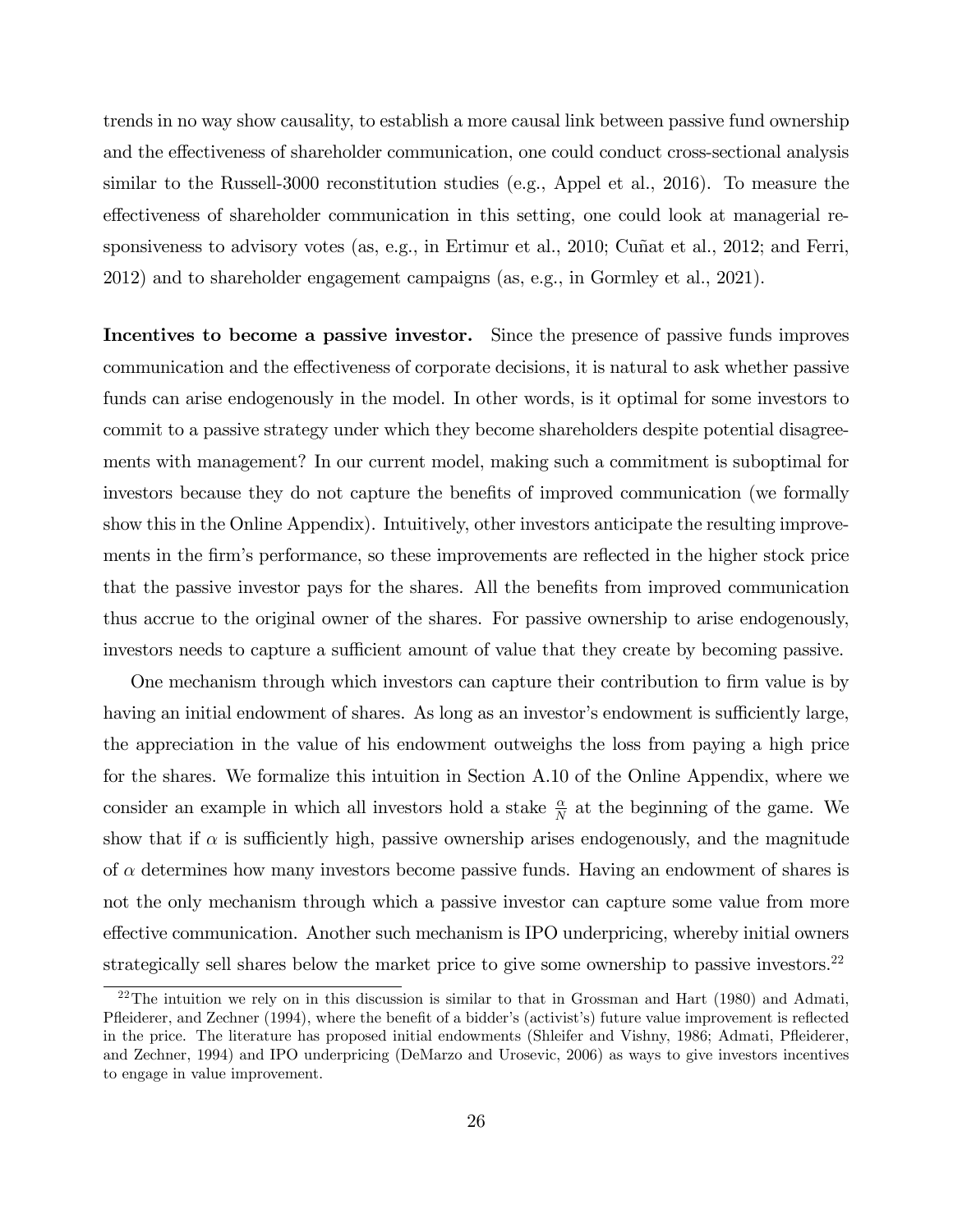trends in no way show causality, to establish a more causal link between passive fund ownership and the effectiveness of shareholder communication, one could conduct cross-sectional analysis similar to the Russell-3000 reconstitution studies (e.g., Appel et al., 2016). To measure the effectiveness of shareholder communication in this setting, one could look at managerial responsiveness to advisory votes (as, e.g., in Ertimur et al., 2010; Cuñat et al., 2012; and Ferri, 2012) and to shareholder engagement campaigns (as, e.g., in Gormley et al., 2021).

**Incentives to become a passive investor.** Since the presence of passive funds improves communication and the effectiveness of corporate decisions, it is natural to ask whether passive funds can arise endogenously in the model. In other words, is it optimal for some investors to commit to a passive strategy under which they become shareholders despite potential disagreements with management? In our current model, making such a commitment is suboptimal for investors because they do not capture the benefits of improved communication (we formally show this in the Online Appendix). Intuitively, other investors anticipate the resulting improvements in the firm's performance, so these improvements are reflected in the higher stock price that the passive investor pays for the shares. All the benefits from improved communication thus accrue to the original owner of the shares. For passive ownership to arise endogenously, investors needs to capture a sufficient amount of value that they create by becoming passive.

One mechanism through which investors can capture their contribution to firm value is by having an initial endowment of shares. As long as an investor's endowment is sufficiently large, the appreciation in the value of his endowment outweighs the loss from paying a high price for the shares. We formalize this intuition in Section A.10 of the Online Appendix, where we consider an example in which all investors hold a stake $\frac{\alpha}{N}$ at the beginning of the game. We show that if $\alpha$ is sufficiently high, passive ownership arises endogenously, and the magnitude of $\alpha$ determines how many investors become passive funds. Having an endowment of shares is not the only mechanism through which a passive investor can capture some value from more effective communication. Another such mechanism is IPO underpricing, whereby initial owners strategically sell shares below the market price to give some ownership to passive investors.[22]

[22] The intuition we rely on in this discussion is similar to that in Grossman and Hart (1980) and Admati, Pfleiderer, and Zechner (1994), where the benefit of a bidder's (activist's) future value improvement is reflected in the price. The literature has proposed initial endowments (Shleifer and Vishny, 1986; Admati, Pfleiderer, and Zechner, 1994) and IPO underpricing (DeMarzo and Urosevic, 2006) as ways to give investors incentives to engage in value improvement.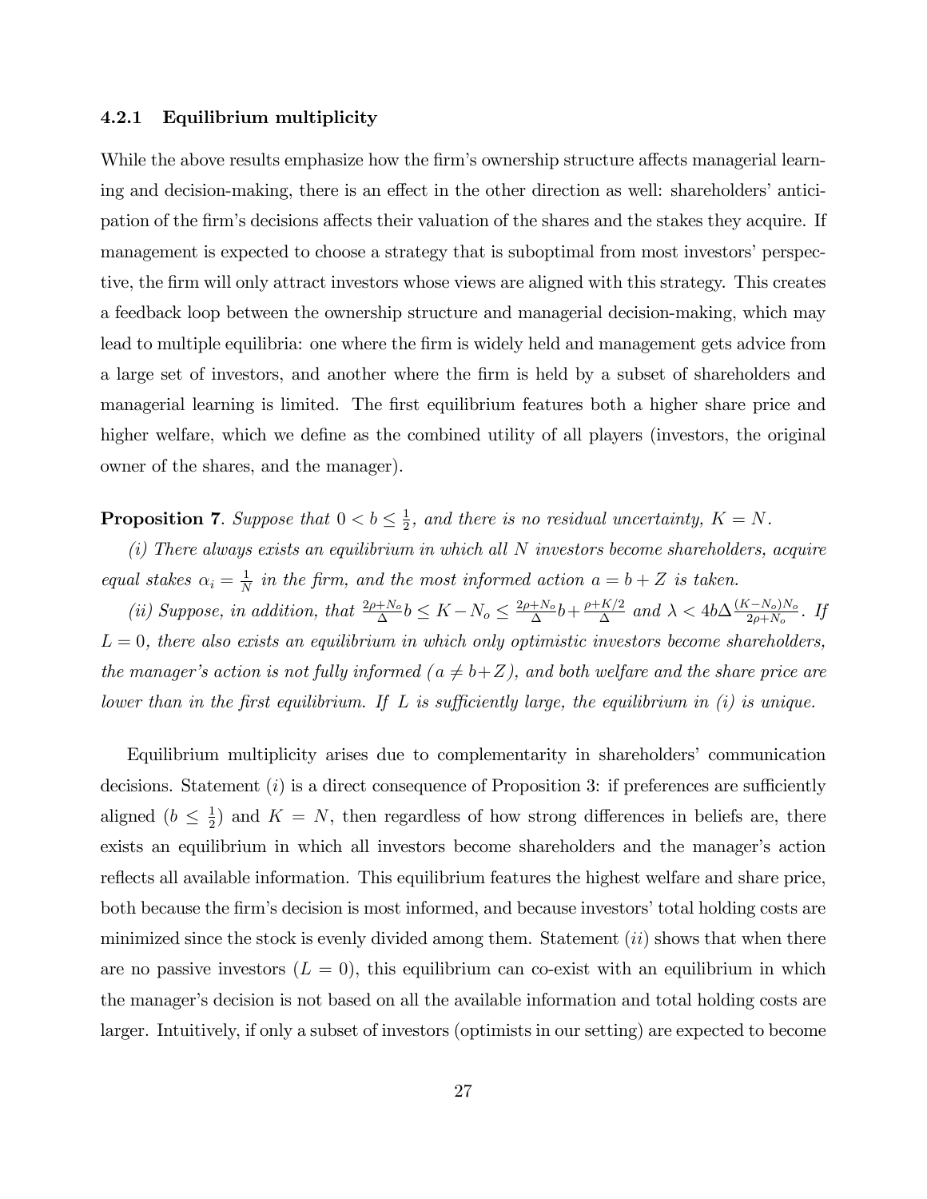### 4.2.1 Equilibrium multiplicity

While the above results emphasize how the firm's ownership structure affects managerial learning and decision-making, there is an effect in the other direction as well: shareholders' anticipation of the firm's decisions affects their valuation of the shares and the stakes they acquire. If management is expected to choose a strategy that is suboptimal from most investors' perspective, the firm will only attract investors whose views are aligned with this strategy. This creates a feedback loop between the ownership structure and managerial decision-making, which may lead to multiple equilibria: one where the firm is widely held and management gets advice from a large set of investors, and another where the firm is held by a subset of shareholders and managerial learning is limited. The first equilibrium features both a higher share price and higher welfare, which we define as the combined utility of all players (investors, the original owner of the shares, and the manager).

**Proposition 7**. *Suppose that $0 < b \leq \frac{1}{2}$, and there is no residual uncertainty, $K = N$.*

*(i) There always exists an equilibrium in which all $N$ investors become shareholders, acquire equal stakes $\alpha_i = \frac{1}{N}$ in the firm, and the most informed action $a = b + Z$ is taken.*

*(ii) Suppose, in addition, that $\frac{2\rho + N_o}{\Delta} b \leq K - N_o \leq \frac{2\rho + N_o}{\Delta} b + \frac{\rho + K/2}{\Delta}$ and $\lambda < 4b\Delta \frac{(K-N_o)N_o}{2\rho + N_o}$. If $L = 0$, there also exists an equilibrium in which only optimistic investors become shareholders, the manager's action is not fully informed ($a \neq b + Z$), and both welfare and the share price are lower than in the first equilibrium. If $L$ is sufficiently large, the equilibrium in (i) is unique.*

Equilibrium multiplicity arises due to complementarity in shareholders' communication decisions. Statement $(i)$ is a direct consequence of Proposition 3: if preferences are sufficiently aligned ($b \leq \frac{1}{2}$) and $K = N$, then regardless of how strong differences in beliefs are, there exists an equilibrium in which all investors become shareholders and the manager's action reflects all available information. This equilibrium features the highest welfare and share price, both because the firm's decision is most informed, and because investors' total holding costs are minimized since the stock is evenly divided among them. Statement $(ii)$ shows that when there are no passive investors ($L = 0$), this equilibrium can co-exist with an equilibrium in which the manager's decision is not based on all the available information and total holding costs are larger. Intuitively, if only a subset of investors (optimists in our setting) are expected to become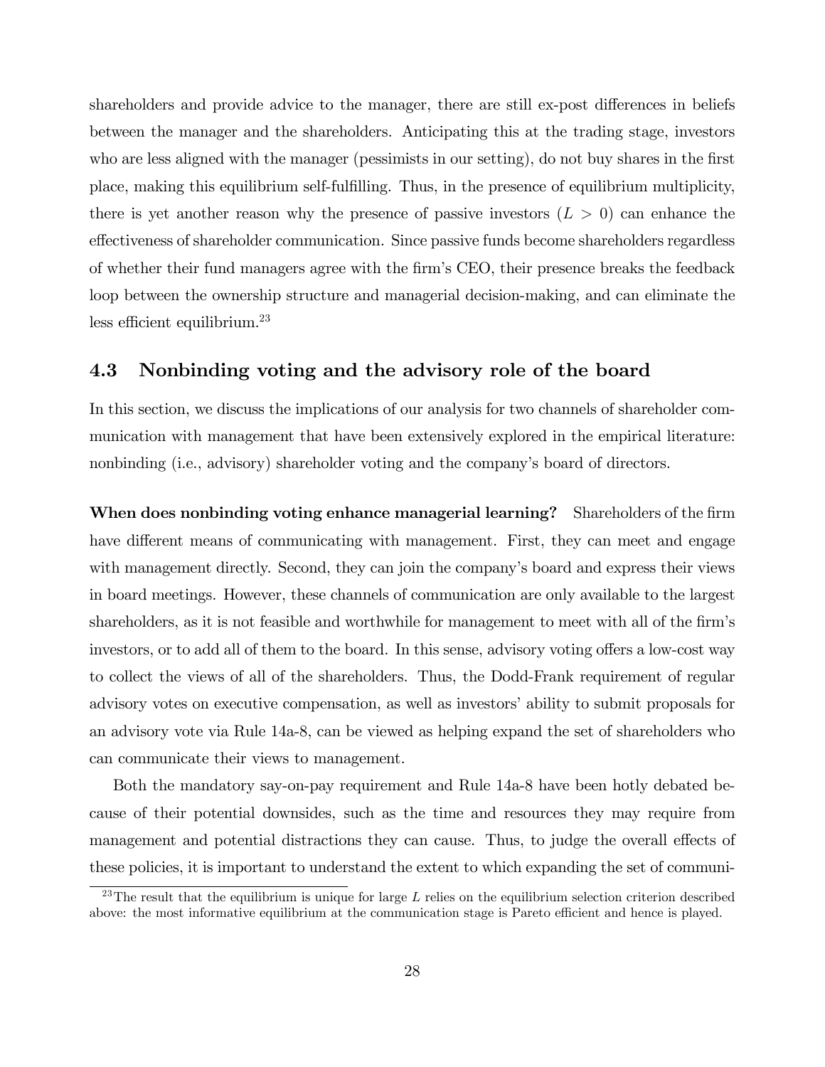shareholders and provide advice to the manager, there are still ex-post differences in beliefs between the manager and the shareholders. Anticipating this at the trading stage, investors who are less aligned with the manager (pessimists in our setting), do not buy shares in the first place, making this equilibrium self-fulfilling. Thus, in the presence of equilibrium multiplicity, there is yet another reason why the presence of passive investors ($L > 0$) can enhance the effectiveness of shareholder communication. Since passive funds become shareholders regardless of whether their fund managers agree with the firm's CEO, their presence breaks the feedback loop between the ownership structure and managerial decision-making, and can eliminate the less efficient equilibrium.[23]

### 4.3 Nonbinding voting and the advisory role of the board

In this section, we discuss the implications of our analysis for two channels of shareholder communication with management that have been extensively explored in the empirical literature: nonbinding (i.e., advisory) shareholder voting and the company's board of directors.

**When does nonbinding voting enhance managerial learning?** Shareholders of the firm have different means of communicating with management. First, they can meet and engage with management directly. Second, they can join the company's board and express their views in board meetings. However, these channels of communication are only available to the largest shareholders, as it is not feasible and worthwhile for management to meet with all of the firm's investors, or to add all of them to the board. In this sense, advisory voting offers a low-cost way to collect the views of all of the shareholders. Thus, the Dodd-Frank requirement of regular advisory votes on executive compensation, as well as investors' ability to submit proposals for an advisory vote via Rule 14a-8, can be viewed as helping expand the set of shareholders who can communicate their views to management.

Both the mandatory say-on-pay requirement and Rule 14a-8 have been hotly debated because of their potential downsides, such as the time and resources they may require from management and potential distractions they can cause. Thus, to judge the overall effects of these policies, it is important to understand the extent to which expanding the set of communi-

[23] The result that the equilibrium is unique for large $L$ relies on the equilibrium selection criterion described above: the most informative equilibrium at the communication stage is Pareto efficient and hence is played.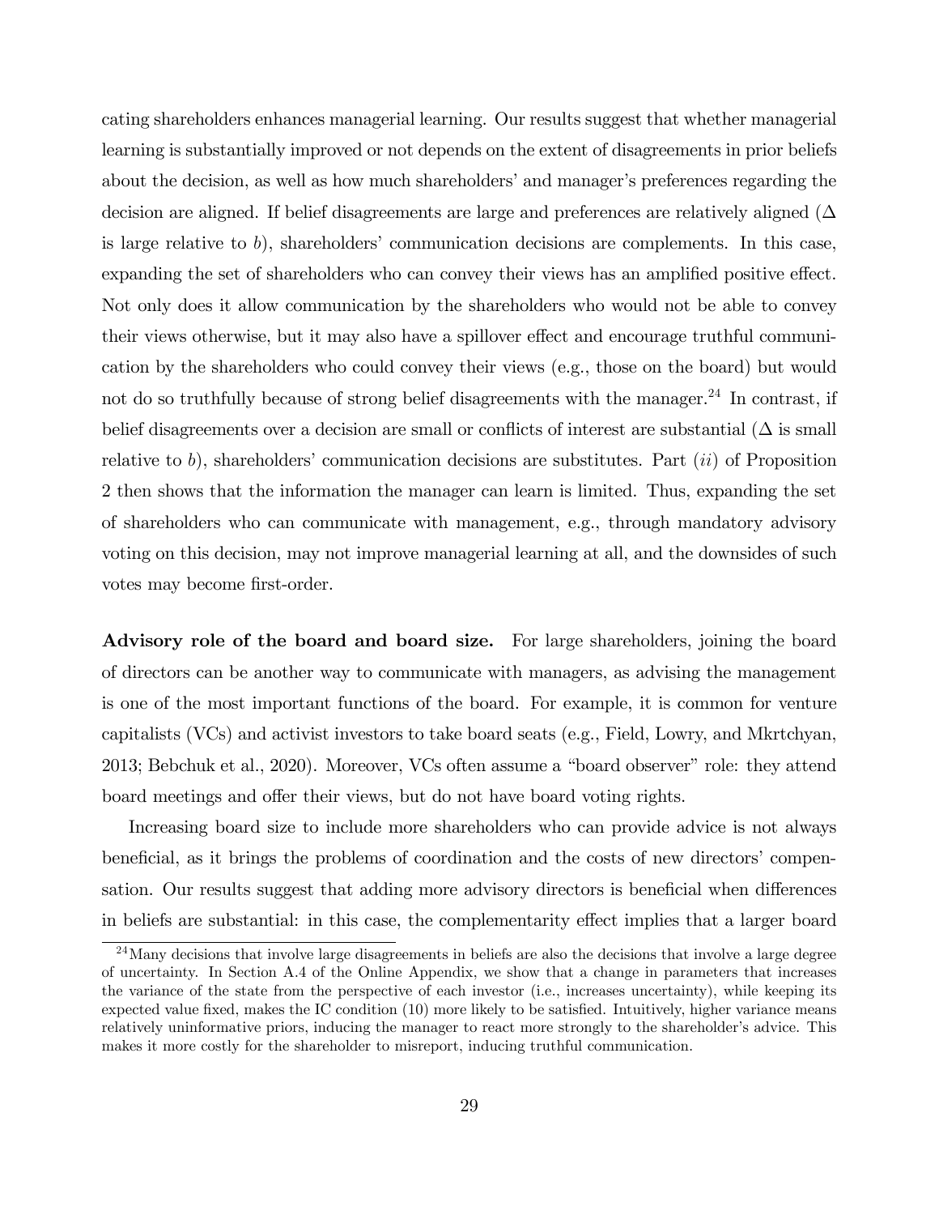cating shareholders enhances managerial learning. Our results suggest that whether managerial learning is substantially improved or not depends on the extent of disagreements in prior beliefs about the decision, as well as how much shareholders' and manager's preferences regarding the decision are aligned. If belief disagreements are large and preferences are relatively aligned ($\Delta$ is large relative to $b$), shareholders' communication decisions are complements. In this case, expanding the set of shareholders who can convey their views has an amplified positive effect. Not only does it allow communication by the shareholders who would not be able to convey their views otherwise, but it may also have a spillover effect and encourage truthful communication by the shareholders who could convey their views (e.g., those on the board) but would not do so truthfully because of strong belief disagreements with the manager.[24] In contrast, if belief disagreements over a decision are small or conflicts of interest are substantial ($\Delta$ is small relative to $b$), shareholders' communication decisions are substitutes. Part (*ii*) of Proposition 2 then shows that the information the manager can learn is limited. Thus, expanding the set of shareholders who can communicate with management, e.g., through mandatory advisory voting on this decision, may not improve managerial learning at all, and the downsides of such votes may become first-order.

**Advisory role of the board and board size.** For large shareholders, joining the board of directors can be another way to communicate with managers, as advising the management is one of the most important functions of the board. For example, it is common for venture capitalists (VCs) and activist investors to take board seats (e.g., Field, Lowry, and Mkrtchyan, 2013; Bebchuk et al., 2020). Moreover, VCs often assume a "board observer" role: they attend board meetings and offer their views, but do not have board voting rights.

Increasing board size to include more shareholders who can provide advice is not always beneficial, as it brings the problems of coordination and the costs of new directors' compensation. Our results suggest that adding more advisory directors is beneficial when differences in beliefs are substantial: in this case, the complementarity effect implies that a larger board

[24] Many decisions that involve large disagreements in beliefs are also the decisions that involve a large degree of uncertainty. In Section A.4 of the Online Appendix, we show that a change in parameters that increases the variance of the state from the perspective of each investor (i.e., increases uncertainty), while keeping its expected value fixed, makes the IC condition (10) more likely to be satisfied. Intuitively, higher variance means relatively uninformative priors, inducing the manager to react more strongly to the shareholder's advice. This makes it more costly for the shareholder to misreport, inducing truthful communication.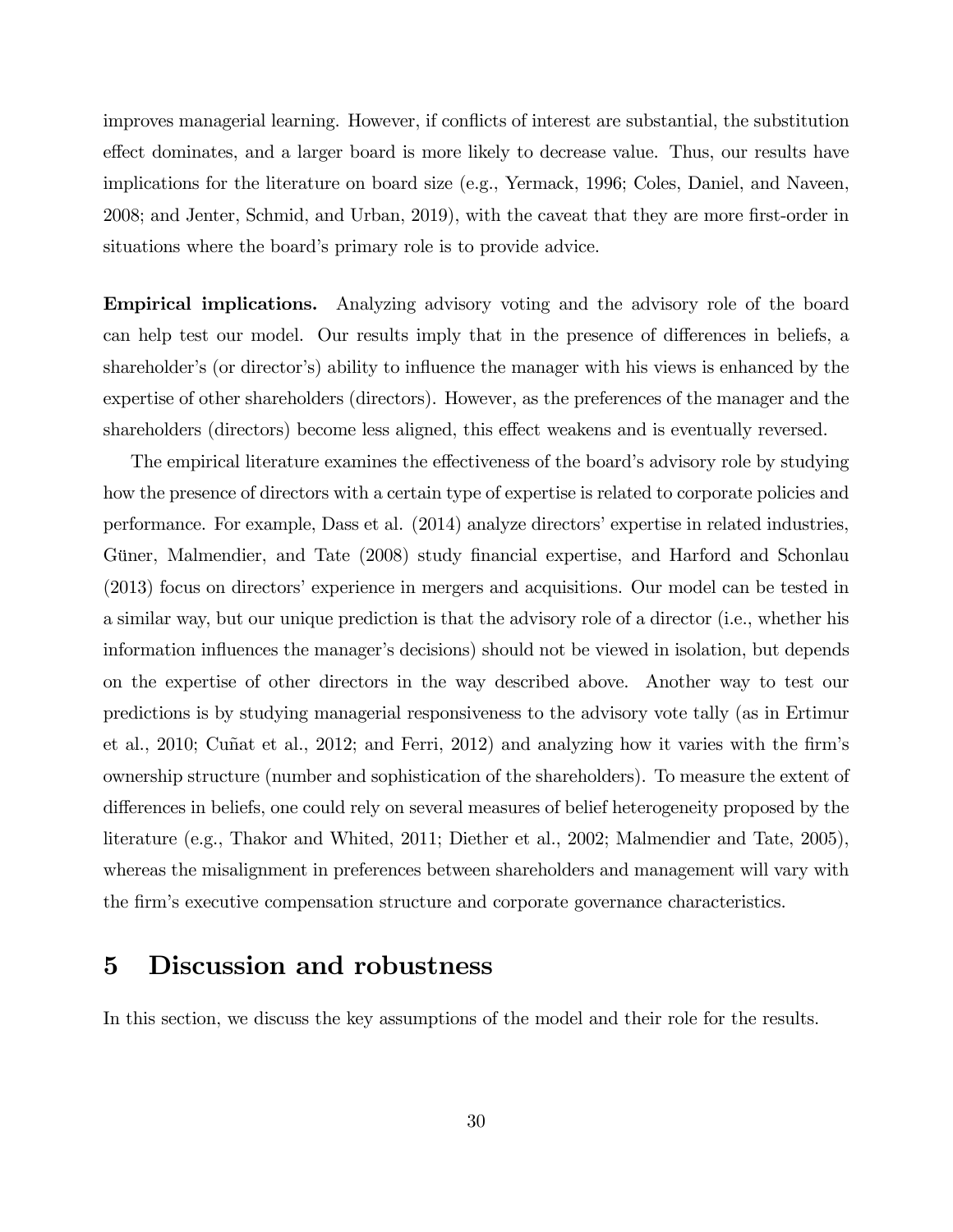improves managerial learning. However, if conflicts of interest are substantial, the substitution effect dominates, and a larger board is more likely to decrease value. Thus, our results have implications for the literature on board size (e.g., Yermack, 1996; Coles, Daniel, and Naveen, 2008; and Jenter, Schmid, and Urban, 2019), with the caveat that they are more first-order in situations where the board's primary role is to provide advice.

**Empirical implications.** Analyzing advisory voting and the advisory role of the board can help test our model. Our results imply that in the presence of differences in beliefs, a shareholder's (or director's) ability to influence the manager with his views is enhanced by the expertise of other shareholders (directors). However, as the preferences of the manager and the shareholders (directors) become less aligned, this effect weakens and is eventually reversed.

The empirical literature examines the effectiveness of the board's advisory role by studying how the presence of directors with a certain type of expertise is related to corporate policies and performance. For example, Dass et al. (2014) analyze directors' expertise in related industries, Güner, Malmendier, and Tate (2008) study financial expertise, and Harford and Schonlau (2013) focus on directors' experience in mergers and acquisitions. Our model can be tested in a similar way, but our unique prediction is that the advisory role of a director (i.e., whether his information influences the manager's decisions) should not be viewed in isolation, but depends on the expertise of other directors in the way described above. Another way to test our predictions is by studying managerial responsiveness to the advisory vote tally (as in Ertimur et al., 2010; Cuñat et al., 2012; and Ferri, 2012) and analyzing how it varies with the firm's ownership structure (number and sophistication of the shareholders). To measure the extent of differences in beliefs, one could rely on several measures of belief heterogeneity proposed by the literature (e.g., Thakor and Whited, 2011; Diether et al., 2002; Malmendier and Tate, 2005), whereas the misalignment in preferences between shareholders and management will vary with the firm's executive compensation structure and corporate governance characteristics.

# 5 Discussion and robustness

In this section, we discuss the key assumptions of the model and their role for the results.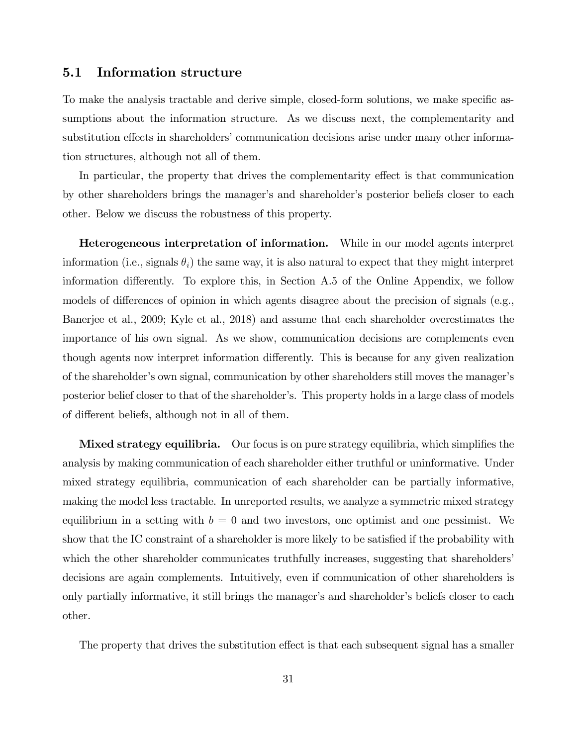## 5.1 Information structure

To make the analysis tractable and derive simple, closed-form solutions, we make specific assumptions about the information structure. As we discuss next, the complementarity and substitution effects in shareholders' communication decisions arise under many other information structures, although not all of them.

In particular, the property that drives the complementarity effect is that communication by other shareholders brings the manager's and shareholder's posterior beliefs closer to each other. Below we discuss the robustness of this property.

**Heterogeneous interpretation of information.** While in our model agents interpret information (i.e., signals $\theta_i$) the same way, it is also natural to expect that they might interpret information differently. To explore this, in Section A.5 of the Online Appendix, we follow models of differences of opinion in which agents disagree about the precision of signals (e.g., Banerjee et al., 2009; Kyle et al., 2018) and assume that each shareholder overestimates the importance of his own signal. As we show, communication decisions are complements even though agents now interpret information differently. This is because for any given realization of the shareholder's own signal, communication by other shareholders still moves the manager's posterior belief closer to that of the shareholder's. This property holds in a large class of models of different beliefs, although not in all of them.

**Mixed strategy equilibria.** Our focus is on pure strategy equilibria, which simplifies the analysis by making communication of each shareholder either truthful or uninformative. Under mixed strategy equilibria, communication of each shareholder can be partially informative, making the model less tractable. In unreported results, we analyze a symmetric mixed strategy equilibrium in a setting with $b = 0$ and two investors, one optimist and one pessimist. We show that the IC constraint of a shareholder is more likely to be satisfied if the probability with which the other shareholder communicates truthfully increases, suggesting that shareholders' decisions are again complements. Intuitively, even if communication of other shareholders is only partially informative, it still brings the manager's and shareholder's beliefs closer to each other.

The property that drives the substitution effect is that each subsequent signal has a smaller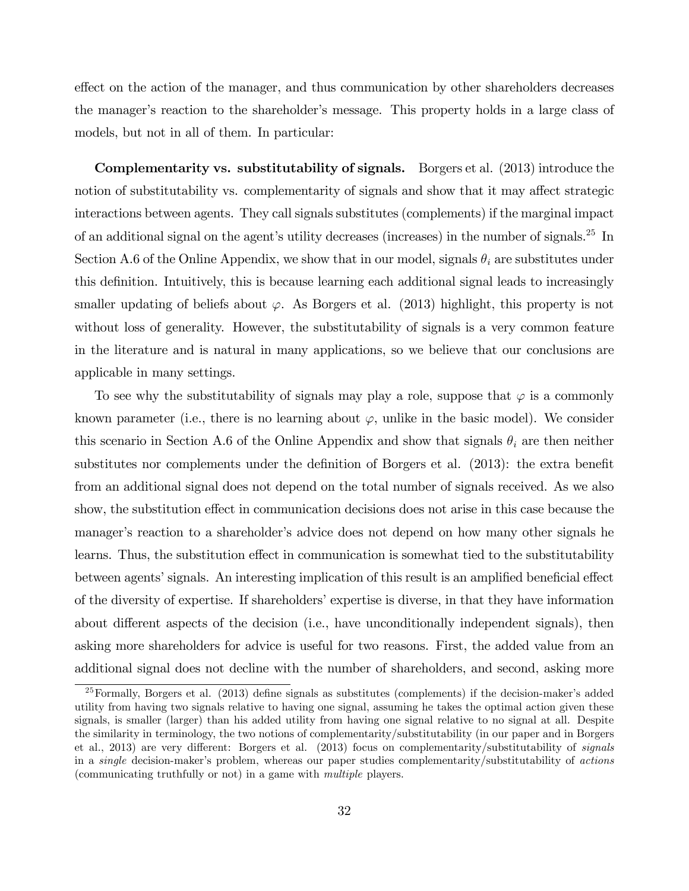effect on the action of the manager, and thus communication by other shareholders decreases the manager's reaction to the shareholder's message. This property holds in a large class of models, but not in all of them. In particular:

**Complementarity vs. substitutability of signals.** Borgers et al. (2013) introduce the notion of substitutability vs. complementarity of signals and show that it may affect strategic interactions between agents. They call signals substitutes (complements) if the marginal impact of an additional signal on the agent's utility decreases (increases) in the number of signals.[25] In Section A.6 of the Online Appendix, we show that in our model, signals $\theta_i$ are substitutes under this definition. Intuitively, this is because learning each additional signal leads to increasingly smaller updating of beliefs about $\varphi$. As Borgers et al. (2013) highlight, this property is not without loss of generality. However, the substitutability of signals is a very common feature in the literature and is natural in many applications, so we believe that our conclusions are applicable in many settings.

To see why the substitutability of signals may play a role, suppose that $\varphi$ is a commonly known parameter (i.e., there is no learning about $\varphi$, unlike in the basic model). We consider this scenario in Section A.6 of the Online Appendix and show that signals $\theta_i$ are then neither substitutes nor complements under the definition of Borgers et al. (2013): the extra benefit from an additional signal does not depend on the total number of signals received. As we also show, the substitution effect in communication decisions does not arise in this case because the manager's reaction to a shareholder's advice does not depend on how many other signals he learns. Thus, the substitution effect in communication is somewhat tied to the substitutability between agents' signals. An interesting implication of this result is an amplified beneficial effect of the diversity of expertise. If shareholders' expertise is diverse, in that they have information about different aspects of the decision (i.e., have unconditionally independent signals), then asking more shareholders for advice is useful for two reasons. First, the added value from an additional signal does not decline with the number of shareholders, and second, asking more

[25] Formally, Borgers et al. (2013) define signals as substitutes (complements) if the decision-maker's added utility from having two signals relative to having one signal, assuming he takes the optimal action given these signals, is smaller (larger) than his added utility from having one signal relative to no signal at all. Despite the similarity in terminology, the two notions of complementarity/substitutability (in our paper and in Borgers et al., 2013) are very different: Borgers et al. (2013) focus on complementarity/substitutability of *signals* in a *single* decision-maker's problem, whereas our paper studies complementarity/substitutability of *actions* (communicating truthfully or not) in a game with *multiple* players.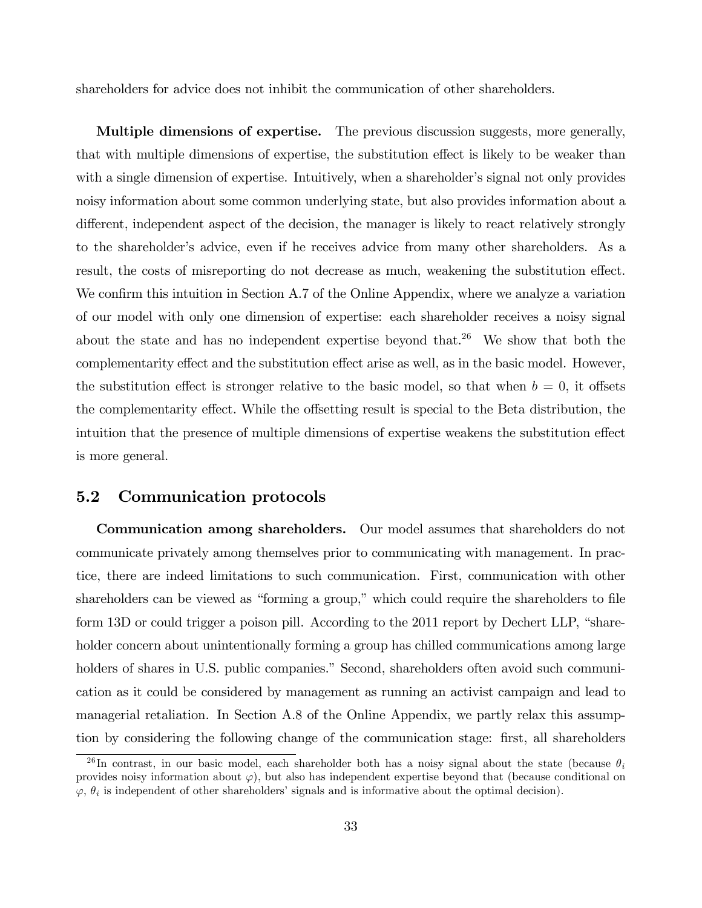shareholders for advice does not inhibit the communication of other shareholders.

**Multiple dimensions of expertise.** The previous discussion suggests, more generally, that with multiple dimensions of expertise, the substitution effect is likely to be weaker than with a single dimension of expertise. Intuitively, when a shareholder's signal not only provides noisy information about some common underlying state, but also provides information about a different, independent aspect of the decision, the manager is likely to react relatively strongly to the shareholder's advice, even if he receives advice from many other shareholders. As a result, the costs of misreporting do not decrease as much, weakening the substitution effect. We confirm this intuition in Section A.7 of the Online Appendix, where we analyze a variation of our model with only one dimension of expertise: each shareholder receives a noisy signal about the state and has no independent expertise beyond that.[26] We show that both the complementarity effect and the substitution effect arise as well, as in the basic model. However, the substitution effect is stronger relative to the basic model, so that when $b = 0$, it offsets the complementarity effect. While the offsetting result is special to the Beta distribution, the intuition that the presence of multiple dimensions of expertise weakens the substitution effect is more general.

## 5.2 Communication protocols

**Communication among shareholders.** Our model assumes that shareholders do not communicate privately among themselves prior to communicating with management. In practice, there are indeed limitations to such communication. First, communication with other shareholders can be viewed as "forming a group," which could require the shareholders to file form 13D or could trigger a poison pill. According to the 2011 report by Dechert LLP, "shareholder concern about unintentionally forming a group has chilled communications among large holders of shares in U.S. public companies." Second, shareholders often avoid such communication as it could be considered by management as running an activist campaign and lead to managerial retaliation. In Section A.8 of the Online Appendix, we partly relax this assumption by considering the following change of the communication stage: first, all shareholders

[26] In contrast, in our basic model, each shareholder both has a noisy signal about the state (because $\theta_i$ provides noisy information about $\varphi$), but also has independent expertise beyond that (because conditional on $\varphi$, $\theta_i$ is independent of other shareholders' signals and is informative about the optimal decision).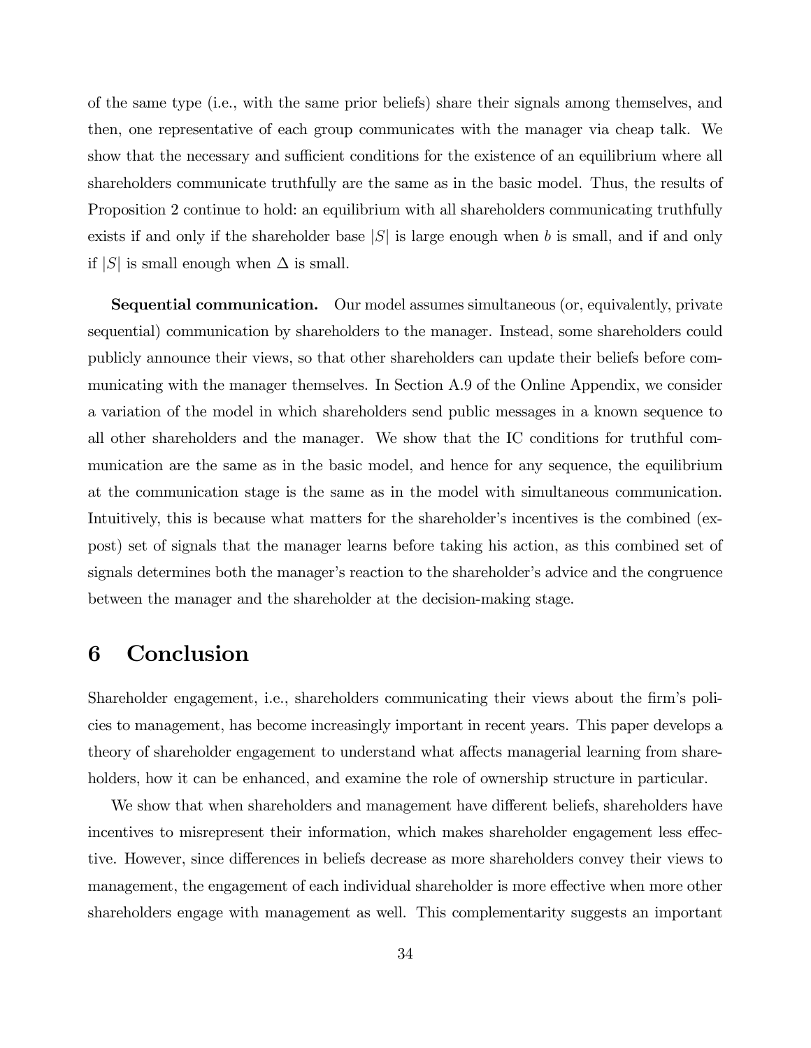of the same type (i.e., with the same prior beliefs) share their signals among themselves, and then, one representative of each group communicates with the manager via cheap talk. We show that the necessary and sufficient conditions for the existence of an equilibrium where all shareholders communicate truthfully are the same as in the basic model. Thus, the results of Proposition 2 continue to hold: an equilibrium with all shareholders communicating truthfully exists if and only if the shareholder base $|S|$ is large enough when $b$ is small, and if and only if $|S|$ is small enough when $\Delta$ is small.

**Sequential communication.** Our model assumes simultaneous (or, equivalently, private sequential) communication by shareholders to the manager. Instead, some shareholders could publicly announce their views, so that other shareholders can update their beliefs before communicating with the manager themselves. In Section A.9 of the Online Appendix, we consider a variation of the model in which shareholders send public messages in a known sequence to all other shareholders and the manager. We show that the IC conditions for truthful communication are the same as in the basic model, and hence for any sequence, the equilibrium at the communication stage is the same as in the model with simultaneous communication. Intuitively, this is because what matters for the shareholder's incentives is the combined (ex-post) set of signals that the manager learns before taking his action, as this combined set of signals determines both the manager's reaction to the shareholder's advice and the congruence between the manager and the shareholder at the decision-making stage.

# 6 Conclusion

Shareholder engagement, i.e., shareholders communicating their views about the firm's policies to management, has become increasingly important in recent years. This paper develops a theory of shareholder engagement to understand what affects managerial learning from shareholders, how it can be enhanced, and examine the role of ownership structure in particular.

We show that when shareholders and management have different beliefs, shareholders have incentives to misrepresent their information, which makes shareholder engagement less effective. However, since differences in beliefs decrease as more shareholders convey their views to management, the engagement of each individual shareholder is more effective when more other shareholders engage with management as well. This complementarity suggests an important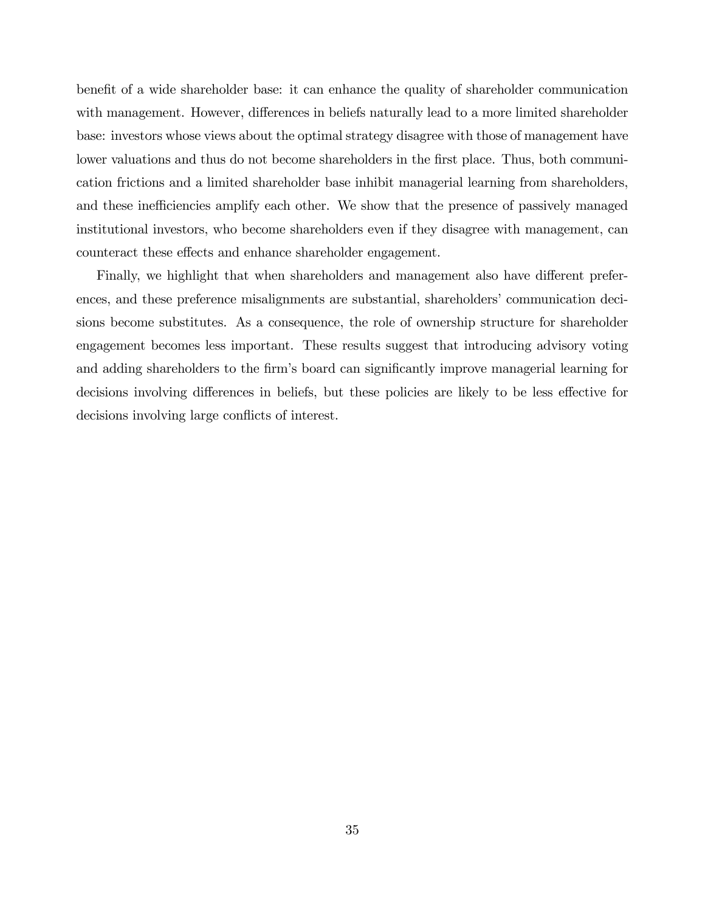benefit of a wide shareholder base: it can enhance the quality of shareholder communication with management. However, differences in beliefs naturally lead to a more limited shareholder base: investors whose views about the optimal strategy disagree with those of management have lower valuations and thus do not become shareholders in the first place. Thus, both communication frictions and a limited shareholder base inhibit managerial learning from shareholders, and these inefficiencies amplify each other. We show that the presence of passively managed institutional investors, who become shareholders even if they disagree with management, can counteract these effects and enhance shareholder engagement.

Finally, we highlight that when shareholders and management also have different preferences, and these preference misalignments are substantial, shareholders' communication decisions become substitutes. As a consequence, the role of ownership structure for shareholder engagement becomes less important. These results suggest that introducing advisory voting and adding shareholders to the firm's board can significantly improve managerial learning for decisions involving differences in beliefs, but these policies are likely to be less effective for decisions involving large conflicts of interest.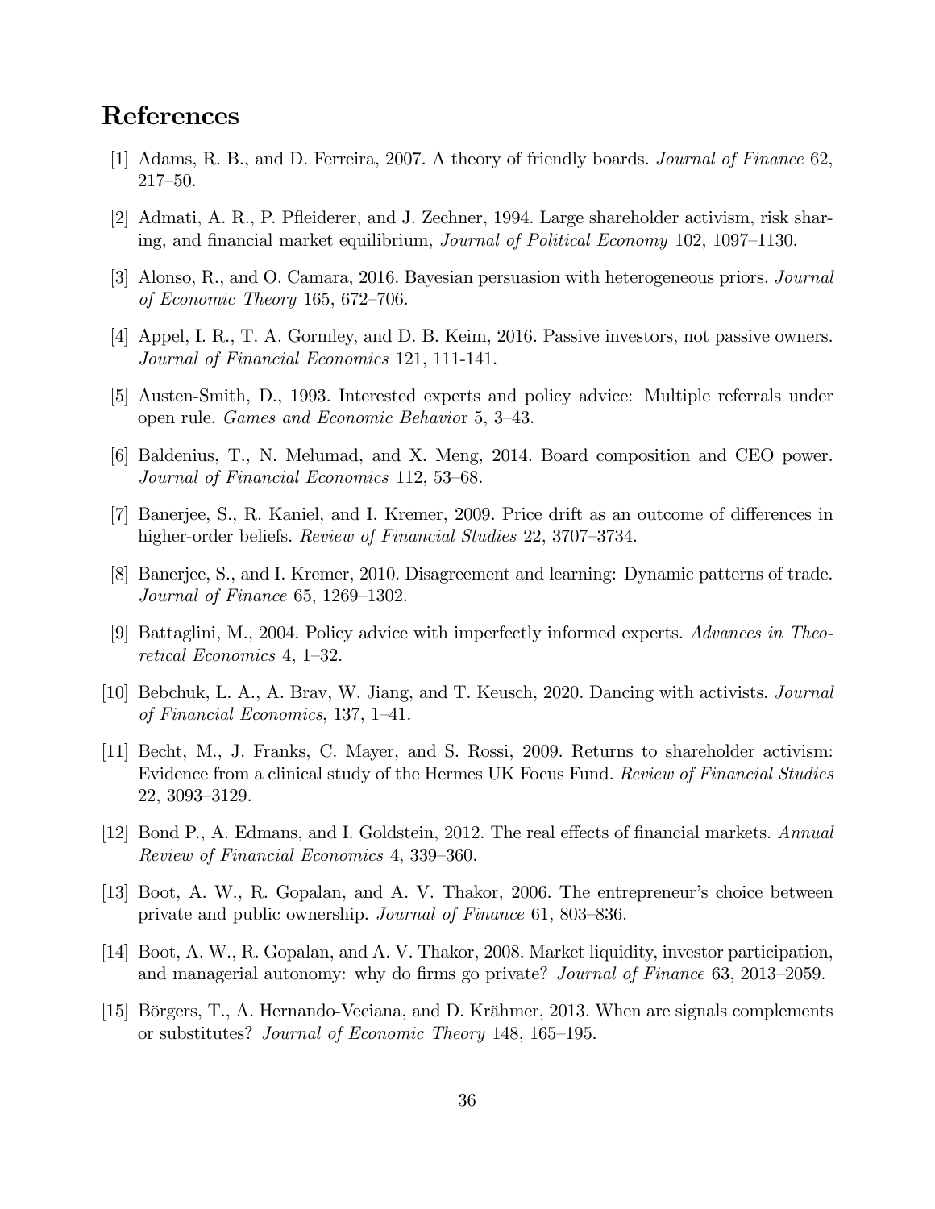# References

[1] Adams, R. B., and D. Ferreira, 2007. A theory of friendly boards. *Journal of Finance* 62, 217–50.

[2] Admati, A. R., P. Pfleiderer, and J. Zechner, 1994. Large shareholder activism, risk sharing, and financial market equilibrium, *Journal of Political Economy* 102, 1097–1130.

[3] Alonso, R., and O. Camara, 2016. Bayesian persuasion with heterogeneous priors. *Journal of Economic Theory* 165, 672–706.

[4] Appel, I. R., T. A. Gormley, and D. B. Keim, 2016. Passive investors, not passive owners. *Journal of Financial Economics* 121, 111-141.

[5] Austen-Smith, D., 1993. Interested experts and policy advice: Multiple referrals under open rule. *Games and Economic Behavio*r 5, 3–43.

[6] Baldenius, T., N. Melumad, and X. Meng, 2014. Board composition and CEO power. *Journal of Financial Economics* 112, 53–68.

[7] Banerjee, S., R. Kaniel, and I. Kremer, 2009. Price drift as an outcome of differences in higher-order beliefs. *Review of Financial Studies* 22, 3707–3734.

[8] Banerjee, S., and I. Kremer, 2010. Disagreement and learning: Dynamic patterns of trade. *Journal of Finance* 65, 1269–1302.

[9] Battaglini, M., 2004. Policy advice with imperfectly informed experts. *Advances in Theoretical Economics* 4, 1–32.

[10] Bebchuk, L. A., A. Brav, W. Jiang, and T. Keusch, 2020. Dancing with activists. *Journal of Financial Economics*, 137, 1–41.

[11] Becht, M., J. Franks, C. Mayer, and S. Rossi, 2009. Returns to shareholder activism: Evidence from a clinical study of the Hermes UK Focus Fund. *Review of Financial Studies* 22, 3093–3129.

[12] Bond P., A. Edmans, and I. Goldstein, 2012. The real effects of financial markets. *Annual Review of Financial Economics* 4, 339–360.

[13] Boot, A. W., R. Gopalan, and A. V. Thakor, 2006. The entrepreneur's choice between private and public ownership. *Journal of Finance* 61, 803–836.

[14] Boot, A. W., R. Gopalan, and A. V. Thakor, 2008. Market liquidity, investor participation, and managerial autonomy: why do firms go private? *Journal of Finance* 63, 2013–2059.

[15] Börgers, T., A. Hernando-Veciana, and D. Krähmer, 2013. When are signals complements or substitutes? *Journal of Economic Theory* 148, 165–195.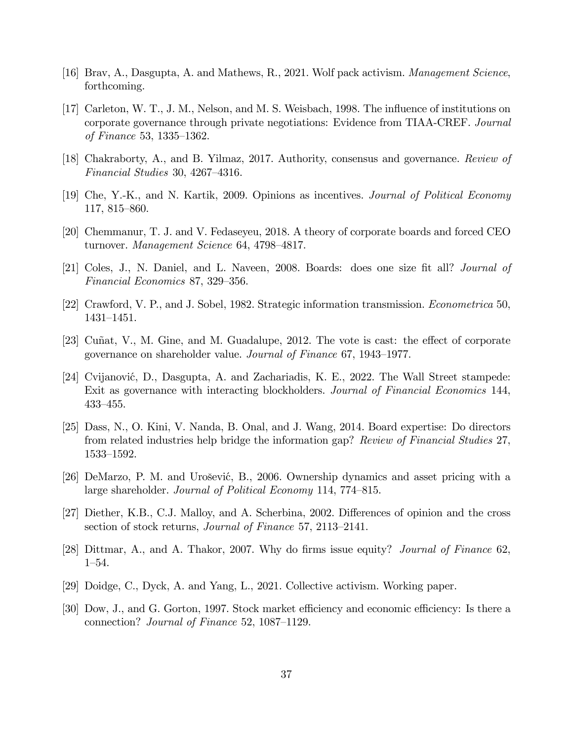[16] Brav, A., Dasgupta, A. and Mathews, R., 2021. Wolf pack activism. *Management Science*, forthcoming.

[17] Carleton, W. T., J. M., Nelson, and M. S. Weisbach, 1998. The influence of institutions on corporate governance through private negotiations: Evidence from TIAA-CREF. *Journal of Finance* 53, 1335–1362.

[18] Chakraborty, A., and B. Yilmaz, 2017. Authority, consensus and governance. *Review of Financial Studies* 30, 4267–4316.

[19] Che, Y.-K., and N. Kartik, 2009. Opinions as incentives. *Journal of Political Economy* 117, 815–860.

[20] Chemmanur, T. J. and V. Fedaseyeu, 2018. A theory of corporate boards and forced CEO turnover. *Management Science* 64, 4798–4817.

[21] Coles, J., N. Daniel, and L. Naveen, 2008. Boards: does one size fit all? *Journal of Financial Economics* 87, 329–356.

[22] Crawford, V. P., and J. Sobel, 1982. Strategic information transmission. *Econometrica* 50, 1431–1451.

[23] Cuñat, V., M. Gine, and M. Guadalupe, 2012. The vote is cast: the effect of corporate governance on shareholder value. *Journal of Finance* 67, 1943–1977.

[24] Cvijanović, D., Dasgupta, A. and Zachariadis, K. E., 2022. The Wall Street stampede: Exit as governance with interacting blockholders. *Journal of Financial Economics* 144, 433–455.

[25] Dass, N., O. Kini, V. Nanda, B. Onal, and J. Wang, 2014. Board expertise: Do directors from related industries help bridge the information gap? *Review of Financial Studies* 27, 1533–1592.

[26] DeMarzo, P. M. and Urošević, B., 2006. Ownership dynamics and asset pricing with a large shareholder. *Journal of Political Economy* 114, 774–815.

[27] Diether, K.B., C.J. Malloy, and A. Scherbina, 2002. Differences of opinion and the cross section of stock returns, *Journal of Finance* 57, 2113–2141.

[28] Dittmar, A., and A. Thakor, 2007. Why do firms issue equity? *Journal of Finance* 62, 1–54.

[29] Doidge, C., Dyck, A. and Yang, L., 2021. Collective activism. Working paper.

[30] Dow, J., and G. Gorton, 1997. Stock market efficiency and economic efficiency: Is there a connection? *Journal of Finance* 52, 1087–1129.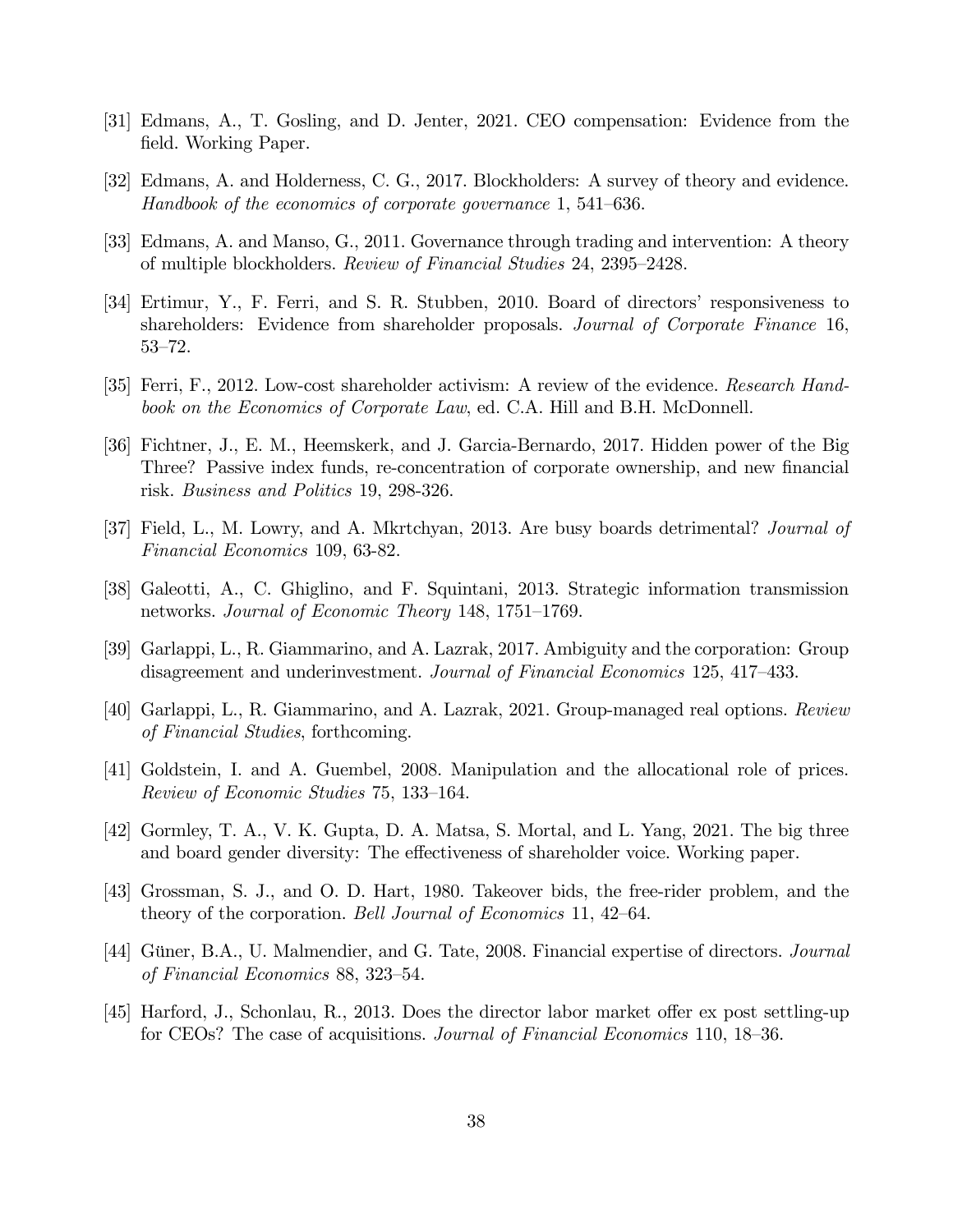[31] Edmans, A., T. Gosling, and D. Jenter, 2021. CEO compensation: Evidence from the field. Working Paper.

[32] Edmans, A. and Holderness, C. G., 2017. Blockholders: A survey of theory and evidence. *Handbook of the economics of corporate governance* 1, 541–636.

[33] Edmans, A. and Manso, G., 2011. Governance through trading and intervention: A theory of multiple blockholders. *Review of Financial Studies* 24, 2395–2428.

[34] Ertimur, Y., F. Ferri, and S. R. Stubben, 2010. Board of directors' responsiveness to shareholders: Evidence from shareholder proposals. *Journal of Corporate Finance* 16, 53–72.

[35] Ferri, F., 2012. Low-cost shareholder activism: A review of the evidence. *Research Handbook on the Economics of Corporate Law*, ed. C.A. Hill and B.H. McDonnell.

[36] Fichtner, J., E. M., Heemskerk, and J. Garcia-Bernardo, 2017. Hidden power of the Big Three? Passive index funds, re-concentration of corporate ownership, and new financial risk. *Business and Politics* 19, 298-326.

[37] Field, L., M. Lowry, and A. Mkrtchyan, 2013. Are busy boards detrimental? *Journal of Financial Economics* 109, 63-82.

[38] Galeotti, A., C. Ghiglino, and F. Squintani, 2013. Strategic information transmission networks. *Journal of Economic Theory* 148, 1751–1769.

[39] Garlappi, L., R. Giammarino, and A. Lazrak, 2017. Ambiguity and the corporation: Group disagreement and underinvestment. *Journal of Financial Economics* 125, 417–433.

[40] Garlappi, L., R. Giammarino, and A. Lazrak, 2021. Group-managed real options. *Review of Financial Studies*, forthcoming.

[41] Goldstein, I. and A. Guembel, 2008. Manipulation and the allocational role of prices. *Review of Economic Studies* 75, 133–164.

[42] Gormley, T. A., V. K. Gupta, D. A. Matsa, S. Mortal, and L. Yang, 2021. The big three and board gender diversity: The effectiveness of shareholder voice. Working paper.

[43] Grossman, S. J., and O. D. Hart, 1980. Takeover bids, the free-rider problem, and the theory of the corporation. *Bell Journal of Economics* 11, 42–64.

[44] Güner, B.A., U. Malmendier, and G. Tate, 2008. Financial expertise of directors. *Journal of Financial Economics* 88, 323–54.

[45] Harford, J., Schonlau, R., 2013. Does the director labor market offer ex post settling-up for CEOs? The case of acquisitions. *Journal of Financial Economics* 110, 18–36.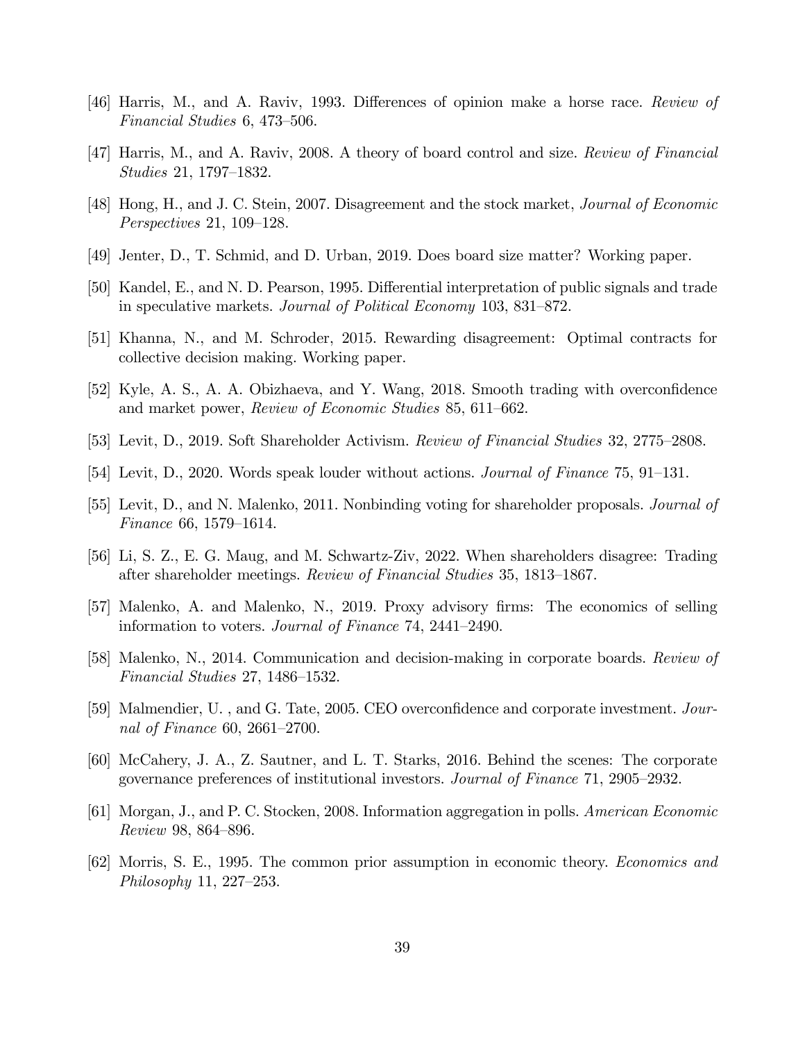[46] Harris, M., and A. Raviv, 1993. Differences of opinion make a horse race. *Review of Financial Studies* 6, 473–506.

[47] Harris, M., and A. Raviv, 2008. A theory of board control and size. *Review of Financial Studies* 21, 1797–1832.

[48] Hong, H., and J. C. Stein, 2007. Disagreement and the stock market, *Journal of Economic Perspectives* 21, 109–128.

[49] Jenter, D., T. Schmid, and D. Urban, 2019. Does board size matter? Working paper.

[50] Kandel, E., and N. D. Pearson, 1995. Differential interpretation of public signals and trade in speculative markets. *Journal of Political Economy* 103, 831–872.

[51] Khanna, N., and M. Schroder, 2015. Rewarding disagreement: Optimal contracts for collective decision making. Working paper.

[52] Kyle, A. S., A. A. Obizhaeva, and Y. Wang, 2018. Smooth trading with overconfidence and market power, *Review of Economic Studies* 85, 611–662.

[53] Levit, D., 2019. Soft Shareholder Activism. *Review of Financial Studies* 32, 2775–2808.

[54] Levit, D., 2020. Words speak louder without actions. *Journal of Finance* 75, 91–131.

[55] Levit, D., and N. Malenko, 2011. Nonbinding voting for shareholder proposals. *Journal of Finance* 66, 1579–1614.

[56] Li, S. Z., E. G. Maug, and M. Schwartz-Ziv, 2022. When shareholders disagree: Trading after shareholder meetings. *Review of Financial Studies* 35, 1813–1867.

[57] Malenko, A. and Malenko, N., 2019. Proxy advisory firms: The economics of selling information to voters. *Journal of Finance* 74, 2441–2490.

[58] Malenko, N., 2014. Communication and decision-making in corporate boards. *Review of Financial Studies* 27, 1486–1532.

[59] Malmendier, U. , and G. Tate, 2005. CEO overconfidence and corporate investment. *Journal of Finance* 60, 2661–2700.

[60] McCahery, J. A., Z. Sautner, and L. T. Starks, 2016. Behind the scenes: The corporate governance preferences of institutional investors. *Journal of Finance* 71, 2905–2932.

[61] Morgan, J., and P. C. Stocken, 2008. Information aggregation in polls. *American Economic Review* 98, 864–896.

[62] Morris, S. E., 1995. The common prior assumption in economic theory. *Economics and Philosophy* 11, 227–253.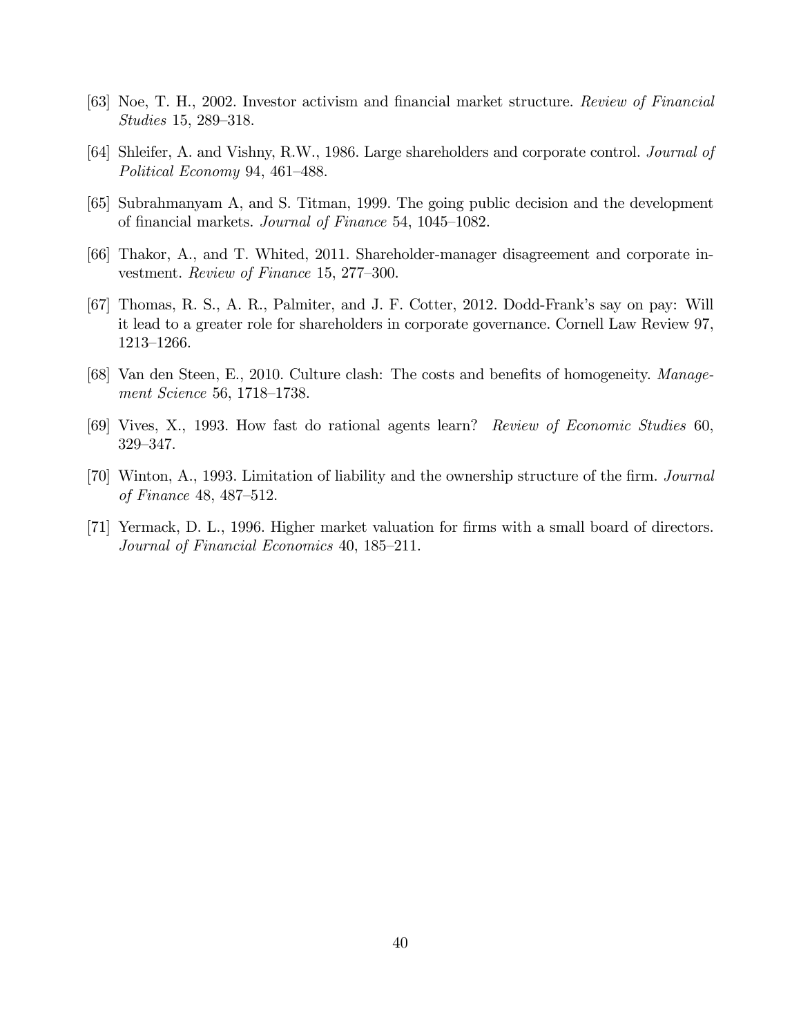[63] Noe, T. H., 2002. Investor activism and financial market structure. *Review of Financial Studies* 15, 289–318.

[64] Shleifer, A. and Vishny, R.W., 1986. Large shareholders and corporate control. *Journal of Political Economy* 94, 461–488.

[65] Subrahmanyam A, and S. Titman, 1999. The going public decision and the development of financial markets. *Journal of Finance* 54, 1045–1082.

[66] Thakor, A., and T. Whited, 2011. Shareholder-manager disagreement and corporate investment. *Review of Finance* 15, 277–300.

[67] Thomas, R. S., A. R., Palmiter, and J. F. Cotter, 2012. Dodd-Frank's say on pay: Will it lead to a greater role for shareholders in corporate governance. Cornell Law Review 97, 1213–1266.

[68] Van den Steen, E., 2010. Culture clash: The costs and benefits of homogeneity. *Management Science* 56, 1718–1738.

[69] Vives, X., 1993. How fast do rational agents learn? *Review of Economic Studies* 60, 329–347.

[70] Winton, A., 1993. Limitation of liability and the ownership structure of the firm. *Journal of Finance* 48, 487–512.

[71] Yermack, D. L., 1996. Higher market valuation for firms with a small board of directors. *Journal of Financial Economics* 40, 185–211.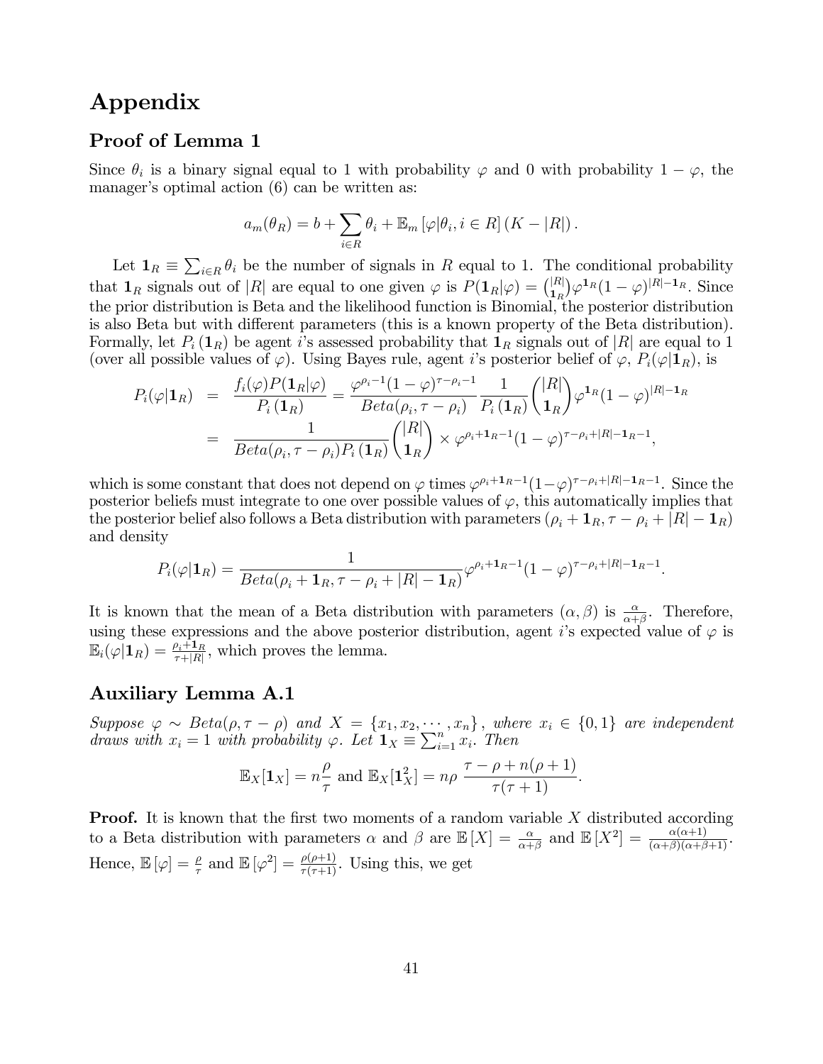# Appendix

## Proof of Lemma 1

Since $\theta_i$ is a binary signal equal to 1 with probability $\varphi$ and 0 with probability $1-\varphi$, the manager's optimal action (6) can be written as:

$$a_m(\theta_R) = b + \sum_{i \in R} \theta_i + \mathbb{E}_m\left[\varphi|\theta_i, i \in R\right](K - |R|).$$

Let $\mathbf{1}_R \equiv \sum_{i \in R} \theta_i$ be the number of signals in $R$ equal to 1. The conditional probability that $\mathbf{1}_R$ signals out of $|R|$ are equal to one given $\varphi$ is $P(\mathbf{1}_R|\varphi) = \binom{|R|}{\mathbf{1}_R}\varphi^{\mathbf{1}_R}(1-\varphi)^{|R|-\mathbf{1}_R}$. Since the prior distribution is Beta and the likelihood function is Binomial, the posterior distribution is also Beta but with different parameters (this is a known property of the Beta distribution). Formally, let $P_i(\mathbf{1}_R)$ be agent $i$'s assessed probability that $\mathbf{1}_R$ signals out of $|R|$ are equal to 1 (over all possible values of $\varphi$). Using Bayes rule, agent $i$'s posterior belief of $\varphi$, $P_i(\varphi|\mathbf{1}_R)$, is

$$\begin{aligned}
P_i(\varphi|\mathbf{1}_R) &= \frac{f_i(\varphi)P(\mathbf{1}_R|\varphi)}{P_i(\mathbf{1}_R)} = \frac{\varphi^{\rho_i-1}(1-\varphi)^{\tau-\rho_i-1}}{Beta(\rho_i, \tau-\rho_i)}\frac{1}{P_i(\mathbf{1}_R)}\binom{|R|}{\mathbf{1}_R}\varphi^{\mathbf{1}_R}(1-\varphi)^{|R|-\mathbf{1}_R} \\
&= \frac{1}{Beta(\rho_i, \tau-\rho_i)P_i(\mathbf{1}_R)}\binom{|R|}{\mathbf{1}_R} \times \varphi^{\rho_i+\mathbf{1}_R-1}(1-\varphi)^{\tau-\rho_i+|R|-\mathbf{1}_R-1},
\end{aligned}$$

which is some constant that does not depend on $\varphi$ times $\varphi^{\rho_i+\mathbf{1}_R-1}(1-\varphi)^{\tau-\rho_i+|R|-\mathbf{1}_R-1}$. Since the posterior beliefs must integrate to one over possible values of $\varphi$, this automatically implies that the posterior belief also follows a Beta distribution with parameters $(\rho_i + \mathbf{1}_R, \tau - \rho_i + |R| - \mathbf{1}_R)$ and density

$$P_i(\varphi|\mathbf{1}_R) = \frac{1}{Beta(\rho_i + \mathbf{1}_R, \tau - \rho_i + |R| - \mathbf{1}_R)}\varphi^{\rho_i+\mathbf{1}_R-1}(1-\varphi)^{\tau-\rho_i+|R|-\mathbf{1}_R-1}.$$

It is known that the mean of a Beta distribution with parameters $(\alpha, \beta)$ is $\frac{\alpha}{\alpha+\beta}$. Therefore, using these expressions and the above posterior distribution, agent $i$'s expected value of $\varphi$ is $\mathbb{E}_i(\varphi|\mathbf{1}_R) = \frac{\rho_i+\mathbf{1}_R}{\tau+|R|}$, which proves the lemma.

## Auxiliary Lemma A.1

*Suppose* $\varphi \sim Beta(\rho, \tau-\rho)$ *and* $X = \{x_1, x_2, \cdots, x_n\}$, *where* $x_i \in \{0,1\}$ *are independent draws with* $x_i = 1$ *with probability* $\varphi$. *Let* $\mathbf{1}_X \equiv \sum_{i=1}^{n} x_i$. *Then*

$$\mathbb{E}_X[\mathbf{1}_X] = n\frac{\rho}{\tau} \text{ and } \mathbb{E}_X[\mathbf{1}_X^2] = n\rho\ \frac{\tau - \rho + n(\rho+1)}{\tau(\tau+1)}.$$

**Proof.** It is known that the first two moments of a random variable $X$ distributed according to a Beta distribution with parameters $\alpha$ and $\beta$ are $\mathbb{E}[X] = \frac{\alpha}{\alpha+\beta}$ and $\mathbb{E}[X^2] = \frac{\alpha(\alpha+1)}{(\alpha+\beta)(\alpha+\beta+1)}$. Hence, $\mathbb{E}[\varphi] = \frac{\rho}{\tau}$ and $\mathbb{E}[\varphi^2] = \frac{\rho(\rho+1)}{\tau(\tau+1)}$. Using this, we get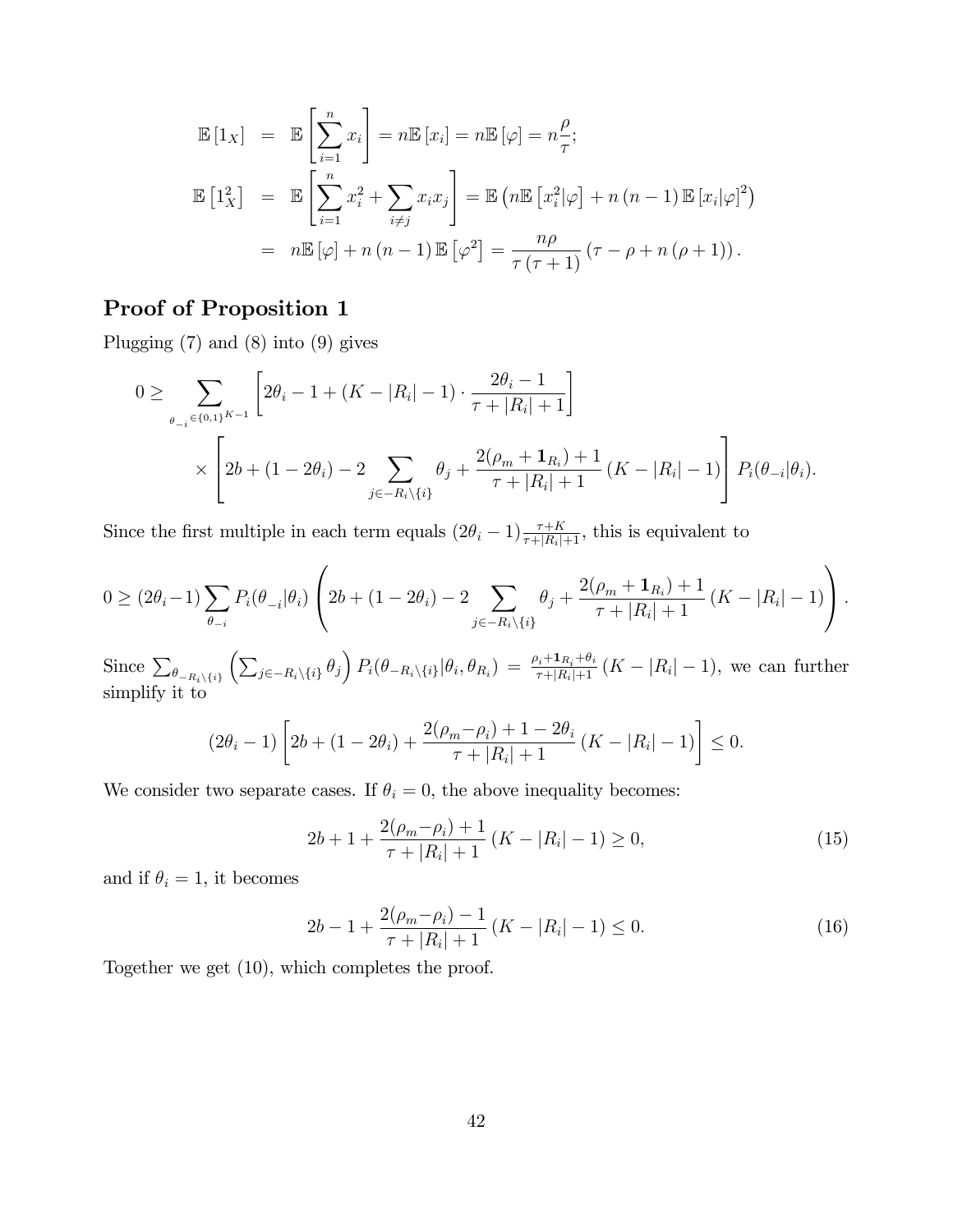$$
\begin{aligned}
\mathbb{E}\left[1_X\right] &= \mathbb{E}\left[\sum_{i=1}^{n} x_i\right] = n\mathbb{E}\left[x_i\right] = n\mathbb{E}\left[\varphi\right] = n\frac{\rho}{\tau}; \\
\mathbb{E}\left[1_X^2\right] &= \mathbb{E}\left[\sum_{i=1}^{n} x_i^2 + \sum_{i\neq j} x_i x_j\right] = \mathbb{E}\left(n\mathbb{E}\left[x_i^2|\varphi\right] + n\left(n-1\right)\mathbb{E}\left[x_i|\varphi\right]^2\right) \\
&= n\mathbb{E}\left[\varphi\right] + n\left(n-1\right)\mathbb{E}\left[\varphi^2\right] = \frac{n\rho}{\tau\left(\tau+1\right)}\left(\tau - \rho + n\left(\rho+1\right)\right).
\end{aligned}
$$

## Proof of Proposition 1

Plugging (7) and (8) into (9) gives

$$
\begin{aligned}
0 \geq \sum_{\theta_{-i}\in\{0,1\}^{K-1}} &\left[2\theta_i - 1 + (K - |R_i| - 1)\cdot\frac{2\theta_i - 1}{\tau + |R_i| + 1}\right] \\
&\times \left[2b + (1 - 2\theta_i) - 2\sum_{j\in -R_i\setminus\{i\}}\theta_j + \frac{2(\rho_m + \mathbf{1}_{R_i}) + 1}{\tau + |R_i| + 1}\left(K - |R_i| - 1\right)\right] P_i(\theta_{-i}|\theta_i).
\end{aligned}
$$

Since the first multiple in each term equals $(2\theta_i - 1)\frac{\tau+K}{\tau+|R_i|+1}$, this is equivalent to

$$
0 \geq (2\theta_i - 1)\sum_{\theta_{-i}} P_i(\theta_{-i}|\theta_i)\left(2b + (1 - 2\theta_i) - 2\sum_{j\in -R_i\setminus\{i\}}\theta_j + \frac{2(\rho_m + \mathbf{1}_{R_i}) + 1}{\tau + |R_i| + 1}\left(K - |R_i| - 1\right)\right).
$$

Since $\sum_{\theta_{-R_i\setminus\{i\}}}\left(\sum_{j\in -R_i\setminus\{i\}}\theta_j\right)P_i(\theta_{-R_i\setminus\{i\}}|\theta_i, \theta_{R_i}) = \frac{\rho_i + \mathbf{1}_{R_i} + \theta_i}{\tau + |R_i| + 1}\left(K - |R_i| - 1\right)$, we can further simplify it to

$$
(2\theta_i - 1)\left[2b + (1 - 2\theta_i) + \frac{2(\rho_m - \rho_i) + 1 - 2\theta_i}{\tau + |R_i| + 1}\left(K - |R_i| - 1\right)\right] \leq 0.
$$

We consider two separate cases. If $\theta_i = 0$, the above inequality becomes:

$$
2b + 1 + \frac{2(\rho_m - \rho_i) + 1}{\tau + |R_i| + 1}\left(K - |R_i| - 1\right) \geq 0, \tag{15}
$$

and if $\theta_i = 1$, it becomes

$$
2b - 1 + \frac{2(\rho_m - \rho_i) - 1}{\tau + |R_i| + 1}\left(K - |R_i| - 1\right) \leq 0. \tag{16}
$$

Together we get (10), which completes the proof.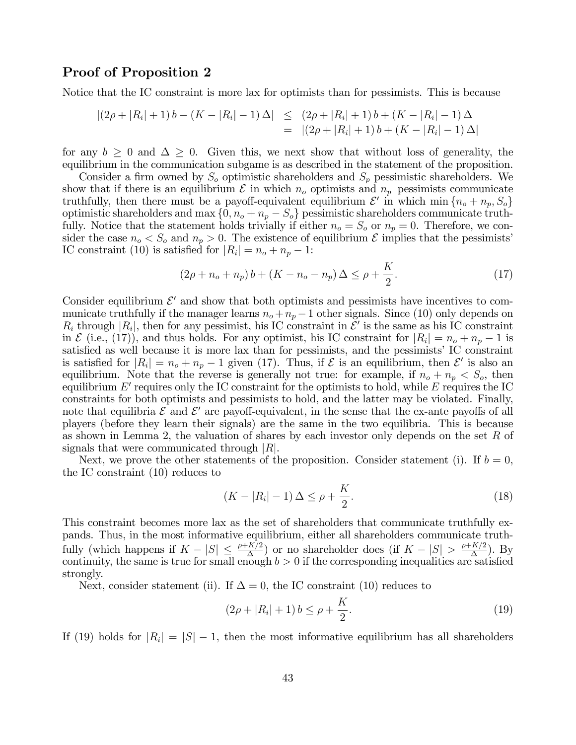## Proof of Proposition 2

Notice that the IC constraint is more lax for optimists than for pessimists. This is because

$$
\begin{aligned}
|(2\rho + |R_i| + 1)\, b - (K - |R_i| - 1)\, \Delta| &\leq (2\rho + |R_i| + 1)\, b + (K - |R_i| - 1)\, \Delta \\
&= |(2\rho + |R_i| + 1)\, b + (K - |R_i| - 1)\, \Delta|
\end{aligned}
$$

for any $b \geq 0$ and $\Delta \geq 0$. Given this, we next show that without loss of generality, the equilibrium in the communication subgame is as described in the statement of the proposition.

Consider a firm owned by $S_o$ optimistic shareholders and $S_p$ pessimistic shareholders. We show that if there is an equilibrium $\mathcal{E}$ in which $n_o$ optimists and $n_p$ pessimists communicate truthfully, then there must be a payoff-equivalent equilibrium $\mathcal{E}'$ in which $\min\{n_o + n_p, S_o\}$ optimistic shareholders and $\max\{0, n_o + n_p - S_o\}$ pessimistic shareholders communicate truthfully. Notice that the statement holds trivially if either $n_o = S_o$ or $n_p = 0$. Therefore, we consider the case $n_o < S_o$ and $n_p > 0$. The existence of equilibrium $\mathcal{E}$ implies that the pessimists' IC constraint (10) is satisfied for $|R_i| = n_o + n_p - 1$:

$$
(2\rho + n_o + n_p)\, b + (K - n_o - n_p)\, \Delta \leq \rho + \frac{K}{2}. \tag{17}
$$

Consider equilibrium $\mathcal{E}'$ and show that both optimists and pessimists have incentives to communicate truthfully if the manager learns $n_o + n_p - 1$ other signals. Since (10) only depends on $R_i$ through $|R_i|$, then for any pessimist, his IC constraint in $\mathcal{E}'$ is the same as his IC constraint in $\mathcal{E}$ (i.e., (17)), and thus holds. For any optimist, his IC constraint for $|R_i| = n_o + n_p - 1$ is satisfied as well because it is more lax than for pessimists, and the pessimists' IC constraint is satisfied for $|R_i| = n_o + n_p - 1$ given (17). Thus, if $\mathcal{E}$ is an equilibrium, then $\mathcal{E}'$ is also an equilibrium. Note that the reverse is generally not true: for example, if $n_o + n_p < S_o$, then equilibrium $E'$ requires only the IC constraint for the optimists to hold, while $E$ requires the IC constraints for both optimists and pessimists to hold, and the latter may be violated. Finally, note that equilibria $\mathcal{E}$ and $\mathcal{E}'$ are payoff-equivalent, in the sense that the ex-ante payoffs of all players (before they learn their signals) are the same in the two equilibria. This is because as shown in Lemma 2, the valuation of shares by each investor only depends on the set $R$ of signals that were communicated through $|R|$.

Next, we prove the other statements of the proposition. Consider statement (i). If $b = 0$, the IC constraint (10) reduces to

$$
(K - |R_i| - 1)\, \Delta \leq \rho + \frac{K}{2}. \tag{18}
$$

This constraint becomes more lax as the set of shareholders that communicate truthfully expands. Thus, in the most informative equilibrium, either all shareholders communicate truthfully (which happens if $K - |S| \leq \frac{\rho + K/2}{\Delta}$) or no shareholder does (if $K - |S| > \frac{\rho + K/2}{\Delta}$). By continuity, the same is true for small enough $b > 0$ if the corresponding inequalities are satisfied strongly.

Next, consider statement (ii). If $\Delta = 0$, the IC constraint (10) reduces to

$$
(2\rho + |R_i| + 1)\, b \leq \rho + \frac{K}{2}. \tag{19}
$$

If (19) holds for $|R_i| = |S| - 1$, then the most informative equilibrium has all shareholders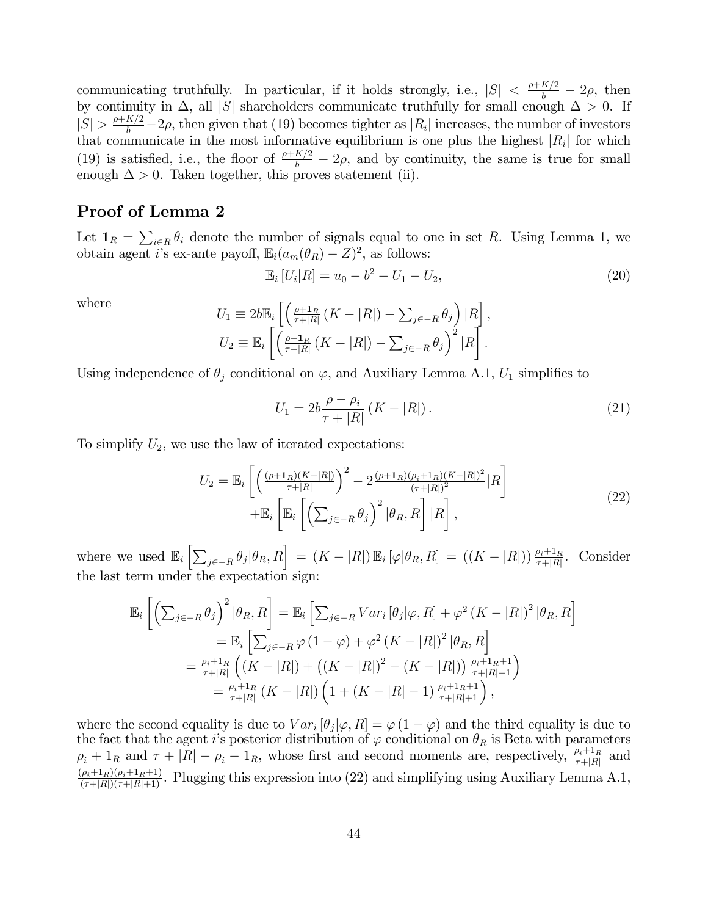communicating truthfully. In particular, if it holds strongly, i.e., $|S| < \frac{\rho+K/2}{b} - 2\rho$, then by continuity in $\Delta$, all $|S|$ shareholders communicate truthfully for small enough $\Delta > 0$. If $|S| > \frac{\rho+K/2}{b} - 2\rho$, then given that (19) becomes tighter as $|R_i|$ increases, the number of investors that communicate in the most informative equilibrium is one plus the highest $|R_i|$ for which (19) is satisfied, i.e., the floor of $\frac{\rho+K/2}{b} - 2\rho$, and by continuity, the same is true for small enough $\Delta > 0$. Taken together, this proves statement (ii).

## Proof of Lemma 2

Let $\mathbf{1}_R = \sum_{i \in R} \theta_i$ denote the number of signals equal to one in set $R$. Using Lemma 1, we obtain agent $i$'s ex-ante payoff, $\mathbb{E}_i(a_m(\theta_R) - Z)^2$, as follows:

$$\mathbb{E}_i [U_i|R] = u_0 - b^2 - U_1 - U_2, \tag{20}$$

where

$$U_1 \equiv 2b\mathbb{E}_i \left[ \left( \tfrac{\rho+\mathbf{1}_R}{\tau+|R|} (K - |R|) - \sum_{j \in -R} \theta_j \right) |R \right],$$
$$U_2 \equiv \mathbb{E}_i \left[ \left( \tfrac{\rho+\mathbf{1}_R}{\tau+|R|} (K - |R|) - \sum_{j \in -R} \theta_j \right)^2 |R \right].$$

Using independence of $\theta_j$ conditional on $\varphi$, and Auxiliary Lemma A.1, $U_1$ simplifies to

$$U_1 = 2b \frac{\rho - \rho_i}{\tau + |R|} (K - |R|). \tag{21}$$

To simplify $U_2$, we use the law of iterated expectations:

$$\begin{aligned} U_2 = \mathbb{E}_i &\left[ \left( \tfrac{(\rho+\mathbf{1}_R)(K-|R|)}{\tau+|R|} \right)^2 - 2 \tfrac{(\rho+\mathbf{1}_R)(\rho_i+1_R)(K-|R|)^2}{(\tau+|R|)^2} |R \right] \\ &+ \mathbb{E}_i \left[ \mathbb{E}_i \left[ \left( \sum_{j \in -R} \theta_j \right)^2 |\theta_R, R \right] |R \right], \end{aligned} \tag{22}$$

where we used $\mathbb{E}_i \left[ \sum_{j \in -R} \theta_j | \theta_R, R \right] = (K - |R|) \mathbb{E}_i [\varphi | \theta_R, R] = ((K - |R|)) \frac{\rho_i + 1_R}{\tau + |R|}$. Consider the last term under the expectation sign:

$$\begin{aligned} \mathbb{E}_i \left[ \left( \sum_{j \in -R} \theta_j \right)^2 |\theta_R, R \right] &= \mathbb{E}_i \left[ \sum_{j \in -R} Var_i [\theta_j | \varphi, R] + \varphi^2 (K - |R|)^2 |\theta_R, R \right] \\ &= \mathbb{E}_i \left[ \sum_{j \in -R} \varphi (1 - \varphi) + \varphi^2 (K - |R|)^2 |\theta_R, R \right] \\ &= \tfrac{\rho_i + 1_R}{\tau + |R|} \left( (K - |R|) + \left( (K - |R|)^2 - (K - |R|) \right) \tfrac{\rho_i + 1_R + 1}{\tau + |R| + 1} \right) \\ &= \tfrac{\rho_i + 1_R}{\tau + |R|} (K - |R|) \left( 1 + (K - |R| - 1) \tfrac{\rho_i + 1_R + 1}{\tau + |R| + 1} \right), \end{aligned}$$

where the second equality is due to $Var_i [\theta_j | \varphi, R] = \varphi (1 - \varphi)$ and the third equality is due to the fact that the agent $i$'s posterior distribution of $\varphi$ conditional on $\theta_R$ is Beta with parameters $\rho_i + 1_R$ and $\tau + |R| - \rho_i - 1_R$, whose first and second moments are, respectively, $\frac{\rho_i + 1_R}{\tau + |R|}$ and $\frac{(\rho_i + 1_R)(\rho_i + 1_R + 1)}{(\tau + |R|)(\tau + |R| + 1)}$. Plugging this expression into (22) and simplifying using Auxiliary Lemma A.1,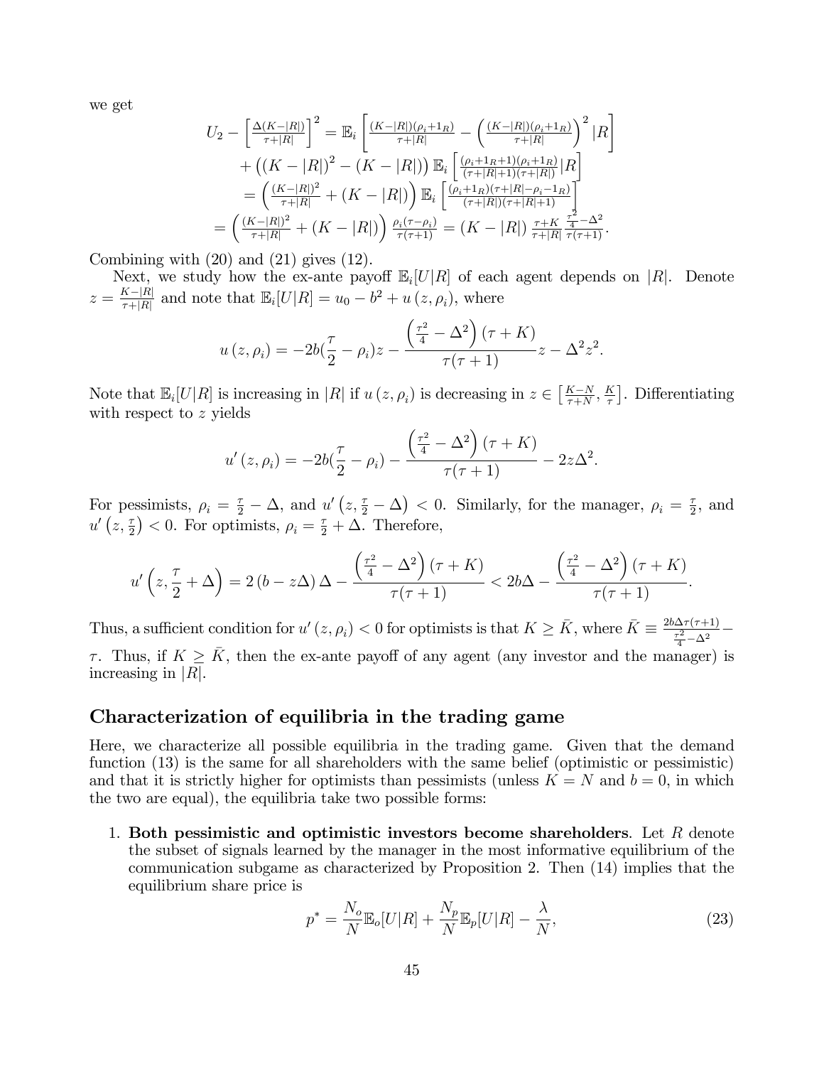we get

$$
\begin{aligned}
U_2 - \left[\tfrac{\Delta(K-|R|)}{\tau+|R|}\right]^2 &= \mathbb{E}_i\left[\tfrac{(K-|R|)(\rho_i+1_R)}{\tau+|R|} - \left(\tfrac{(K-|R|)(\rho_i+1_R)}{\tau+|R|}\right)^2 |R\right] \\
&+ \left((K-|R|)^2 - (K-|R|)\right)\mathbb{E}_i\left[\tfrac{(\rho_i+1_R+1)(\rho_i+1_R)}{(\tau+|R|+1)(\tau+|R|)}|R\right] \\
&= \left(\tfrac{(K-|R|)^2}{\tau+|R|} + (K-|R|)\right)\mathbb{E}_i\left[\tfrac{(\rho_i+1_R)(\tau+|R|-\rho_i-1_R)}{(\tau+|R|)(\tau+|R|+1)}\right] \\
&= \left(\tfrac{(K-|R|)^2}{\tau+|R|} + (K-|R|)\right)\tfrac{\rho_i(\tau-\rho_i)}{\tau(\tau+1)} = (K-|R|)\,\tfrac{\tau+K}{\tau+|R|}\,\tfrac{\frac{\tau^2}{4}-\Delta^2}{\tau(\tau+1)}.
\end{aligned}
$$

Combining with (20) and (21) gives (12).

Next, we study how the ex-ante payoff $\mathbb{E}_i[U|R]$ of each agent depends on $|R|$. Denote $z = \frac{K-|R|}{\tau+|R|}$ and note that $\mathbb{E}_i[U|R] = u_0 - b^2 + u(z, \rho_i)$, where

$$
u(z,\rho_i) = -2b\left(\frac{\tau}{2} - \rho_i\right)z - \frac{\left(\frac{\tau^2}{4} - \Delta^2\right)(\tau+K)}{\tau(\tau+1)}z - \Delta^2 z^2.
$$

Note that $\mathbb{E}_i[U|R]$ is increasing in $|R|$ if $u(z,\rho_i)$ is decreasing in $z \in \left[\frac{K-N}{\tau+N}, \frac{K}{\tau}\right]$. Differentiating with respect to $z$ yields

$$
u'(z,\rho_i) = -2b\left(\frac{\tau}{2} - \rho_i\right) - \frac{\left(\frac{\tau^2}{4} - \Delta^2\right)(\tau+K)}{\tau(\tau+1)} - 2z\Delta^2.
$$

For pessimists, $\rho_i = \frac{\tau}{2} - \Delta$, and $u'\left(z, \frac{\tau}{2} - \Delta\right) < 0$. Similarly, for the manager, $\rho_i = \frac{\tau}{2}$, and $u'\left(z, \frac{\tau}{2}\right) < 0$. For optimists, $\rho_i = \frac{\tau}{2} + \Delta$. Therefore,

$$
u'\left(z, \frac{\tau}{2} + \Delta\right) = 2(b - z\Delta)\Delta - \frac{\left(\frac{\tau^2}{4} - \Delta^2\right)(\tau+K)}{\tau(\tau+1)} < 2b\Delta - \frac{\left(\frac{\tau^2}{4} - \Delta^2\right)(\tau+K)}{\tau(\tau+1)}.
$$

Thus, a sufficient condition for $u'(z,\rho_i) < 0$ for optimists is that $K \geq \bar{K}$, where $\bar{K} \equiv \frac{2b\Delta\tau(\tau+1)}{\frac{\tau^2}{4} - \Delta^2} - \tau$. Thus, if $K \geq \bar{K}$, then the ex-ante payoff of any agent (any investor and the manager) is increasing in $|R|$.

## Characterization of equilibria in the trading game

Here, we characterize all possible equilibria in the trading game. Given that the demand function (13) is the same for all shareholders with the same belief (optimistic or pessimistic) and that it is strictly higher for optimists than pessimists (unless $K = N$ and $b = 0$, in which the two are equal), the equilibria take two possible forms:

1. **Both pessimistic and optimistic investors become shareholders**. Let $R$ denote the subset of signals learned by the manager in the most informative equilibrium of the communication subgame as characterized by Proposition 2. Then (14) implies that the equilibrium share price is

$$
p^* = \frac{N_o}{N}\mathbb{E}_o[U|R] + \frac{N_p}{N}\mathbb{E}_p[U|R] - \frac{\lambda}{N}, \tag{23}
$$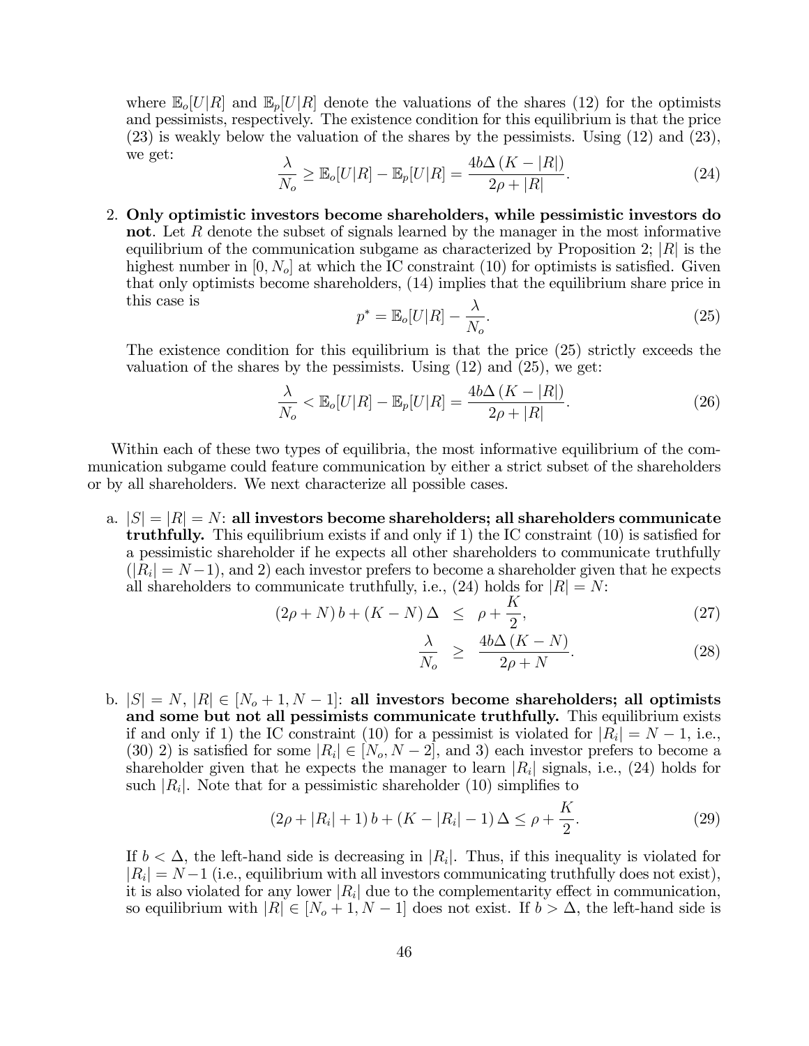where $\mathbb{E}_o[U|R]$ and $\mathbb{E}_p[U|R]$ denote the valuations of the shares (12) for the optimists and pessimists, respectively. The existence condition for this equilibrium is that the price (23) is weakly below the valuation of the shares by the pessimists. Using (12) and (23), we get:

$$\frac{\lambda}{N_o} \geq \mathbb{E}_o[U|R] - \mathbb{E}_p[U|R] = \frac{4b\Delta\left(K - |R|\right)}{2\rho + |R|}. \tag{24}$$

2. **Only optimistic investors become shareholders, while pessimistic investors do not**. Let $R$ denote the subset of signals learned by the manager in the most informative equilibrium of the communication subgame as characterized by Proposition 2; $|R|$ is the highest number in $[0, N_o]$ at which the IC constraint (10) for optimists is satisfied. Given that only optimists become shareholders, (14) implies that the equilibrium share price in this case is

$$p^* = \mathbb{E}_o[U|R] - \frac{\lambda}{N_o}. \tag{25}$$

The existence condition for this equilibrium is that the price (25) strictly exceeds the valuation of the shares by the pessimists. Using (12) and (25), we get:

$$\frac{\lambda}{N_o} < \mathbb{E}_o[U|R] - \mathbb{E}_p[U|R] = \frac{4b\Delta\left(K - |R|\right)}{2\rho + |R|}. \tag{26}$$

Within each of these two types of equilibria, the most informative equilibrium of the communication subgame could feature communication by either a strict subset of the shareholders or by all shareholders. We next characterize all possible cases.

a. $|S| = |R| = N$: **all investors become shareholders; all shareholders communicate truthfully.** This equilibrium exists if and only if 1) the IC constraint (10) is satisfied for a pessimistic shareholder if he expects all other shareholders to communicate truthfully ($|R_i| = N-1$), and 2) each investor prefers to become a shareholder given that he expects all shareholders to communicate truthfully, i.e., (24) holds for $|R| = N$:

$$\left(2\rho + N\right)b + \left(K - N\right)\Delta \leq \rho + \frac{K}{2}, \tag{27}$$

$$\frac{\lambda}{N_o} \geq \frac{4b\Delta\left(K - N\right)}{2\rho + N}. \tag{28}$$

b. $|S| = N$, $|R| \in [N_o + 1, N - 1]$: **all investors become shareholders; all optimists and some but not all pessimists communicate truthfully.** This equilibrium exists if and only if 1) the IC constraint (10) for a pessimist is violated for $|R_i| = N - 1$, i.e., (30) 2) is satisfied for some $|R_i| \in [N_o, N - 2]$, and 3) each investor prefers to become a shareholder given that he expects the manager to learn $|R_i|$ signals, i.e., (24) holds for such $|R_i|$. Note that for a pessimistic shareholder (10) simplifies to

$$\left(2\rho + |R_i| + 1\right)b + \left(K - |R_i| - 1\right)\Delta \leq \rho + \frac{K}{2}. \tag{29}$$

If $b < \Delta$, the left-hand side is decreasing in $|R_i|$. Thus, if this inequality is violated for $|R_i| = N-1$ (i.e., equilibrium with all investors communicating truthfully does not exist), it is also violated for any lower $|R_i|$ due to the complementarity effect in communication, so equilibrium with $|R| \in [N_o + 1, N - 1]$ does not exist. If $b > \Delta$, the left-hand side is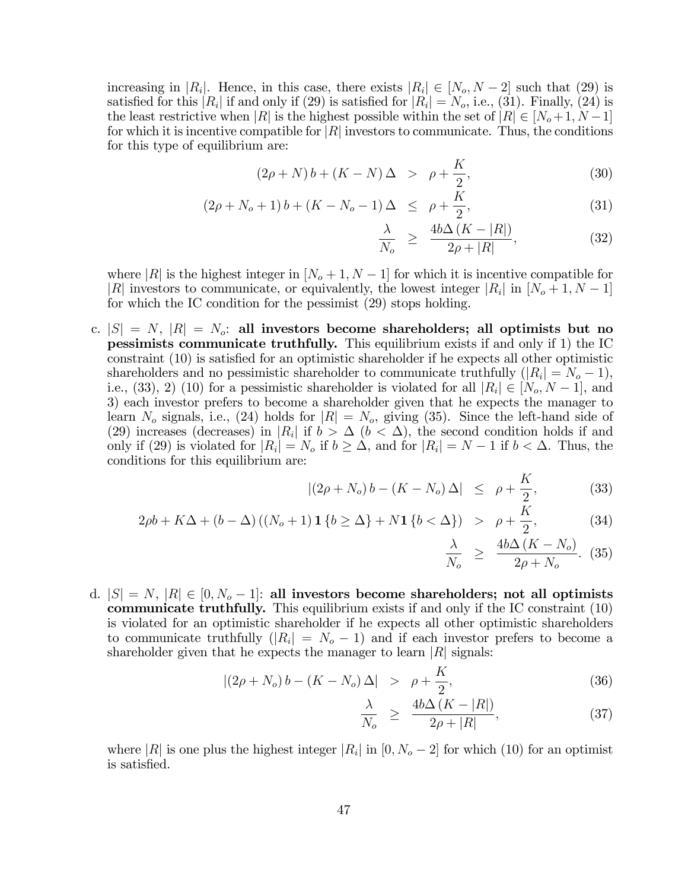increasing in $|R_i|$. Hence, in this case, there exists $|R_i| \in [N_o, N-2]$ such that (29) is satisfied for this $|R_i|$ if and only if (29) is satisfied for $|R_i| = N_o$, i.e., (31). Finally, (24) is the least restrictive when $|R|$ is the highest possible within the set of $|R| \in [N_o+1, N-1]$ for which it is incentive compatible for $|R|$ investors to communicate. Thus, the conditions for this type of equilibrium are:

$$(2\rho + N)\, b + (K - N)\,\Delta \;>\; \rho + \frac{K}{2}, \tag{30}$$

$$(2\rho + N_o + 1)\, b + (K - N_o - 1)\,\Delta \;\leq\; \rho + \frac{K}{2}, \tag{31}$$

$$\frac{\lambda}{N_o} \;\geq\; \frac{4b\Delta\,(K - |R|)}{2\rho + |R|}, \tag{32}$$

where $|R|$ is the highest integer in $[N_o + 1, N-1]$ for which it is incentive compatible for $|R|$ investors to communicate, or equivalently, the lowest integer $|R_i|$ in $[N_o + 1, N-1]$ for which the IC condition for the pessimist (29) stops holding.

c. $|S| = N$, $|R| = N_o$: **all investors become shareholders; all optimists but no pessimists communicate truthfully.** This equilibrium exists if and only if 1) the IC constraint (10) is satisfied for an optimistic shareholder if he expects all other optimistic shareholders and no pessimistic shareholder to communicate truthfully ($|R_i| = N_o - 1$), i.e., (33), 2) (10) for a pessimistic shareholder is violated for all $|R_i| \in [N_o, N-1]$, and 3) each investor prefers to become a shareholder given that he expects the manager to learn $N_o$ signals, i.e., (24) holds for $|R| = N_o$, giving (35). Since the left-hand side of (29) increases (decreases) in $|R_i|$ if $b > \Delta$ ($b < \Delta$), the second condition holds if and only if (29) is violated for $|R_i| = N_o$ if $b \geq \Delta$, and for $|R_i| = N-1$ if $b < \Delta$. Thus, the conditions for this equilibrium are:

$$|(2\rho + N_o)\, b - (K - N_o)\,\Delta| \;\leq\; \rho + \frac{K}{2}, \tag{33}$$

$$2\rho b + K\Delta + (b - \Delta)\left((N_o + 1)\,\mathbf{1}\{b \geq \Delta\} + N\mathbf{1}\{b < \Delta\}\right) \;>\; \rho + \frac{K}{2}, \tag{34}$$

$$\frac{\lambda}{N_o} \;\geq\; \frac{4b\Delta\,(K - N_o)}{2\rho + N_o}. \tag{35}$$

d. $|S| = N$, $|R| \in [0, N_o - 1]$: **all investors become shareholders; not all optimists communicate truthfully.** This equilibrium exists if and only if the IC constraint (10) is violated for an optimistic shareholder if he expects all other optimistic shareholders to communicate truthfully ($|R_i| = N_o - 1$) and if each investor prefers to become a shareholder given that he expects the manager to learn $|R|$ signals:

$$|(2\rho + N_o)\, b - (K - N_o)\,\Delta| \;>\; \rho + \frac{K}{2}, \tag{36}$$

$$\frac{\lambda}{N_o} \;\geq\; \frac{4b\Delta\,(K - |R|)}{2\rho + |R|}, \tag{37}$$

where $|R|$ is one plus the highest integer $|R_i|$ in $[0, N_o - 2]$ for which (10) for an optimist is satisfied.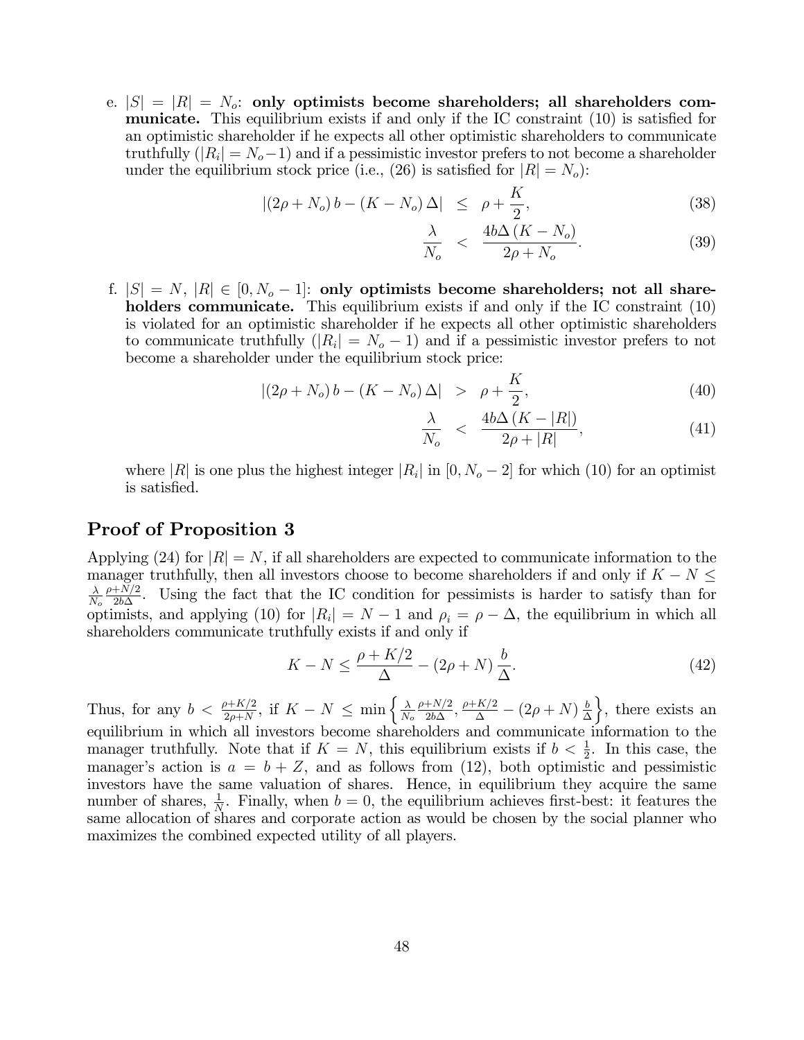e. $|S| = |R| = N_o$: **only optimists become shareholders; all shareholders communicate.** This equilibrium exists if and only if the IC constraint (10) is satisfied for an optimistic shareholder if he expects all other optimistic shareholders to communicate truthfully ($|R_i| = N_o - 1$) and if a pessimistic investor prefers to not become a shareholder under the equilibrium stock price (i.e., (26) is satisfied for $|R| = N_o$):

$$|(2\rho + N_o)\, b - (K - N_o)\, \Delta| \;\leq\; \rho + \frac{K}{2}, \tag{38}$$

$$\frac{\lambda}{N_o} \;<\; \frac{4b\Delta\,(K - N_o)}{2\rho + N_o}. \tag{39}$$

f. $|S| = N$, $|R| \in [0, N_o - 1]$: **only optimists become shareholders; not all shareholders communicate.** This equilibrium exists if and only if the IC constraint (10) is violated for an optimistic shareholder if he expects all other optimistic shareholders to communicate truthfully ($|R_i| = N_o - 1$) and if a pessimistic investor prefers to not become a shareholder under the equilibrium stock price:

$$|(2\rho + N_o)\, b - (K - N_o)\, \Delta| \;>\; \rho + \frac{K}{2}, \tag{40}$$

$$\frac{\lambda}{N_o} \;<\; \frac{4b\Delta\,(K - |R|)}{2\rho + |R|}, \tag{41}$$

where $|R|$ is one plus the highest integer $|R_i|$ in $[0, N_o - 2]$ for which (10) for an optimist is satisfied.

## Proof of Proposition 3

Applying (24) for $|R| = N$, if all shareholders are expected to communicate information to the manager truthfully, then all investors choose to become shareholders if and only if $K - N \leq \frac{\lambda}{N_o}\frac{\rho + N/2}{2b\Delta}$. Using the fact that the IC condition for pessimists is harder to satisfy than for optimists, and applying (10) for $|R_i| = N - 1$ and $\rho_i = \rho - \Delta$, the equilibrium in which all shareholders communicate truthfully exists if and only if

$$K - N \leq \frac{\rho + K/2}{\Delta} - (2\rho + N)\,\frac{b}{\Delta}. \tag{42}$$

Thus, for any $b < \frac{\rho + K/2}{2\rho + N}$, if $K - N \leq \min\left\{\frac{\lambda}{N_o}\frac{\rho + N/2}{2b\Delta}, \frac{\rho + K/2}{\Delta} - (2\rho + N)\frac{b}{\Delta}\right\}$, there exists an equilibrium in which all investors become shareholders and communicate information to the manager truthfully. Note that if $K = N$, this equilibrium exists if $b < \frac{1}{2}$. In this case, the manager's action is $a = b + Z$, and as follows from (12), both optimistic and pessimistic investors have the same valuation of shares. Hence, in equilibrium they acquire the same number of shares, $\frac{1}{N}$. Finally, when $b = 0$, the equilibrium achieves first-best: it features the same allocation of shares and corporate action as would be chosen by the social planner who maximizes the combined expected utility of all players.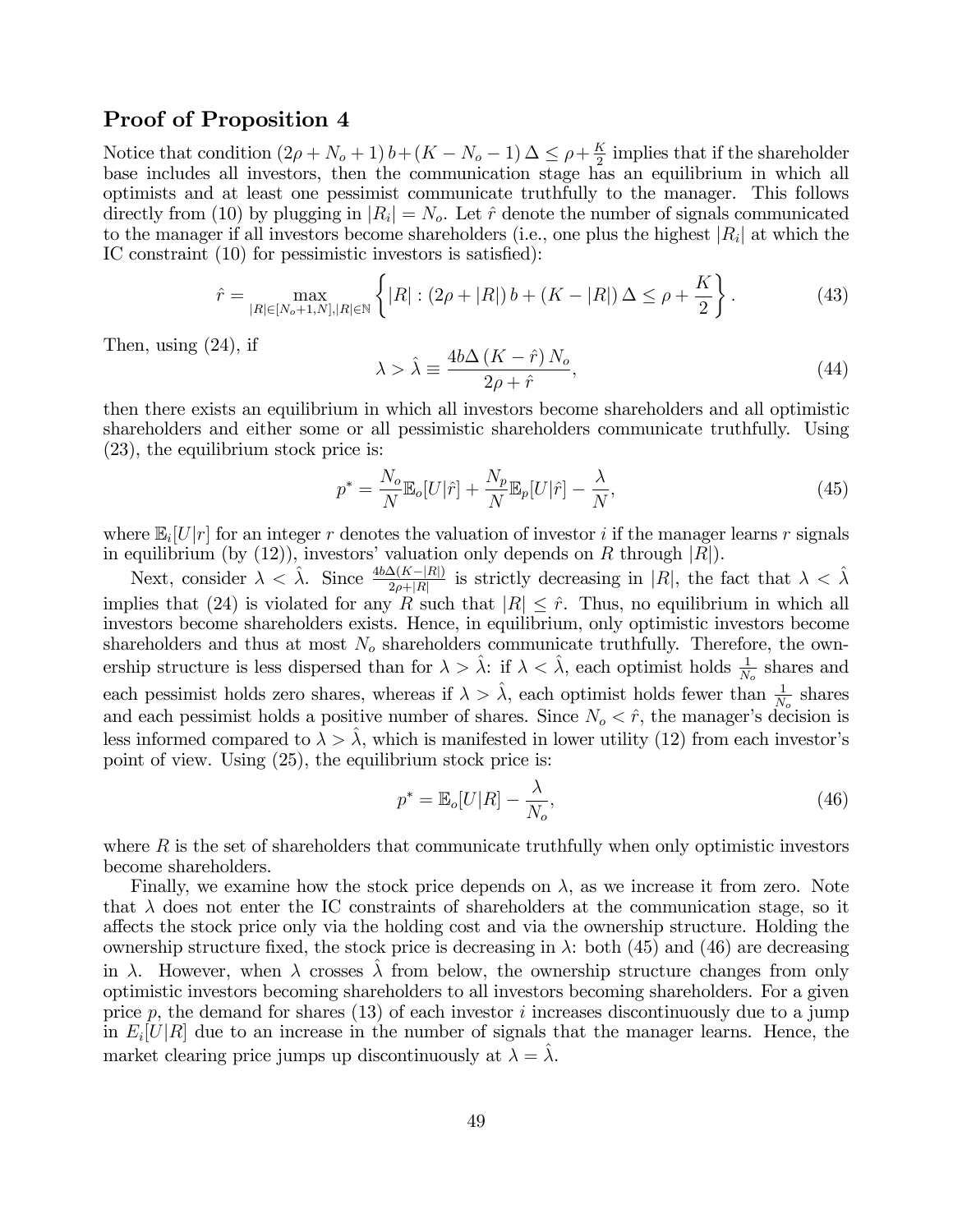## Proof of Proposition 4

Notice that condition $(2\rho + N_o + 1)\,b + (K - N_o - 1)\,\Delta \leq \rho + \frac{K}{2}$ implies that if the shareholder base includes all investors, then the communication stage has an equilibrium in which all optimists and at least one pessimist communicate truthfully to the manager. This follows directly from (10) by plugging in $|R_i| = N_o$. Let $\hat{r}$ denote the number of signals communicated to the manager if all investors become shareholders (i.e., one plus the highest $|R_i|$ at which the IC constraint (10) for pessimistic investors is satisfied):

$$\hat{r} = \max_{|R| \in [N_o+1, N], |R| \in \mathbb{N}} \left\{ |R| : (2\rho + |R|)\,b + (K - |R|)\,\Delta \leq \rho + \frac{K}{2} \right\}. \tag{43}$$

Then, using (24), if

$$\lambda > \hat{\lambda} \equiv \frac{4b\Delta\,(K - \hat{r})\,N_o}{2\rho + \hat{r}}, \tag{44}$$

then there exists an equilibrium in which all investors become shareholders and all optimistic shareholders and either some or all pessimistic shareholders communicate truthfully. Using (23), the equilibrium stock price is:

$$p^* = \frac{N_o}{N}\mathbb{E}_o[U|\hat{r}] + \frac{N_p}{N}\mathbb{E}_p[U|\hat{r}] - \frac{\lambda}{N}, \tag{45}$$

where $\mathbb{E}_i[U|r]$ for an integer $r$ denotes the valuation of investor $i$ if the manager learns $r$ signals in equilibrium (by (12)), investors' valuation only depends on $R$ through $|R|$).

Next, consider $\lambda < \hat{\lambda}$. Since $\frac{4b\Delta(K-|R|)}{2\rho+|R|}$ is strictly decreasing in $|R|$, the fact that $\lambda < \hat{\lambda}$ implies that (24) is violated for any $R$ such that $|R| \leq \hat{r}$. Thus, no equilibrium in which all investors become shareholders exists. Hence, in equilibrium, only optimistic investors become shareholders and thus at most $N_o$ shareholders communicate truthfully. Therefore, the ownership structure is less dispersed than for $\lambda > \hat{\lambda}$: if $\lambda < \hat{\lambda}$, each optimist holds $\frac{1}{N_o}$ shares and each pessimist holds zero shares, whereas if $\lambda > \hat{\lambda}$, each optimist holds fewer than $\frac{1}{N_o}$ shares and each pessimist holds a positive number of shares. Since $N_o < \hat{r}$, the manager's decision is less informed compared to $\lambda > \hat{\lambda}$, which is manifested in lower utility (12) from each investor's point of view. Using (25), the equilibrium stock price is:

$$p^* = \mathbb{E}_o[U|R] - \frac{\lambda}{N_o}, \tag{46}$$

where $R$ is the set of shareholders that communicate truthfully when only optimistic investors become shareholders.

Finally, we examine how the stock price depends on $\lambda$, as we increase it from zero. Note that $\lambda$ does not enter the IC constraints of shareholders at the communication stage, so it affects the stock price only via the holding cost and via the ownership structure. Holding the ownership structure fixed, the stock price is decreasing in $\lambda$: both (45) and (46) are decreasing in $\lambda$. However, when $\lambda$ crosses $\hat{\lambda}$ from below, the ownership structure changes from only optimistic investors becoming shareholders to all investors becoming shareholders. For a given price $p$, the demand for shares (13) of each investor $i$ increases discontinuously due to a jump in $E_i[U|R]$ due to an increase in the number of signals that the manager learns. Hence, the market clearing price jumps up discontinuously at $\lambda = \hat{\lambda}$.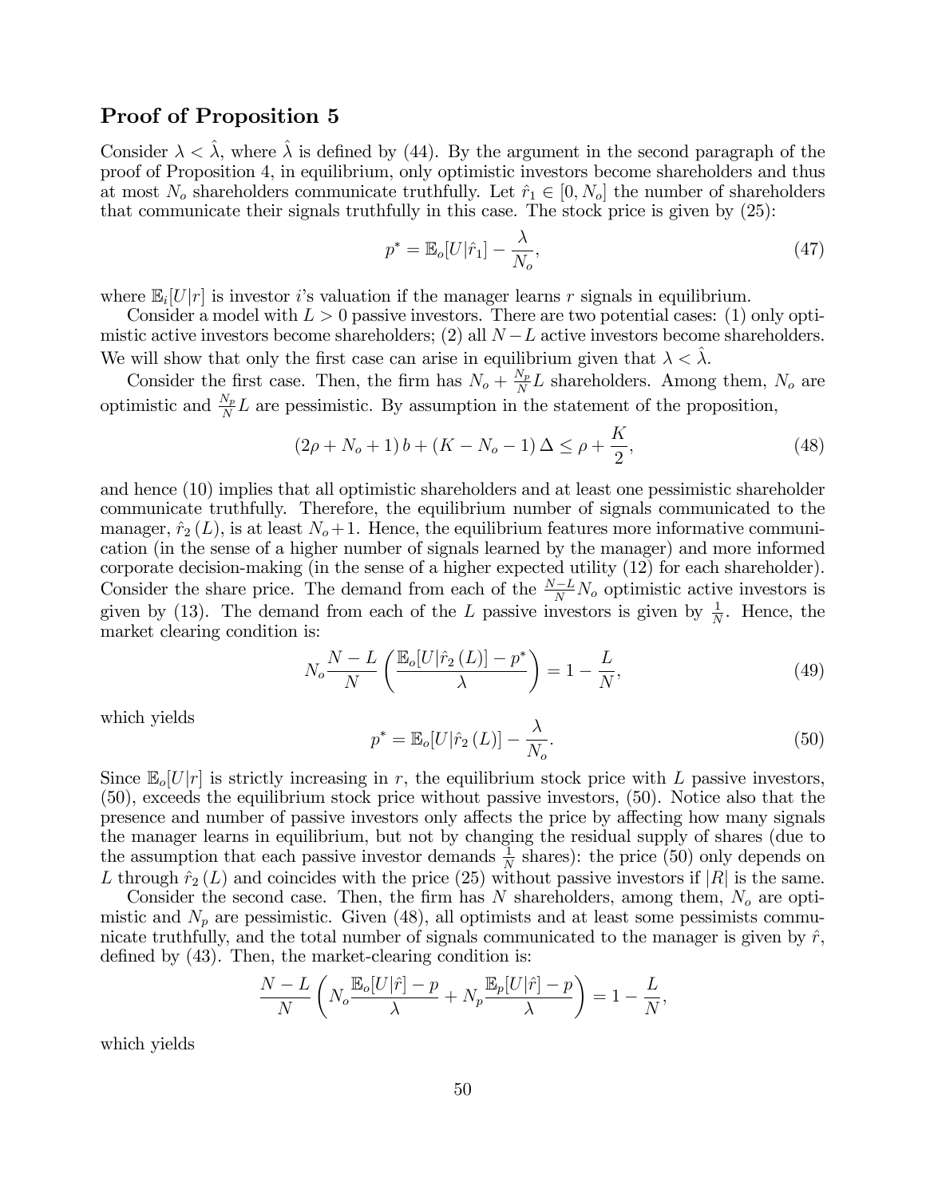### Proof of Proposition 5

Consider $\lambda < \hat{\lambda}$, where $\hat{\lambda}$ is defined by (44). By the argument in the second paragraph of the proof of Proposition 4, in equilibrium, only optimistic investors become shareholders and thus at most $N_o$ shareholders communicate truthfully. Let $\hat{r}_1 \in [0, N_o]$ the number of shareholders that communicate their signals truthfully in this case. The stock price is given by (25):

$$p^* = \mathbb{E}_o[U|\hat{r}_1] - \frac{\lambda}{N_o}, \tag{47}$$

where $\mathbb{E}_i[U|r]$ is investor $i$'s valuation if the manager learns $r$ signals in equilibrium.

Consider a model with $L > 0$ passive investors. There are two potential cases: (1) only optimistic active investors become shareholders; (2) all $N - L$ active investors become shareholders. We will show that only the first case can arise in equilibrium given that $\lambda < \hat{\lambda}$.

Consider the first case. Then, the firm has $N_o + \frac{N_p}{N} L$ shareholders. Among them, $N_o$ are optimistic and $\frac{N_p}{N} L$ are pessimistic. By assumption in the statement of the proposition,

$$(2\rho + N_o + 1)\, b + (K - N_o - 1)\, \Delta \leq \rho + \frac{K}{2}, \tag{48}$$

and hence (10) implies that all optimistic shareholders and at least one pessimistic shareholder communicate truthfully. Therefore, the equilibrium number of signals communicated to the manager, $\hat{r}_2(L)$, is at least $N_o + 1$. Hence, the equilibrium features more informative communication (in the sense of a higher number of signals learned by the manager) and more informed corporate decision-making (in the sense of a higher expected utility (12) for each shareholder). Consider the share price. The demand from each of the $\frac{N-L}{N} N_o$ optimistic active investors is given by (13). The demand from each of the $L$ passive investors is given by $\frac{1}{N}$. Hence, the market clearing condition is:

$$N_o \frac{N-L}{N} \left( \frac{\mathbb{E}_o[U|\hat{r}_2(L)] - p^*}{\lambda} \right) = 1 - \frac{L}{N}, \tag{49}$$

which yields

$$p^* = \mathbb{E}_o[U|\hat{r}_2(L)] - \frac{\lambda}{N_o}. \tag{50}$$

Since $\mathbb{E}_o[U|r]$ is strictly increasing in $r$, the equilibrium stock price with $L$ passive investors, (50), exceeds the equilibrium stock price without passive investors, (50). Notice also that the presence and number of passive investors only affects the price by affecting how many signals the manager learns in equilibrium, but not by changing the residual supply of shares (due to the assumption that each passive investor demands $\frac{1}{N}$ shares): the price (50) only depends on $L$ through $\hat{r}_2(L)$ and coincides with the price (25) without passive investors if $|R|$ is the same.

Consider the second case. Then, the firm has $N$ shareholders, among them, $N_o$ are optimistic and $N_p$ are pessimistic. Given (48), all optimists and at least some pessimists communicate truthfully, and the total number of signals communicated to the manager is given by $\hat{r}$, defined by (43). Then, the market-clearing condition is:

$$\frac{N-L}{N} \left( N_o \frac{\mathbb{E}_o[U|\hat{r}] - p}{\lambda} + N_p \frac{\mathbb{E}_p[U|\hat{r}] - p}{\lambda} \right) = 1 - \frac{L}{N},$$

which yields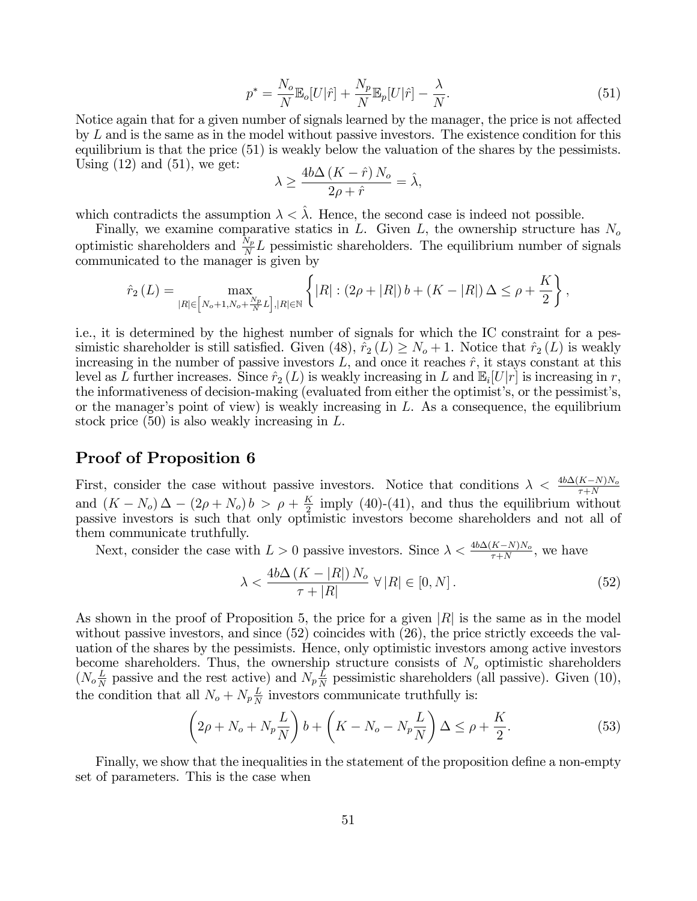$$p^* = \frac{N_o}{N}\mathbb{E}_o[U|\hat{r}] + \frac{N_p}{N}\mathbb{E}_p[U|\hat{r}] - \frac{\lambda}{N}. \tag{51}$$

Notice again that for a given number of signals learned by the manager, the price is not affected by $L$ and is the same as in the model without passive investors. The existence condition for this equilibrium is that the price (51) is weakly below the valuation of the shares by the pessimists. Using (12) and (51), we get:

$$\lambda \geq \frac{4b\Delta\left(K - \hat{r}\right)N_o}{2\rho + \hat{r}} = \hat{\lambda},$$

which contradicts the assumption $\lambda < \hat{\lambda}$. Hence, the second case is indeed not possible.

Finally, we examine comparative statics in $L$. Given $L$, the ownership structure has $N_o$ optimistic shareholders and $\frac{N_p}{N}L$ pessimistic shareholders. The equilibrium number of signals communicated to the manager is given by

$$\hat{r}_2\left(L\right) = \max_{|R| \in \left[N_o+1, N_o+\frac{N_p}{N}L\right], |R| \in \mathbb{N}} \left\{|R| : \left(2\rho + |R|\right)b + \left(K - |R|\right)\Delta \leq \rho + \frac{K}{2}\right\},$$

i.e., it is determined by the highest number of signals for which the IC constraint for a pessimistic shareholder is still satisfied. Given (48), $\hat{r}_2\left(L\right) \geq N_o + 1$. Notice that $\hat{r}_2\left(L\right)$ is weakly increasing in the number of passive investors $L$, and once it reaches $\hat{r}$, it stays constant at this level as $L$ further increases. Since $\hat{r}_2\left(L\right)$ is weakly increasing in $L$ and $\mathbb{E}_i[U|r]$ is increasing in $r$, the informativeness of decision-making (evaluated from either the optimist's, or the pessimist's, or the manager's point of view) is weakly increasing in $L$. As a consequence, the equilibrium stock price (50) is also weakly increasing in $L$.

## Proof of Proposition 6

First, consider the case without passive investors. Notice that conditions $\lambda < \frac{4b\Delta(K-N)N_o}{\tau+N}$ and $\left(K - N_o\right)\Delta - \left(2\rho + N_o\right)b > \rho + \frac{K}{2}$ imply (40)-(41), and thus the equilibrium without passive investors is such that only optimistic investors become shareholders and not all of them communicate truthfully.

Next, consider the case with $L > 0$ passive investors. Since $\lambda < \frac{4b\Delta(K-N)N_o}{\tau+N}$, we have

$$\lambda < \frac{4b\Delta\left(K - |R|\right)N_o}{\tau + |R|} \; \forall \, |R| \in [0, N]. \tag{52}$$

As shown in the proof of Proposition 5, the price for a given $|R|$ is the same as in the model without passive investors, and since (52) coincides with (26), the price strictly exceeds the valuation of the shares by the pessimists. Hence, only optimistic investors among active investors become shareholders. Thus, the ownership structure consists of $N_o$ optimistic shareholders ($N_o\frac{L}{N}$ passive and the rest active) and $N_p\frac{L}{N}$ pessimistic shareholders (all passive). Given (10), the condition that all $N_o + N_p\frac{L}{N}$ investors communicate truthfully is:

$$\left(2\rho + N_o + N_p\frac{L}{N}\right)b + \left(K - N_o - N_p\frac{L}{N}\right)\Delta \leq \rho + \frac{K}{2}. \tag{53}$$

Finally, we show that the inequalities in the statement of the proposition define a non-empty set of parameters. This is the case when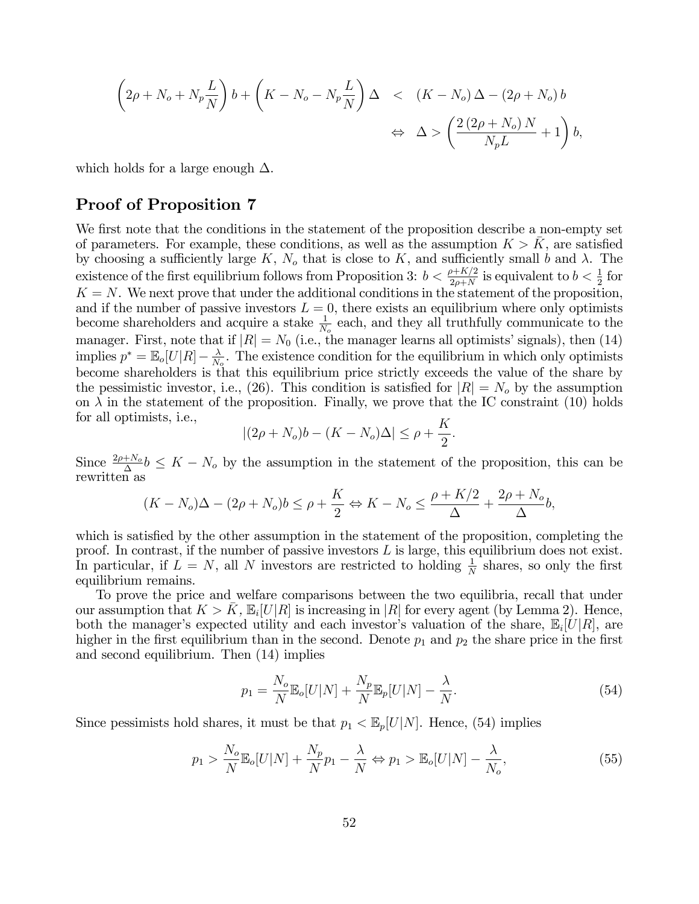$$\left(2\rho + N_o + N_p \frac{L}{N}\right) b + \left(K - N_o - N_p \frac{L}{N}\right) \Delta \quad < \quad (K - N_o)\,\Delta - (2\rho + N_o)\, b$$

$$\Leftrightarrow \quad \Delta > \left(\frac{2\,(2\rho + N_o)\, N}{N_p L} + 1\right) b,$$

which holds for a large enough $\Delta$.

## Proof of Proposition 7

We first note that the conditions in the statement of the proposition describe a non-empty set of parameters. For example, these conditions, as well as the assumption $K > \bar{K}$, are satisfied by choosing a sufficiently large $K$, $N_o$ that is close to $K$, and sufficiently small $b$ and $\lambda$. The existence of the first equilibrium follows from Proposition 3: $b < \frac{\rho + K/2}{2\rho + N}$ is equivalent to $b < \frac{1}{2}$ for $K = N$. We next prove that under the additional conditions in the statement of the proposition, and if the number of passive investors $L = 0$, there exists an equilibrium where only optimists become shareholders and acquire a stake $\frac{1}{N_o}$ each, and they all truthfully communicate to the manager. First, note that if $|R| = N_0$ (i.e., the manager learns all optimists' signals), then (14) implies $p^* = \mathbb{E}_o[U|R] - \frac{\lambda}{N_o}$. The existence condition for the equilibrium in which only optimists become shareholders is that this equilibrium price strictly exceeds the value of the share by the pessimistic investor, i.e., (26). This condition is satisfied for $|R| = N_o$ by the assumption on $\lambda$ in the statement of the proposition. Finally, we prove that the IC constraint (10) holds for all optimists, i.e.,

$$|(2\rho + N_o)b - (K - N_o)\Delta| \leq \rho + \frac{K}{2}.$$

Since $\frac{2\rho + N_o}{\Delta} b \leq K - N_o$ by the assumption in the statement of the proposition, this can be rewritten as

$$(K - N_o)\Delta - (2\rho + N_o)b \leq \rho + \frac{K}{2} \Leftrightarrow K - N_o \leq \frac{\rho + K/2}{\Delta} + \frac{2\rho + N_o}{\Delta} b,$$

which is satisfied by the other assumption in the statement of the proposition, completing the proof. In contrast, if the number of passive investors $L$ is large, this equilibrium does not exist. In particular, if $L = N$, all $N$ investors are restricted to holding $\frac{1}{N}$ shares, so only the first equilibrium remains.

To prove the price and welfare comparisons between the two equilibria, recall that under our assumption that $K > \bar{K}$, $\mathbb{E}_i[U|R]$ is increasing in $|R|$ for every agent (by Lemma 2). Hence, both the manager's expected utility and each investor's valuation of the share, $\mathbb{E}_i[U|R]$, are higher in the first equilibrium than in the second. Denote $p_1$ and $p_2$ the share price in the first and second equilibrium. Then (14) implies

$$p_1 = \frac{N_o}{N} \mathbb{E}_o[U|N] + \frac{N_p}{N} \mathbb{E}_p[U|N] - \frac{\lambda}{N}. \tag{54}$$

Since pessimists hold shares, it must be that $p_1 < \mathbb{E}_p[U|N]$. Hence, (54) implies

$$p_1 > \frac{N_o}{N} \mathbb{E}_o[U|N] + \frac{N_p}{N} p_1 - \frac{\lambda}{N} \Leftrightarrow p_1 > \mathbb{E}_o[U|N] - \frac{\lambda}{N_o}, \tag{55}$$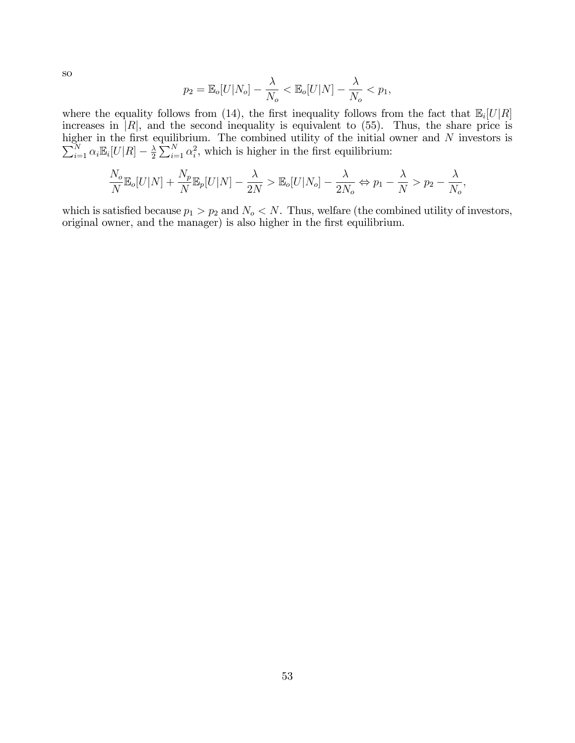so

$$p_2 = \mathbb{E}_o[U|N_o] - \frac{\lambda}{N_o} < \mathbb{E}_o[U|N] - \frac{\lambda}{N_o} < p_1,$$

where the equality follows from (14), the first inequality follows from the fact that $\mathbb{E}_i[U|R]$ increases in $|R|$, and the second inequality is equivalent to (55). Thus, the share price is higher in the first equilibrium. The combined utility of the initial owner and $N$ investors is $\sum_{i=1}^{N} \alpha_i \mathbb{E}_i[U|R] - \frac{\lambda}{2} \sum_{i=1}^{N} \alpha_i^2$, which is higher in the first equilibrium:

$$\frac{N_o}{N}\mathbb{E}_o[U|N] + \frac{N_p}{N}\mathbb{E}_p[U|N] - \frac{\lambda}{2N} > \mathbb{E}_o[U|N_o] - \frac{\lambda}{2N_o} \Leftrightarrow p_1 - \frac{\lambda}{N} > p_2 - \frac{\lambda}{N_o},$$

which is satisfied because $p_1 > p_2$ and $N_o < N$. Thus, welfare (the combined utility of investors, original owner, and the manager) is also higher in the first equilibrium.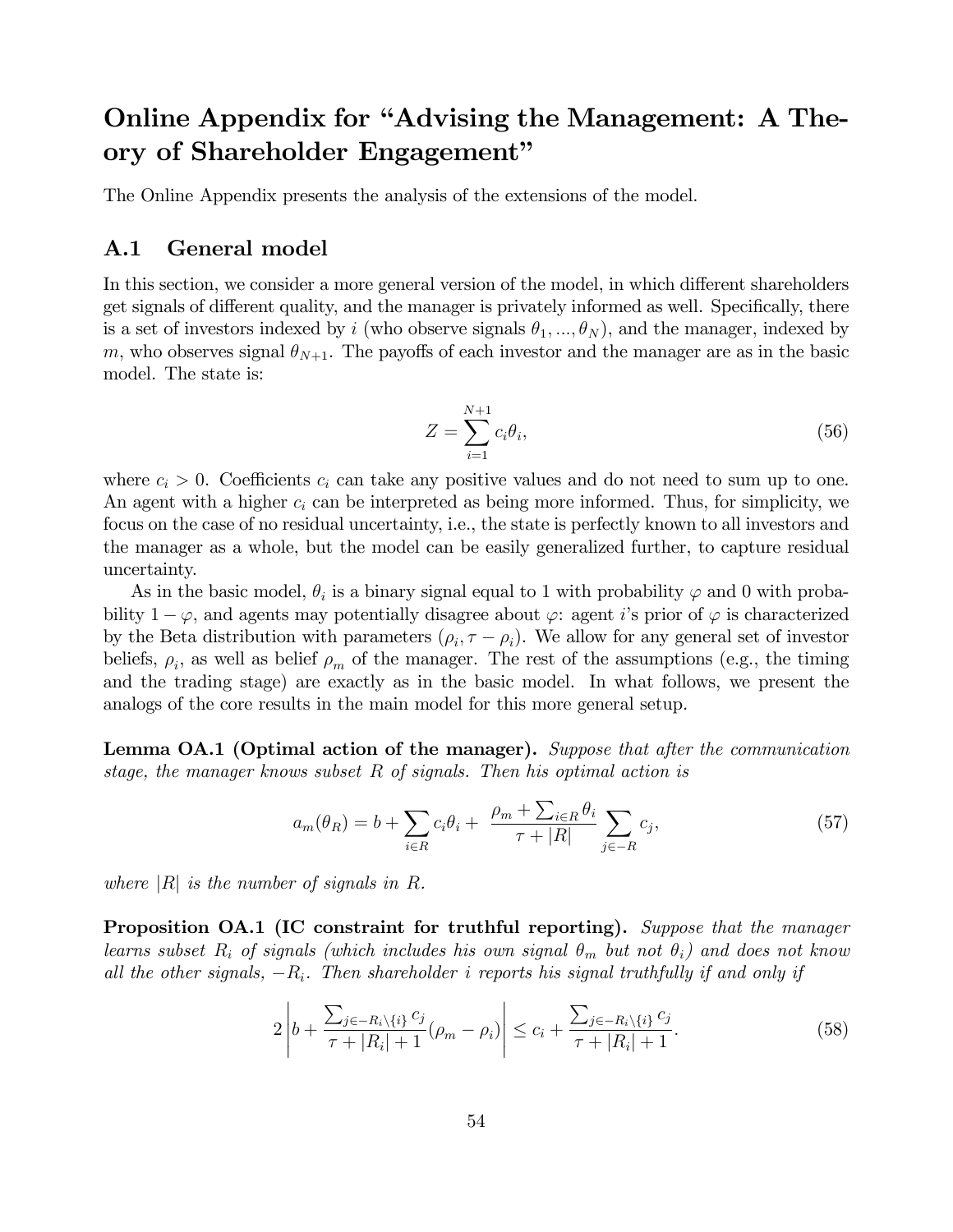# Online Appendix for "Advising the Management: A Theory of Shareholder Engagement"

The Online Appendix presents the analysis of the extensions of the model.

## A.1 General model

In this section, we consider a more general version of the model, in which different shareholders get signals of different quality, and the manager is privately informed as well. Specifically, there is a set of investors indexed by $i$ (who observe signals $\theta_1, ..., \theta_N$), and the manager, indexed by $m$, who observes signal $\theta_{N+1}$. The payoffs of each investor and the manager are as in the basic model. The state is:

$$Z = \sum_{i=1}^{N+1} c_i \theta_i, \tag{56}$$

where $c_i > 0$. Coefficients $c_i$ can take any positive values and do not need to sum up to one. An agent with a higher $c_i$ can be interpreted as being more informed. Thus, for simplicity, we focus on the case of no residual uncertainty, i.e., the state is perfectly known to all investors and the manager as a whole, but the model can be easily generalized further, to capture residual uncertainty.

As in the basic model, $\theta_i$ is a binary signal equal to 1 with probability $\varphi$ and 0 with probability $1 - \varphi$, and agents may potentially disagree about $\varphi$: agent $i$'s prior of $\varphi$ is characterized by the Beta distribution with parameters $(\rho_i, \tau - \rho_i)$. We allow for any general set of investor beliefs, $\rho_i$, as well as belief $\rho_m$ of the manager. The rest of the assumptions (e.g., the timing and the trading stage) are exactly as in the basic model. In what follows, we present the analogs of the core results in the main model for this more general setup.

**Lemma OA.1 (Optimal action of the manager).** *Suppose that after the communication stage, the manager knows subset $R$ of signals. Then his optimal action is*

$$a_m(\theta_R) = b + \sum_{i \in R} c_i \theta_i + \frac{\rho_m + \sum_{i \in R} \theta_i}{\tau + |R|} \sum_{j \in -R} c_j, \tag{57}$$

*where $|R|$ is the number of signals in $R$.*

**Proposition OA.1 (IC constraint for truthful reporting).** *Suppose that the manager learns subset $R_i$ of signals (which includes his own signal $\theta_m$ but not $\theta_i$) and does not know all the other signals, $-R_i$. Then shareholder $i$ reports his signal truthfully if and only if*

$$2 \left| b + \frac{\sum_{j \in -R_i \setminus \{i\}} c_j}{\tau + |R_i| + 1} (\rho_m - \rho_i) \right| \leq c_i + \frac{\sum_{j \in -R_i \setminus \{i\}} c_j}{\tau + |R_i| + 1}. \tag{58}$$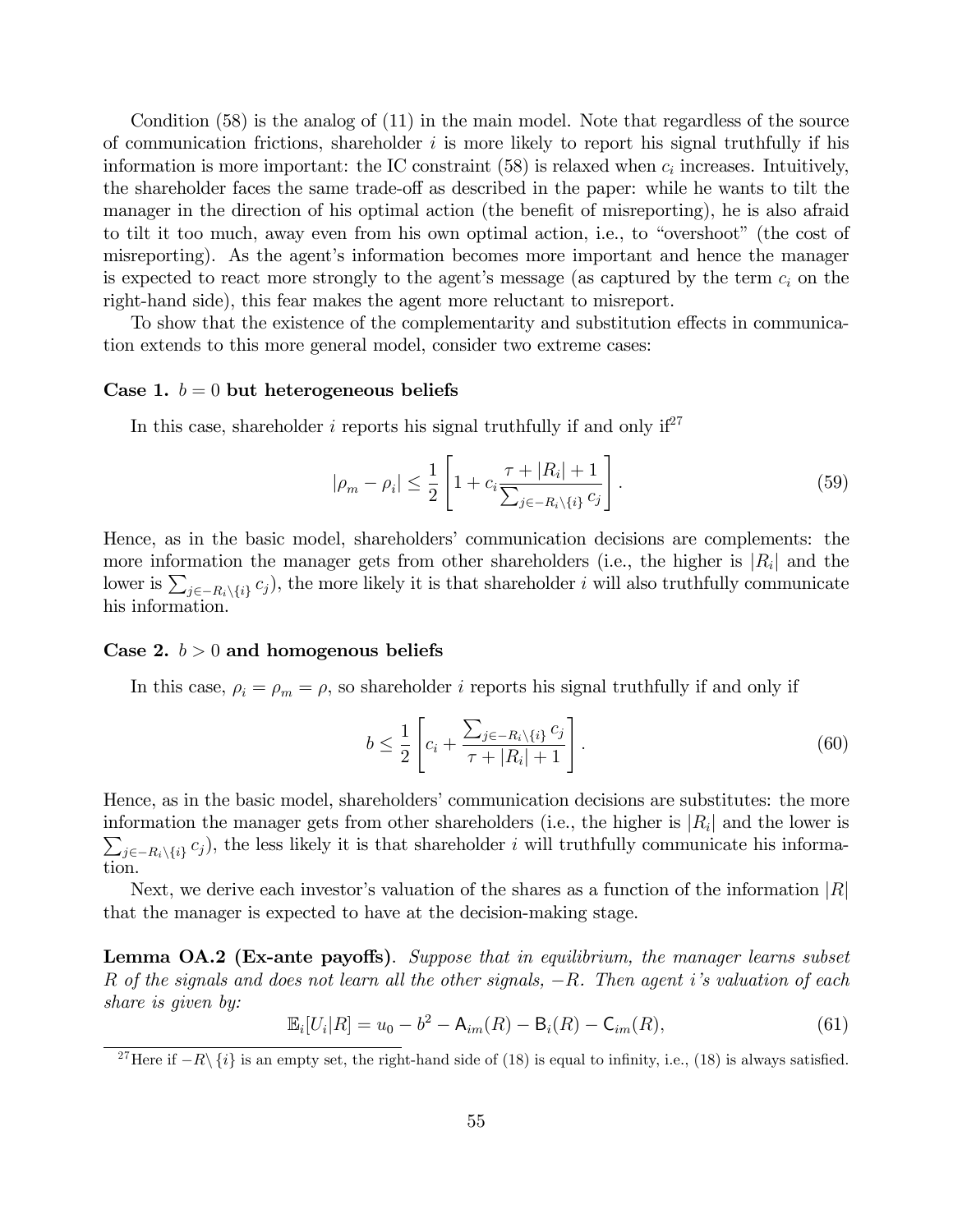Condition (58) is the analog of (11) in the main model. Note that regardless of the source of communication frictions, shareholder $i$ is more likely to report his signal truthfully if his information is more important: the IC constraint (58) is relaxed when $c_i$ increases. Intuitively, the shareholder faces the same trade-off as described in the paper: while he wants to tilt the manager in the direction of his optimal action (the benefit of misreporting), he is also afraid to tilt it too much, away even from his own optimal action, i.e., to "overshoot" (the cost of misreporting). As the agent's information becomes more important and hence the manager is expected to react more strongly to the agent's message (as captured by the term $c_i$ on the right-hand side), this fear makes the agent more reluctant to misreport.

To show that the existence of the complementarity and substitution effects in communication extends to this more general model, consider two extreme cases:

**Case 1.** $b = 0$ **but heterogeneous beliefs**

In this case, shareholder $i$ reports his signal truthfully if and only if[27]

$$|\rho_m - \rho_i| \leq \frac{1}{2}\left[1 + c_i \frac{\tau + |R_i| + 1}{\sum_{j \in -R_i \setminus \{i\}} c_j}\right]. \tag{59}$$

Hence, as in the basic model, shareholders' communication decisions are complements: the more information the manager gets from other shareholders (i.e., the higher is $|R_i|$ and the lower is $\sum_{j \in -R_i \setminus \{i\}} c_j$), the more likely it is that shareholder $i$ will also truthfully communicate his information.

**Case 2.** $b > 0$ **and homogenous beliefs**

In this case, $\rho_i = \rho_m = \rho$, so shareholder $i$ reports his signal truthfully if and only if

$$b \leq \frac{1}{2}\left[c_i + \frac{\sum_{j \in -R_i \setminus \{i\}} c_j}{\tau + |R_i| + 1}\right]. \tag{60}$$

Hence, as in the basic model, shareholders' communication decisions are substitutes: the more information the manager gets from other shareholders (i.e., the higher is $|R_i|$ and the lower is $\sum_{j \in -R_i \setminus \{i\}} c_j$), the less likely it is that shareholder $i$ will truthfully communicate his information.

Next, we derive each investor's valuation of the shares as a function of the information $|R|$ that the manager is expected to have at the decision-making stage.

**Lemma OA.2 (Ex-ante payoffs)**. *Suppose that in equilibrium, the manager learns subset $R$ of the signals and does not learn all the other signals, $-R$. Then agent $i$'s valuation of each share is given by:*

$$\mathbb{E}_i[U_i|R] = u_0 - b^2 - \mathsf{A}_{im}(R) - \mathsf{B}_i(R) - \mathsf{C}_{im}(R), \tag{61}$$

[27] Here if $-R \setminus \{i\}$ is an empty set, the right-hand side of (18) is equal to infinity, i.e., (18) is always satisfied.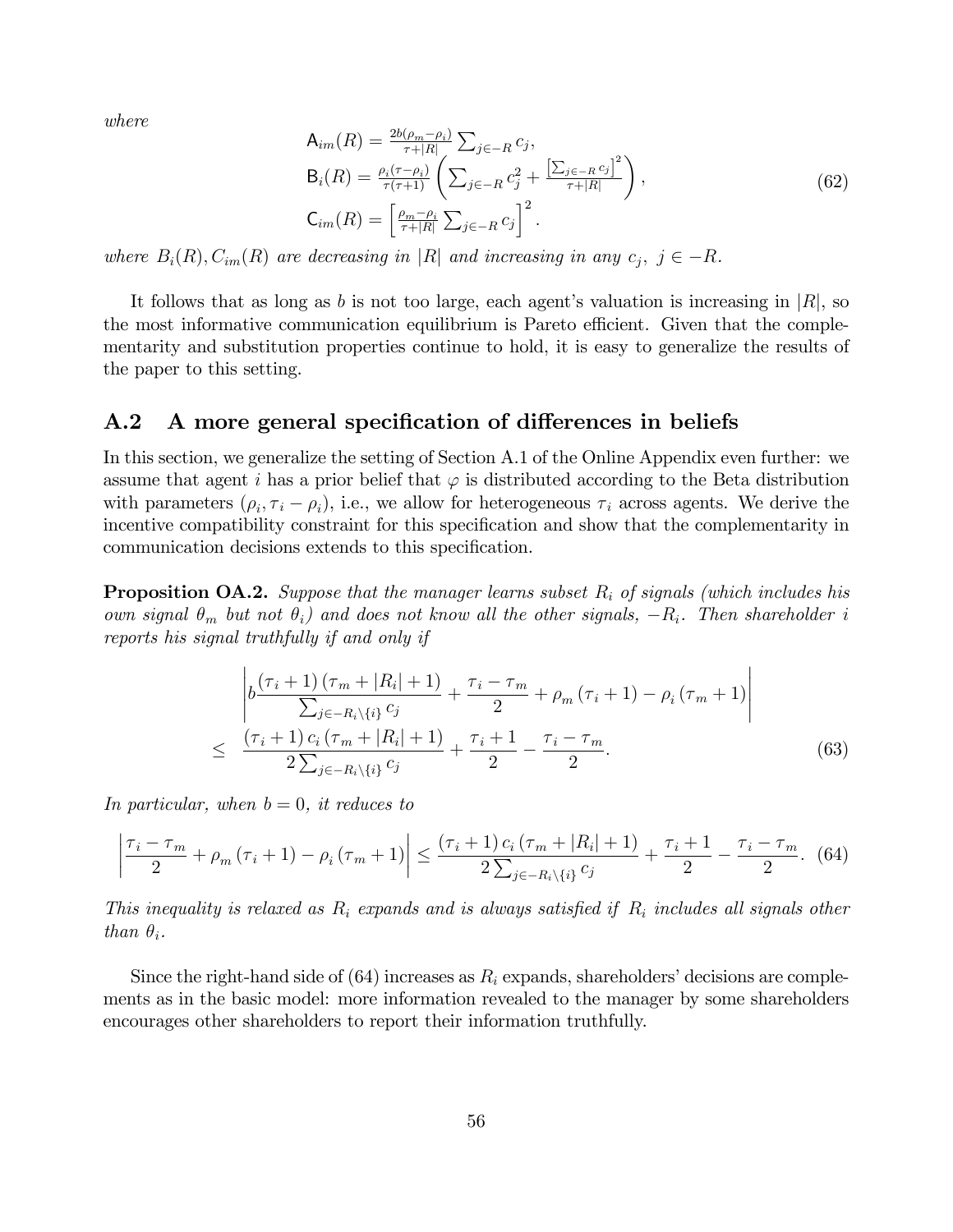*where*

$$
\begin{aligned}
\mathsf{A}_{im}(R) &= \tfrac{2b(\rho_m-\rho_i)}{\tau+|R|}\sum_{j\in -R} c_j, \\
\mathsf{B}_i(R) &= \tfrac{\rho_i(\tau-\rho_i)}{\tau(\tau+1)}\left(\sum_{j\in -R} c_j^2 + \tfrac{\left[\sum_{j\in -R} c_j\right]^2}{\tau+|R|}\right), \\
\mathsf{C}_{im}(R) &= \left[\tfrac{\rho_m-\rho_i}{\tau+|R|}\sum_{j\in -R} c_j\right]^2.
\end{aligned}
\tag{62}
$$

*where* $B_i(R), C_{im}(R)$ *are decreasing in* $|R|$ *and increasing in any* $c_j$, $j \in -R$.

It follows that as long as $b$ is not too large, each agent's valuation is increasing in $|R|$, so the most informative communication equilibrium is Pareto efficient. Given that the complementarity and substitution properties continue to hold, it is easy to generalize the results of the paper to this setting.

## A.2 A more general specification of differences in beliefs

In this section, we generalize the setting of Section A.1 of the Online Appendix even further: we assume that agent $i$ has a prior belief that $\varphi$ is distributed according to the Beta distribution with parameters $(\rho_i, \tau_i - \rho_i)$, i.e., we allow for heterogeneous $\tau_i$ across agents. We derive the incentive compatibility constraint for this specification and show that the complementarity in communication decisions extends to this specification.

**Proposition OA.2.** *Suppose that the manager learns subset* $R_i$ *of signals (which includes his own signal* $\theta_m$ *but not* $\theta_i$*) and does not know all the other signals,* $-R_i$*. Then shareholder* $i$ *reports his signal truthfully if and only if*

$$
\begin{aligned}
&\left| b\frac{(\tau_i+1)(\tau_m+|R_i|+1)}{\sum_{j\in -R_i\setminus\{i\}} c_j} + \frac{\tau_i-\tau_m}{2} + \rho_m(\tau_i+1) - \rho_i(\tau_m+1) \right| \\
\leq\ & \frac{(\tau_i+1)\, c_i\, (\tau_m+|R_i|+1)}{2\sum_{j\in -R_i\setminus\{i\}} c_j} + \frac{\tau_i+1}{2} - \frac{\tau_i-\tau_m}{2}.
\end{aligned}
\tag{63}
$$

*In particular, when* $b = 0$*, it reduces to*

$$
\left| \frac{\tau_i-\tau_m}{2} + \rho_m(\tau_i+1) - \rho_i(\tau_m+1) \right| \leq \frac{(\tau_i+1)\, c_i\, (\tau_m+|R_i|+1)}{2\sum_{j\in -R_i\setminus\{i\}} c_j} + \frac{\tau_i+1}{2} - \frac{\tau_i-\tau_m}{2}. \tag{64}
$$

*This inequality is relaxed as* $R_i$ *expands and is always satisfied if* $R_i$ *includes all signals other than* $\theta_i$.

Since the right-hand side of (64) increases as $R_i$ expands, shareholders' decisions are complements as in the basic model: more information revealed to the manager by some shareholders encourages other shareholders to report their information truthfully.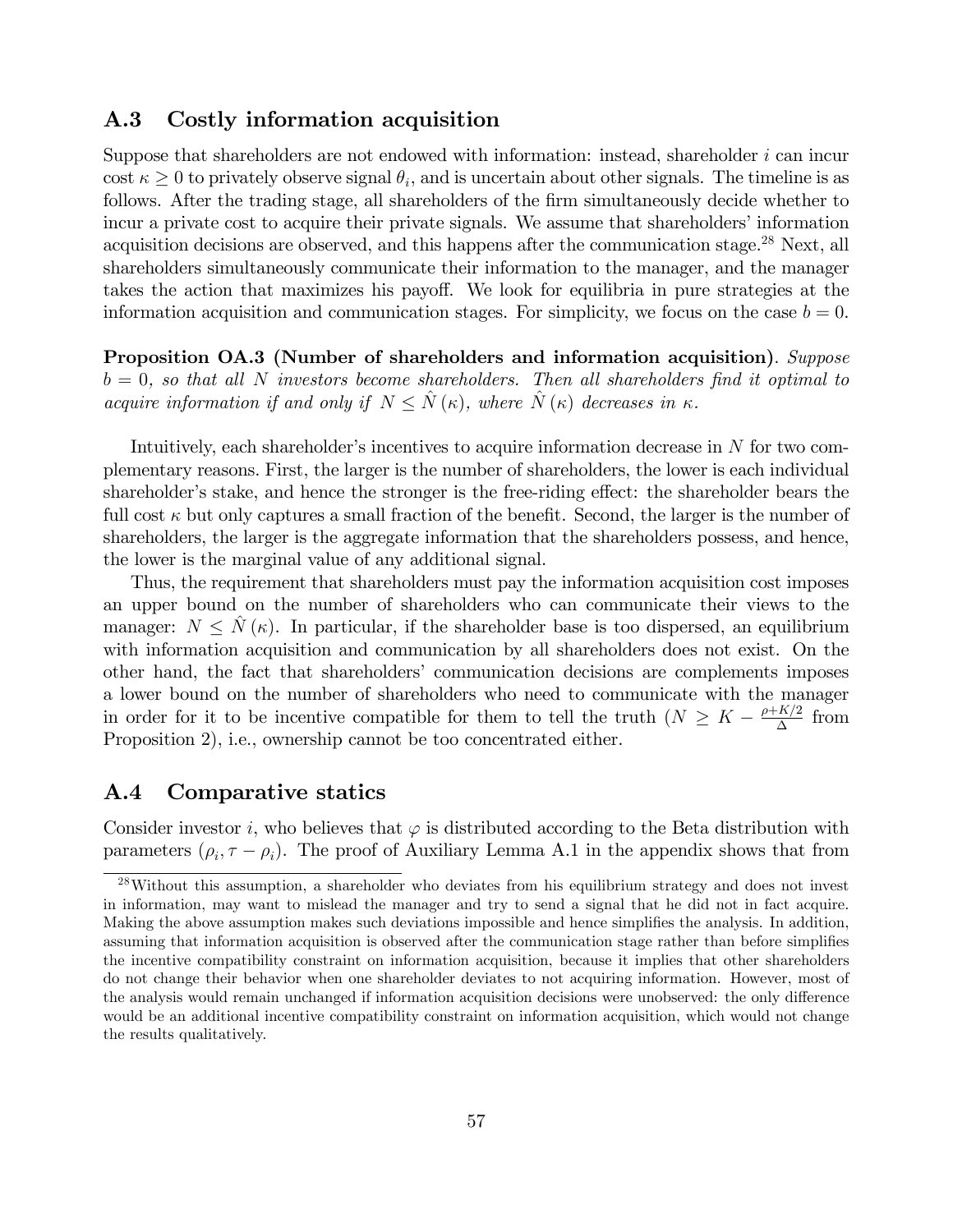## A.3 Costly information acquisition

Suppose that shareholders are not endowed with information: instead, shareholder $i$ can incur cost $\kappa \geq 0$ to privately observe signal $\theta_i$, and is uncertain about other signals. The timeline is as follows. After the trading stage, all shareholders of the firm simultaneously decide whether to incur a private cost to acquire their private signals. We assume that shareholders' information acquisition decisions are observed, and this happens after the communication stage.[28] Next, all shareholders simultaneously communicate their information to the manager, and the manager takes the action that maximizes his payoff. We look for equilibria in pure strategies at the information acquisition and communication stages. For simplicity, we focus on the case $b = 0$.

**Proposition OA.3 (Number of shareholders and information acquisition).** *Suppose $b = 0$, so that all $N$ investors become shareholders. Then all shareholders find it optimal to acquire information if and only if $N \leq \hat{N}(\kappa)$, where $\hat{N}(\kappa)$ decreases in $\kappa$.*

Intuitively, each shareholder's incentives to acquire information decrease in $N$ for two complementary reasons. First, the larger is the number of shareholders, the lower is each individual shareholder's stake, and hence the stronger is the free-riding effect: the shareholder bears the full cost $\kappa$ but only captures a small fraction of the benefit. Second, the larger is the number of shareholders, the larger is the aggregate information that the shareholders possess, and hence, the lower is the marginal value of any additional signal.

Thus, the requirement that shareholders must pay the information acquisition cost imposes an upper bound on the number of shareholders who can communicate their views to the manager: $N \leq \hat{N}(\kappa)$. In particular, if the shareholder base is too dispersed, an equilibrium with information acquisition and communication by all shareholders does not exist. On the other hand, the fact that shareholders' communication decisions are complements imposes a lower bound on the number of shareholders who need to communicate with the manager in order for it to be incentive compatible for them to tell the truth ($N \geq K - \frac{\rho + K/2}{\Delta}$ from Proposition 2), i.e., ownership cannot be too concentrated either.

## A.4 Comparative statics

Consider investor $i$, who believes that $\varphi$ is distributed according to the Beta distribution with parameters $(\rho_i, \tau - \rho_i)$. The proof of Auxiliary Lemma A.1 in the appendix shows that from

[28] Without this assumption, a shareholder who deviates from his equilibrium strategy and does not invest in information, may want to mislead the manager and try to send a signal that he did not in fact acquire. Making the above assumption makes such deviations impossible and hence simplifies the analysis. In addition, assuming that information acquisition is observed after the communication stage rather than before simplifies the incentive compatibility constraint on information acquisition, because it implies that other shareholders do not change their behavior when one shareholder deviates to not acquiring information. However, most of the analysis would remain unchanged if information acquisition decisions were unobserved: the only difference would be an additional incentive compatibility constraint on information acquisition, which would not change the results qualitatively.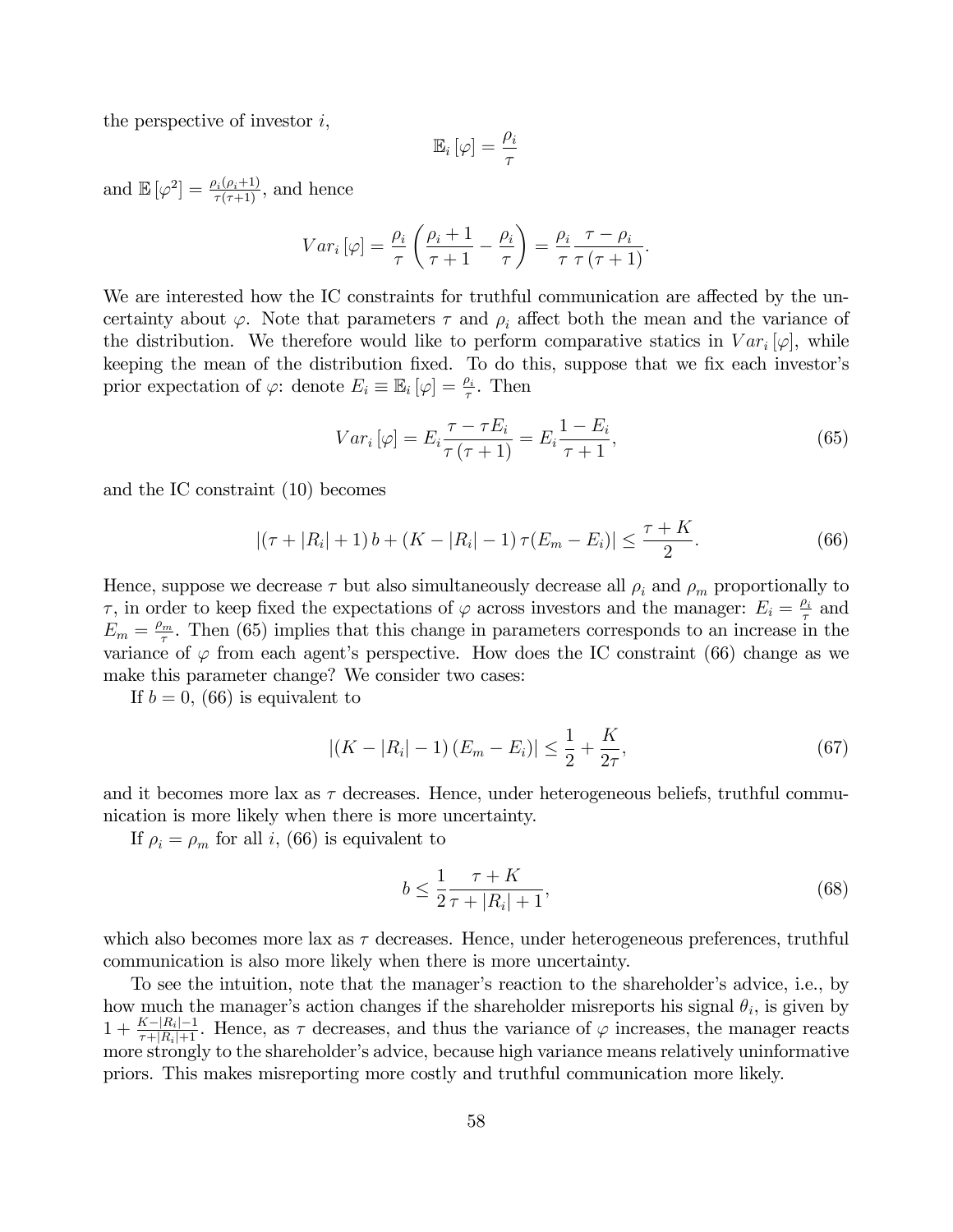the perspective of investor $i$,

$$\mathbb{E}_i[\varphi] = \frac{\rho_i}{\tau}$$

and $\mathbb{E}[\varphi^2] = \frac{\rho_i(\rho_i+1)}{\tau(\tau+1)}$, and hence

$$Var_i[\varphi] = \frac{\rho_i}{\tau}\left(\frac{\rho_i+1}{\tau+1} - \frac{\rho_i}{\tau}\right) = \frac{\rho_i}{\tau}\frac{\tau-\rho_i}{\tau(\tau+1)}.$$

We are interested how the IC constraints for truthful communication are affected by the uncertainty about $\varphi$. Note that parameters $\tau$ and $\rho_i$ affect both the mean and the variance of the distribution. We therefore would like to perform comparative statics in $Var_i[\varphi]$, while keeping the mean of the distribution fixed. To do this, suppose that we fix each investor's prior expectation of $\varphi$: denote $E_i \equiv \mathbb{E}_i[\varphi] = \frac{\rho_i}{\tau}$. Then

$$Var_i[\varphi] = E_i\frac{\tau - \tau E_i}{\tau(\tau+1)} = E_i\frac{1-E_i}{\tau+1}, \tag{65}$$

and the IC constraint (10) becomes

$$|(\tau + |R_i| + 1)\, b + (K - |R_i| - 1)\,\tau(E_m - E_i)| \leq \frac{\tau + K}{2}. \tag{66}$$

Hence, suppose we decrease $\tau$ but also simultaneously decrease all $\rho_i$ and $\rho_m$ proportionally to $\tau$, in order to keep fixed the expectations of $\varphi$ across investors and the manager: $E_i = \frac{\rho_i}{\tau}$ and $E_m = \frac{\rho_m}{\tau}$. Then (65) implies that this change in parameters corresponds to an increase in the variance of $\varphi$ from each agent's perspective. How does the IC constraint (66) change as we make this parameter change? We consider two cases:

If $b = 0$, (66) is equivalent to

$$|(K - |R_i| - 1)(E_m - E_i)| \leq \frac{1}{2} + \frac{K}{2\tau}, \tag{67}$$

and it becomes more lax as $\tau$ decreases. Hence, under heterogeneous beliefs, truthful communication is more likely when there is more uncertainty.

If $\rho_i = \rho_m$ for all $i$, (66) is equivalent to

$$b \leq \frac{1}{2}\frac{\tau + K}{\tau + |R_i| + 1}, \tag{68}$$

which also becomes more lax as $\tau$ decreases. Hence, under heterogeneous preferences, truthful communication is also more likely when there is more uncertainty.

To see the intuition, note that the manager's reaction to the shareholder's advice, i.e., by how much the manager's action changes if the shareholder misreports his signal $\theta_i$, is given by $1 + \frac{K-|R_i|-1}{\tau+|R_i|+1}$. Hence, as $\tau$ decreases, and thus the variance of $\varphi$ increases, the manager reacts more strongly to the shareholder's advice, because high variance means relatively uninformative priors. This makes misreporting more costly and truthful communication more likely.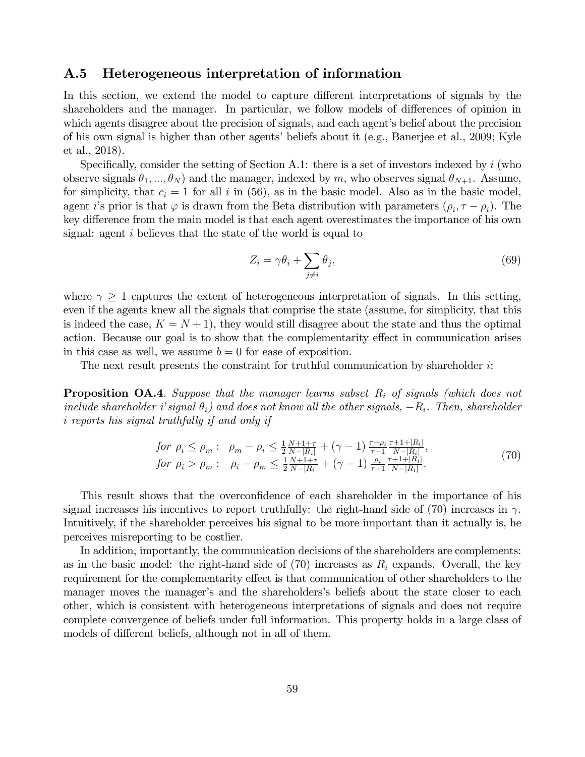## A.5 Heterogeneous interpretation of information

In this section, we extend the model to capture different interpretations of signals by the shareholders and the manager. In particular, we follow models of differences of opinion in which agents disagree about the precision of signals, and each agent's belief about the precision of his own signal is higher than other agents' beliefs about it (e.g., Banerjee et al., 2009; Kyle et al., 2018).

Specifically, consider the setting of Section A.1: there is a set of investors indexed by $i$ (who observe signals $\theta_1, ..., \theta_N$) and the manager, indexed by $m$, who observes signal $\theta_{N+1}$. Assume, for simplicity, that $c_i = 1$ for all $i$ in (56), as in the basic model. Also as in the basic model, agent $i$'s prior is that $\varphi$ is drawn from the Beta distribution with parameters $(\rho_i, \tau - \rho_i)$. The key difference from the main model is that each agent overestimates the importance of his own signal: agent $i$ believes that the state of the world is equal to

$$Z_i = \gamma\theta_i + \sum_{j \neq i} \theta_j, \tag{69}$$

where $\gamma \geq 1$ captures the extent of heterogeneous interpretation of signals. In this setting, even if the agents knew all the signals that comprise the state (assume, for simplicity, that this is indeed the case, $K = N + 1$), they would still disagree about the state and thus the optimal action. Because our goal is to show that the complementarity effect in communication arises in this case as well, we assume $b = 0$ for ease of exposition.

The next result presents the constraint for truthful communication by shareholder $i$:

**Proposition OA.4**. *Suppose that the manager learns subset $R_i$ of signals (which does not include shareholder i' signal $\theta_i$) and does not know all the other signals, $-R_i$. Then, shareholder $i$ reports his signal truthfully if and only if*

$$\begin{aligned}
&\text{for } \rho_i \leq \rho_m: \quad \rho_m - \rho_i \leq \tfrac{1}{2}\tfrac{N+1+\tau}{N-|R_i|} + (\gamma - 1)\tfrac{\tau-\rho_i}{\tau+1}\tfrac{\tau+1+|R_i|}{N-|R_i|}, \\
&\text{for } \rho_i > \rho_m: \quad \rho_i - \rho_m \leq \tfrac{1}{2}\tfrac{N+1+\tau}{N-|R_i|} + (\gamma - 1)\tfrac{\rho_i}{\tau+1}\tfrac{\tau+1+|R_i|}{N-|R_i|}.
\end{aligned} \tag{70}$$

This result shows that the overconfidence of each shareholder in the importance of his signal increases his incentives to report truthfully: the right-hand side of (70) increases in $\gamma$. Intuitively, if the shareholder perceives his signal to be more important than it actually is, he perceives misreporting to be costlier.

In addition, importantly, the communication decisions of the shareholders are complements: as in the basic model: the right-hand side of (70) increases as $R_i$ expands. Overall, the key requirement for the complementarity effect is that communication of other shareholders to the manager moves the manager's and the shareholders's beliefs about the state closer to each other, which is consistent with heterogeneous interpretations of signals and does not require complete convergence of beliefs under full information. This property holds in a large class of models of different beliefs, although not in all of them.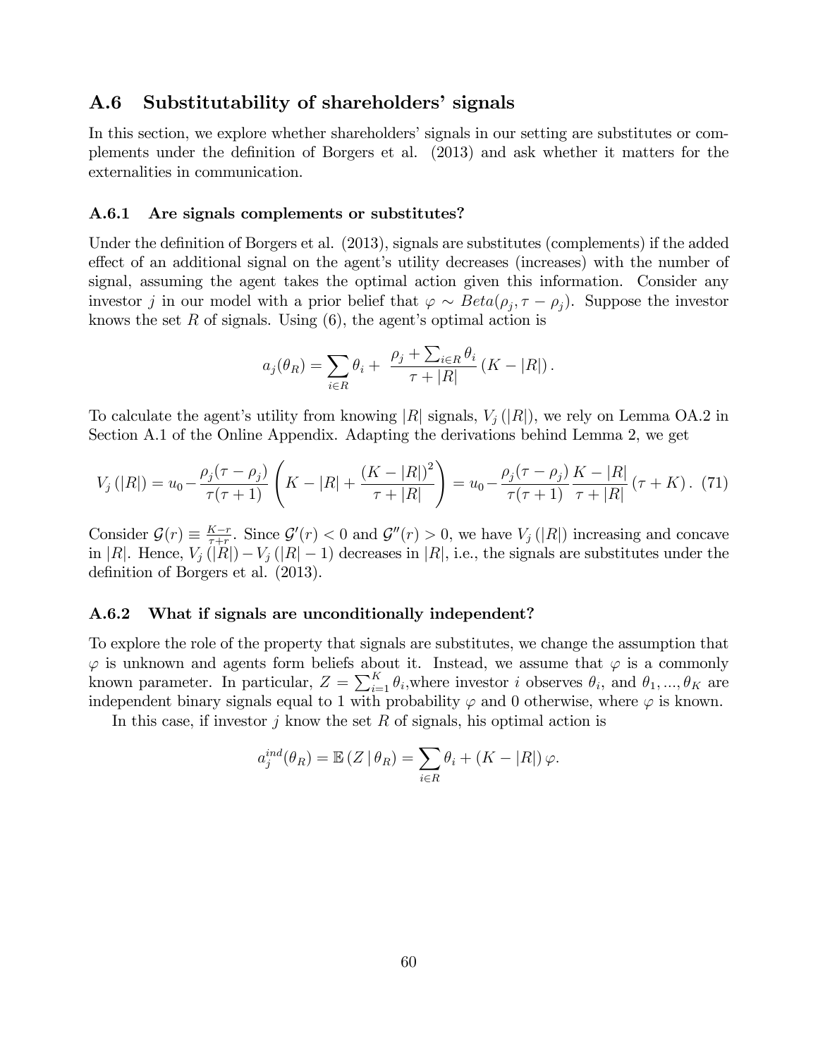## A.6 Substitutability of shareholders' signals

In this section, we explore whether shareholders' signals in our setting are substitutes or complements under the definition of Borgers et al. (2013) and ask whether it matters for the externalities in communication.

### A.6.1 Are signals complements or substitutes?

Under the definition of Borgers et al. (2013), signals are substitutes (complements) if the added effect of an additional signal on the agent's utility decreases (increases) with the number of signal, assuming the agent takes the optimal action given this information. Consider any investor $j$ in our model with a prior belief that $\varphi \sim Beta(\rho_j, \tau - \rho_j)$. Suppose the investor knows the set $R$ of signals. Using (6), the agent's optimal action is

$$a_j(\theta_R) = \sum_{i \in R} \theta_i + \frac{\rho_j + \sum_{i \in R} \theta_i}{\tau + |R|} (K - |R|).$$

To calculate the agent's utility from knowing $|R|$ signals, $V_j(|R|)$, we rely on Lemma OA.2 in Section A.1 of the Online Appendix. Adapting the derivations behind Lemma 2, we get

$$V_j(|R|) = u_0 - \frac{\rho_j(\tau - \rho_j)}{\tau(\tau+1)} \left( K - |R| + \frac{(K - |R|)^2}{\tau + |R|} \right) = u_0 - \frac{\rho_j(\tau - \rho_j)}{\tau(\tau+1)} \frac{K - |R|}{\tau + |R|} (\tau + K). \quad (71)$$

Consider $\mathcal{G}(r) \equiv \frac{K-r}{\tau+r}$. Since $\mathcal{G}'(r) < 0$ and $\mathcal{G}''(r) > 0$, we have $V_j(|R|)$ increasing and concave in $|R|$. Hence, $V_j(|R|) - V_j(|R|-1)$ decreases in $|R|$, i.e., the signals are substitutes under the definition of Borgers et al. (2013).

### A.6.2 What if signals are unconditionally independent?

To explore the role of the property that signals are substitutes, we change the assumption that $\varphi$ is unknown and agents form beliefs about it. Instead, we assume that $\varphi$ is a commonly known parameter. In particular, $Z = \sum_{i=1}^{K} \theta_i$,where investor $i$ observes $\theta_i$, and $\theta_1, ..., \theta_K$ are independent binary signals equal to 1 with probability $\varphi$ and 0 otherwise, where $\varphi$ is known.

In this case, if investor $j$ know the set $R$ of signals, his optimal action is

$$a_j^{ind}(\theta_R) = \mathbb{E}(Z \mid \theta_R) = \sum_{i \in R} \theta_i + (K - |R|) \varphi.$$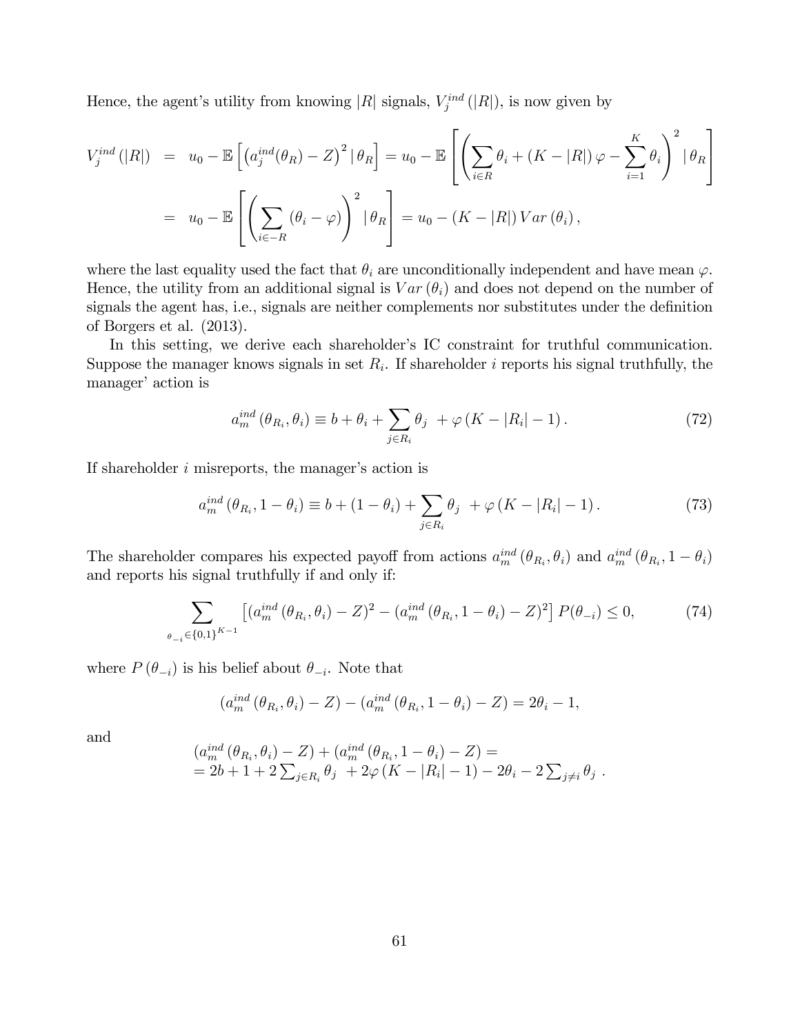Hence, the agent's utility from knowing $|R|$ signals, $V_j^{ind}(|R|)$, is now given by

$$
\begin{aligned}
V_j^{ind}(|R|) &= u_0 - \mathbb{E}\left[\left(a_j^{ind}(\theta_R) - Z\right)^2 | \, \theta_R\right] = u_0 - \mathbb{E}\left[\left(\sum_{i\in R}\theta_i + (K-|R|)\,\varphi - \sum_{i=1}^{K}\theta_i\right)^2 | \, \theta_R\right] \\
&= u_0 - \mathbb{E}\left[\left(\sum_{i\in -R}(\theta_i - \varphi)\right)^2 | \, \theta_R\right] = u_0 - (K-|R|)\,Var(\theta_i),
\end{aligned}
$$

where the last equality used the fact that $\theta_i$ are unconditionally independent and have mean $\varphi$. Hence, the utility from an additional signal is $Var(\theta_i)$ and does not depend on the number of signals the agent has, i.e., signals are neither complements nor substitutes under the definition of Borgers et al. (2013).

In this setting, we derive each shareholder's IC constraint for truthful communication. Suppose the manager knows signals in set $R_i$. If shareholder $i$ reports his signal truthfully, the manager' action is

$$
a_m^{ind}(\theta_{R_i}, \theta_i) \equiv b + \theta_i + \sum_{j\in R_i}\theta_j \; + \varphi\,(K - |R_i| - 1)\,. \tag{72}
$$

If shareholder $i$ misreports, the manager's action is

$$
a_m^{ind}(\theta_{R_i}, 1-\theta_i) \equiv b + (1-\theta_i) + \sum_{j\in R_i}\theta_j \; + \varphi\,(K - |R_i| - 1)\,. \tag{73}
$$

The shareholder compares his expected payoff from actions $a_m^{ind}(\theta_{R_i}, \theta_i)$ and $a_m^{ind}(\theta_{R_i}, 1-\theta_i)$ and reports his signal truthfully if and only if:

$$
\sum_{\theta_{-i}\in\{0,1\}^{K-1}} \left[(a_m^{ind}(\theta_{R_i}, \theta_i) - Z)^2 - (a_m^{ind}(\theta_{R_i}, 1-\theta_i) - Z)^2\right] P(\theta_{-i}) \leq 0, \tag{74}
$$

where $P(\theta_{-i})$ is his belief about $\theta_{-i}$. Note that

$$
(a_m^{ind}(\theta_{R_i}, \theta_i) - Z) - (a_m^{ind}(\theta_{R_i}, 1-\theta_i) - Z) = 2\theta_i - 1,
$$

and

$$
\begin{aligned}
&(a_m^{ind}(\theta_{R_i}, \theta_i) - Z) + (a_m^{ind}(\theta_{R_i}, 1-\theta_i) - Z) = \\
&= 2b + 1 + 2\textstyle\sum_{j\in R_i}\theta_j \; + 2\varphi\,(K - |R_i| - 1) - 2\theta_i - 2\textstyle\sum_{j\neq i}\theta_j \; .
\end{aligned}
$$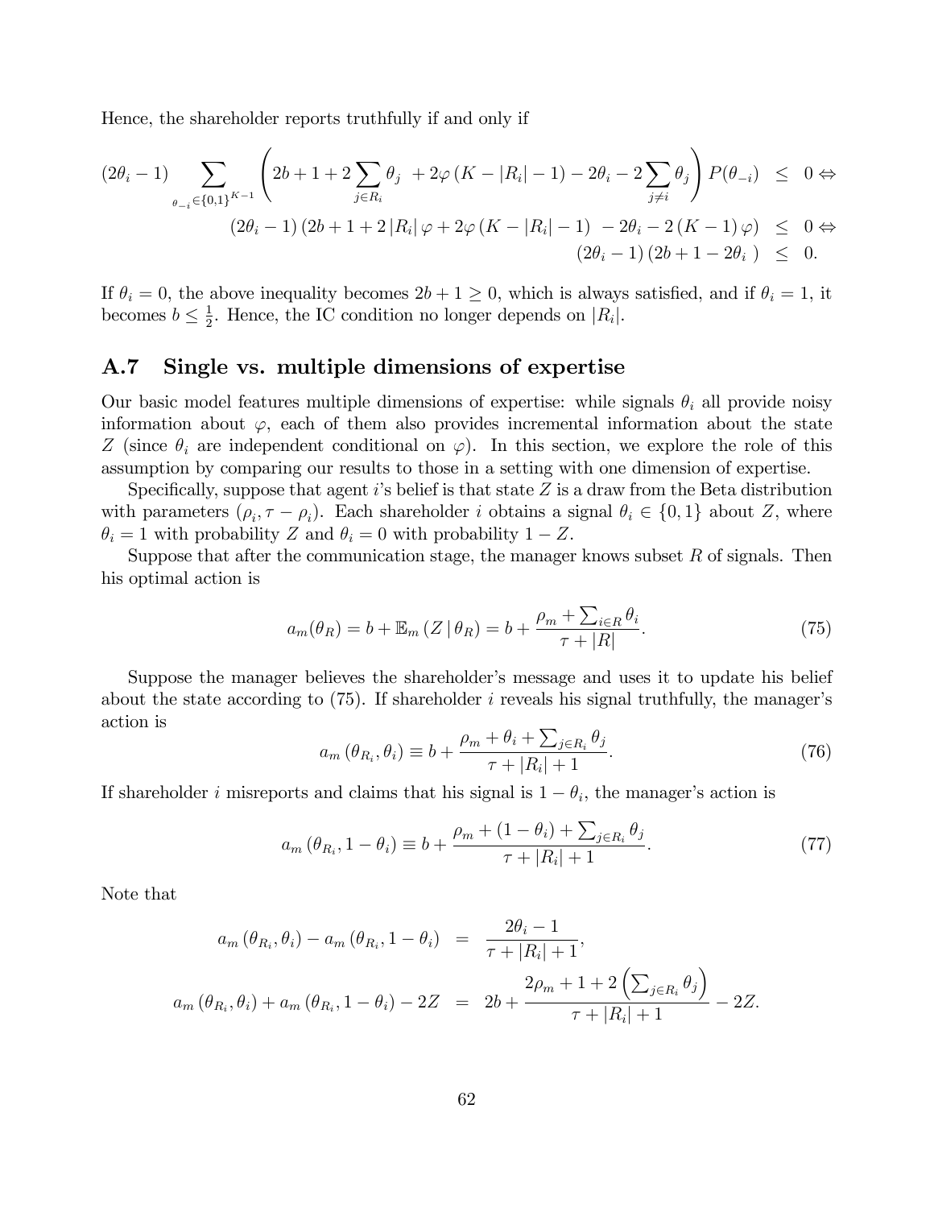Hence, the shareholder reports truthfully if and only if

$$
\begin{aligned}
(2\theta_i - 1) \sum_{\theta_{-i} \in \{0,1\}^{K-1}} \left( 2b + 1 + 2\sum_{j \in R_i} \theta_j \; + 2\varphi \left( K - |R_i| - 1 \right) - 2\theta_i - 2\sum_{j \neq i} \theta_j \right) P(\theta_{-i}) &\leq 0 \Leftrightarrow \\
(2\theta_i - 1) \left( 2b + 1 + 2 |R_i| \varphi + 2\varphi \left( K - |R_i| - 1 \right) \; - 2\theta_i - 2 \left( K - 1 \right) \varphi \right) &\leq 0 \Leftrightarrow \\
(2\theta_i - 1) \left( 2b + 1 - 2\theta_i \; \right) &\leq 0.
\end{aligned}
$$

If $\theta_i = 0$, the above inequality becomes $2b + 1 \geq 0$, which is always satisfied, and if $\theta_i = 1$, it becomes $b \leq \frac{1}{2}$. Hence, the IC condition no longer depends on $|R_i|$.

## A.7 Single vs. multiple dimensions of expertise

Our basic model features multiple dimensions of expertise: while signals $\theta_i$ all provide noisy information about $\varphi$, each of them also provides incremental information about the state $Z$ (since $\theta_i$ are independent conditional on $\varphi$). In this section, we explore the role of this assumption by comparing our results to those in a setting with one dimension of expertise.

Specifically, suppose that agent $i$'s belief is that state $Z$ is a draw from the Beta distribution with parameters $(\rho_i, \tau - \rho_i)$. Each shareholder $i$ obtains a signal $\theta_i \in \{0, 1\}$ about $Z$, where $\theta_i = 1$ with probability $Z$ and $\theta_i = 0$ with probability $1 - Z$.

Suppose that after the communication stage, the manager knows subset $R$ of signals. Then his optimal action is

$$
a_m(\theta_R) = b + \mathbb{E}_m \left( Z \,|\, \theta_R \right) = b + \frac{\rho_m + \sum_{i \in R} \theta_i}{\tau + |R|}. \tag{75}
$$

Suppose the manager believes the shareholder's message and uses it to update his belief about the state according to (75). If shareholder $i$ reveals his signal truthfully, the manager's action is

$$
a_m \left( \theta_{R_i}, \theta_i \right) \equiv b + \frac{\rho_m + \theta_i + \sum_{j \in R_i} \theta_j}{\tau + |R_i| + 1}. \tag{76}
$$

If shareholder $i$ misreports and claims that his signal is $1 - \theta_i$, the manager's action is

$$
a_m \left( \theta_{R_i}, 1 - \theta_i \right) \equiv b + \frac{\rho_m + (1 - \theta_i) + \sum_{j \in R_i} \theta_j}{\tau + |R_i| + 1}. \tag{77}
$$

Note that

$$
\begin{aligned}
a_m \left( \theta_{R_i}, \theta_i \right) - a_m \left( \theta_{R_i}, 1 - \theta_i \right) &= \frac{2\theta_i - 1}{\tau + |R_i| + 1}, \\
a_m \left( \theta_{R_i}, \theta_i \right) + a_m \left( \theta_{R_i}, 1 - \theta_i \right) - 2Z &= 2b + \frac{2\rho_m + 1 + 2 \left( \sum_{j \in R_i} \theta_j \right)}{\tau + |R_i| + 1} - 2Z.
\end{aligned}
$$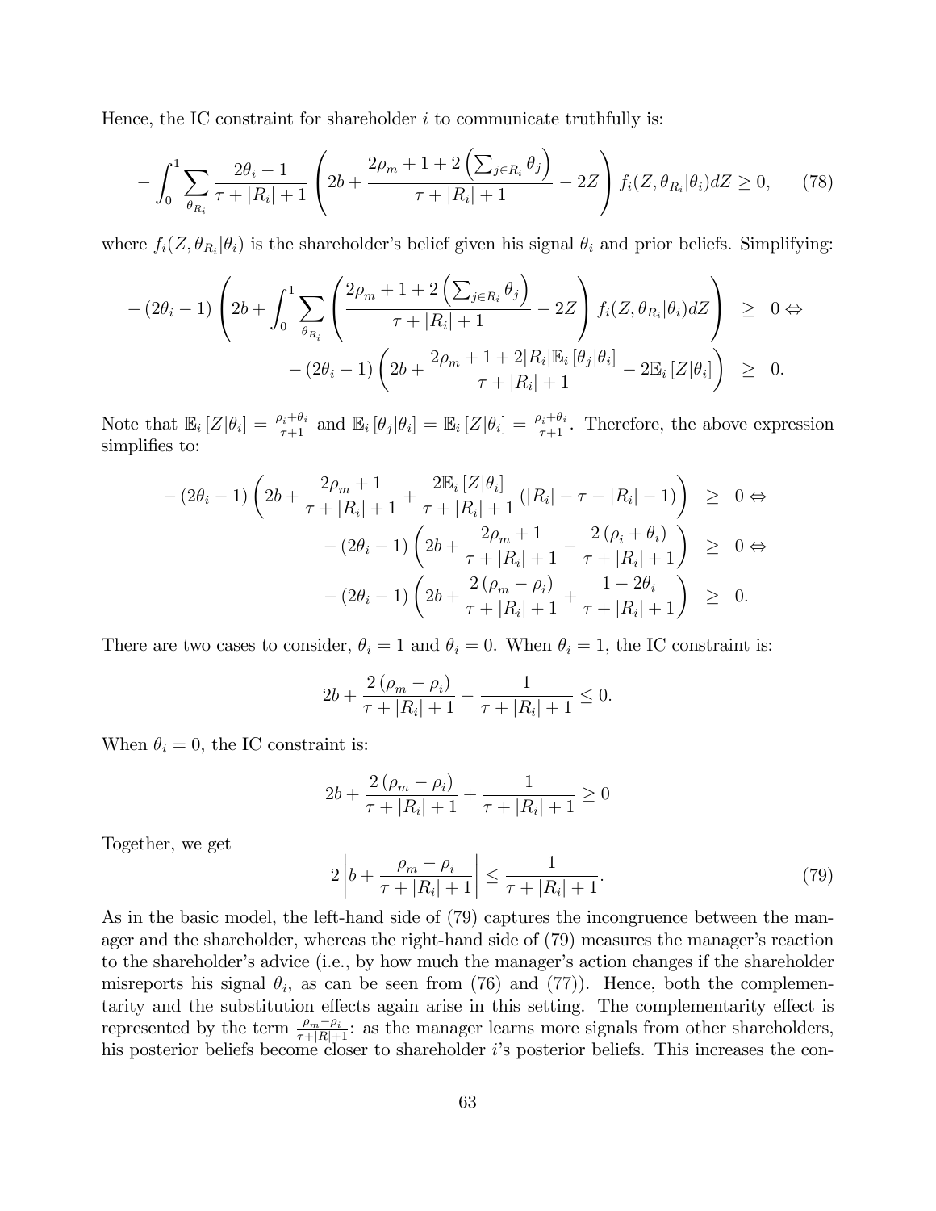Hence, the IC constraint for shareholder $i$ to communicate truthfully is:

$$-\int_0^1 \sum_{\theta_{R_i}} \frac{2\theta_i - 1}{\tau + |R_i| + 1} \left( 2b + \frac{2\rho_m + 1 + 2\left(\sum_{j \in R_i} \theta_j\right)}{\tau + |R_i| + 1} - 2Z \right) f_i(Z, \theta_{R_i}|\theta_i) dZ \geq 0, \tag{78}$$

where $f_i(Z, \theta_{R_i}|\theta_i)$ is the shareholder's belief given his signal $\theta_i$ and prior beliefs. Simplifying:

$$\begin{aligned}
-(2\theta_i - 1) \left( 2b + \int_0^1 \sum_{\theta_{R_i}} \left( \frac{2\rho_m + 1 + 2\left(\sum_{j \in R_i} \theta_j\right)}{\tau + |R_i| + 1} - 2Z \right) f_i(Z, \theta_{R_i}|\theta_i) dZ \right) &\geq 0 \Leftrightarrow \\
-(2\theta_i - 1) \left( 2b + \frac{2\rho_m + 1 + 2|R_i| \mathbb{E}_i[\theta_j|\theta_i]}{\tau + |R_i| + 1} - 2\mathbb{E}_i[Z|\theta_i] \right) &\geq 0.
\end{aligned}$$

Note that $\mathbb{E}_i[Z|\theta_i] = \frac{\rho_i + \theta_i}{\tau + 1}$ and $\mathbb{E}_i[\theta_j|\theta_i] = \mathbb{E}_i[Z|\theta_i] = \frac{\rho_i + \theta_i}{\tau + 1}$. Therefore, the above expression simplifies to:

$$\begin{aligned}
-(2\theta_i - 1) \left( 2b + \frac{2\rho_m + 1}{\tau + |R_i| + 1} + \frac{2\mathbb{E}_i[Z|\theta_i]}{\tau + |R_i| + 1} (|R_i| - \tau - |R_i| - 1) \right) &\geq 0 \Leftrightarrow \\
-(2\theta_i - 1) \left( 2b + \frac{2\rho_m + 1}{\tau + |R_i| + 1} - \frac{2(\rho_i + \theta_i)}{\tau + |R_i| + 1} \right) &\geq 0 \Leftrightarrow \\
-(2\theta_i - 1) \left( 2b + \frac{2(\rho_m - \rho_i)}{\tau + |R_i| + 1} + \frac{1 - 2\theta_i}{\tau + |R_i| + 1} \right) &\geq 0.
\end{aligned}$$

There are two cases to consider, $\theta_i = 1$ and $\theta_i = 0$. When $\theta_i = 1$, the IC constraint is:

$$2b + \frac{2(\rho_m - \rho_i)}{\tau + |R_i| + 1} - \frac{1}{\tau + |R_i| + 1} \leq 0.$$

When $\theta_i = 0$, the IC constraint is:

$$2b + \frac{2(\rho_m - \rho_i)}{\tau + |R_i| + 1} + \frac{1}{\tau + |R_i| + 1} \geq 0$$

Together, we get

$$2\left| b + \frac{\rho_m - \rho_i}{\tau + |R_i| + 1} \right| \leq \frac{1}{\tau + |R_i| + 1}. \tag{79}$$

As in the basic model, the left-hand side of (79) captures the incongruence between the manager and the shareholder, whereas the right-hand side of (79) measures the manager's reaction to the shareholder's advice (i.e., by how much the manager's action changes if the shareholder misreports his signal $\theta_i$, as can be seen from (76) and (77)). Hence, both the complementarity and the substitution effects again arise in this setting. The complementarity effect is represented by the term $\frac{\rho_m - \rho_i}{\tau + |R| + 1}$: as the manager learns more signals from other shareholders, his posterior beliefs become closer to shareholder $i$'s posterior beliefs. This increases the con-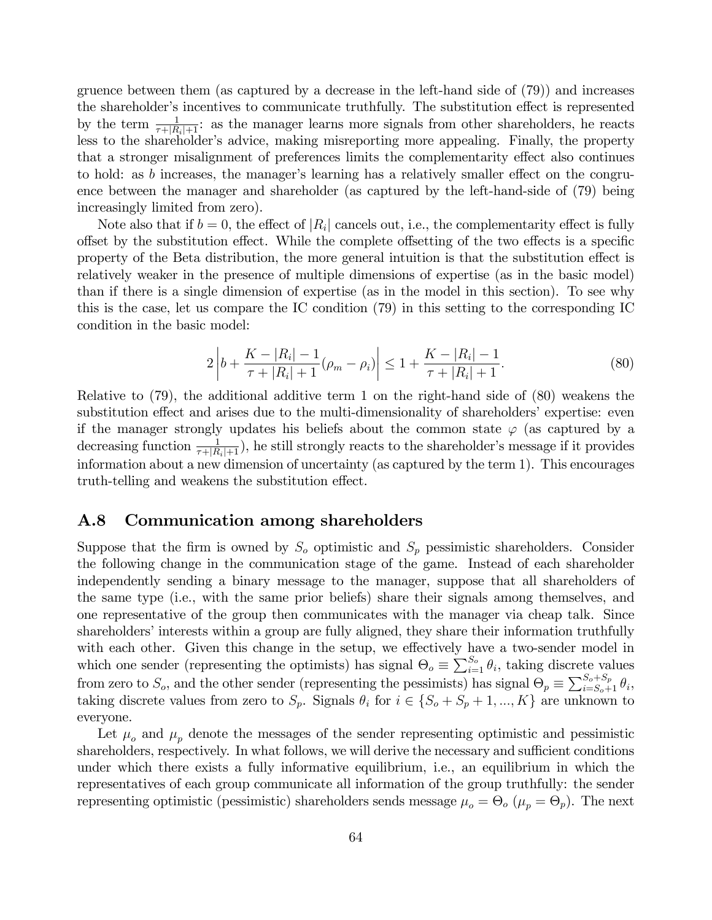gruence between them (as captured by a decrease in the left-hand side of (79)) and increases the shareholder's incentives to communicate truthfully. The substitution effect is represented by the term $\frac{1}{\tau+|R_i|+1}$: as the manager learns more signals from other shareholders, he reacts less to the shareholder's advice, making misreporting more appealing. Finally, the property that a stronger misalignment of preferences limits the complementarity effect also continues to hold: as $b$ increases, the manager's learning has a relatively smaller effect on the congruence between the manager and shareholder (as captured by the left-hand-side of (79) being increasingly limited from zero).

Note also that if $b = 0$, the effect of $|R_i|$ cancels out, i.e., the complementarity effect is fully offset by the substitution effect. While the complete offsetting of the two effects is a specific property of the Beta distribution, the more general intuition is that the substitution effect is relatively weaker in the presence of multiple dimensions of expertise (as in the basic model) than if there is a single dimension of expertise (as in the model in this section). To see why this is the case, let us compare the IC condition (79) in this setting to the corresponding IC condition in the basic model:

$$2\left|b + \frac{K - |R_i| - 1}{\tau + |R_i| + 1}(\rho_m - \rho_i)\right| \leq 1 + \frac{K - |R_i| - 1}{\tau + |R_i| + 1}. \tag{80}$$

Relative to (79), the additional additive term 1 on the right-hand side of (80) weakens the substitution effect and arises due to the multi-dimensionality of shareholders' expertise: even if the manager strongly updates his beliefs about the common state $\varphi$ (as captured by a decreasing function $\frac{1}{\tau+|R_i|+1}$), he still strongly reacts to the shareholder's message if it provides information about a new dimension of uncertainty (as captured by the term 1). This encourages truth-telling and weakens the substitution effect.

## A.8 Communication among shareholders

Suppose that the firm is owned by $S_o$ optimistic and $S_p$ pessimistic shareholders. Consider the following change in the communication stage of the game. Instead of each shareholder independently sending a binary message to the manager, suppose that all shareholders of the same type (i.e., with the same prior beliefs) share their signals among themselves, and one representative of the group then communicates with the manager via cheap talk. Since shareholders' interests within a group are fully aligned, they share their information truthfully with each other. Given this change in the setup, we effectively have a two-sender model in which one sender (representing the optimists) has signal $\Theta_o \equiv \sum_{i=1}^{S_o} \theta_i$, taking discrete values from zero to $S_o$, and the other sender (representing the pessimists) has signal $\Theta_p \equiv \sum_{i=S_o+1}^{S_o+S_p} \theta_i$, taking discrete values from zero to $S_p$. Signals $\theta_i$ for $i \in \{S_o + S_p + 1, ..., K\}$ are unknown to everyone.

Let $\mu_o$ and $\mu_p$ denote the messages of the sender representing optimistic and pessimistic shareholders, respectively. In what follows, we will derive the necessary and sufficient conditions under which there exists a fully informative equilibrium, i.e., an equilibrium in which the representatives of each group communicate all information of the group truthfully: the sender representing optimistic (pessimistic) shareholders sends message $\mu_o = \Theta_o$ ($\mu_p = \Theta_p$). The next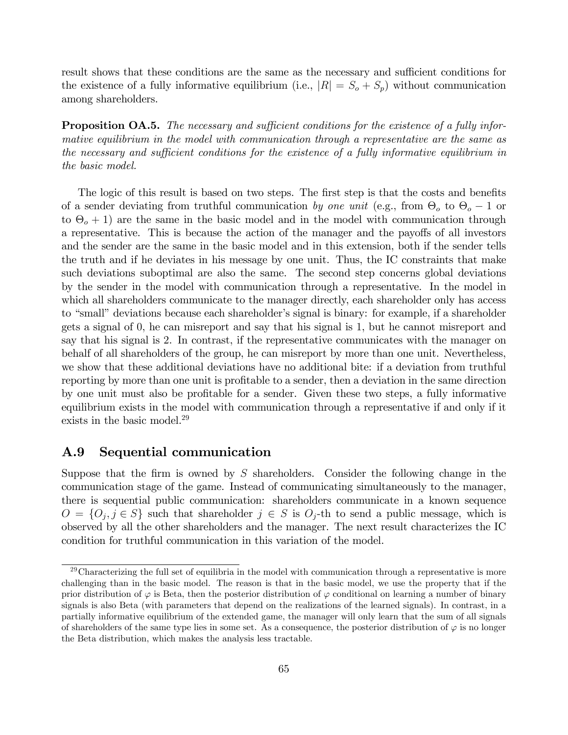result shows that these conditions are the same as the necessary and sufficient conditions for the existence of a fully informative equilibrium (i.e., $|R| = S_o + S_p$) without communication among shareholders.

**Proposition OA.5.** *The necessary and sufficient conditions for the existence of a fully informative equilibrium in the model with communication through a representative are the same as the necessary and sufficient conditions for the existence of a fully informative equilibrium in the basic model.*

The logic of this result is based on two steps. The first step is that the costs and benefits of a sender deviating from truthful communication *by one unit* (e.g., from $\Theta_o$ to $\Theta_o - 1$ or to $\Theta_o + 1$) are the same in the basic model and in the model with communication through a representative. This is because the action of the manager and the payoffs of all investors and the sender are the same in the basic model and in this extension, both if the sender tells the truth and if he deviates in his message by one unit. Thus, the IC constraints that make such deviations suboptimal are also the same. The second step concerns global deviations by the sender in the model with communication through a representative. In the model in which all shareholders communicate to the manager directly, each shareholder only has access to "small" deviations because each shareholder's signal is binary: for example, if a shareholder gets a signal of 0, he can misreport and say that his signal is 1, but he cannot misreport and say that his signal is 2. In contrast, if the representative communicates with the manager on behalf of all shareholders of the group, he can misreport by more than one unit. Nevertheless, we show that these additional deviations have no additional bite: if a deviation from truthful reporting by more than one unit is profitable to a sender, then a deviation in the same direction by one unit must also be profitable for a sender. Given these two steps, a fully informative equilibrium exists in the model with communication through a representative if and only if it exists in the basic model.[29]

## A.9 Sequential communication

Suppose that the firm is owned by $S$ shareholders. Consider the following change in the communication stage of the game. Instead of communicating simultaneously to the manager, there is sequential public communication: shareholders communicate in a known sequence $O = \{O_j, j \in S\}$ such that shareholder $j \in S$ is $O_j$-th to send a public message, which is observed by all the other shareholders and the manager. The next result characterizes the IC condition for truthful communication in this variation of the model.

[29] Characterizing the full set of equilibria in the model with communication through a representative is more challenging than in the basic model. The reason is that in the basic model, we use the property that if the prior distribution of $\varphi$ is Beta, then the posterior distribution of $\varphi$ conditional on learning a number of binary signals is also Beta (with parameters that depend on the realizations of the learned signals). In contrast, in a partially informative equilibrium of the extended game, the manager will only learn that the sum of all signals of shareholders of the same type lies in some set. As a consequence, the posterior distribution of $\varphi$ is no longer the Beta distribution, which makes the analysis less tractable.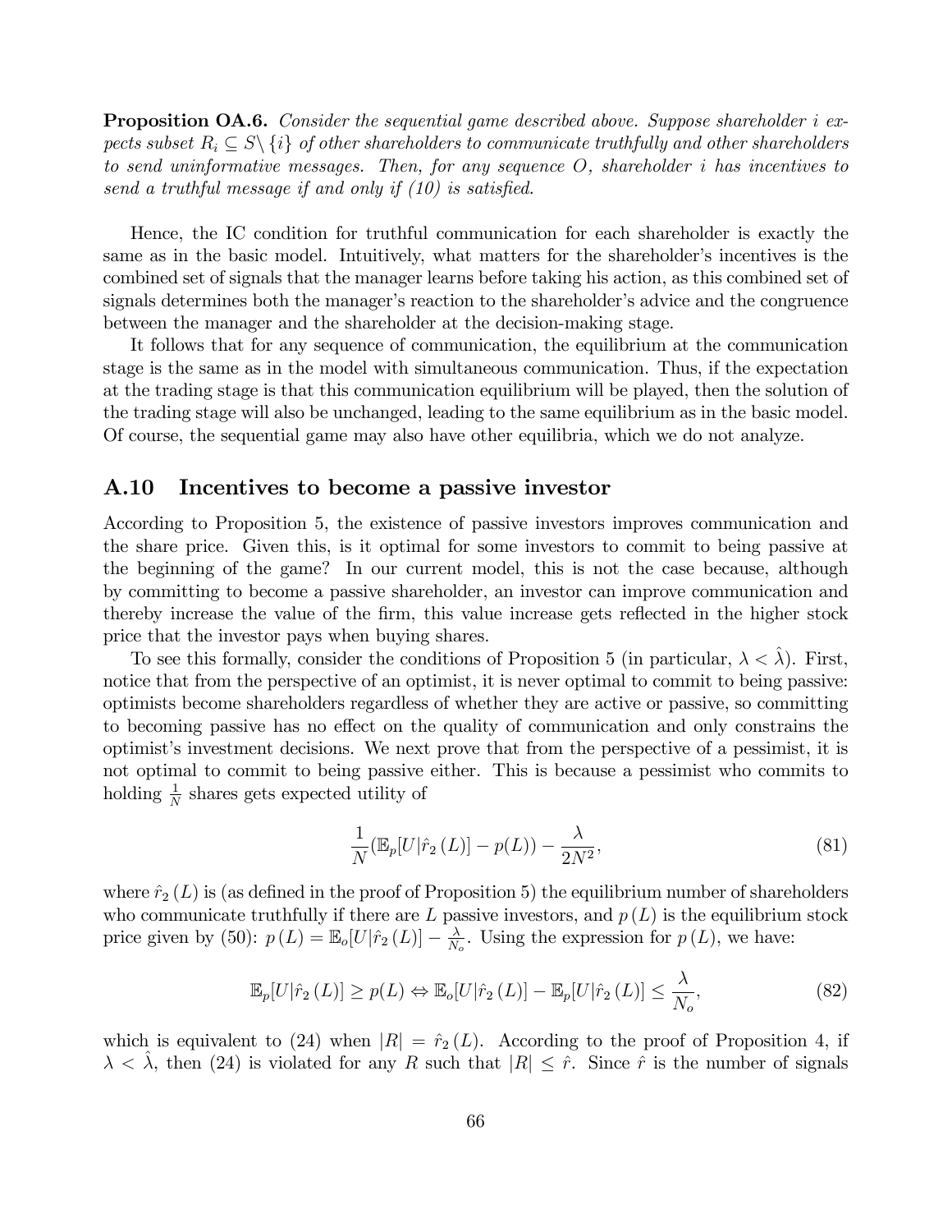**Proposition OA.6.** *Consider the sequential game described above. Suppose shareholder $i$ expects subset $R_i \subseteq S \setminus \{i\}$ of other shareholders to communicate truthfully and other shareholders to send uninformative messages. Then, for any sequence $O$, shareholder $i$ has incentives to send a truthful message if and only if (10) is satisfied.*

Hence, the IC condition for truthful communication for each shareholder is exactly the same as in the basic model. Intuitively, what matters for the shareholder's incentives is the combined set of signals that the manager learns before taking his action, as this combined set of signals determines both the manager's reaction to the shareholder's advice and the congruence between the manager and the shareholder at the decision-making stage.

It follows that for any sequence of communication, the equilibrium at the communication stage is the same as in the model with simultaneous communication. Thus, if the expectation at the trading stage is that this communication equilibrium will be played, then the solution of the trading stage will also be unchanged, leading to the same equilibrium as in the basic model. Of course, the sequential game may also have other equilibria, which we do not analyze.

## A.10 Incentives to become a passive investor

According to Proposition 5, the existence of passive investors improves communication and the share price. Given this, is it optimal for some investors to commit to being passive at the beginning of the game? In our current model, this is not the case because, although by committing to become a passive shareholder, an investor can improve communication and thereby increase the value of the firm, this value increase gets reflected in the higher stock price that the investor pays when buying shares.

To see this formally, consider the conditions of Proposition 5 (in particular, $\lambda < \hat{\lambda}$). First, notice that from the perspective of an optimist, it is never optimal to commit to being passive: optimists become shareholders regardless of whether they are active or passive, so committing to becoming passive has no effect on the quality of communication and only constrains the optimist's investment decisions. We next prove that from the perspective of a pessimist, it is not optimal to commit to being passive either. This is because a pessimist who commits to holding $\frac{1}{N}$ shares gets expected utility of

$$\frac{1}{N}(\mathbb{E}_p[U|\hat{r}_2(L)] - p(L)) - \frac{\lambda}{2N^2}, \tag{81}$$

where $\hat{r}_2(L)$ is (as defined in the proof of Proposition 5) the equilibrium number of shareholders who communicate truthfully if there are $L$ passive investors, and $p(L)$ is the equilibrium stock price given by (50): $p(L) = \mathbb{E}_o[U|\hat{r}_2(L)] - \frac{\lambda}{N_o}$. Using the expression for $p(L)$, we have:

$$\mathbb{E}_p[U|\hat{r}_2(L)] \geq p(L) \Leftrightarrow \mathbb{E}_o[U|\hat{r}_2(L)] - \mathbb{E}_p[U|\hat{r}_2(L)] \leq \frac{\lambda}{N_o}, \tag{82}$$

which is equivalent to (24) when $|R| = \hat{r}_2(L)$. According to the proof of Proposition 4, if $\lambda < \hat{\lambda}$, then (24) is violated for any $R$ such that $|R| \leq \hat{r}$. Since $\hat{r}$ is the number of signals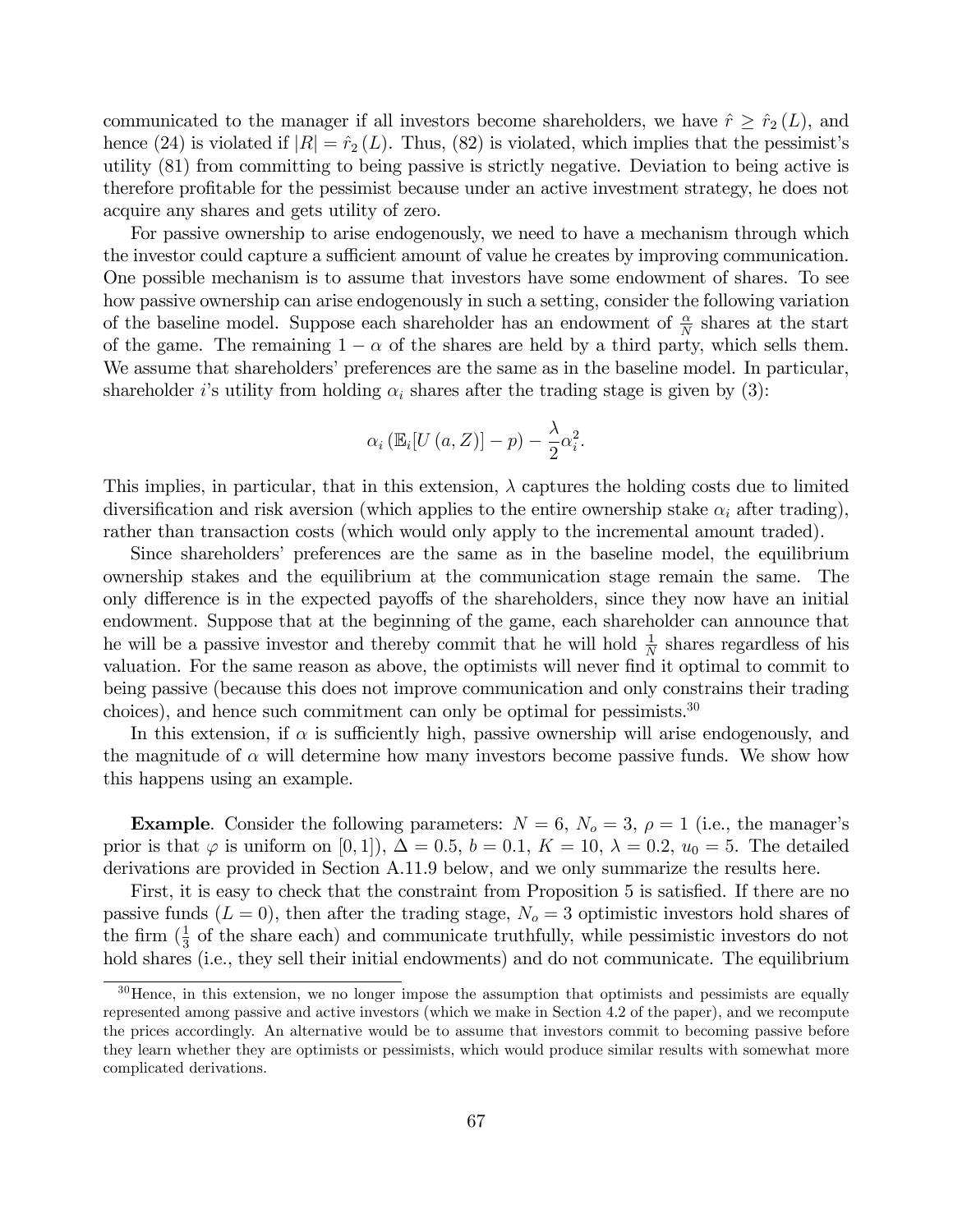communicated to the manager if all investors become shareholders, we have $\hat{r} \geq \hat{r}_2(L)$, and hence (24) is violated if $|R| = \hat{r}_2(L)$. Thus, (82) is violated, which implies that the pessimist's utility (81) from committing to being passive is strictly negative. Deviation to being active is therefore profitable for the pessimist because under an active investment strategy, he does not acquire any shares and gets utility of zero.

For passive ownership to arise endogenously, we need to have a mechanism through which the investor could capture a sufficient amount of value he creates by improving communication. One possible mechanism is to assume that investors have some endowment of shares. To see how passive ownership can arise endogenously in such a setting, consider the following variation of the baseline model. Suppose each shareholder has an endowment of $\frac{\alpha}{N}$ shares at the start of the game. The remaining $1 - \alpha$ of the shares are held by a third party, which sells them. We assume that shareholders' preferences are the same as in the baseline model. In particular, shareholder $i$'s utility from holding $\alpha_i$ shares after the trading stage is given by (3):

$$\alpha_i \left(\mathbb{E}_i[U(a, Z)] - p\right) - \frac{\lambda}{2}\alpha_i^2.$$

This implies, in particular, that in this extension, $\lambda$ captures the holding costs due to limited diversification and risk aversion (which applies to the entire ownership stake $\alpha_i$ after trading), rather than transaction costs (which would only apply to the incremental amount traded).

Since shareholders' preferences are the same as in the baseline model, the equilibrium ownership stakes and the equilibrium at the communication stage remain the same. The only difference is in the expected payoffs of the shareholders, since they now have an initial endowment. Suppose that at the beginning of the game, each shareholder can announce that he will be a passive investor and thereby commit that he will hold $\frac{1}{N}$ shares regardless of his valuation. For the same reason as above, the optimists will never find it optimal to commit to being passive (because this does not improve communication and only constrains their trading choices), and hence such commitment can only be optimal for pessimists.[30]

In this extension, if $\alpha$ is sufficiently high, passive ownership will arise endogenously, and the magnitude of $\alpha$ will determine how many investors become passive funds. We show how this happens using an example.

**Example**. Consider the following parameters: $N = 6$, $N_o = 3$, $\rho = 1$ (i.e., the manager's prior is that $\varphi$ is uniform on $[0, 1]$), $\Delta = 0.5$, $b = 0.1$, $K = 10$, $\lambda = 0.2$, $u_0 = 5$. The detailed derivations are provided in Section A.11.9 below, and we only summarize the results here.

First, it is easy to check that the constraint from Proposition 5 is satisfied. If there are no passive funds ($L = 0$), then after the trading stage, $N_o = 3$ optimistic investors hold shares of the firm ($\frac{1}{3}$ of the share each) and communicate truthfully, while pessimistic investors do not hold shares (i.e., they sell their initial endowments) and do not communicate. The equilibrium

[30] Hence, in this extension, we no longer impose the assumption that optimists and pessimists are equally represented among passive and active investors (which we make in Section 4.2 of the paper), and we recompute the prices accordingly. An alternative would be to assume that investors commit to becoming passive before they learn whether they are optimists or pessimists, which would produce similar results with somewhat more complicated derivations.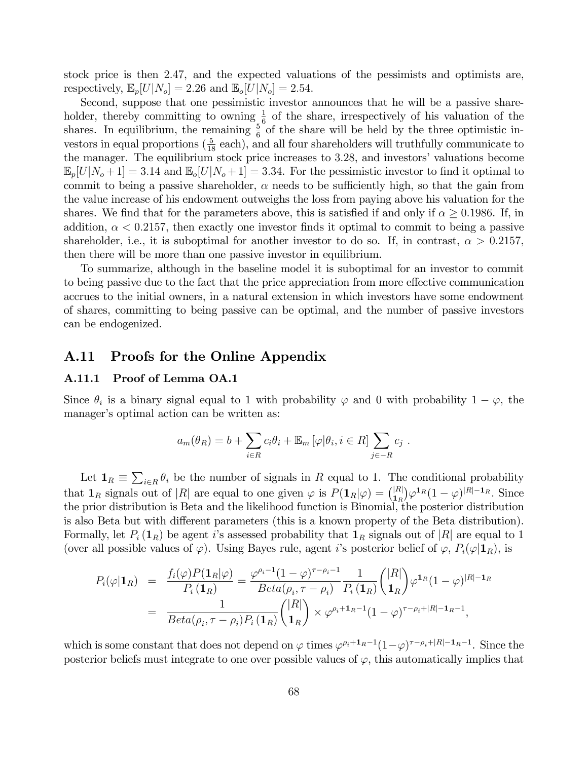stock price is then 2.47, and the expected valuations of the pessimists and optimists are, respectively, $\mathbb{E}_p[U|N_o] = 2.26$ and $\mathbb{E}_o[U|N_o] = 2.54$.

Second, suppose that one pessimistic investor announces that he will be a passive shareholder, thereby committing to owning $\frac{1}{6}$ of the share, irrespectively of his valuation of the shares. In equilibrium, the remaining $\frac{5}{6}$ of the share will be held by the three optimistic investors in equal proportions ($\frac{5}{18}$ each), and all four shareholders will truthfully communicate to the manager. The equilibrium stock price increases to 3.28, and investors' valuations become $\mathbb{E}_p[U|N_o+1] = 3.14$ and $\mathbb{E}_o[U|N_o+1] = 3.34$. For the pessimistic investor to find it optimal to commit to being a passive shareholder, $\alpha$ needs to be sufficiently high, so that the gain from the value increase of his endowment outweighs the loss from paying above his valuation for the shares. We find that for the parameters above, this is satisfied if and only if $\alpha \geq 0.1986$. If, in addition, $\alpha < 0.2157$, then exactly one investor finds it optimal to commit to being a passive shareholder, i.e., it is suboptimal for another investor to do so. If, in contrast, $\alpha > 0.2157$, then there will be more than one passive investor in equilibrium.

To summarize, although in the baseline model it is suboptimal for an investor to commit to being passive due to the fact that the price appreciation from more effective communication accrues to the initial owners, in a natural extension in which investors have some endowment of shares, committing to being passive can be optimal, and the number of passive investors can be endogenized.

## A.11 Proofs for the Online Appendix

### A.11.1 Proof of Lemma OA.1

Since $\theta_i$ is a binary signal equal to 1 with probability $\varphi$ and 0 with probability $1-\varphi$, the manager's optimal action can be written as:

$$a_m(\theta_R) = b + \sum_{i\in R} c_i\theta_i + \mathbb{E}_m\left[\varphi|\theta_i, i\in R\right]\sum_{j\in -R} c_j \ .$$

Let $\mathbf{1}_R \equiv \sum_{i\in R}\theta_i$ be the number of signals in $R$ equal to 1. The conditional probability that $\mathbf{1}_R$ signals out of $|R|$ are equal to one given $\varphi$ is $P(\mathbf{1}_R|\varphi) = \binom{|R|}{\mathbf{1}_R}\varphi^{\mathbf{1}_R}(1-\varphi)^{|R|-\mathbf{1}_R}$. Since the prior distribution is Beta and the likelihood function is Binomial, the posterior distribution is also Beta but with different parameters (this is a known property of the Beta distribution). Formally, let $P_i(\mathbf{1}_R)$ be agent $i$'s assessed probability that $\mathbf{1}_R$ signals out of $|R|$ are equal to 1 (over all possible values of $\varphi$). Using Bayes rule, agent $i$'s posterior belief of $\varphi$, $P_i(\varphi|\mathbf{1}_R)$, is

$$\begin{aligned}
P_i(\varphi|\mathbf{1}_R) &= \frac{f_i(\varphi)P(\mathbf{1}_R|\varphi)}{P_i(\mathbf{1}_R)} = \frac{\varphi^{\rho_i-1}(1-\varphi)^{\tau-\rho_i-1}}{Beta(\rho_i,\tau-\rho_i)}\frac{1}{P_i(\mathbf{1}_R)}\binom{|R|}{\mathbf{1}_R}\varphi^{\mathbf{1}_R}(1-\varphi)^{|R|-\mathbf{1}_R} \\
&= \frac{1}{Beta(\rho_i,\tau-\rho_i)P_i(\mathbf{1}_R)}\binom{|R|}{\mathbf{1}_R}\times\varphi^{\rho_i+\mathbf{1}_R-1}(1-\varphi)^{\tau-\rho_i+|R|-\mathbf{1}_R-1},
\end{aligned}$$

which is some constant that does not depend on $\varphi$ times $\varphi^{\rho_i+\mathbf{1}_R-1}(1-\varphi)^{\tau-\rho_i+|R|-\mathbf{1}_R-1}$. Since the posterior beliefs must integrate to one over possible values of $\varphi$, this automatically implies that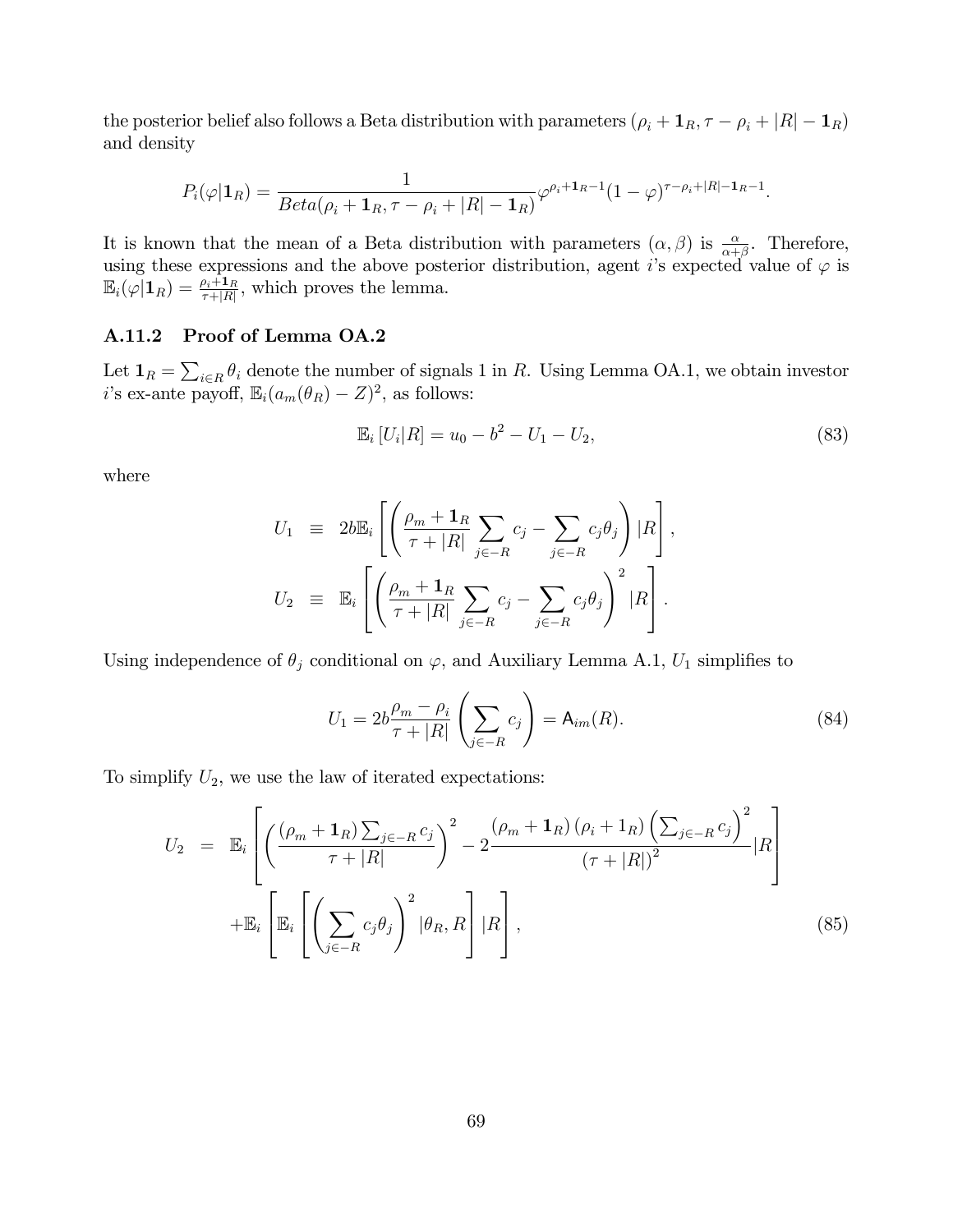the posterior belief also follows a Beta distribution with parameters $(\rho_i + \mathbf{1}_R, \tau - \rho_i + |R| - \mathbf{1}_R)$ and density

$$P_i(\varphi|\mathbf{1}_R) = \frac{1}{Beta(\rho_i + \mathbf{1}_R, \tau - \rho_i + |R| - \mathbf{1}_R)} \varphi^{\rho_i + \mathbf{1}_R - 1}(1-\varphi)^{\tau - \rho_i + |R| - \mathbf{1}_R - 1}.$$

It is known that the mean of a Beta distribution with parameters $(\alpha, \beta)$ is $\frac{\alpha}{\alpha+\beta}$. Therefore, using these expressions and the above posterior distribution, agent $i$'s expected value of $\varphi$ is $\mathbb{E}_i(\varphi|\mathbf{1}_R) = \frac{\rho_i + \mathbf{1}_R}{\tau + |R|}$, which proves the lemma.

### A.11.2 Proof of Lemma OA.2

Let $\mathbf{1}_R = \sum_{i \in R} \theta_i$ denote the number of signals 1 in $R$. Using Lemma OA.1, we obtain investor $i$'s ex-ante payoff, $\mathbb{E}_i(a_m(\theta_R) - Z)^2$, as follows:

$$\mathbb{E}_i\left[U_i|R\right] = u_0 - b^2 - U_1 - U_2, \tag{83}$$

where

$$\begin{aligned}
U_1 &\equiv 2b\mathbb{E}_i\left[\left(\frac{\rho_m + \mathbf{1}_R}{\tau + |R|}\sum_{j\in -R} c_j - \sum_{j\in -R} c_j\theta_j\right)|R\right], \\
U_2 &\equiv \mathbb{E}_i\left[\left(\frac{\rho_m + \mathbf{1}_R}{\tau + |R|}\sum_{j\in -R} c_j - \sum_{j\in -R} c_j\theta_j\right)^2 |R\right].
\end{aligned}$$

Using independence of $\theta_j$ conditional on $\varphi$, and Auxiliary Lemma A.1, $U_1$ simplifies to

$$U_1 = 2b\frac{\rho_m - \rho_i}{\tau + |R|}\left(\sum_{j\in -R} c_j\right) = \mathsf{A}_{im}(R). \tag{84}$$

To simplify $U_2$, we use the law of iterated expectations:

$$\begin{aligned}
U_2 &= \mathbb{E}_i\left[\left(\frac{(\rho_m + \mathbf{1}_R)\sum_{j\in -R} c_j}{\tau + |R|}\right)^2 - 2\frac{(\rho_m + \mathbf{1}_R)(\rho_i + 1_R)\left(\sum_{j\in -R} c_j\right)^2}{(\tau + |R|)^2}|R\right] \\
&\quad + \mathbb{E}_i\left[\mathbb{E}_i\left[\left(\sum_{j\in -R} c_j\theta_j\right)^2 |\theta_R, R\right]|R\right],
\end{aligned} \tag{85}$$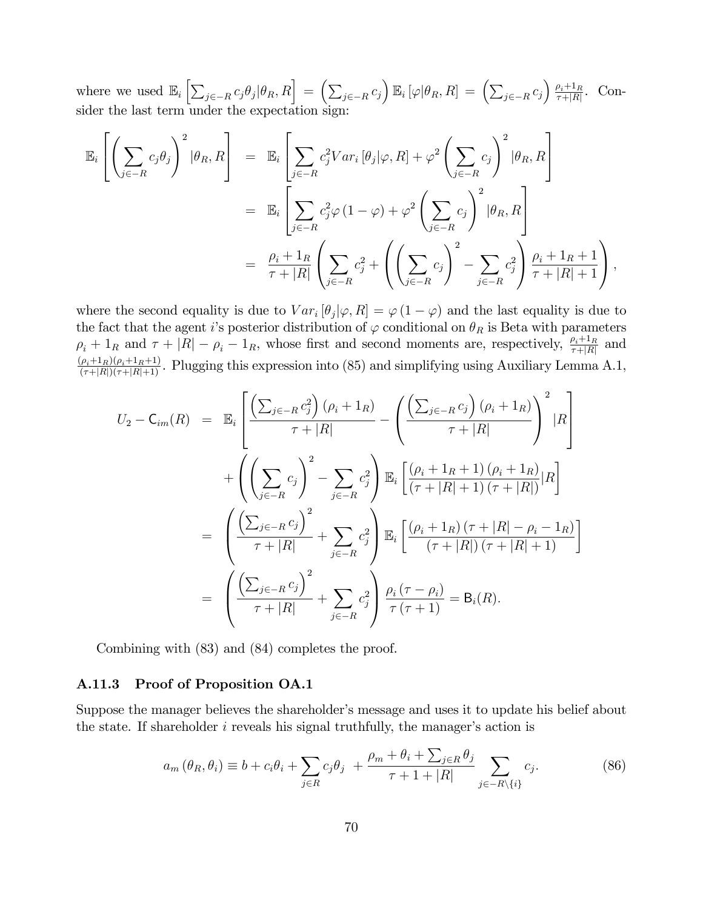where we used $\mathbb{E}_i\left[\sum_{j\in -R} c_j\theta_j|\theta_R, R\right] = \left(\sum_{j\in -R} c_j\right)\mathbb{E}_i\left[\varphi|\theta_R, R\right] = \left(\sum_{j\in -R} c_j\right)\frac{\rho_i+1_R}{\tau+|R|}$. Consider the last term under the expectation sign:

$$
\begin{aligned}
\mathbb{E}_i\left[\left(\sum_{j\in -R} c_j\theta_j\right)^2|\theta_R, R\right] &= \mathbb{E}_i\left[\sum_{j\in -R} c_j^2 Var_i\left[\theta_j|\varphi, R\right] + \varphi^2\left(\sum_{j\in -R} c_j\right)^2|\theta_R, R\right] \\
&= \mathbb{E}_i\left[\sum_{j\in -R} c_j^2\varphi\left(1-\varphi\right) + \varphi^2\left(\sum_{j\in -R} c_j\right)^2|\theta_R, R\right] \\
&= \frac{\rho_i+1_R}{\tau+|R|}\left(\sum_{j\in -R} c_j^2 + \left(\left(\sum_{j\in -R} c_j\right)^2 - \sum_{j\in -R} c_j^2\right)\frac{\rho_i+1_R+1}{\tau+|R|+1}\right),
\end{aligned}
$$

where the second equality is due to $Var_i\left[\theta_j|\varphi, R\right] = \varphi\left(1-\varphi\right)$ and the last equality is due to the fact that the agent $i$'s posterior distribution of $\varphi$ conditional on $\theta_R$ is Beta with parameters $\rho_i+1_R$ and $\tau+|R|-\rho_i-1_R$, whose first and second moments are, respectively, $\frac{\rho_i+1_R}{\tau+|R|}$ and $\frac{(\rho_i+1_R)(\rho_i+1_R+1)}{(\tau+|R|)(\tau+|R|+1)}$. Plugging this expression into (85) and simplifying using Auxiliary Lemma A.1,

$$
\begin{aligned}
U_2 - \mathsf{C}_{im}(R) &= \mathbb{E}_i\left[\frac{\left(\sum_{j\in -R} c_j^2\right)(\rho_i+1_R)}{\tau+|R|} - \left(\frac{\left(\sum_{j\in -R} c_j\right)(\rho_i+1_R)}{\tau+|R|}\right)^2|R\right] \\
&\quad + \left(\left(\sum_{j\in -R} c_j\right)^2 - \sum_{j\in -R} c_j^2\right)\mathbb{E}_i\left[\frac{(\rho_i+1_R+1)(\rho_i+1_R)}{(\tau+|R|+1)(\tau+|R|)}|R\right] \\
&= \left(\frac{\left(\sum_{j\in -R} c_j\right)^2}{\tau+|R|} + \sum_{j\in -R} c_j^2\right)\mathbb{E}_i\left[\frac{(\rho_i+1_R)(\tau+|R|-\rho_i-1_R)}{(\tau+|R|)(\tau+|R|+1)}\right] \\
&= \left(\frac{\left(\sum_{j\in -R} c_j\right)^2}{\tau+|R|} + \sum_{j\in -R} c_j^2\right)\frac{\rho_i(\tau-\rho_i)}{\tau(\tau+1)} = \mathsf{B}_i(R).
\end{aligned}
$$

Combining with (83) and (84) completes the proof.

### A.11.3 Proof of Proposition OA.1

Suppose the manager believes the shareholder's message and uses it to update his belief about the state. If shareholder $i$ reveals his signal truthfully, the manager's action is

$$
a_m(\theta_R, \theta_i) \equiv b + c_i\theta_i + \sum_{j\in R} c_j\theta_j + \frac{\rho_m+\theta_i+\sum_{j\in R}\theta_j}{\tau+1+|R|}\sum_{j\in -R\setminus\{i\}} c_j. \tag{86}
$$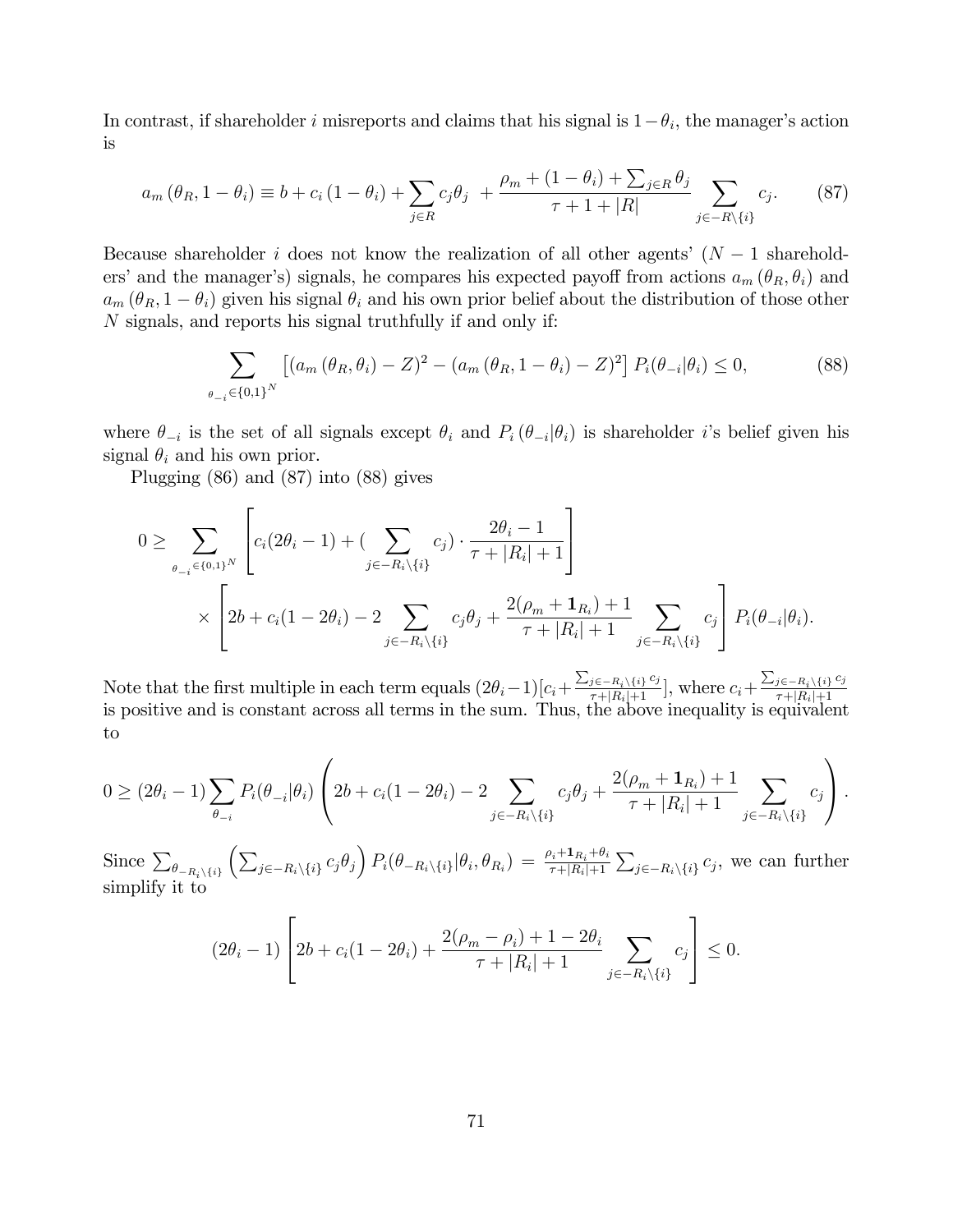In contrast, if shareholder $i$ misreports and claims that his signal is $1-\theta_i$, the manager's action is

$$a_m\left(\theta_R, 1-\theta_i\right) \equiv b + c_i\left(1-\theta_i\right) + \sum_{j \in R} c_j \theta_j \; + \frac{\rho_m + \left(1-\theta_i\right) + \sum_{j \in R} \theta_j}{\tau + 1 + |R|} \sum_{j \in -R \setminus \{i\}} c_j. \tag{87}$$

Because shareholder $i$ does not know the realization of all other agents' ($N-1$ shareholders' and the manager's) signals, he compares his expected payoff from actions $a_m\left(\theta_R, \theta_i\right)$ and $a_m\left(\theta_R, 1-\theta_i\right)$ given his signal $\theta_i$ and his own prior belief about the distribution of those other $N$ signals, and reports his signal truthfully if and only if:

$$\sum_{\theta_{-i} \in \{0,1\}^N} \left[\left(a_m\left(\theta_R, \theta_i\right) - Z\right)^2 - \left(a_m\left(\theta_R, 1-\theta_i\right) - Z\right)^2\right] P_i(\theta_{-i}|\theta_i) \leq 0, \tag{88}$$

where $\theta_{-i}$ is the set of all signals except $\theta_i$ and $P_i\left(\theta_{-i}|\theta_i\right)$ is shareholder $i$'s belief given his signal $\theta_i$ and his own prior.

Plugging (86) and (87) into (88) gives

$$\begin{aligned} 0 \geq \sum_{\theta_{-i} \in \{0,1\}^N} & \left[c_i(2\theta_i - 1) + \left(\sum_{j \in -R_i \setminus \{i\}} c_j\right) \cdot \frac{2\theta_i - 1}{\tau + |R_i| + 1}\right] \\ & \times \left[2b + c_i(1-2\theta_i) - 2\sum_{j \in -R_i \setminus \{i\}} c_j \theta_j + \frac{2(\rho_m + \mathbf{1}_{R_i}) + 1}{\tau + |R_i| + 1} \sum_{j \in -R_i \setminus \{i\}} c_j\right] P_i(\theta_{-i}|\theta_i). \end{aligned}$$

Note that the first multiple in each term equals $(2\theta_i - 1)[c_i + \frac{\sum_{j \in -R_i \setminus \{i\}} c_j}{\tau + |R_i| + 1}]$, where $c_i + \frac{\sum_{j \in -R_i \setminus \{i\}} c_j}{\tau + |R_i| + 1}$ is positive and is constant across all terms in the sum. Thus, the above inequality is equivalent to

$$0 \geq (2\theta_i - 1) \sum_{\theta_{-i}} P_i(\theta_{-i}|\theta_i) \left(2b + c_i(1-2\theta_i) - 2\sum_{j \in -R_i \setminus \{i\}} c_j \theta_j + \frac{2(\rho_m + \mathbf{1}_{R_i}) + 1}{\tau + |R_i| + 1} \sum_{j \in -R_i \setminus \{i\}} c_j\right).$$

Since $\sum_{\theta_{-R_i \setminus \{i\}}} \left(\sum_{j \in -R_i \setminus \{i\}} c_j \theta_j\right) P_i(\theta_{-R_i \setminus \{i\}}|\theta_i, \theta_{R_i}) = \frac{\rho_i + \mathbf{1}_{R_i} + \theta_i}{\tau + |R_i| + 1} \sum_{j \in -R_i \setminus \{i\}} c_j$, we can further simplify it to

$$(2\theta_i - 1)\left[2b + c_i(1-2\theta_i) + \frac{2(\rho_m - \rho_i) + 1 - 2\theta_i}{\tau + |R_i| + 1} \sum_{j \in -R_i \setminus \{i\}} c_j\right] \leq 0.$$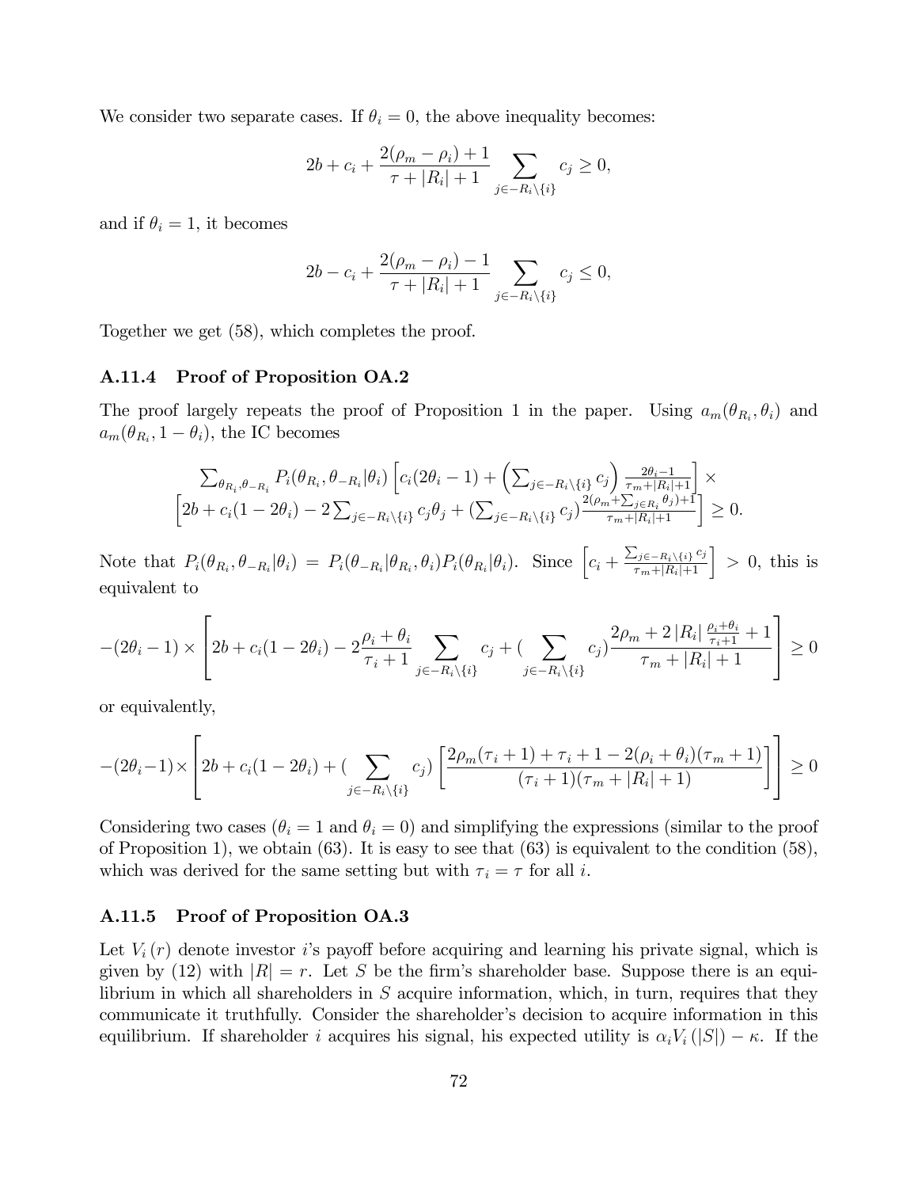We consider two separate cases. If $\theta_i = 0$, the above inequality becomes:

$$2b + c_i + \frac{2(\rho_m - \rho_i) + 1}{\tau + |R_i| + 1} \sum_{j \in -R_i \setminus \{i\}} c_j \geq 0,$$

and if $\theta_i = 1$, it becomes

$$2b - c_i + \frac{2(\rho_m - \rho_i) - 1}{\tau + |R_i| + 1} \sum_{j \in -R_i \setminus \{i\}} c_j \leq 0,$$

Together we get (58), which completes the proof.

### A.11.4 Proof of Proposition OA.2

The proof largely repeats the proof of Proposition 1 in the paper. Using $a_m(\theta_{R_i}, \theta_i)$ and $a_m(\theta_{R_i}, 1 - \theta_i)$, the IC becomes

$$\begin{gathered}\sum_{\theta_{R_i}, \theta_{-R_i}} P_i(\theta_{R_i}, \theta_{-R_i}|\theta_i) \left[ c_i(2\theta_i - 1) + \left( \sum_{j \in -R_i \setminus \{i\}} c_j \right) \frac{2\theta_i - 1}{\tau_m + |R_i| + 1} \right] \times \\ \left[ 2b + c_i(1 - 2\theta_i) - 2\sum_{j \in -R_i \setminus \{i\}} c_j \theta_j + \left( \sum_{j \in -R_i \setminus \{i\}} c_j \right) \frac{2(\rho_m + \sum_{j \in R_i} \theta_j) + 1}{\tau_m + |R_i| + 1} \right] \geq 0.\end{gathered}$$

Note that $P_i(\theta_{R_i}, \theta_{-R_i}|\theta_i) = P_i(\theta_{-R_i}|\theta_{R_i}, \theta_i) P_i(\theta_{R_i}|\theta_i)$. Since $\left[ c_i + \frac{\sum_{j \in -R_i \setminus \{i\}} c_j}{\tau_m + |R_i| + 1} \right] > 0$, this is equivalent to

$$-(2\theta_i - 1) \times \left[ 2b + c_i(1 - 2\theta_i) - 2\frac{\rho_i + \theta_i}{\tau_i + 1} \sum_{j \in -R_i \setminus \{i\}} c_j + \left( \sum_{j \in -R_i \setminus \{i\}} c_j \right) \frac{2\rho_m + 2|R_i| \frac{\rho_i + \theta_i}{\tau_i + 1} + 1}{\tau_m + |R_i| + 1} \right] \geq 0$$

or equivalently,

$$-(2\theta_i - 1) \times \left[ 2b + c_i(1 - 2\theta_i) + \left( \sum_{j \in -R_i \setminus \{i\}} c_j \right) \left[ \frac{2\rho_m(\tau_i + 1) + \tau_i + 1 - 2(\rho_i + \theta_i)(\tau_m + 1)}{(\tau_i + 1)(\tau_m + |R_i| + 1)} \right] \right] \geq 0$$

Considering two cases ($\theta_i = 1$ and $\theta_i = 0$) and simplifying the expressions (similar to the proof of Proposition 1), we obtain (63). It is easy to see that (63) is equivalent to the condition (58), which was derived for the same setting but with $\tau_i = \tau$ for all $i$.

### A.11.5 Proof of Proposition OA.3

Let $V_i(r)$ denote investor $i$'s payoff before acquiring and learning his private signal, which is given by (12) with $|R| = r$. Let $S$ be the firm's shareholder base. Suppose there is an equilibrium in which all shareholders in $S$ acquire information, which, in turn, requires that they communicate it truthfully. Consider the shareholder's decision to acquire information in this equilibrium. If shareholder $i$ acquires his signal, his expected utility is $\alpha_i V_i(|S|) - \kappa$. If the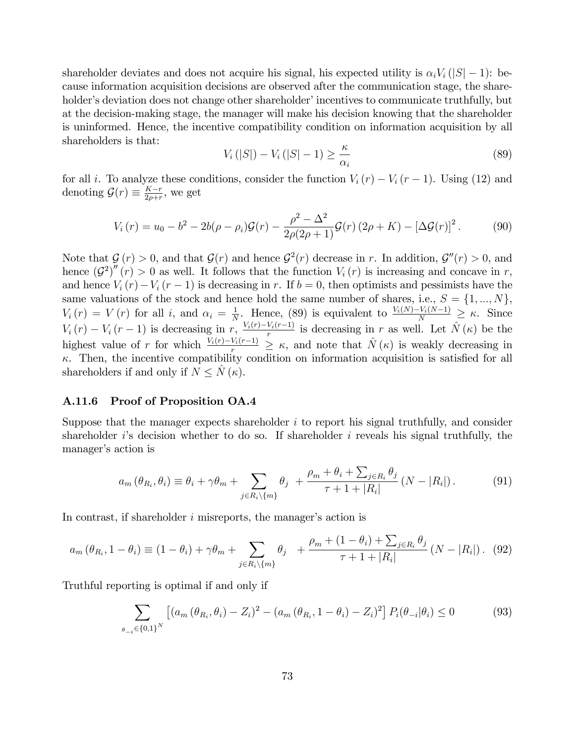shareholder deviates and does not acquire his signal, his expected utility is $\alpha_i V_i(|S|-1)$: because information acquisition decisions are observed after the communication stage, the shareholder's deviation does not change other shareholder' incentives to communicate truthfully, but at the decision-making stage, the manager will make his decision knowing that the shareholder is uninformed. Hence, the incentive compatibility condition on information acquisition by all shareholders is that:

$$V_i(|S|) - V_i(|S|-1) \geq \frac{\kappa}{\alpha_i} \tag{89}$$

for all $i$. To analyze these conditions, consider the function $V_i(r) - V_i(r-1)$. Using (12) and denoting $\mathcal{G}(r) \equiv \frac{K-r}{2\rho+r}$, we get

$$V_i(r) = u_0 - b^2 - 2b(\rho - \rho_i)\mathcal{G}(r) - \frac{\rho^2 - \Delta^2}{2\rho(2\rho+1)}\mathcal{G}(r)(2\rho + K) - [\Delta\mathcal{G}(r)]^2. \tag{90}$$

Note that $\mathcal{G}(r) > 0$, and that $\mathcal{G}(r)$ and hence $\mathcal{G}^2(r)$ decrease in $r$. In addition, $\mathcal{G}''(r) > 0$, and hence $(\mathcal{G}^2)''(r) > 0$ as well. It follows that the function $V_i(r)$ is increasing and concave in $r$, and hence $V_i(r) - V_i(r-1)$ is decreasing in $r$. If $b = 0$, then optimists and pessimists have the same valuations of the stock and hence hold the same number of shares, i.e., $S = \{1, ..., N\}$, $V_i(r) = V(r)$ for all $i$, and $\alpha_i = \frac{1}{N}$. Hence, (89) is equivalent to $\frac{V_i(N) - V_i(N-1)}{N} \geq \kappa$. Since $V_i(r) - V_i(r-1)$ is decreasing in $r$, $\frac{V_i(r) - V_i(r-1)}{r}$ is decreasing in $r$ as well. Let $\hat{N}(\kappa)$ be the highest value of $r$ for which $\frac{V_i(r) - V_i(r-1)}{r} \geq \kappa$, and note that $\hat{N}(\kappa)$ is weakly decreasing in $\kappa$. Then, the incentive compatibility condition on information acquisition is satisfied for all shareholders if and only if $N \leq \hat{N}(\kappa)$.

### A.11.6 Proof of Proposition OA.4

Suppose that the manager expects shareholder $i$ to report his signal truthfully, and consider shareholder $i$'s decision whether to do so. If shareholder $i$ reveals his signal truthfully, the manager's action is

$$a_m(\theta_{R_i}, \theta_i) \equiv \theta_i + \gamma\theta_m + \sum_{j \in R_i \setminus \{m\}} \theta_j + \frac{\rho_m + \theta_i + \sum_{j \in R_i} \theta_j}{\tau + 1 + |R_i|}(N - |R_i|). \tag{91}$$

In contrast, if shareholder $i$ misreports, the manager's action is

$$a_m(\theta_{R_i}, 1 - \theta_i) \equiv (1 - \theta_i) + \gamma\theta_m + \sum_{j \in R_i \setminus \{m\}} \theta_j + \frac{\rho_m + (1 - \theta_i) + \sum_{j \in R_i} \theta_j}{\tau + 1 + |R_i|}(N - |R_i|). \tag{92}$$

Truthful reporting is optimal if and only if

$$\sum_{\theta_{-i} \in \{0,1\}^N} \left[(a_m(\theta_{R_i}, \theta_i) - Z_i)^2 - (a_m(\theta_{R_i}, 1 - \theta_i) - Z_i)^2\right] P_i(\theta_{-i}|\theta_i) \leq 0 \tag{93}$$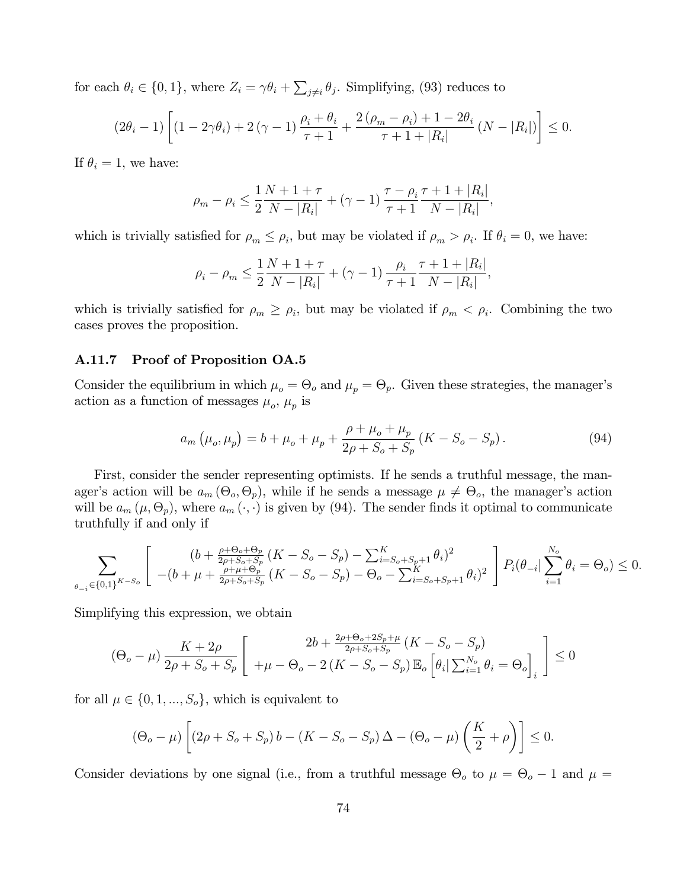for each $\theta_i \in \{0, 1\}$, where $Z_i = \gamma\theta_i + \sum_{j \neq i} \theta_j$. Simplifying, (93) reduces to

$$(2\theta_i - 1)\left[(1 - 2\gamma\theta_i) + 2(\gamma - 1)\frac{\rho_i + \theta_i}{\tau + 1} + \frac{2(\rho_m - \rho_i) + 1 - 2\theta_i}{\tau + 1 + |R_i|}(N - |R_i|)\right] \leq 0.$$

If $\theta_i = 1$, we have:

$$\rho_m - \rho_i \leq \frac{1}{2}\frac{N + 1 + \tau}{N - |R_i|} + (\gamma - 1)\frac{\tau - \rho_i}{\tau + 1}\frac{\tau + 1 + |R_i|}{N - |R_i|},$$

which is trivially satisfied for $\rho_m \leq \rho_i$, but may be violated if $\rho_m > \rho_i$. If $\theta_i = 0$, we have:

$$\rho_i - \rho_m \leq \frac{1}{2}\frac{N + 1 + \tau}{N - |R_i|} + (\gamma - 1)\frac{\rho_i}{\tau + 1}\frac{\tau + 1 + |R_i|}{N - |R_i|},$$

which is trivially satisfied for $\rho_m \geq \rho_i$, but may be violated if $\rho_m < \rho_i$. Combining the two cases proves the proposition.

### A.11.7 Proof of Proposition OA.5

Consider the equilibrium in which $\mu_o = \Theta_o$ and $\mu_p = \Theta_p$. Given these strategies, the manager's action as a function of messages $\mu_o$, $\mu_p$ is

$$a_m(\mu_o, \mu_p) = b + \mu_o + \mu_p + \frac{\rho + \mu_o + \mu_p}{2\rho + S_o + S_p}(K - S_o - S_p). \tag{94}$$

First, consider the sender representing optimists. If he sends a truthful message, the manager's action will be $a_m(\Theta_o, \Theta_p)$, while if he sends a message $\mu \neq \Theta_o$, the manager's action will be $a_m(\mu, \Theta_p)$, where $a_m(\cdot, \cdot)$ is given by (94). The sender finds it optimal to communicate truthfully if and only if

$$\sum_{\theta_{-i} \in \{0,1\}^{K - S_o}} \left[\begin{array}{c} (b + \frac{\rho + \Theta_o + \Theta_p}{2\rho + S_o + S_p}(K - S_o - S_p) - \sum_{i = S_o + S_p + 1}^{K} \theta_i)^2 \\ -(b + \mu + \frac{\rho + \mu + \Theta_p}{2\rho + S_o + S_p}(K - S_o - S_p) - \Theta_o - \sum_{i = S_o + S_p + 1}^{K} \theta_i)^2 \end{array}\right] P_i(\theta_{-i} | \sum_{i=1}^{N_o} \theta_i = \Theta_o) \leq 0.$$

Simplifying this expression, we obtain

$$(\Theta_o - \mu)\frac{K + 2\rho}{2\rho + S_o + S_p}\left[\begin{array}{c} 2b + \frac{2\rho + \Theta_o + 2S_p + \mu}{2\rho + S_o + S_p}(K - S_o - S_p) \\ + \mu - \Theta_o - 2(K - S_o - S_p)\mathbb{E}_o\left[\theta_i | \sum_{i=1}^{N_o} \theta_i = \Theta_o\right]_i \end{array}\right] \leq 0$$

for all $\mu \in \{0, 1, ..., S_o\}$, which is equivalent to

$$(\Theta_o - \mu)\left[(2\rho + S_o + S_p)b - (K - S_o - S_p)\Delta - (\Theta_o - \mu)\left(\frac{K}{2} + \rho\right)\right] \leq 0.$$

Consider deviations by one signal (i.e., from a truthful message $\Theta_o$ to $\mu = \Theta_o - 1$ and $\mu =$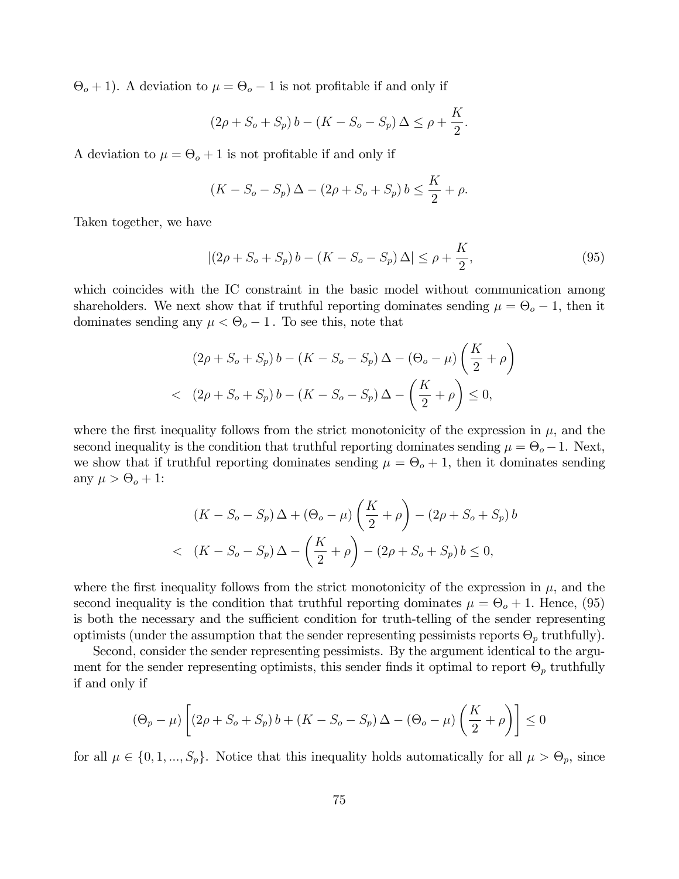$\Theta_o + 1$). A deviation to $\mu = \Theta_o - 1$ is not profitable if and only if

$$(2\rho + S_o + S_p)\, b - (K - S_o - S_p)\, \Delta \leq \rho + \frac{K}{2}.$$

A deviation to $\mu = \Theta_o + 1$ is not profitable if and only if

$$(K - S_o - S_p)\, \Delta - (2\rho + S_o + S_p)\, b \leq \frac{K}{2} + \rho.$$

Taken together, we have

$$|(2\rho + S_o + S_p)\, b - (K - S_o - S_p)\, \Delta| \leq \rho + \frac{K}{2}, \tag{95}$$

which coincides with the IC constraint in the basic model without communication among shareholders. We next show that if truthful reporting dominates sending $\mu = \Theta_o - 1$, then it dominates sending any $\mu < \Theta_o - 1$. To see this, note that

$$\begin{aligned}
& (2\rho + S_o + S_p)\, b - (K - S_o - S_p)\, \Delta - (\Theta_o - \mu)\left(\frac{K}{2} + \rho\right) \\
< \;\; & (2\rho + S_o + S_p)\, b - (K - S_o - S_p)\, \Delta - \left(\frac{K}{2} + \rho\right) \leq 0,
\end{aligned}$$

where the first inequality follows from the strict monotonicity of the expression in $\mu$, and the second inequality is the condition that truthful reporting dominates sending $\mu = \Theta_o - 1$. Next, we show that if truthful reporting dominates sending $\mu = \Theta_o + 1$, then it dominates sending any $\mu > \Theta_o + 1$:

$$\begin{aligned}
& (K - S_o - S_p)\, \Delta + (\Theta_o - \mu)\left(\frac{K}{2} + \rho\right) - (2\rho + S_o + S_p)\, b \\
< \;\; & (K - S_o - S_p)\, \Delta - \left(\frac{K}{2} + \rho\right) - (2\rho + S_o + S_p)\, b \leq 0,
\end{aligned}$$

where the first inequality follows from the strict monotonicity of the expression in $\mu$, and the second inequality is the condition that truthful reporting dominates $\mu = \Theta_o + 1$. Hence, (95) is both the necessary and the sufficient condition for truth-telling of the sender representing optimists (under the assumption that the sender representing pessimists reports $\Theta_p$ truthfully).

Second, consider the sender representing pessimists. By the argument identical to the argument for the sender representing optimists, this sender finds it optimal to report $\Theta_p$ truthfully if and only if

$$(\Theta_p - \mu)\left[(2\rho + S_o + S_p)\, b + (K - S_o - S_p)\, \Delta - (\Theta_o - \mu)\left(\frac{K}{2} + \rho\right)\right] \leq 0$$

for all $\mu \in \{0, 1, ..., S_p\}$. Notice that this inequality holds automatically for all $\mu > \Theta_p$, since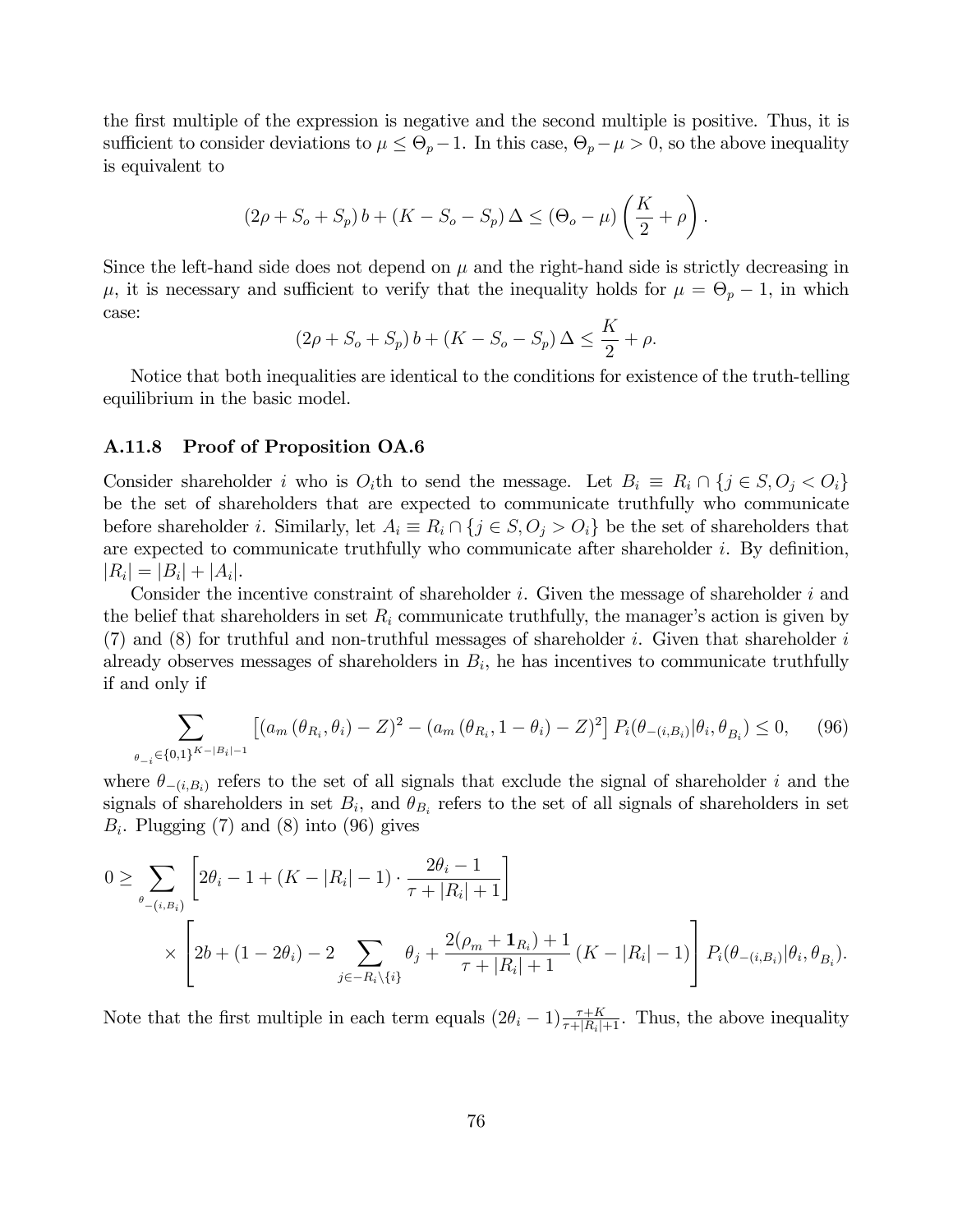the first multiple of the expression is negative and the second multiple is positive. Thus, it is sufficient to consider deviations to $\mu \leq \Theta_p - 1$. In this case, $\Theta_p - \mu > 0$, so the above inequality is equivalent to

$$(2\rho + S_o + S_p)\, b + (K - S_o - S_p)\, \Delta \leq (\Theta_o - \mu)\left(\frac{K}{2} + \rho\right).$$

Since the left-hand side does not depend on $\mu$ and the right-hand side is strictly decreasing in $\mu$, it is necessary and sufficient to verify that the inequality holds for $\mu = \Theta_p - 1$, in which case:

$$(2\rho + S_o + S_p)\, b + (K - S_o - S_p)\, \Delta \leq \frac{K}{2} + \rho.$$

Notice that both inequalities are identical to the conditions for existence of the truth-telling equilibrium in the basic model.

### A.11.8 Proof of Proposition OA.6

Consider shareholder $i$ who is $O_i$th to send the message. Let $B_i \equiv R_i \cap \{j \in S, O_j < O_i\}$ be the set of shareholders that are expected to communicate truthfully who communicate before shareholder $i$. Similarly, let $A_i \equiv R_i \cap \{j \in S, O_j > O_i\}$ be the set of shareholders that are expected to communicate truthfully who communicate after shareholder $i$. By definition, $|R_i| = |B_i| + |A_i|$.

Consider the incentive constraint of shareholder $i$. Given the message of shareholder $i$ and the belief that shareholders in set $R_i$ communicate truthfully, the manager's action is given by (7) and (8) for truthful and non-truthful messages of shareholder $i$. Given that shareholder $i$ already observes messages of shareholders in $B_i$, he has incentives to communicate truthfully if and only if

$$\sum_{\theta_{-i} \in \{0,1\}^{K-|B_i|-1}} \left[ \left(a_m\left(\theta_{R_i}, \theta_i\right) - Z\right)^2 - \left(a_m\left(\theta_{R_i}, 1-\theta_i\right) - Z\right)^2 \right] P_i(\theta_{-(i,B_i)} | \theta_i, \theta_{B_i}) \leq 0, \tag{96}$$

where $\theta_{-(i,B_i)}$ refers to the set of all signals that exclude the signal of shareholder $i$ and the signals of shareholders in set $B_i$, and $\theta_{B_i}$ refers to the set of all signals of shareholders in set $B_i$. Plugging (7) and (8) into (96) gives

$$\begin{aligned} 0 \geq \sum_{\theta_{-(i,B_i)}} & \left[ 2\theta_i - 1 + (K - |R_i| - 1) \cdot \frac{2\theta_i - 1}{\tau + |R_i| + 1} \right] \\ & \times \left[ 2b + (1 - 2\theta_i) - 2 \sum_{j \in -R_i \setminus \{i\}} \theta_j + \frac{2(\rho_m + \mathbf{1}_{R_i}) + 1}{\tau + |R_i| + 1} \left(K - |R_i| - 1\right) \right] P_i(\theta_{-(i,B_i)} | \theta_i, \theta_{B_i}). \end{aligned}$$

Note that the first multiple in each term equals $(2\theta_i - 1)\frac{\tau + K}{\tau + |R_i| + 1}$. Thus, the above inequality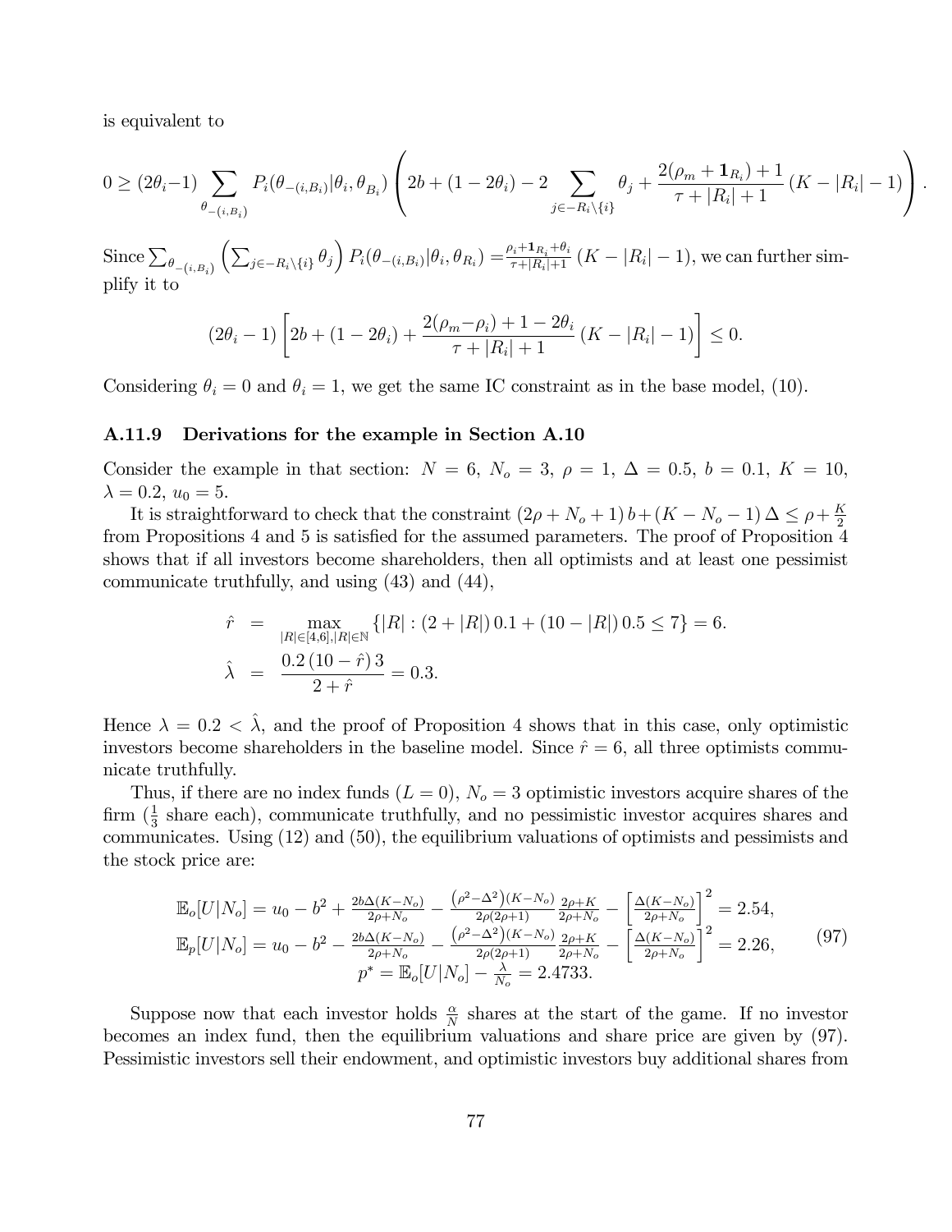is equivalent to

$$0 \geq (2\theta_i - 1) \sum_{\theta_{-(i,B_i)}} P_i(\theta_{-(i,B_i)}|\theta_i, \theta_{B_i}) \left( 2b + (1 - 2\theta_i) - 2 \sum_{j \in -R_i \setminus \{i\}} \theta_j + \frac{2(\rho_m + \mathbf{1}_{R_i}) + 1}{\tau + |R_i| + 1} (K - |R_i| - 1) \right).$$

Since $\sum_{\theta_{-(i,B_i)}} \left( \sum_{j \in -R_i \setminus \{i\}} \theta_j \right) P_i(\theta_{-(i,B_i)}|\theta_i, \theta_{R_i}) = \frac{\rho_i + \mathbf{1}_{R_i} + \theta_i}{\tau + |R_i| + 1} (K - |R_i| - 1)$, we can further simplify it to

$$(2\theta_i - 1) \left[ 2b + (1 - 2\theta_i) + \frac{2(\rho_m - \rho_i) + 1 - 2\theta_i}{\tau + |R_i| + 1} (K - |R_i| - 1) \right] \leq 0.$$

Considering $\theta_i = 0$ and $\theta_i = 1$, we get the same IC constraint as in the base model, (10).

### A.11.9 Derivations for the example in Section A.10

Consider the example in that section: $N = 6$, $N_o = 3$, $\rho = 1$, $\Delta = 0.5$, $b = 0.1$, $K = 10$, $\lambda = 0.2$, $u_0 = 5$.

It is straightforward to check that the constraint $(2\rho + N_o + 1) b + (K - N_o - 1) \Delta \leq \rho + \frac{K}{2}$ from Propositions 4 and 5 is satisfied for the assumed parameters. The proof of Proposition 4 shows that if all investors become shareholders, then all optimists and at least one pessimist communicate truthfully, and using (43) and (44),

$$\begin{aligned} \hat{r} &= \max_{|R| \in [4,6], |R| \in \mathbb{N}} \{|R| : (2 + |R|) \, 0.1 + (10 - |R|) \, 0.5 \leq 7\} = 6. \\ \hat{\lambda} &= \frac{0.2 \, (10 - \hat{r}) \, 3}{2 + \hat{r}} = 0.3. \end{aligned}$$

Hence $\lambda = 0.2 < \hat{\lambda}$, and the proof of Proposition 4 shows that in this case, only optimistic investors become shareholders in the baseline model. Since $\hat{r} = 6$, all three optimists communicate truthfully.

Thus, if there are no index funds ($L = 0$), $N_o = 3$ optimistic investors acquire shares of the firm ($\frac{1}{3}$ share each), communicate truthfully, and no pessimistic investor acquires shares and communicates. Using (12) and (50), the equilibrium valuations of optimists and pessimists and the stock price are:

$$\begin{gathered} \mathbb{E}_o[U|N_o] = u_0 - b^2 + \frac{2b\Delta(K-N_o)}{2\rho+N_o} - \frac{(\rho^2-\Delta^2)(K-N_o)}{2\rho(2\rho+1)} \frac{2\rho+K}{2\rho+N_o} - \left[\frac{\Delta(K-N_o)}{2\rho+N_o}\right]^2 = 2.54, \\ \mathbb{E}_p[U|N_o] = u_0 - b^2 - \frac{2b\Delta(K-N_o)}{2\rho+N_o} - \frac{(\rho^2-\Delta^2)(K-N_o)}{2\rho(2\rho+1)} \frac{2\rho+K}{2\rho+N_o} - \left[\frac{\Delta(K-N_o)}{2\rho+N_o}\right]^2 = 2.26, \\ p^* = \mathbb{E}_o[U|N_o] - \frac{\lambda}{N_o} = 2.4733. \end{gathered} \tag{97}$$

Suppose now that each investor holds $\frac{\alpha}{N}$ shares at the start of the game. If no investor becomes an index fund, then the equilibrium valuations and share price are given by (97). Pessimistic investors sell their endowment, and optimistic investors buy additional shares from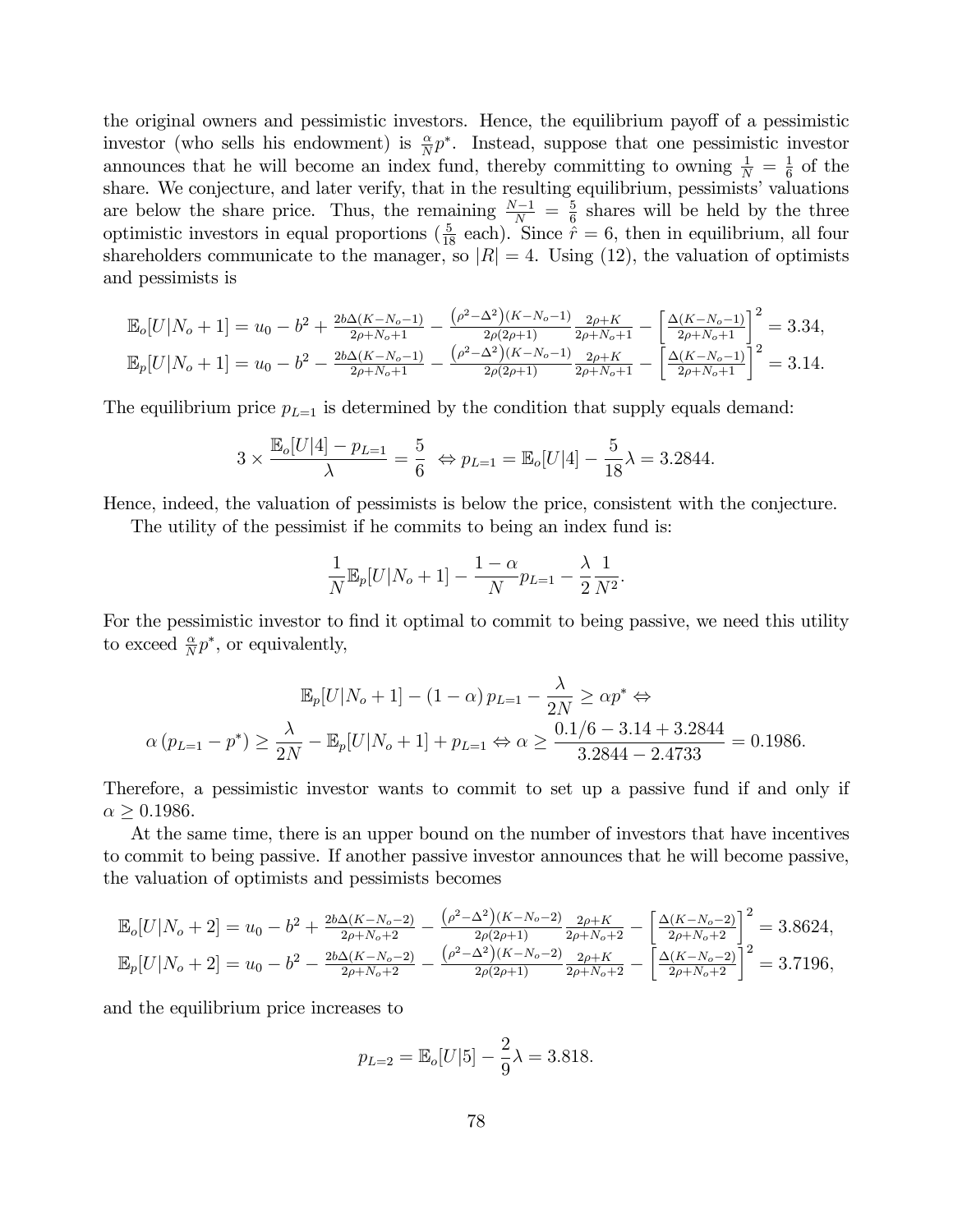the original owners and pessimistic investors. Hence, the equilibrium payoff of a pessimistic investor (who sells his endowment) is $\frac{\alpha}{N}p^*$. Instead, suppose that one pessimistic investor announces that he will become an index fund, thereby committing to owning $\frac{1}{N} = \frac{1}{6}$ of the share. We conjecture, and later verify, that in the resulting equilibrium, pessimists' valuations are below the share price. Thus, the remaining $\frac{N-1}{N} = \frac{5}{6}$ shares will be held by the three optimistic investors in equal proportions ($\frac{5}{18}$ each). Since $\hat{r} = 6$, then in equilibrium, all four shareholders communicate to the manager, so $|R| = 4$. Using (12), the valuation of optimists and pessimists is

$$\mathbb{E}_o[U|N_o+1] = u_0 - b^2 + \frac{2b\Delta(K-N_o-1)}{2\rho+N_o+1} - \frac{\left(\rho^2-\Delta^2\right)(K-N_o-1)}{2\rho(2\rho+1)}\frac{2\rho+K}{2\rho+N_o+1} - \left[\frac{\Delta(K-N_o-1)}{2\rho+N_o+1}\right]^2 = 3.34,$$

$$\mathbb{E}_p[U|N_o+1] = u_0 - b^2 - \frac{2b\Delta(K-N_o-1)}{2\rho+N_o+1} - \frac{\left(\rho^2-\Delta^2\right)(K-N_o-1)}{2\rho(2\rho+1)}\frac{2\rho+K}{2\rho+N_o+1} - \left[\frac{\Delta(K-N_o-1)}{2\rho+N_o+1}\right]^2 = 3.14.$$

The equilibrium price $p_{L=1}$ is determined by the condition that supply equals demand:

$$3 \times \frac{\mathbb{E}_o[U|4] - p_{L=1}}{\lambda} = \frac{5}{6} \Leftrightarrow p_{L=1} = \mathbb{E}_o[U|4] - \frac{5}{18}\lambda = 3.2844.$$

Hence, indeed, the valuation of pessimists is below the price, consistent with the conjecture.

The utility of the pessimist if he commits to being an index fund is:

$$\frac{1}{N}\mathbb{E}_p[U|N_o+1] - \frac{1-\alpha}{N}p_{L=1} - \frac{\lambda}{2}\frac{1}{N^2}.$$

For the pessimistic investor to find it optimal to commit to being passive, we need this utility to exceed $\frac{\alpha}{N}p^*$, or equivalently,

$$\mathbb{E}_p[U|N_o+1] - (1-\alpha)\,p_{L=1} - \frac{\lambda}{2N} \geq \alpha p^* \Leftrightarrow$$

$$\alpha\left(p_{L=1} - p^*\right) \geq \frac{\lambda}{2N} - \mathbb{E}_p[U|N_o+1] + p_{L=1} \Leftrightarrow \alpha \geq \frac{0.1/6 - 3.14 + 3.2844}{3.2844 - 2.4733} = 0.1986.$$

Therefore, a pessimistic investor wants to commit to set up a passive fund if and only if $\alpha \geq 0.1986$.

At the same time, there is an upper bound on the number of investors that have incentives to commit to being passive. If another passive investor announces that he will become passive, the valuation of optimists and pessimists becomes

$$\mathbb{E}_o[U|N_o+2] = u_0 - b^2 + \frac{2b\Delta(K-N_o-2)}{2\rho+N_o+2} - \frac{\left(\rho^2-\Delta^2\right)(K-N_o-2)}{2\rho(2\rho+1)}\frac{2\rho+K}{2\rho+N_o+2} - \left[\frac{\Delta(K-N_o-2)}{2\rho+N_o+2}\right]^2 = 3.8624,$$

$$\mathbb{E}_p[U|N_o+2] = u_0 - b^2 - \frac{2b\Delta(K-N_o-2)}{2\rho+N_o+2} - \frac{\left(\rho^2-\Delta^2\right)(K-N_o-2)}{2\rho(2\rho+1)}\frac{2\rho+K}{2\rho+N_o+2} - \left[\frac{\Delta(K-N_o-2)}{2\rho+N_o+2}\right]^2 = 3.7196,$$

and the equilibrium price increases to

$$p_{L=2} = \mathbb{E}_o[U|5] - \frac{2}{9}\lambda = 3.818.$$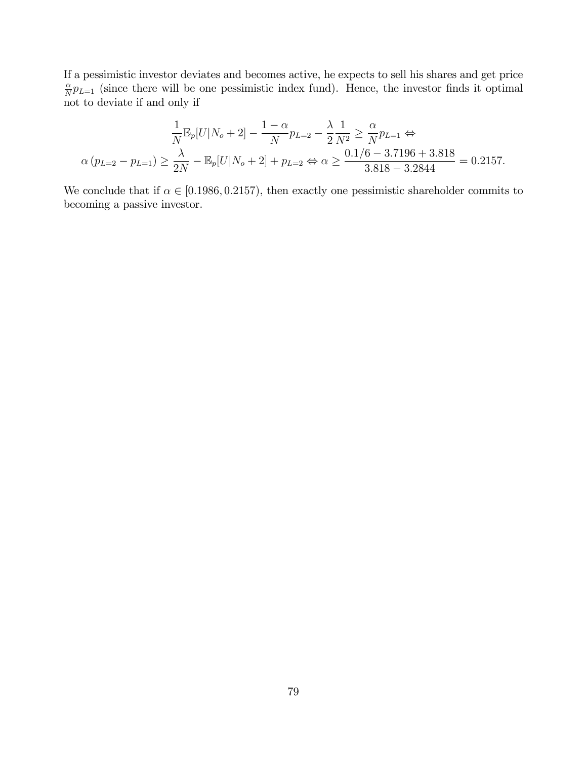If a pessimistic investor deviates and becomes active, he expects to sell his shares and get price $\frac{\alpha}{N}p_{L=1}$ (since there will be one pessimistic index fund). Hence, the investor finds it optimal not to deviate if and only if

$$\frac{1}{N}\mathbb{E}_p[U|N_o+2] - \frac{1-\alpha}{N}p_{L=2} - \frac{\lambda}{2}\frac{1}{N^2} \geq \frac{\alpha}{N}p_{L=1} \Leftrightarrow$$

$$\alpha\left(p_{L=2} - p_{L=1}\right) \geq \frac{\lambda}{2N} - \mathbb{E}_p[U|N_o+2] + p_{L=2} \Leftrightarrow \alpha \geq \frac{0.1/6 - 3.7196 + 3.818}{3.818 - 3.2844} = 0.2157.$$

We conclude that if $\alpha \in [0.1986, 0.2157)$, then exactly one pessimistic shareholder commits to becoming a passive investor.